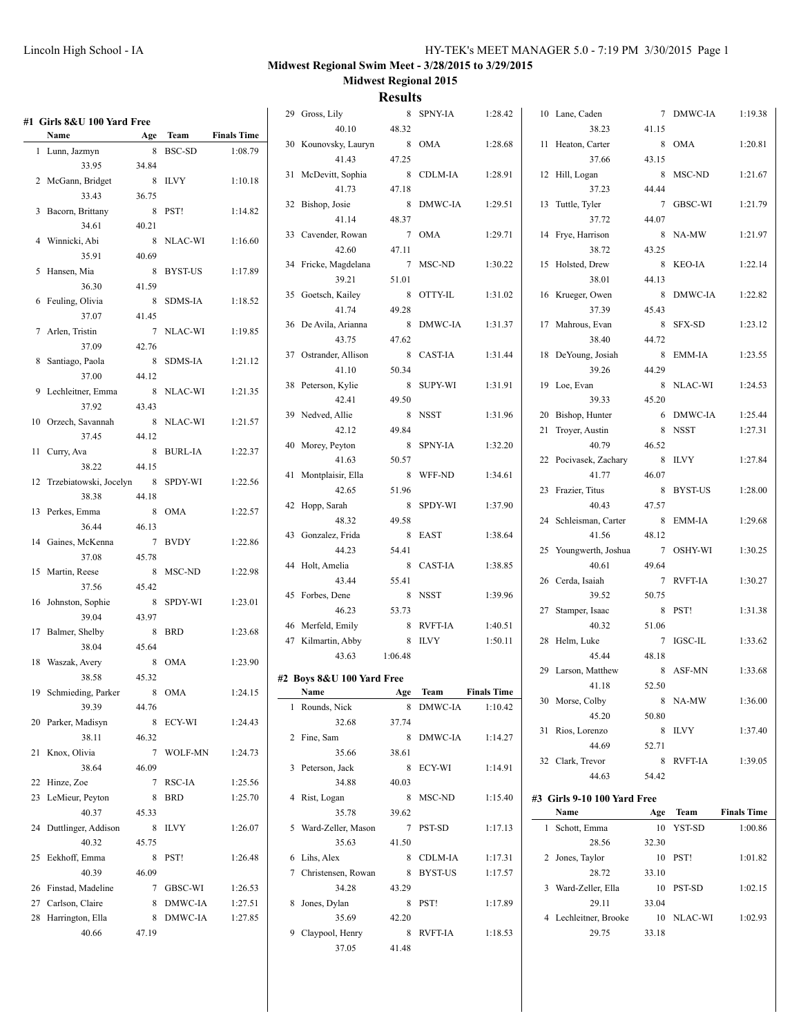# Midwest Regional Swim Meet - 3/28/2015 to 3/29/2015

## Midwest Regional 2015

## Results

### #1 Girls 8&U 100 Yard Free

| | Name | Age | Team | Finals Time |
|---|---|---|---|---|
| 1 | Lunn, Jazmyn | 8 | BSC-SD | 1:08.79 |
| | 33.95 | 34.84 | | |
| 2 | McGann, Bridget | 8 | ILVY | 1:10.18 |
| | 33.43 | 36.75 | | |
| 3 | Bacorn, Brittany | 8 | PST! | 1:14.82 |
| | 34.61 | 40.21 | | |
| 4 | Winnicki, Abi | 8 | NLAC-WI | 1:16.60 |
| | 35.91 | 40.69 | | |
| 5 | Hansen, Mia | 8 | BYST-US | 1:17.89 |
| | 36.30 | 41.59 | | |
| 6 | Feuling, Olivia | 8 | SDMS-IA | 1:18.52 |
| | 37.07 | 41.45 | | |
| 7 | Arlen, Tristin | 7 | NLAC-WI | 1:19.85 |
| | 37.09 | 42.76 | | |
| 8 | Santiago, Paola | 8 | SDMS-IA | 1:21.12 |
| | 37.00 | 44.12 | | |
| 9 | Lechleitner, Emma | 8 | NLAC-WI | 1:21.35 |
| | 37.92 | 43.43 | | |
| 10 | Orzech, Savannah | 8 | NLAC-WI | 1:21.57 |
| | 37.45 | 44.12 | | |
| 11 | Curry, Ava | 8 | BURL-IA | 1:22.37 |
| | 38.22 | 44.15 | | |
| 12 | Trzebiatowski, Jocelyn | 8 | SPDY-WI | 1:22.56 |
| | 38.38 | 44.18 | | |
| 13 | Perkes, Emma | 8 | OMA | 1:22.57 |
| | 36.44 | 46.13 | | |
| 14 | Gaines, McKenna | 7 | BVDY | 1:22.86 |
| | 37.08 | 45.78 | | |
| 15 | Martin, Reese | 8 | MSC-ND | 1:22.98 |
| | 37.56 | 45.42 | | |
| 16 | Johnston, Sophie | 8 | SPDY-WI | 1:23.01 |
| | 39.04 | 43.97 | | |
| 17 | Balmer, Shelby | 8 | BRD | 1:23.68 |
| | 38.04 | 45.64 | | |
| 18 | Waszak, Avery | 8 | OMA | 1:23.90 |
| | 38.58 | 45.32 | | |
| 19 | Schmieding, Parker | 8 | OMA | 1:24.15 |
| | 39.39 | 44.76 | | |
| 20 | Parker, Madisyn | 8 | ECY-WI | 1:24.43 |
| | 38.11 | 46.32 | | |
| 21 | Knox, Olivia | 7 | WOLF-MN | 1:24.73 |
| | 38.64 | 46.09 | | |
| 22 | Hinze, Zoe | 7 | RSC-IA | 1:25.56 |
| 23 | LeMieur, Peyton | 8 | BRD | 1:25.70 |
| | 40.37 | 45.33 | | |
| 24 | Duttlinger, Addison | 8 | ILVY | 1:26.07 |
| | 40.32 | 45.75 | | |
| 25 | Eekhoff, Emma | 8 | PST! | 1:26.48 |
| | 40.39 | 46.09 | | |
| 26 | Finstad, Madeline | 7 | GBSC-WI | 1:26.53 |
| 27 | Carlson, Claire | 8 | DMWC-IA | 1:27.51 |
| 28 | Harrington, Ella | 8 | DMWC-IA | 1:27.85 |
| | 40.66 | 47.19 | | |
| 29 | Gross, Lily | 8 | SPNY-IA | 1:28.42 |
| | 40.10 | 48.32 | | |
| 30 | Kounovsky, Lauryn | 8 | OMA | 1:28.68 |
| | 41.43 | 47.25 | | |
| 31 | McDevitt, Sophia | 8 | CDLM-IA | 1:28.91 |
| | 41.73 | 47.18 | | |
| 32 | Bishop, Josie | 8 | DMWC-IA | 1:29.51 |
| | 41.14 | 48.37 | | |
| 33 | Cavender, Rowan | 7 | OMA | 1:29.71 |
| | 42.60 | 47.11 | | |
| 34 | Fricke, Magdelana | 7 | MSC-ND | 1:30.22 |
| | 39.21 | 51.01 | | |
| 35 | Goetsch, Kailey | 8 | OTTY-IL | 1:31.02 |
| | 41.74 | 49.28 | | |
| 36 | De Avila, Arianna | 8 | DMWC-IA | 1:31.37 |
| | 43.75 | 47.62 | | |
| 37 | Ostrander, Allison | 8 | CAST-IA | 1:31.44 |
| | 41.10 | 50.34 | | |
| 38 | Peterson, Kylie | 8 | SUPY-WI | 1:31.91 |
| | 42.41 | 49.50 | | |
| 39 | Nedved, Allie | 8 | NSST | 1:31.96 |
| | 42.12 | 49.84 | | |
| 40 | Morey, Peyton | 8 | SPNY-IA | 1:32.20 |
| | 41.63 | 50.57 | | |
| 41 | Montplaisir, Ella | 8 | WFF-ND | 1:34.61 |
| | 42.65 | 51.96 | | |
| 42 | Hopp, Sarah | 8 | SPDY-WI | 1:37.90 |
| | 48.32 | 49.58 | | |
| 43 | Gonzalez, Frida | 8 | EAST | 1:38.64 |
| | 44.23 | 54.41 | | |
| 44 | Holt, Amelia | 8 | CAST-IA | 1:38.85 |
| | 43.44 | 55.41 | | |
| 45 | Forbes, Dene | 8 | NSST | 1:39.96 |
| | 46.23 | 53.73 | | |
| 46 | Merfeld, Emily | 8 | RVFT-IA | 1:40.51 |
| 47 | Kilmartin, Abby | 8 | ILVY | 1:50.11 |
| | 43.63 | 1:06.48 | | |

### #2 Boys 8&U 100 Yard Free

| | Name | Age | Team | Finals Time |
|---|---|---|---|---|
| 1 | Rounds, Nick | 8 | DMWC-IA | 1:10.42 |
| | 32.68 | 37.74 | | |
| 2 | Fine, Sam | 8 | DMWC-IA | 1:14.27 |
| | 35.66 | 38.61 | | |
| 3 | Peterson, Jack | 8 | ECY-WI | 1:14.91 |
| | 34.88 | 40.03 | | |
| 4 | Rist, Logan | 8 | MSC-ND | 1:15.40 |
| | 35.78 | 39.62 | | |
| 5 | Ward-Zeller, Mason | 7 | PST-SD | 1:17.13 |
| | 35.63 | 41.50 | | |
| 6 | Lihs, Alex | 8 | CDLM-IA | 1:17.31 |
| 7 | Christensen, Rowan | 8 | BYST-US | 1:17.57 |
| | 34.28 | 43.29 | | |
| 8 | Jones, Dylan | 8 | PST! | 1:17.89 |
| | 35.69 | 42.20 | | |
| 9 | Claypool, Henry | 8 | RVFT-IA | 1:18.53 |
| | 37.05 | 41.48 | | |
| 10 | Lane, Caden | 7 | DMWC-IA | 1:19.38 |
| | 38.23 | 41.15 | | |
| 11 | Heaton, Carter | 8 | OMA | 1:20.81 |
| | 37.66 | 43.15 | | |
| 12 | Hill, Logan | 8 | MSC-ND | 1:21.67 |
| | 37.23 | 44.44 | | |
| 13 | Tuttle, Tyler | 7 | GBSC-WI | 1:21.79 |
| | 37.72 | 44.07 | | |
| 14 | Frye, Harrison | 8 | NA-MW | 1:21.97 |
| | 38.72 | 43.25 | | |
| 15 | Holsted, Drew | 8 | KEO-IA | 1:22.14 |
| | 38.01 | 44.13 | | |
| 16 | Krueger, Owen | 8 | DMWC-IA | 1:22.82 |
| | 37.39 | 45.43 | | |
| 17 | Mahrous, Evan | 8 | SFX-SD | 1:23.12 |
| | 38.40 | 44.72 | | |
| 18 | DeYoung, Josiah | 8 | EMM-IA | 1:23.55 |
| | 39.26 | 44.29 | | |
| 19 | Loe, Evan | 8 | NLAC-WI | 1:24.53 |
| | 39.33 | 45.20 | | |
| 20 | Bishop, Hunter | 6 | DMWC-IA | 1:25.44 |
| 21 | Troyer, Austin | 8 | NSST | 1:27.31 |
| | 40.79 | 46.52 | | |
| 22 | Pocivasek, Zachary | 8 | ILVY | 1:27.84 |
| | 41.77 | 46.07 | | |
| 23 | Frazier, Titus | 8 | BYST-US | 1:28.00 |
| | 40.43 | 47.57 | | |
| 24 | Schleisman, Carter | 8 | EMM-IA | 1:29.68 |
| | 41.56 | 48.12 | | |
| 25 | Youngwerth, Joshua | 7 | OSHY-WI | 1:30.25 |
| | 40.61 | 49.64 | | |
| 26 | Cerda, Isaiah | 7 | RVFT-IA | 1:30.27 |
| | 39.52 | 50.75 | | |
| 27 | Stamper, Isaac | 8 | PST! | 1:31.38 |
| | 40.32 | 51.06 | | |
| 28 | Helm, Luke | 7 | IGSC-IL | 1:33.62 |
| | 45.44 | 48.18 | | |
| 29 | Larson, Matthew | 8 | ASF-MN | 1:33.68 |
| | 41.18 | 52.50 | | |
| 30 | Morse, Colby | 8 | NA-MW | 1:36.00 |
| | 45.20 | 50.80 | | |
| 31 | Rios, Lorenzo | 8 | ILVY | 1:37.40 |
| | 44.69 | 52.71 | | |
| 32 | Clark, Trevor | 8 | RVFT-IA | 1:39.05 |
| | 44.63 | 54.42 | | |

### #3 Girls 9-10 100 Yard Free

| | Name | Age | Team | Finals Time |
|---|---|---|---|---|
| 1 | Schott, Emma | 10 | YST-SD | 1:00.86 |
| | 28.56 | 32.30 | | |
| 2 | Jones, Taylor | 10 | PST! | 1:01.82 |
| | 28.72 | 33.10 | | |
| 3 | Ward-Zeller, Ella | 10 | PST-SD | 1:02.15 |
| | 29.11 | 33.04 | | |
| 4 | Lechleitner, Brooke | 10 | NLAC-WI | 1:02.93 |
| | 29.75 | 33.18 | | |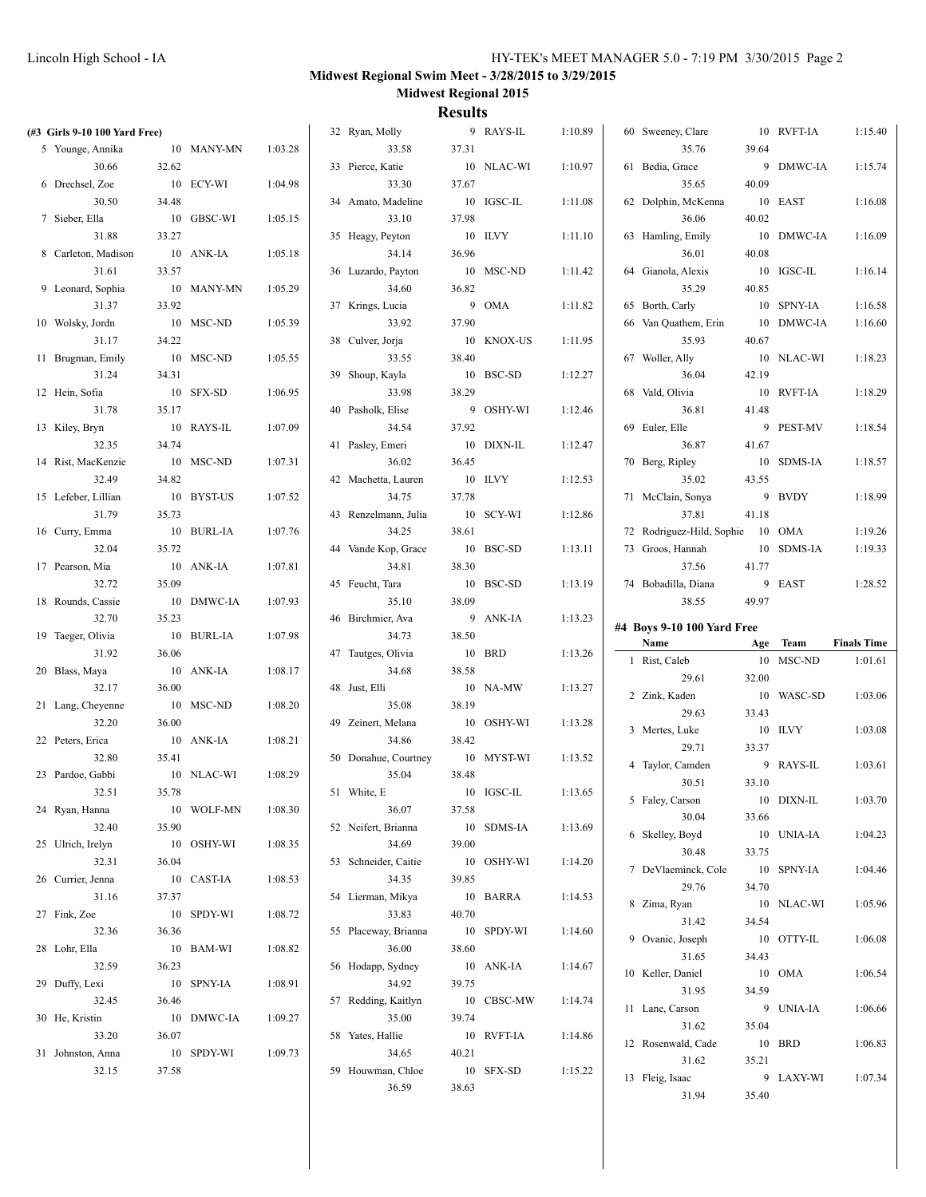**Midwest Regional Swim Meet - 3/28/2015 to 3/29/2015**

**Midwest Regional 2015**

## Results

### (#3 Girls 9-10 100 Yard Free)

| Place | Name | Age | Team | Finals Time | Split 1 | Split 2 |
|---|---|---|---|---|---|---|
| 5 | Younge, Annika | 10 | MANY-MN | 1:03.28 | 30.66 | 32.62 |
| 6 | Drechsel, Zoe | 10 | ECY-WI | 1:04.98 | 30.50 | 34.48 |
| 7 | Sieber, Ella | 10 | GBSC-WI | 1:05.15 | 31.88 | 33.27 |
| 8 | Carleton, Madison | 10 | ANK-IA | 1:05.18 | 31.61 | 33.57 |
| 9 | Leonard, Sophia | 10 | MANY-MN | 1:05.29 | 31.37 | 33.92 |
| 10 | Wolsky, Jordn | 10 | MSC-ND | 1:05.39 | 31.17 | 34.22 |
| 11 | Brugman, Emily | 10 | MSC-ND | 1:05.55 | 31.24 | 34.31 |
| 12 | Hein, Sofia | 10 | SFX-SD | 1:06.95 | 31.78 | 35.17 |
| 13 | Kiley, Bryn | 10 | RAYS-IL | 1:07.09 | 32.35 | 34.74 |
| 14 | Rist, MacKenzie | 10 | MSC-ND | 1:07.31 | 32.49 | 34.82 |
| 15 | Lefeber, Lillian | 10 | BYST-US | 1:07.52 | 31.79 | 35.73 |
| 16 | Curry, Emma | 10 | BURL-IA | 1:07.76 | 32.04 | 35.72 |
| 17 | Pearson, Mia | 10 | ANK-IA | 1:07.81 | 32.72 | 35.09 |
| 18 | Rounds, Cassie | 10 | DMWC-IA | 1:07.93 | 32.70 | 35.23 |
| 19 | Taeger, Olivia | 10 | BURL-IA | 1:07.98 | 31.92 | 36.06 |
| 20 | Blass, Maya | 10 | ANK-IA | 1:08.17 | 32.17 | 36.00 |
| 21 | Lang, Cheyenne | 10 | MSC-ND | 1:08.20 | 32.20 | 36.00 |
| 22 | Peters, Erica | 10 | ANK-IA | 1:08.21 | 32.80 | 35.41 |
| 23 | Pardoe, Gabbi | 10 | NLAC-WI | 1:08.29 | 32.51 | 35.78 |
| 24 | Ryan, Hanna | 10 | WOLF-MN | 1:08.30 | 32.40 | 35.90 |
| 25 | Ulrich, Irelyn | 10 | OSHY-WI | 1:08.35 | 32.31 | 36.04 |
| 26 | Currier, Jenna | 10 | CAST-IA | 1:08.53 | 31.16 | 37.37 |
| 27 | Fink, Zoe | 10 | SPDY-WI | 1:08.72 | 32.36 | 36.36 |
| 28 | Lohr, Ella | 10 | BAM-WI | 1:08.82 | 32.59 | 36.23 |
| 29 | Duffy, Lexi | 10 | SPNY-IA | 1:08.91 | 32.45 | 36.46 |
| 30 | He, Kristin | 10 | DMWC-IA | 1:09.27 | 33.20 | 36.07 |
| 31 | Johnston, Anna | 10 | SPDY-WI | 1:09.73 | 32.15 | 37.58 |
| 32 | Ryan, Molly | 9 | RAYS-IL | 1:10.89 | 33.58 | 37.31 |
| 33 | Pierce, Katie | 10 | NLAC-WI | 1:10.97 | 33.30 | 37.67 |
| 34 | Amato, Madeline | 10 | IGSC-IL | 1:11.08 | 33.10 | 37.98 |
| 35 | Heagy, Peyton | 10 | ILVY | 1:11.10 | 34.14 | 36.96 |
| 36 | Luzardo, Payton | 10 | MSC-ND | 1:11.42 | 34.60 | 36.82 |
| 37 | Krings, Lucia | 9 | OMA | 1:11.82 | 33.92 | 37.90 |
| 38 | Culver, Jorja | 10 | KNOX-US | 1:11.95 | 33.55 | 38.40 |
| 39 | Shoup, Kayla | 10 | BSC-SD | 1:12.27 | 33.98 | 38.29 |
| 40 | Pasholk, Elise | 9 | OSHY-WI | 1:12.46 | 34.54 | 37.92 |
| 41 | Pasley, Emeri | 10 | DIXN-IL | 1:12.47 | 36.02 | 36.45 |
| 42 | Machetta, Lauren | 10 | ILVY | 1:12.53 | 34.75 | 37.78 |
| 43 | Renzelmann, Julia | 10 | SCY-WI | 1:12.86 | 34.25 | 38.61 |
| 44 | Vande Kop, Grace | 10 | BSC-SD | 1:13.11 | 34.81 | 38.30 |
| 45 | Feucht, Tara | 10 | BSC-SD | 1:13.19 | 35.10 | 38.09 |
| 46 | Birchmier, Ava | 9 | ANK-IA | 1:13.23 | 34.73 | 38.50 |
| 47 | Tautges, Olivia | 10 | BRD | 1:13.26 | 34.68 | 38.58 |
| 48 | Just, Elli | 10 | NA-MW | 1:13.27 | 35.08 | 38.19 |
| 49 | Zeinert, Melana | 10 | OSHY-WI | 1:13.28 | 34.86 | 38.42 |
| 50 | Donahue, Courtney | 10 | MYST-WI | 1:13.52 | 35.04 | 38.48 |
| 51 | White, E | 10 | IGSC-IL | 1:13.65 | 36.07 | 37.58 |
| 52 | Neifert, Brianna | 10 | SDMS-IA | 1:13.69 | 34.69 | 39.00 |
| 53 | Schneider, Caitie | 10 | OSHY-WI | 1:14.20 | 34.35 | 39.85 |
| 54 | Lierman, Mikya | 10 | BARRA | 1:14.53 | 33.83 | 40.70 |
| 55 | Placeway, Brianna | 10 | SPDY-WI | 1:14.60 | 36.00 | 38.60 |
| 56 | Hodapp, Sydney | 10 | ANK-IA | 1:14.67 | 34.92 | 39.75 |
| 57 | Redding, Kaitlyn | 10 | CBSC-MW | 1:14.74 | 35.00 | 39.74 |
| 58 | Yates, Hallie | 10 | RVFT-IA | 1:14.86 | 34.65 | 40.21 |
| 59 | Houwman, Chloe | 10 | SFX-SD | 1:15.22 | 36.59 | 38.63 |
| 60 | Sweeney, Clare | 10 | RVFT-IA | 1:15.40 | 35.76 | 39.64 |
| 61 | Bedia, Grace | 9 | DMWC-IA | 1:15.74 | 35.65 | 40.09 |
| 62 | Dolphin, McKenna | 10 | EAST | 1:16.08 | 36.06 | 40.02 |
| 63 | Hamling, Emily | 10 | DMWC-IA | 1:16.09 | 36.01 | 40.08 |
| 64 | Gianola, Alexis | 10 | IGSC-IL | 1:16.14 | 35.29 | 40.85 |
| 65 | Borth, Carly | 10 | SPNY-IA | 1:16.58 | | |
| 66 | Van Quathem, Erin | 10 | DMWC-IA | 1:16.60 | 35.93 | 40.67 |
| 67 | Woller, Ally | 10 | NLAC-WI | 1:18.23 | 36.04 | 42.19 |
| 68 | Vald, Olivia | 10 | RVFT-IA | 1:18.29 | 36.81 | 41.48 |
| 69 | Euler, Elle | 9 | PEST-MV | 1:18.54 | 36.87 | 41.67 |
| 70 | Berg, Ripley | 10 | SDMS-IA | 1:18.57 | 35.02 | 43.55 |
| 71 | McClain, Sonya | 9 | BVDY | 1:18.99 | 37.81 | 41.18 |
| 72 | Rodriguez-Hild, Sophie | 10 | OMA | 1:19.26 | | |
| 73 | Groos, Hannah | 10 | SDMS-IA | 1:19.33 | 37.56 | 41.77 |
| 74 | Bobadilla, Diana | 9 | EAST | 1:28.52 | 38.55 | 49.97 |

### #4 Boys 9-10 100 Yard Free

| Place | Name | Age | Team | Finals Time | Split 1 | Split 2 |
|---|---|---|---|---|---|---|
| 1 | Rist, Caleb | 10 | MSC-ND | 1:01.61 | 29.61 | 32.00 |
| 2 | Zink, Kaden | 10 | WASC-SD | 1:03.06 | 29.63 | 33.43 |
| 3 | Mertes, Luke | 10 | ILVY | 1:03.08 | 29.71 | 33.37 |
| 4 | Taylor, Camden | 9 | RAYS-IL | 1:03.61 | 30.51 | 33.10 |
| 5 | Faley, Carson | 10 | DIXN-IL | 1:03.70 | 30.04 | 33.66 |
| 6 | Skelley, Boyd | 10 | UNIA-IA | 1:04.23 | 30.48 | 33.75 |
| 7 | DeVlaeminck, Cole | 10 | SPNY-IA | 1:04.46 | 29.76 | 34.70 |
| 8 | Zima, Ryan | 10 | NLAC-WI | 1:05.96 | 31.42 | 34.54 |
| 9 | Ovanic, Joseph | 10 | OTTY-IL | 1:06.08 | 31.65 | 34.43 |
| 10 | Keller, Daniel | 10 | OMA | 1:06.54 | 31.95 | 34.59 |
| 11 | Lane, Carson | 9 | UNIA-IA | 1:06.66 | 31.62 | 35.04 |
| 12 | Rosenwald, Cade | 10 | BRD | 1:06.83 | 31.62 | 35.21 |
| 13 | Fleig, Isaac | 9 | LAXY-WI | 1:07.34 | 31.94 | 35.40 |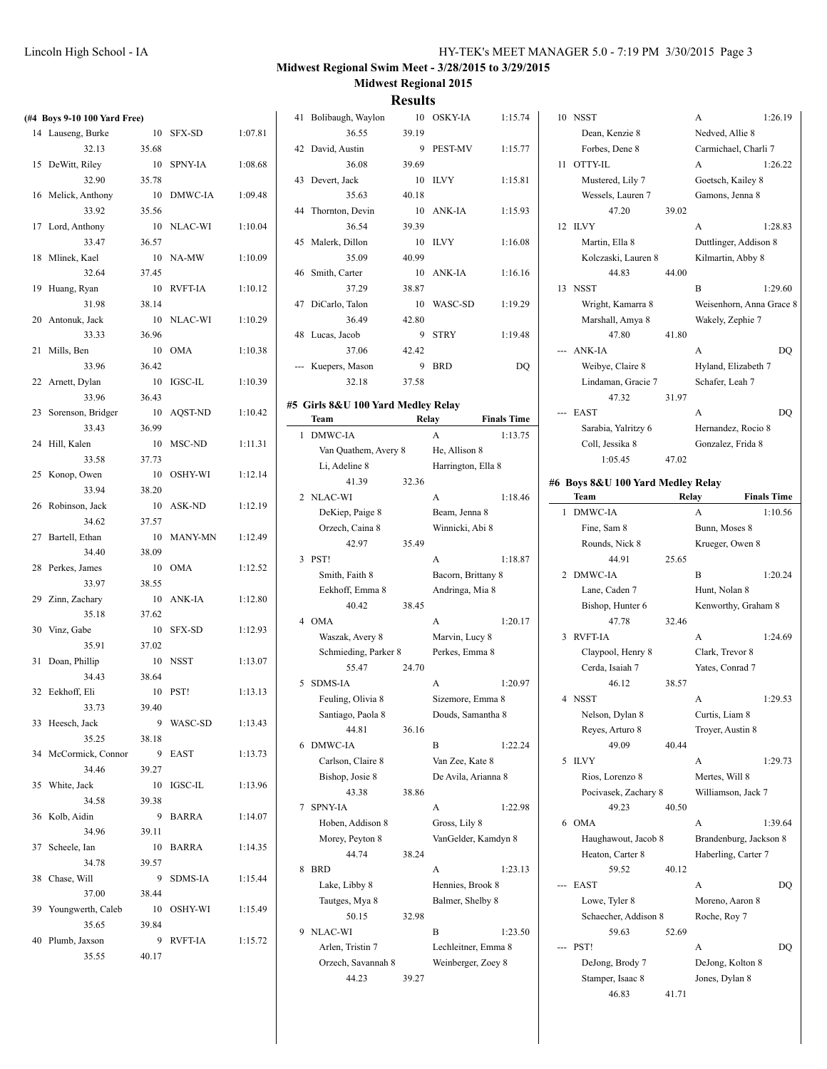## Midwest Regional Swim Meet - 3/28/2015 to 3/29/2015

### Midwest Regional 2015

### Results

**(#4 Boys 9-10 100 Yard Free)**

| Place | Name | Age | Team | Finals Time |
|---|---|---|---|---|
| 14 | Lauseng, Burke | 10 | SFX-SD | 1:07.81 |
| | 32.13 | 35.68 | | |
| 15 | DeWitt, Riley | 10 | SPNY-IA | 1:08.68 |
| | 32.90 | 35.78 | | |
| 16 | Melick, Anthony | 10 | DMWC-IA | 1:09.48 |
| | 33.92 | 35.56 | | |
| 17 | Lord, Anthony | 10 | NLAC-WI | 1:10.04 |
| | 33.47 | 36.57 | | |
| 18 | Mlinek, Kael | 10 | NA-MW | 1:10.09 |
| | 32.64 | 37.45 | | |
| 19 | Huang, Ryan | 10 | RVFT-IA | 1:10.12 |
| | 31.98 | 38.14 | | |
| 20 | Antonuk, Jack | 10 | NLAC-WI | 1:10.29 |
| | 33.33 | 36.96 | | |
| 21 | Mills, Ben | 10 | OMA | 1:10.38 |
| | 33.96 | 36.42 | | |
| 22 | Arnett, Dylan | 10 | IGSC-IL | 1:10.39 |
| | 33.96 | 36.43 | | |
| 23 | Sorenson, Bridger | 10 | AQST-ND | 1:10.42 |
| | 33.43 | 36.99 | | |
| 24 | Hill, Kalen | 10 | MSC-ND | 1:11.31 |
| | 33.58 | 37.73 | | |
| 25 | Konop, Owen | 10 | OSHY-WI | 1:12.14 |
| | 33.94 | 38.20 | | |
| 26 | Robinson, Jack | 10 | ASK-ND | 1:12.19 |
| | 34.62 | 37.57 | | |
| 27 | Bartell, Ethan | 10 | MANY-MN | 1:12.49 |
| | 34.40 | 38.09 | | |
| 28 | Perkes, James | 10 | OMA | 1:12.52 |
| | 33.97 | 38.55 | | |
| 29 | Zinn, Zachary | 10 | ANK-IA | 1:12.80 |
| | 35.18 | 37.62 | | |
| 30 | Vinz, Gabe | 10 | SFX-SD | 1:12.93 |
| | 35.91 | 37.02 | | |
| 31 | Doan, Phillip | 10 | NSST | 1:13.07 |
| | 34.43 | 38.64 | | |
| 32 | Eekhoff, Eli | 10 | PST! | 1:13.13 |
| | 33.73 | 39.40 | | |
| 33 | Heesch, Jack | 9 | WASC-SD | 1:13.43 |
| | 35.25 | 38.18 | | |
| 34 | McCormick, Connor | 9 | EAST | 1:13.73 |
| | 34.46 | 39.27 | | |
| 35 | White, Jack | 10 | IGSC-IL | 1:13.96 |
| | 34.58 | 39.38 | | |
| 36 | Kolb, Aidin | 9 | BARRA | 1:14.07 |
| | 34.96 | 39.11 | | |
| 37 | Scheele, Ian | 10 | BARRA | 1:14.35 |
| | 34.78 | 39.57 | | |
| 38 | Chase, Will | 9 | SDMS-IA | 1:15.44 |
| | 37.00 | 38.44 | | |
| 39 | Youngwerth, Caleb | 10 | OSHY-WI | 1:15.49 |
| | 35.65 | 39.84 | | |
| 40 | Plumb, Jaxson | 9 | RVFT-IA | 1:15.72 |
| | 35.55 | 40.17 | | |
| 41 | Bolibaugh, Waylon | 10 | OSKY-IA | 1:15.74 |
| | 36.55 | 39.19 | | |
| 42 | David, Austin | 9 | PEST-MV | 1:15.77 |
| | 36.08 | 39.69 | | |
| 43 | Devert, Jack | 10 | ILVY | 1:15.81 |
| | 35.63 | 40.18 | | |
| 44 | Thornton, Devin | 10 | ANK-IA | 1:15.93 |
| | 36.54 | 39.39 | | |
| 45 | Malerk, Dillon | 10 | ILVY | 1:16.08 |
| | 35.09 | 40.99 | | |
| 46 | Smith, Carter | 10 | ANK-IA | 1:16.16 |
| | 37.29 | 38.87 | | |
| 47 | DiCarlo, Talon | 10 | WASC-SD | 1:19.29 |
| | 36.49 | 42.80 | | |
| 48 | Lucas, Jacob | 9 | STRY | 1:19.48 |
| | 37.06 | 42.42 | | |
| --- | Kuepers, Mason | 9 | BRD | DQ |
| | 32.18 | 37.58 | | |

**#5 Girls 8&U 100 Yard Medley Relay**

| Place | Team | Relay | Finals Time |
|---|---|---|---|
| 1 | DMWC-IA | A | 1:13.75 |
| | Van Quathem, Avery 8 | He, Allison 8 | |
| | Li, Adeline 8 | Harrington, Ella 8 | |
| | 41.39 | 32.36 | |
| 2 | NLAC-WI | A | 1:18.46 |
| | DeKiep, Paige 8 | Beam, Jenna 8 | |
| | Orzech, Caina 8 | Winnicki, Abi 8 | |
| | 42.97 | 35.49 | |
| 3 | PST! | A | 1:18.87 |
| | Smith, Faith 8 | Bacorn, Brittany 8 | |
| | Eekhoff, Emma 8 | Andringa, Mia 8 | |
| | 40.42 | 38.45 | |
| 4 | OMA | A | 1:20.17 |
| | Waszak, Avery 8 | Marvin, Lucy 8 | |
| | Schmieding, Parker 8 | Perkes, Emma 8 | |
| | 55.47 | 24.70 | |
| 5 | SDMS-IA | A | 1:20.97 |
| | Feuling, Olivia 8 | Sizemore, Emma 8 | |
| | Santiago, Paola 8 | Douds, Samantha 8 | |
| | 44.81 | 36.16 | |
| 6 | DMWC-IA | B | 1:22.24 |
| | Carlson, Claire 8 | Van Zee, Kate 8 | |
| | Bishop, Josie 8 | De Avila, Arianna 8 | |
| | 43.38 | 38.86 | |
| 7 | SPNY-IA | A | 1:22.98 |
| | Hoben, Addison 8 | Gross, Lily 8 | |
| | Morey, Peyton 8 | VanGelder, Kamdyn 8 | |
| | 44.74 | 38.24 | |
| 8 | BRD | A | 1:23.13 |
| | Lake, Libby 8 | Hennies, Brook 8 | |
| | Tautges, Mya 8 | Balmer, Shelby 8 | |
| | 50.15 | 32.98 | |
| 9 | NLAC-WI | B | 1:23.50 |
| | Arlen, Tristin 7 | Lechleitner, Emma 8 | |
| | Orzech, Savannah 8 | Weinberger, Zoey 8 | |
| | 44.23 | 39.27 | |
| 10 | NSST | A | 1:26.19 |
| | Dean, Kenzie 8 | Nedved, Allie 8 | |
| | Forbes, Dene 8 | Carmichael, Charli 7 | |
| 11 | OTTY-IL | A | 1:26.22 |
| | Mustered, Lily 7 | Goetsch, Kailey 8 | |
| | Wessels, Lauren 7 | Gamons, Jenna 8 | |
| | 47.20 | 39.02 | |
| 12 | ILVY | A | 1:28.83 |
| | Martin, Ella 8 | Duttlinger, Addison 8 | |
| | Kolczaski, Lauren 8 | Kilmartin, Abby 8 | |
| | 44.83 | 44.00 | |
| 13 | NSST | B | 1:29.60 |
| | Wright, Kamarra 8 | Weisenhorn, Anna Grace 8 | |
| | Marshall, Amya 8 | Wakely, Zephie 7 | |
| | 47.80 | 41.80 | |
| --- | ANK-IA | A | DQ |
| | Weibye, Claire 8 | Hyland, Elizabeth 7 | |
| | Lindaman, Gracie 7 | Schafer, Leah 7 | |
| | 47.32 | 31.97 | |
| --- | EAST | A | DQ |
| | Sarabia, Yalritzy 6 | Hernandez, Rocio 8 | |
| | Coll, Jessika 8 | Gonzalez, Frida 8 | |
| | 1:05.45 | 47.02 | |

**#6 Boys 8&U 100 Yard Medley Relay**

| Place | Team | Relay | Finals Time |
|---|---|---|---|
| 1 | DMWC-IA | A | 1:10.56 |
| | Fine, Sam 8 | Bunn, Moses 8 | |
| | Rounds, Nick 8 | Krueger, Owen 8 | |
| | 44.91 | 25.65 | |
| 2 | DMWC-IA | B | 1:20.24 |
| | Lane, Caden 7 | Hunt, Nolan 8 | |
| | Bishop, Hunter 6 | Kenworthy, Graham 8 | |
| | 47.78 | 32.46 | |
| 3 | RVFT-IA | A | 1:24.69 |
| | Claypool, Henry 8 | Clark, Trevor 8 | |
| | Cerda, Isaiah 7 | Yates, Conrad 7 | |
| | 46.12 | 38.57 | |
| 4 | NSST | A | 1:29.53 |
| | Nelson, Dylan 8 | Curtis, Liam 8 | |
| | Reyes, Arturo 8 | Troyer, Austin 8 | |
| | 49.09 | 40.44 | |
| 5 | ILVY | A | 1:29.73 |
| | Rios, Lorenzo 8 | Mertes, Will 8 | |
| | Pocivasek, Zachary 8 | Williamson, Jack 7 | |
| | 49.23 | 40.50 | |
| 6 | OMA | A | 1:39.64 |
| | Haughawout, Jacob 8 | Brandenburg, Jackson 8 | |
| | Heaton, Carter 8 | Haberling, Carter 7 | |
| | 59.52 | 40.12 | |
| --- | EAST | A | DQ |
| | Lowe, Tyler 8 | Moreno, Aaron 8 | |
| | Schaecher, Addison 8 | Roche, Roy 7 | |
| | 59.63 | 52.69 | |
| --- | PST! | A | DQ |
| | DeJong, Brody 7 | DeJong, Kolton 8 | |
| | Stamper, Isaac 8 | Jones, Dylan 8 | |
| | 46.83 | 41.71 | |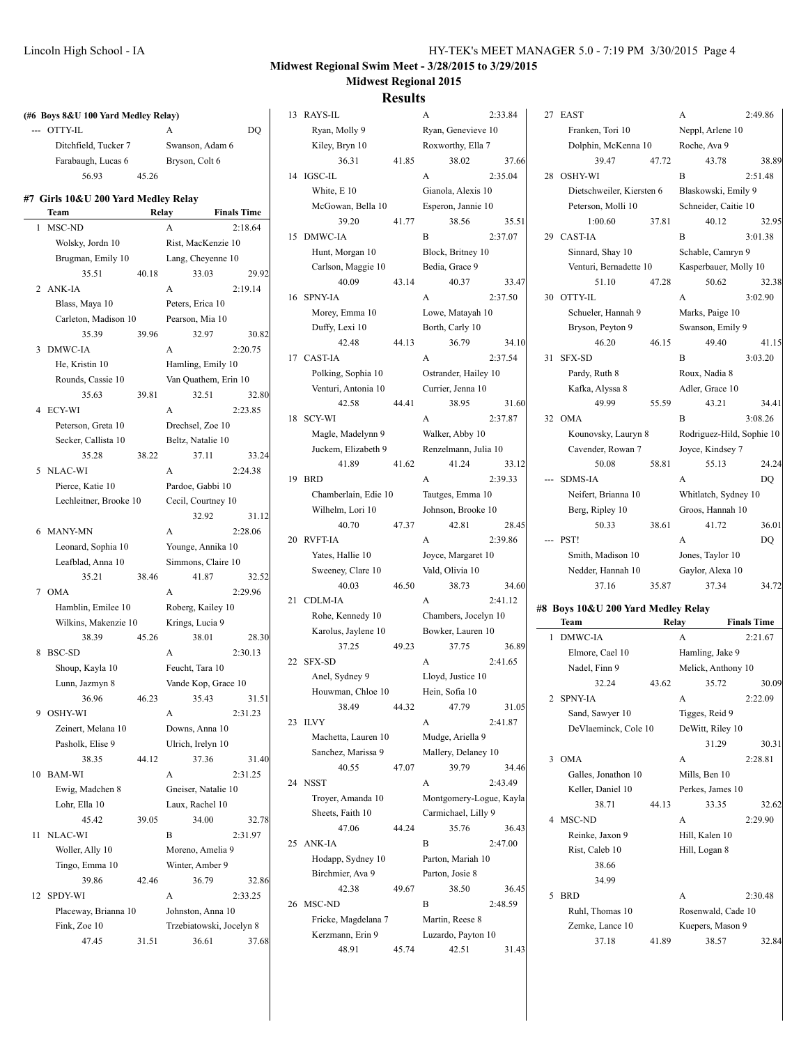**Midwest Regional Swim Meet - 3/28/2015 to 3/29/2015**

**Midwest Regional 2015**

## Results

**(#6 Boys 8&U 100 Yard Medley Relay)**

--- OTTY-IL A DQ
Ditchfield, Tucker 7 Swanson, Adam 6
Farabaugh, Lucas 6 Bryson, Colt 6
56.93 45.26

### #7 Girls 10&U 200 Yard Medley Relay

| | Team | Relay | Finals Time |
|---|---|---|---|
| 1 | MSC-ND | A | 2:18.64 |
| | Wolsky, Jordn 10 | Rist, MacKenzie 10 | |
| | Brugman, Emily 10 | Lang, Cheyenne 10 | |
| | 35.51 40.18 | 33.03 | 29.92 |
| 2 | ANK-IA | A | 2:19.14 |
| | Blass, Maya 10 | Peters, Erica 10 | |
| | Carleton, Madison 10 | Pearson, Mia 10 | |
| | 35.39 39.96 | 32.97 | 30.82 |
| 3 | DMWC-IA | A | 2:20.75 |
| | He, Kristin 10 | Hamling, Emily 10 | |
| | Rounds, Cassie 10 | Van Quathem, Erin 10 | |
| | 35.63 39.81 | 32.51 | 32.80 |
| 4 | ECY-WI | A | 2:23.85 |
| | Peterson, Greta 10 | Drechsel, Zoe 10 | |
| | Secker, Callista 10 | Beltz, Natalie 10 | |
| | 35.28 38.22 | 37.11 | 33.24 |
| 5 | NLAC-WI | A | 2:24.38 |
| | Pierce, Katie 10 | Pardoe, Gabbi 10 | |
| | Lechleitner, Brooke 10 | Cecil, Courtney 10 | |
| | | 32.92 | 31.12 |
| 6 | MANY-MN | A | 2:28.06 |
| | Leonard, Sophia 10 | Younge, Annika 10 | |
| | Leafblad, Anna 10 | Simmons, Claire 10 | |
| | 35.21 38.46 | 41.87 | 32.52 |
| 7 | OMA | A | 2:29.96 |
| | Hamblin, Emilee 10 | Roberg, Kailey 10 | |
| | Wilkins, Makenzie 10 | Krings, Lucia 9 | |
| | 38.39 45.26 | 38.01 | 28.30 |
| 8 | BSC-SD | A | 2:30.13 |
| | Shoup, Kayla 10 | Feucht, Tara 10 | |
| | Lunn, Jazmyn 8 | Vande Kop, Grace 10 | |
| | 36.96 46.23 | 35.43 | 31.51 |
| 9 | OSHY-WI | A | 2:31.23 |
| | Zeinert, Melana 10 | Downs, Anna 10 | |
| | Pasholk, Elise 9 | Ulrich, Irelyn 10 | |
| | 38.35 44.12 | 37.36 | 31.40 |
| 10 | BAM-WI | A | 2:31.25 |
| | Ewig, Madchen 8 | Gneiser, Natalie 10 | |
| | Lohr, Ella 10 | Laux, Rachel 10 | |
| | 45.42 39.05 | 34.00 | 32.78 |
| 11 | NLAC-WI | B | 2:31.97 |
| | Woller, Ally 10 | Moreno, Amelia 9 | |
| | Tingo, Emma 10 | Winter, Amber 9 | |
| | 39.86 42.46 | 36.79 | 32.86 |
| 12 | SPDY-WI | A | 2:33.25 |
| | Placeway, Brianna 10 | Johnston, Anna 10 | |
| | Fink, Zoe 10 | Trzebiatowski, Jocelyn 8 | |
| | 47.45 31.51 | 36.61 | 37.68 |
| 13 | RAYS-IL | A | 2:33.84 |
| | Ryan, Molly 9 | Ryan, Genevieve 10 | |
| | Kiley, Bryn 10 | Roxworthy, Ella 7 | |
| | 36.31 41.85 | 38.02 | 37.66 |
| 14 | IGSC-IL | A | 2:35.04 |
| | White, E 10 | Gianola, Alexis 10 | |
| | McGowan, Bella 10 | Esperon, Jannie 10 | |
| | 39.20 41.77 | 38.56 | 35.51 |
| 15 | DMWC-IA | B | 2:37.07 |
| | Hunt, Morgan 10 | Block, Britney 10 | |
| | Carlson, Maggie 10 | Bedia, Grace 9 | |
| | 40.09 43.14 | 40.37 | 33.47 |
| 16 | SPNY-IA | A | 2:37.50 |
| | Morey, Emma 10 | Lowe, Matayah 10 | |
| | Duffy, Lexi 10 | Borth, Carly 10 | |
| | 42.48 44.13 | 36.79 | 34.10 |
| 17 | CAST-IA | A | 2:37.54 |
| | Polking, Sophia 10 | Ostrander, Hailey 10 | |
| | Venturi, Antonia 10 | Currier, Jenna 10 | |
| | 42.58 44.41 | 38.95 | 31.60 |
| 18 | SCY-WI | A | 2:37.87 |
| | Magle, Madelynn 9 | Walker, Abby 10 | |
| | Juckem, Elizabeth 9 | Renzelmann, Julia 10 | |
| | 41.89 41.62 | 41.24 | 33.12 |
| 19 | BRD | A | 2:39.33 |
| | Chamberlain, Edie 10 | Tautges, Emma 10 | |
| | Wilhelm, Lori 10 | Johnson, Brooke 10 | |
| | 40.70 47.37 | 42.81 | 28.45 |
| 20 | RVFT-IA | A | 2:39.86 |
| | Yates, Hallie 10 | Joyce, Margaret 10 | |
| | Sweeney, Clare 10 | Vald, Olivia 10 | |
| | 40.03 46.50 | 38.73 | 34.60 |
| 21 | CDLM-IA | A | 2:41.12 |
| | Rohe, Kennedy 10 | Chambers, Jocelyn 10 | |
| | Karolus, Jaylene 10 | Bowker, Lauren 10 | |
| | 37.25 49.23 | 37.75 | 36.89 |
| 22 | SFX-SD | A | 2:41.65 |
| | Anel, Sydney 9 | Lloyd, Justice 10 | |
| | Houwman, Chloe 10 | Hein, Sofia 10 | |
| | 38.49 44.32 | 47.79 | 31.05 |
| 23 | ILVY | A | 2:41.87 |
| | Machetta, Lauren 10 | Mudge, Ariella 9 | |
| | Sanchez, Marissa 9 | Mallery, Delaney 10 | |
| | 40.55 47.07 | 39.79 | 34.46 |
| 24 | NSST | A | 2:43.49 |
| | Troyer, Amanda 10 | Montgomery-Logue, Kayla | |
| | Sheets, Faith 10 | Carmichael, Lilly 9 | |
| | 47.06 44.24 | 35.76 | 36.43 |
| 25 | ANK-IA | B | 2:47.00 |
| | Hodapp, Sydney 10 | Parton, Mariah 10 | |
| | Birchmier, Ava 9 | Parton, Josie 8 | |
| | 42.38 49.67 | 38.50 | 36.45 |
| 26 | MSC-ND | B | 2:48.59 |
| | Fricke, Magdelana 7 | Martin, Reese 8 | |
| | Kerzmann, Erin 9 | Luzardo, Payton 10 | |
| | 48.91 45.74 | 42.51 | 31.43 |
| 27 | EAST | A | 2:49.86 |
| | Franken, Tori 10 | Neppl, Arlene 10 | |
| | Dolphin, McKenna 10 | Roche, Ava 9 | |
| | 39.47 47.72 | 43.78 | 38.89 |
| 28 | OSHY-WI | B | 2:51.48 |
| | Dietschweiler, Kiersten 6 | Blaskowski, Emily 9 | |
| | Peterson, Molli 10 | Schneider, Caitie 10 | |
| | 1:00.60 37.81 | 40.12 | 32.95 |
| 29 | CAST-IA | B | 3:01.38 |
| | Sinnard, Shay 10 | Schable, Camryn 9 | |
| | Venturi, Bernadette 10 | Kasperbauer, Molly 10 | |
| | 51.10 47.28 | 50.62 | 32.38 |
| 30 | OTTY-IL | A | 3:02.90 |
| | Schueler, Hannah 9 | Marks, Paige 10 | |
| | Bryson, Peyton 9 | Swanson, Emily 9 | |
| | 46.20 46.15 | 49.40 | 41.15 |
| 31 | SFX-SD | B | 3:03.20 |
| | Pardy, Ruth 8 | Roux, Nadia 8 | |
| | Kafka, Alyssa 8 | Adler, Grace 10 | |
| | 49.99 55.59 | 43.21 | 34.41 |
| 32 | OMA | B | 3:08.26 |
| | Kounovsky, Lauryn 8 | Rodriguez-Hild, Sophie 10 | |
| | Cavender, Rowan 7 | Joyce, Kindsey 7 | |
| | 50.08 58.81 | 55.13 | 24.24 |
| --- | SDMS-IA | A | DQ |
| | Neifert, Brianna 10 | Whitlatch, Sydney 10 | |
| | Berg, Ripley 10 | Groos, Hannah 10 | |
| | 50.33 38.61 | 41.72 | 36.01 |
| --- | PST! | A | DQ |
| | Smith, Madison 10 | Jones, Taylor 10 | |
| | Nedder, Hannah 10 | Gaylor, Alexa 10 | |
| | 37.16 35.87 | 37.34 | 34.72 |

### #8 Boys 10&U 200 Yard Medley Relay

| | Team | Relay | Finals Time |
|---|---|---|---|
| 1 | DMWC-IA | A | 2:21.67 |
| | Elmore, Cael 10 | Hamling, Jake 9 | |
| | Nadel, Finn 9 | Melick, Anthony 10 | |
| | 32.24 43.62 | 35.72 | 30.09 |
| 2 | SPNY-IA | A | 2:22.09 |
| | Sand, Sawyer 10 | Tigges, Reid 9 | |
| | DeVlaeminck, Cole 10 | DeWitt, Riley 10 | |
| | | 31.29 | 30.31 |
| 3 | OMA | A | 2:28.81 |
| | Galles, Jonathon 10 | Mills, Ben 10 | |
| | Keller, Daniel 10 | Perkes, James 10 | |
| | 38.71 44.13 | 33.35 | 32.62 |
| 4 | MSC-ND | A | 2:29.90 |
| | Reinke, Jaxon 9 | Hill, Kalen 10 | |
| | Rist, Caleb 10 | Hill, Logan 8 | |
| | 38.66 | | |
| | 34.99 | | |
| 5 | BRD | A | 2:30.48 |
| | Ruhl, Thomas 10 | Rosenwald, Cade 10 | |
| | Zemke, Lance 10 | Kuepers, Mason 9 | |
| | 37.18 41.89 | 38.57 | 32.84 |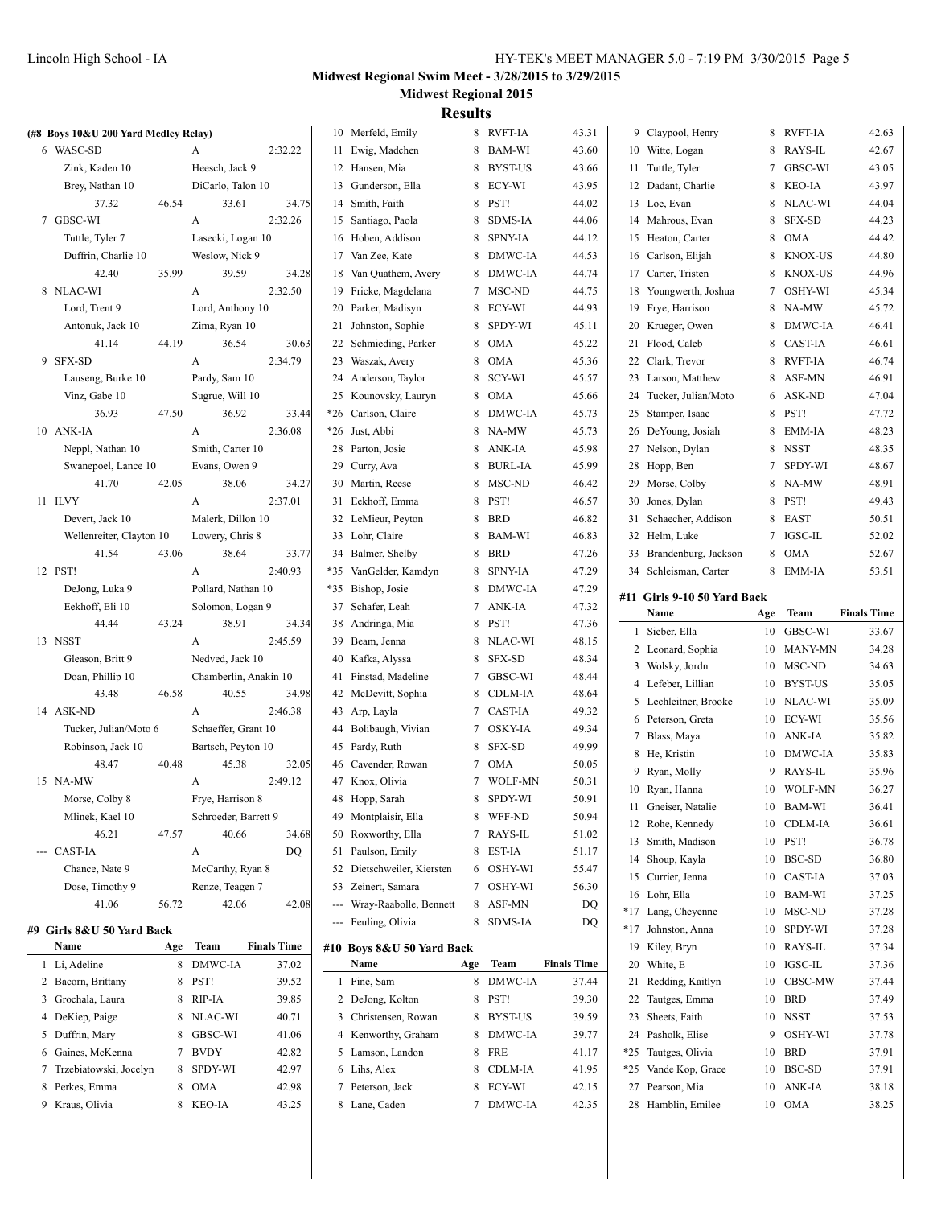## Midwest Regional Swim Meet - 3/28/2015 to 3/29/2015

### Midwest Regional 2015

### Results

#### (#8 Boys 10&U 200 Yard Medley Relay)

| | Team | Relay | Finals Time |
|---|---|---|---|
| 6 | WASC-SD | A | 2:32.22 |
| | Zink, Kaden 10 | Heesch, Jack 9 | |
| | Brey, Nathan 10 | DiCarlo, Talon 10 | |
| | 37.32 46.54 | 33.61 34.75 | |
| 7 | GBSC-WI | A | 2:32.26 |
| | Tuttle, Tyler 7 | Lasecki, Logan 10 | |
| | Duffrin, Charlie 10 | Weslow, Nick 9 | |
| | 42.40 35.99 | 39.59 34.28 | |
| 8 | NLAC-WI | A | 2:32.50 |
| | Lord, Trent 9 | Lord, Anthony 10 | |
| | Antonuk, Jack 10 | Zima, Ryan 10 | |
| | 41.14 44.19 | 36.54 30.63 | |
| 9 | SFX-SD | A | 2:34.79 |
| | Lauseng, Burke 10 | Pardy, Sam 10 | |
| | Vinz, Gabe 10 | Sugrue, Will 10 | |
| | 36.93 47.50 | 36.92 33.44 | |
| 10 | ANK-IA | A | 2:36.08 |
| | Neppl, Nathan 10 | Smith, Carter 10 | |
| | Swanepoel, Lance 10 | Evans, Owen 9 | |
| | 41.70 42.05 | 38.06 34.27 | |
| 11 | ILVY | A | 2:37.01 |
| | Devert, Jack 10 | Malerk, Dillon 10 | |
| | Wellenreiter, Clayton 10 | Lowery, Chris 8 | |
| | 41.54 43.06 | 38.64 33.77 | |
| 12 | PST! | A | 2:40.93 |
| | DeJong, Luka 9 | Pollard, Nathan 10 | |
| | Eekhoff, Eli 10 | Solomon, Logan 9 | |
| | 44.44 43.24 | 38.91 34.34 | |
| 13 | NSST | A | 2:45.59 |
| | Gleason, Britt 9 | Nedved, Jack 10 | |
| | Doan, Phillip 10 | Chamberlin, Anakin 10 | |
| | 43.48 46.58 | 40.55 34.98 | |
| 14 | ASK-ND | A | 2:46.38 |
| | Tucker, Julian/Moto 6 | Schaeffer, Grant 10 | |
| | Robinson, Jack 10 | Bartsch, Peyton 10 | |
| | 48.47 40.48 | 45.38 32.05 | |
| 15 | NA-MW | A | 2:49.12 |
| | Morse, Colby 8 | Frye, Harrison 8 | |
| | Mlinek, Kael 10 | Schroeder, Barrett 9 | |
| | 46.21 47.57 | 40.66 34.68 | |
| --- | CAST-IA | A | DQ |
| | Chance, Nate 9 | McCarthy, Ryan 8 | |
| | Dose, Timothy 9 | Renze, Teagen 7 | |
| | 41.06 56.72 | 42.06 42.08 | |

#### #9 Girls 8&U 50 Yard Back

| | Name | Age | Team | Finals Time |
|---|---|---|---|---|
| 1 | Li, Adeline | 8 | DMWC-IA | 37.02 |
| 2 | Bacorn, Brittany | 8 | PST! | 39.52 |
| 3 | Grochala, Laura | 8 | RIP-IA | 39.85 |
| 4 | DeKiep, Paige | 8 | NLAC-WI | 40.71 |
| 5 | Duffrin, Mary | 8 | GBSC-WI | 41.06 |
| 6 | Gaines, McKenna | 7 | BVDY | 42.82 |
| 7 | Trzebiatowski, Jocelyn | 8 | SPDY-WI | 42.97 |
| 8 | Perkes, Emma | 8 | OMA | 42.98 |
| 9 | Kraus, Olivia | 8 | KEO-IA | 43.25 |
| 10 | Merfeld, Emily | 8 | RVFT-IA | 43.31 |
| 11 | Ewig, Madchen | 8 | BAM-WI | 43.60 |
| 12 | Hansen, Mia | 8 | BYST-US | 43.66 |
| 13 | Gunderson, Ella | 8 | ECY-WI | 43.95 |
| 14 | Smith, Faith | 8 | PST! | 44.02 |
| 15 | Santiago, Paola | 8 | SDMS-IA | 44.06 |
| 16 | Hoben, Addison | 8 | SPNY-IA | 44.12 |
| 17 | Van Zee, Kate | 8 | DMWC-IA | 44.53 |
| 18 | Van Quathem, Avery | 8 | DMWC-IA | 44.74 |
| 19 | Fricke, Magdelana | 7 | MSC-ND | 44.75 |
| 20 | Parker, Madisyn | 8 | ECY-WI | 44.93 |
| 21 | Johnston, Sophie | 8 | SPDY-WI | 45.11 |
| 22 | Schmieding, Parker | 8 | OMA | 45.22 |
| 23 | Waszak, Avery | 8 | OMA | 45.36 |
| 24 | Anderson, Taylor | 8 | SCY-WI | 45.57 |
| 25 | Kounovsky, Lauryn | 8 | OMA | 45.66 |
| *26 | Carlson, Claire | 8 | DMWC-IA | 45.73 |
| *26 | Just, Abbi | 8 | NA-MW | 45.73 |
| 28 | Parton, Josie | 8 | ANK-IA | 45.98 |
| 29 | Curry, Ava | 8 | BURL-IA | 45.99 |
| 30 | Martin, Reese | 8 | MSC-ND | 46.42 |
| 31 | Eekhoff, Emma | 8 | PST! | 46.57 |
| 32 | LeMieur, Peyton | 8 | BRD | 46.82 |
| 33 | Lohr, Claire | 8 | BAM-WI | 46.83 |
| 34 | Balmer, Shelby | 8 | BRD | 47.26 |
| *35 | VanGelder, Kamdyn | 8 | SPNY-IA | 47.29 |
| *35 | Bishop, Josie | 8 | DMWC-IA | 47.29 |
| 37 | Schafer, Leah | 7 | ANK-IA | 47.32 |
| 38 | Andringa, Mia | 8 | PST! | 47.36 |
| 39 | Beam, Jenna | 8 | NLAC-WI | 48.15 |
| 40 | Kafka, Alyssa | 8 | SFX-SD | 48.34 |
| 41 | Finstad, Madeline | 7 | GBSC-WI | 48.44 |
| 42 | McDevitt, Sophia | 8 | CDLM-IA | 48.64 |
| 43 | Arp, Layla | 7 | CAST-IA | 49.32 |
| 44 | Bolibaugh, Vivian | 7 | OSKY-IA | 49.34 |
| 45 | Pardy, Ruth | 8 | SFX-SD | 49.99 |
| 46 | Cavender, Rowan | 7 | OMA | 50.05 |
| 47 | Knox, Olivia | 7 | WOLF-MN | 50.31 |
| 48 | Hopp, Sarah | 8 | SPDY-WI | 50.91 |
| 49 | Montplaisir, Ella | 8 | WFF-ND | 50.94 |
| 50 | Roxworthy, Ella | 7 | RAYS-IL | 51.02 |
| 51 | Paulson, Emily | 8 | EST-IA | 51.17 |
| 52 | Dietschweiler, Kiersten | 6 | OSHY-WI | 55.47 |
| 53 | Zeinert, Samara | 7 | OSHY-WI | 56.30 |
| --- | Wray-Raabolle, Bennett | 8 | ASF-MN | DQ |
| --- | Feuling, Olivia | 8 | SDMS-IA | DQ |

#### #10 Boys 8&U 50 Yard Back

| | Name | Age | Team | Finals Time |
|---|---|---|---|---|
| 1 | Fine, Sam | 8 | DMWC-IA | 37.44 |
| 2 | DeJong, Kolton | 8 | PST! | 39.30 |
| 3 | Christensen, Rowan | 8 | BYST-US | 39.59 |
| 4 | Kenworthy, Graham | 8 | DMWC-IA | 39.77 |
| 5 | Lamson, Landon | 8 | FRE | 41.17 |
| 6 | Lihs, Alex | 8 | CDLM-IA | 41.95 |
| 7 | Peterson, Jack | 8 | ECY-WI | 42.15 |
| 8 | Lane, Caden | 7 | DMWC-IA | 42.35 |
| 9 | Claypool, Henry | 8 | RVFT-IA | 42.63 |
| 10 | Witte, Logan | 8 | RAYS-IL | 42.67 |
| 11 | Tuttle, Tyler | 7 | GBSC-WI | 43.05 |
| 12 | Dadant, Charlie | 8 | KEO-IA | 43.97 |
| 13 | Loe, Evan | 8 | NLAC-WI | 44.04 |
| 14 | Mahrous, Evan | 8 | SFX-SD | 44.23 |
| 15 | Heaton, Carter | 8 | OMA | 44.42 |
| 16 | Carlson, Elijah | 8 | KNOX-US | 44.80 |
| 17 | Carter, Tristen | 8 | KNOX-US | 44.96 |
| 18 | Youngwerth, Joshua | 7 | OSHY-WI | 45.34 |
| 19 | Frye, Harrison | 8 | NA-MW | 45.72 |
| 20 | Krueger, Owen | 8 | DMWC-IA | 46.41 |
| 21 | Flood, Caleb | 8 | CAST-IA | 46.61 |
| 22 | Clark, Trevor | 8 | RVFT-IA | 46.74 |
| 23 | Larson, Matthew | 8 | ASF-MN | 46.91 |
| 24 | Tucker, Julian/Moto | 6 | ASK-ND | 47.04 |
| 25 | Stamper, Isaac | 8 | PST! | 47.72 |
| 26 | DeYoung, Josiah | 8 | EMM-IA | 48.23 |
| 27 | Nelson, Dylan | 8 | NSST | 48.35 |
| 28 | Hopp, Ben | 7 | SPDY-WI | 48.67 |
| 29 | Morse, Colby | 8 | NA-MW | 48.91 |
| 30 | Jones, Dylan | 8 | PST! | 49.43 |
| 31 | Schaecher, Addison | 8 | EAST | 50.51 |
| 32 | Helm, Luke | 7 | IGSC-IL | 52.02 |
| 33 | Brandenburg, Jackson | 8 | OMA | 52.67 |
| 34 | Schleisman, Carter | 8 | EMM-IA | 53.51 |

#### #11 Girls 9-10 50 Yard Back

| | Name | Age | Team | Finals Time |
|---|---|---|---|---|
| 1 | Sieber, Ella | 10 | GBSC-WI | 33.67 |
| 2 | Leonard, Sophia | 10 | MANY-MN | 34.28 |
| 3 | Wolsky, Jordn | 10 | MSC-ND | 34.63 |
| 4 | Lefeber, Lillian | 10 | BYST-US | 35.05 |
| 5 | Lechleitner, Brooke | 10 | NLAC-WI | 35.09 |
| 6 | Peterson, Greta | 10 | ECY-WI | 35.56 |
| 7 | Blass, Maya | 10 | ANK-IA | 35.82 |
| 8 | He, Kristin | 10 | DMWC-IA | 35.83 |
| 9 | Ryan, Molly | 9 | RAYS-IL | 35.96 |
| 10 | Ryan, Hanna | 10 | WOLF-MN | 36.27 |
| 11 | Gneiser, Natalie | 10 | BAM-WI | 36.41 |
| 12 | Rohe, Kennedy | 10 | CDLM-IA | 36.61 |
| 13 | Smith, Madison | 10 | PST! | 36.78 |
| 14 | Shoup, Kayla | 10 | BSC-SD | 36.80 |
| 15 | Currier, Jenna | 10 | CAST-IA | 37.03 |
| 16 | Lohr, Ella | 10 | BAM-WI | 37.25 |
| *17 | Lang, Cheyenne | 10 | MSC-ND | 37.28 |
| *17 | Johnston, Anna | 10 | SPDY-WI | 37.28 |
| 19 | Kiley, Bryn | 10 | RAYS-IL | 37.34 |
| 20 | White, E | 10 | IGSC-IL | 37.36 |
| 21 | Redding, Kaitlyn | 10 | CBSC-MW | 37.44 |
| 22 | Tautges, Emma | 10 | BRD | 37.49 |
| 23 | Sheets, Faith | 10 | NSST | 37.53 |
| 24 | Pasholk, Elise | 9 | OSHY-WI | 37.78 |
| *25 | Tautges, Olivia | 10 | BRD | 37.91 |
| *25 | Vande Kop, Grace | 10 | BSC-SD | 37.91 |
| 27 | Pearson, Mia | 10 | ANK-IA | 38.18 |
| 28 | Hamblin, Emilee | 10 | OMA | 38.25 |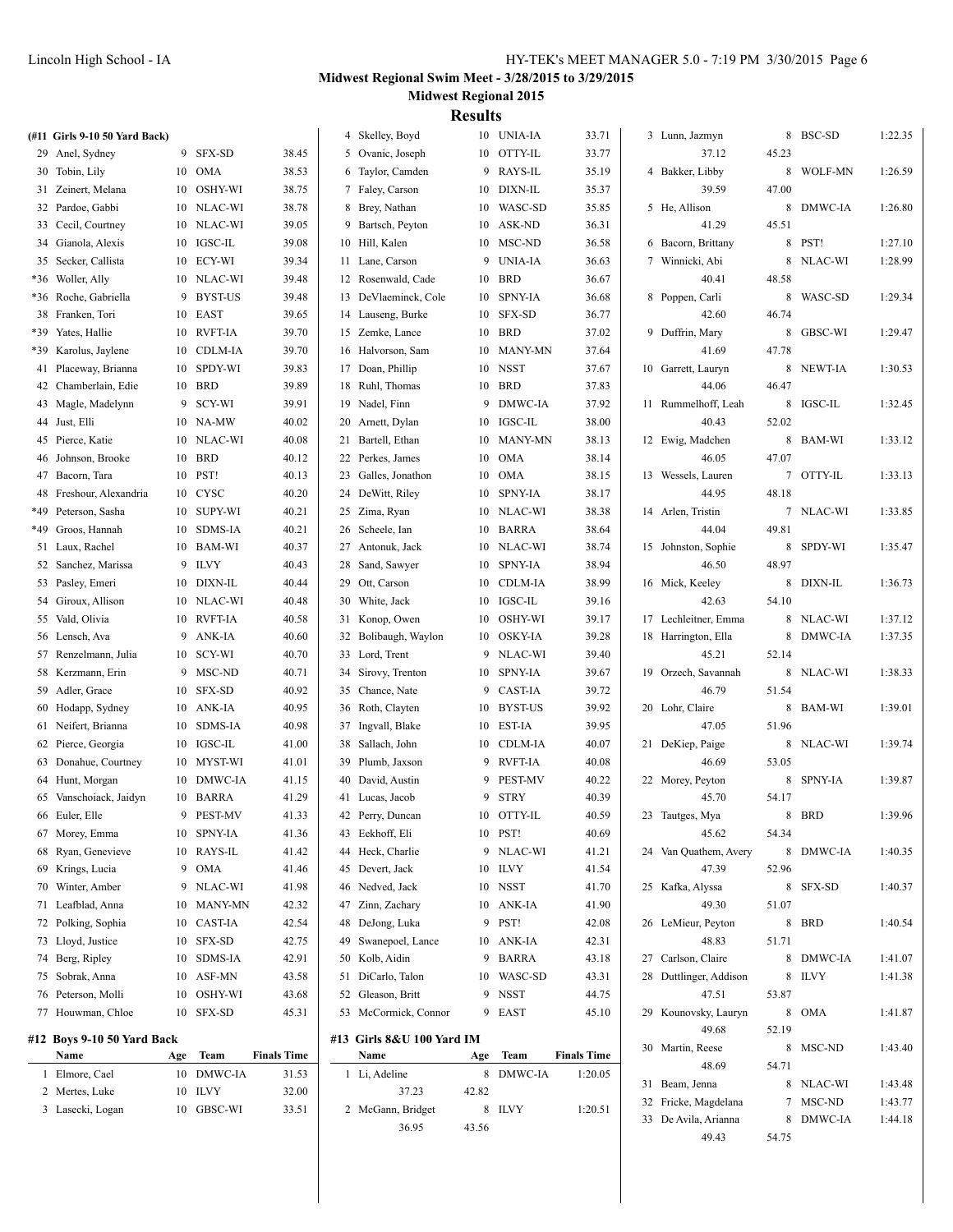## Midwest Regional Swim Meet - 3/28/2015 to 3/29/2015

### Midwest Regional 2015

### Results

**(#11 Girls 9-10 50 Yard Back)**

| Place | Name | Age | Team | Finals Time |
|---|---|---|---|---|
| 29 | Anel, Sydney | 9 | SFX-SD | 38.45 |
| 30 | Tobin, Lily | 10 | OMA | 38.53 |
| 31 | Zeinert, Melana | 10 | OSHY-WI | 38.75 |
| 32 | Pardoe, Gabbi | 10 | NLAC-WI | 38.78 |
| 33 | Cecil, Courtney | 10 | NLAC-WI | 39.05 |
| 34 | Gianola, Alexis | 10 | IGSC-IL | 39.08 |
| 35 | Secker, Callista | 10 | ECY-WI | 39.34 |
| *36 | Woller, Ally | 10 | NLAC-WI | 39.48 |
| *36 | Roche, Gabriella | 9 | BYST-US | 39.48 |
| 38 | Franken, Tori | 10 | EAST | 39.65 |
| *39 | Yates, Hallie | 10 | RVFT-IA | 39.70 |
| *39 | Karolus, Jaylene | 10 | CDLM-IA | 39.70 |
| 41 | Placeway, Brianna | 10 | SPDY-WI | 39.83 |
| 42 | Chamberlain, Edie | 10 | BRD | 39.89 |
| 43 | Magle, Madelynn | 9 | SCY-WI | 39.91 |
| 44 | Just, Elli | 10 | NA-MW | 40.02 |
| 45 | Pierce, Katie | 10 | NLAC-WI | 40.08 |
| 46 | Johnson, Brooke | 10 | BRD | 40.12 |
| 47 | Bacorn, Tara | 10 | PST! | 40.13 |
| 48 | Freshour, Alexandria | 10 | CYSC | 40.20 |
| *49 | Peterson, Sasha | 10 | SUPY-WI | 40.21 |
| *49 | Groos, Hannah | 10 | SDMS-IA | 40.21 |
| 51 | Laux, Rachel | 10 | BAM-WI | 40.37 |
| 52 | Sanchez, Marissa | 9 | ILVY | 40.43 |
| 53 | Pasley, Emeri | 10 | DIXN-IL | 40.44 |
| 54 | Giroux, Allison | 10 | NLAC-WI | 40.48 |
| 55 | Vald, Olivia | 10 | RVFT-IA | 40.58 |
| 56 | Lensch, Ava | 9 | ANK-IA | 40.60 |
| 57 | Renzelmann, Julia | 10 | SCY-WI | 40.70 |
| 58 | Kerzmann, Erin | 9 | MSC-ND | 40.71 |
| 59 | Adler, Grace | 10 | SFX-SD | 40.92 |
| 60 | Hodapp, Sydney | 10 | ANK-IA | 40.95 |
| 61 | Neifert, Brianna | 10 | SDMS-IA | 40.98 |
| 62 | Pierce, Georgia | 10 | IGSC-IL | 41.00 |
| 63 | Donahue, Courtney | 10 | MYST-WI | 41.01 |
| 64 | Hunt, Morgan | 10 | DMWC-IA | 41.15 |
| 65 | Vanschoiack, Jaidyn | 10 | BARRA | 41.29 |
| 66 | Euler, Elle | 9 | PEST-MV | 41.33 |
| 67 | Morey, Emma | 10 | SPNY-IA | 41.36 |
| 68 | Ryan, Genevieve | 10 | RAYS-IL | 41.42 |
| 69 | Krings, Lucia | 9 | OMA | 41.46 |
| 70 | Winter, Amber | 9 | NLAC-WI | 41.98 |
| 71 | Leafblad, Anna | 10 | MANY-MN | 42.32 |
| 72 | Polking, Sophia | 10 | CAST-IA | 42.54 |
| 73 | Lloyd, Justice | 10 | SFX-SD | 42.75 |
| 74 | Berg, Ripley | 10 | SDMS-IA | 42.91 |
| 75 | Sobrak, Anna | 10 | ASF-MN | 43.58 |
| 76 | Peterson, Molli | 10 | OSHY-WI | 43.68 |
| 77 | Houwman, Chloe | 10 | SFX-SD | 45.31 |

**#12 Boys 9-10 50 Yard Back**

| Place | Name | Age | Team | Finals Time |
|---|---|---|---|---|
| 1 | Elmore, Cael | 10 | DMWC-IA | 31.53 |
| 2 | Mertes, Luke | 10 | ILVY | 32.00 |
| 3 | Lasecki, Logan | 10 | GBSC-WI | 33.51 |
| 4 | Skelley, Boyd | 10 | UNIA-IA | 33.71 |
| 5 | Ovanic, Joseph | 10 | OTTY-IL | 33.77 |
| 6 | Taylor, Camden | 9 | RAYS-IL | 35.19 |
| 7 | Faley, Carson | 10 | DIXN-IL | 35.37 |
| 8 | Brey, Nathan | 10 | WASC-SD | 35.85 |
| 9 | Bartsch, Peyton | 10 | ASK-ND | 36.31 |
| 10 | Hill, Kalen | 10 | MSC-ND | 36.58 |
| 11 | Lane, Carson | 9 | UNIA-IA | 36.63 |
| 12 | Rosenwald, Cade | 10 | BRD | 36.67 |
| 13 | DeVlaeminck, Cole | 10 | SPNY-IA | 36.68 |
| 14 | Lauseng, Burke | 10 | SFX-SD | 36.77 |
| 15 | Zemke, Lance | 10 | BRD | 37.02 |
| 16 | Halvorson, Sam | 10 | MANY-MN | 37.64 |
| 17 | Doan, Phillip | 10 | NSST | 37.67 |
| 18 | Ruhl, Thomas | 10 | BRD | 37.83 |
| 19 | Nadel, Finn | 9 | DMWC-IA | 37.92 |
| 20 | Arnett, Dylan | 10 | IGSC-IL | 38.00 |
| 21 | Bartell, Ethan | 10 | MANY-MN | 38.13 |
| 22 | Perkes, James | 10 | OMA | 38.14 |
| 23 | Galles, Jonathon | 10 | OMA | 38.15 |
| 24 | DeWitt, Riley | 10 | SPNY-IA | 38.17 |
| 25 | Zima, Ryan | 10 | NLAC-WI | 38.38 |
| 26 | Scheele, Ian | 10 | BARRA | 38.64 |
| 27 | Antonuk, Jack | 10 | NLAC-WI | 38.74 |
| 28 | Sand, Sawyer | 10 | SPNY-IA | 38.94 |
| 29 | Ott, Carson | 10 | CDLM-IA | 38.99 |
| 30 | White, Jack | 10 | IGSC-IL | 39.16 |
| 31 | Konop, Owen | 10 | OSHY-WI | 39.17 |
| 32 | Bolibaugh, Waylon | 10 | OSKY-IA | 39.28 |
| 33 | Lord, Trent | 9 | NLAC-WI | 39.40 |
| 34 | Sirovy, Trenton | 10 | SPNY-IA | 39.67 |
| 35 | Chance, Nate | 9 | CAST-IA | 39.72 |
| 36 | Roth, Clayten | 10 | BYST-US | 39.92 |
| 37 | Ingvall, Blake | 10 | EST-IA | 39.95 |
| 38 | Sallach, John | 10 | CDLM-IA | 40.07 |
| 39 | Plumb, Jaxson | 9 | RVFT-IA | 40.08 |
| 40 | David, Austin | 9 | PEST-MV | 40.22 |
| 41 | Lucas, Jacob | 9 | STRY | 40.39 |
| 42 | Perry, Duncan | 10 | OTTY-IL | 40.59 |
| 43 | Eekhoff, Eli | 10 | PST! | 40.69 |
| 44 | Heck, Charlie | 9 | NLAC-WI | 41.21 |
| 45 | Devert, Jack | 10 | ILVY | 41.54 |
| 46 | Nedved, Jack | 10 | NSST | 41.70 |
| 47 | Zinn, Zachary | 10 | ANK-IA | 41.90 |
| 48 | DeJong, Luka | 9 | PST! | 42.08 |
| 49 | Swanepoel, Lance | 10 | ANK-IA | 42.31 |
| 50 | Kolb, Aidin | 9 | BARRA | 43.18 |
| 51 | DiCarlo, Talon | 10 | WASC-SD | 43.31 |
| 52 | Gleason, Britt | 9 | NSST | 44.75 |
| 53 | McCormick, Connor | 9 | EAST | 45.10 |

**#13 Girls 8&U 100 Yard IM**

| Place | Name | Age | Team | Finals Time |
|---|---|---|---|---|
| 1 | Li, Adeline | 8 | DMWC-IA | 1:20.05 |
| | 37.23 | 42.82 | | |
| 2 | McGann, Bridget | 8 | ILVY | 1:20.51 |
| | 36.95 | 43.56 | | |
| 3 | Lunn, Jazmyn | 8 | BSC-SD | 1:22.35 |
| | 37.12 | 45.23 | | |
| 4 | Bakker, Libby | 8 | WOLF-MN | 1:26.59 |
| | 39.59 | 47.00 | | |
| 5 | He, Allison | 8 | DMWC-IA | 1:26.80 |
| | 41.29 | 45.51 | | |
| 6 | Bacorn, Brittany | 8 | PST! | 1:27.10 |
| 7 | Winnicki, Abi | 8 | NLAC-WI | 1:28.99 |
| | 40.41 | 48.58 | | |
| 8 | Poppen, Carli | 8 | WASC-SD | 1:29.34 |
| | 42.60 | 46.74 | | |
| 9 | Duffrin, Mary | 8 | GBSC-WI | 1:29.47 |
| | 41.69 | 47.78 | | |
| 10 | Garrett, Lauryn | 8 | NEWT-IA | 1:30.53 |
| | 44.06 | 46.47 | | |
| 11 | Rummelhoff, Leah | 8 | IGSC-IL | 1:32.45 |
| | 40.43 | 52.02 | | |
| 12 | Ewig, Madchen | 8 | BAM-WI | 1:33.12 |
| | 46.05 | 47.07 | | |
| 13 | Wessels, Lauren | 7 | OTTY-IL | 1:33.13 |
| | 44.95 | 48.18 | | |
| 14 | Arlen, Tristin | 7 | NLAC-WI | 1:33.85 |
| | 44.04 | 49.81 | | |
| 15 | Johnston, Sophie | 8 | SPDY-WI | 1:35.47 |
| | 46.50 | 48.97 | | |
| 16 | Mick, Keeley | 8 | DIXN-IL | 1:36.73 |
| | 42.63 | 54.10 | | |
| 17 | Lechleitner, Emma | 8 | NLAC-WI | 1:37.12 |
| 18 | Harrington, Ella | 8 | DMWC-IA | 1:37.35 |
| | 45.21 | 52.14 | | |
| 19 | Orzech, Savannah | 8 | NLAC-WI | 1:38.33 |
| | 46.79 | 51.54 | | |
| 20 | Lohr, Claire | 8 | BAM-WI | 1:39.01 |
| | 47.05 | 51.96 | | |
| 21 | DeKiep, Paige | 8 | NLAC-WI | 1:39.74 |
| | 46.69 | 53.05 | | |
| 22 | Morey, Peyton | 8 | SPNY-IA | 1:39.87 |
| | 45.70 | 54.17 | | |
| 23 | Tautges, Mya | 8 | BRD | 1:39.96 |
| | 45.62 | 54.34 | | |
| 24 | Van Quathem, Avery | 8 | DMWC-IA | 1:40.35 |
| | 47.39 | 52.96 | | |
| 25 | Kafka, Alyssa | 8 | SFX-SD | 1:40.37 |
| | 49.30 | 51.07 | | |
| 26 | LeMieur, Peyton | 8 | BRD | 1:40.54 |
| | 48.83 | 51.71 | | |
| 27 | Carlson, Claire | 8 | DMWC-IA | 1:41.07 |
| 28 | Duttlinger, Addison | 8 | ILVY | 1:41.38 |
| | 47.51 | 53.87 | | |
| 29 | Kounovsky, Lauryn | 8 | OMA | 1:41.87 |
| | 49.68 | 52.19 | | |
| 30 | Martin, Reese | 8 | MSC-ND | 1:43.40 |
| | 48.69 | 54.71 | | |
| 31 | Beam, Jenna | 8 | NLAC-WI | 1:43.48 |
| 32 | Fricke, Magdelana | 7 | MSC-ND | 1:43.77 |
| 33 | De Avila, Arianna | 8 | DMWC-IA | 1:44.18 |
| | 49.43 | 54.75 | | |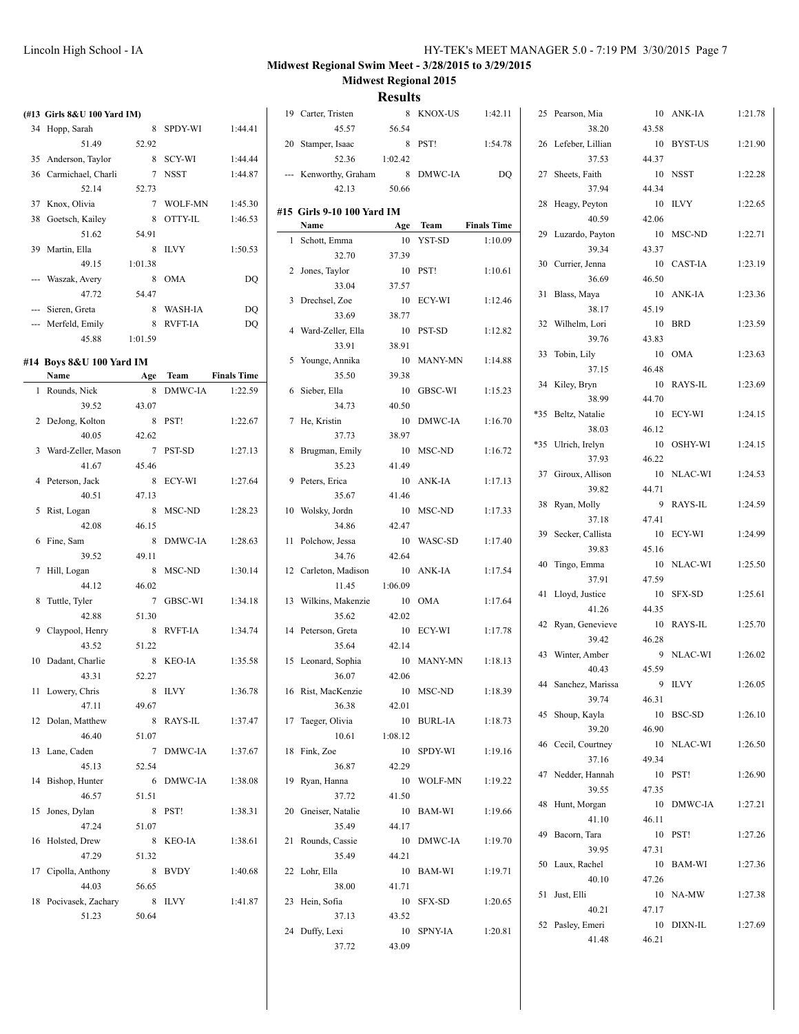**Midwest Regional Swim Meet - 3/28/2015 to 3/29/2015**

**Midwest Regional 2015**

## Results

### (#13 Girls 8&U 100 Yard IM)

| | Name | Age | Team | Finals Time |
|---|---|---|---|---|
| 34 | Hopp, Sarah | 8 | SPDY-WI | 1:44.41 |
| | 51.49 | 52.92 | | |
| 35 | Anderson, Taylor | 8 | SCY-WI | 1:44.44 |
| 36 | Carmichael, Charli | 7 | NSST | 1:44.87 |
| | 52.14 | 52.73 | | |
| 37 | Knox, Olivia | 7 | WOLF-MN | 1:45.30 |
| 38 | Goetsch, Kailey | 8 | OTTY-IL | 1:46.53 |
| | 51.62 | 54.91 | | |
| 39 | Martin, Ella | 8 | ILVY | 1:50.53 |
| | 49.15 | 1:01.38 | | |
| --- | Waszak, Avery | 8 | OMA | DQ |
| | 47.72 | 54.47 | | |
| --- | Sieren, Greta | 8 | WASH-IA | DQ |
| --- | Merfeld, Emily | 8 | RVFT-IA | DQ |
| | 45.88 | 1:01.59 | | |

### #14 Boys 8&U 100 Yard IM

| | Name | Age | Team | Finals Time |
|---|---|---|---|---|
| 1 | Rounds, Nick | 8 | DMWC-IA | 1:22.59 |
| | 39.52 | 43.07 | | |
| 2 | DeJong, Kolton | 8 | PST! | 1:22.67 |
| | 40.05 | 42.62 | | |
| 3 | Ward-Zeller, Mason | 7 | PST-SD | 1:27.13 |
| | 41.67 | 45.46 | | |
| 4 | Peterson, Jack | 8 | ECY-WI | 1:27.64 |
| | 40.51 | 47.13 | | |
| 5 | Rist, Logan | 8 | MSC-ND | 1:28.23 |
| | 42.08 | 46.15 | | |
| 6 | Fine, Sam | 8 | DMWC-IA | 1:28.63 |
| | 39.52 | 49.11 | | |
| 7 | Hill, Logan | 8 | MSC-ND | 1:30.14 |
| | 44.12 | 46.02 | | |
| 8 | Tuttle, Tyler | 7 | GBSC-WI | 1:34.18 |
| | 42.88 | 51.30 | | |
| 9 | Claypool, Henry | 8 | RVFT-IA | 1:34.74 |
| | 43.52 | 51.22 | | |
| 10 | Dadant, Charlie | 8 | KEO-IA | 1:35.58 |
| | 43.31 | 52.27 | | |
| 11 | Lowery, Chris | 8 | ILVY | 1:36.78 |
| | 47.11 | 49.67 | | |
| 12 | Dolan, Matthew | 8 | RAYS-IL | 1:37.47 |
| | 46.40 | 51.07 | | |
| 13 | Lane, Caden | 7 | DMWC-IA | 1:37.67 |
| | 45.13 | 52.54 | | |
| 14 | Bishop, Hunter | 6 | DMWC-IA | 1:38.08 |
| | 46.57 | 51.51 | | |
| 15 | Jones, Dylan | 8 | PST! | 1:38.31 |
| | 47.24 | 51.07 | | |
| 16 | Holsted, Drew | 8 | KEO-IA | 1:38.61 |
| | 47.29 | 51.32 | | |
| 17 | Cipolla, Anthony | 8 | BVDY | 1:40.68 |
| | 44.03 | 56.65 | | |
| 18 | Pocivasek, Zachary | 8 | ILVY | 1:41.87 |
| | 51.23 | 50.64 | | |
| 19 | Carter, Tristen | 8 | KNOX-US | 1:42.11 |
| | 45.57 | 56.54 | | |
| 20 | Stamper, Isaac | 8 | PST! | 1:54.78 |
| | 52.36 | 1:02.42 | | |
| --- | Kenworthy, Graham | 8 | DMWC-IA | DQ |
| | 42.13 | 50.66 | | |

### #15 Girls 9-10 100 Yard IM

| | Name | Age | Team | Finals Time |
|---|---|---|---|---|
| 1 | Schott, Emma | 10 | YST-SD | 1:10.09 |
| | 32.70 | 37.39 | | |
| 2 | Jones, Taylor | 10 | PST! | 1:10.61 |
| | 33.04 | 37.57 | | |
| 3 | Drechsel, Zoe | 10 | ECY-WI | 1:12.46 |
| | 33.69 | 38.77 | | |
| 4 | Ward-Zeller, Ella | 10 | PST-SD | 1:12.82 |
| | 33.91 | 38.91 | | |
| 5 | Younge, Annika | 10 | MANY-MN | 1:14.88 |
| | 35.50 | 39.38 | | |
| 6 | Sieber, Ella | 10 | GBSC-WI | 1:15.23 |
| | 34.73 | 40.50 | | |
| 7 | He, Kristin | 10 | DMWC-IA | 1:16.70 |
| | 37.73 | 38.97 | | |
| 8 | Brugman, Emily | 10 | MSC-ND | 1:16.72 |
| | 35.23 | 41.49 | | |
| 9 | Peters, Erica | 10 | ANK-IA | 1:17.13 |
| | 35.67 | 41.46 | | |
| 10 | Wolsky, Jordn | 10 | MSC-ND | 1:17.33 |
| | 34.86 | 42.47 | | |
| 11 | Polchow, Jessa | 10 | WASC-SD | 1:17.40 |
| | 34.76 | 42.64 | | |
| 12 | Carleton, Madison | 10 | ANK-IA | 1:17.54 |
| | 11.45 | 1:06.09 | | |
| 13 | Wilkins, Makenzie | 10 | OMA | 1:17.64 |
| | 35.62 | 42.02 | | |
| 14 | Peterson, Greta | 10 | ECY-WI | 1:17.78 |
| | 35.64 | 42.14 | | |
| 15 | Leonard, Sophia | 10 | MANY-MN | 1:18.13 |
| | 36.07 | 42.06 | | |
| 16 | Rist, MacKenzie | 10 | MSC-ND | 1:18.39 |
| | 36.38 | 42.01 | | |
| 17 | Taeger, Olivia | 10 | BURL-IA | 1:18.73 |
| | 10.61 | 1:08.12 | | |
| 18 | Fink, Zoe | 10 | SPDY-WI | 1:19.16 |
| | 36.87 | 42.29 | | |
| 19 | Ryan, Hanna | 10 | WOLF-MN | 1:19.22 |
| | 37.72 | 41.50 | | |
| 20 | Gneiser, Natalie | 10 | BAM-WI | 1:19.66 |
| | 35.49 | 44.17 | | |
| 21 | Rounds, Cassie | 10 | DMWC-IA | 1:19.70 |
| | 35.49 | 44.21 | | |
| 22 | Lohr, Ella | 10 | BAM-WI | 1:19.71 |
| | 38.00 | 41.71 | | |
| 23 | Hein, Sofia | 10 | SFX-SD | 1:20.65 |
| | 37.13 | 43.52 | | |
| 24 | Duffy, Lexi | 10 | SPNY-IA | 1:20.81 |
| | 37.72 | 43.09 | | |
| 25 | Pearson, Mia | 10 | ANK-IA | 1:21.78 |
| | 38.20 | 43.58 | | |
| 26 | Lefeber, Lillian | 10 | BYST-US | 1:21.90 |
| | 37.53 | 44.37 | | |
| 27 | Sheets, Faith | 10 | NSST | 1:22.28 |
| | 37.94 | 44.34 | | |
| 28 | Heagy, Peyton | 10 | ILVY | 1:22.65 |
| | 40.59 | 42.06 | | |
| 29 | Luzardo, Payton | 10 | MSC-ND | 1:22.71 |
| | 39.34 | 43.37 | | |
| 30 | Currier, Jenna | 10 | CAST-IA | 1:23.19 |
| | 36.69 | 46.50 | | |
| 31 | Blass, Maya | 10 | ANK-IA | 1:23.36 |
| | 38.17 | 45.19 | | |
| 32 | Wilhelm, Lori | 10 | BRD | 1:23.59 |
| | 39.76 | 43.83 | | |
| 33 | Tobin, Lily | 10 | OMA | 1:23.63 |
| | 37.15 | 46.48 | | |
| 34 | Kiley, Bryn | 10 | RAYS-IL | 1:23.69 |
| | 38.99 | 44.70 | | |
| *35 | Beltz, Natalie | 10 | ECY-WI | 1:24.15 |
| | 38.03 | 46.12 | | |
| *35 | Ulrich, Irelyn | 10 | OSHY-WI | 1:24.15 |
| | 37.93 | 46.22 | | |
| 37 | Giroux, Allison | 10 | NLAC-WI | 1:24.53 |
| | 39.82 | 44.71 | | |
| 38 | Ryan, Molly | 9 | RAYS-IL | 1:24.59 |
| | 37.18 | 47.41 | | |
| 39 | Secker, Callista | 10 | ECY-WI | 1:24.99 |
| | 39.83 | 45.16 | | |
| 40 | Tingo, Emma | 10 | NLAC-WI | 1:25.50 |
| | 37.91 | 47.59 | | |
| 41 | Lloyd, Justice | 10 | SFX-SD | 1:25.61 |
| | 41.26 | 44.35 | | |
| 42 | Ryan, Genevieve | 10 | RAYS-IL | 1:25.70 |
| | 39.42 | 46.28 | | |
| 43 | Winter, Amber | 9 | NLAC-WI | 1:26.02 |
| | 40.43 | 45.59 | | |
| 44 | Sanchez, Marissa | 9 | ILVY | 1:26.05 |
| | 39.74 | 46.31 | | |
| 45 | Shoup, Kayla | 10 | BSC-SD | 1:26.10 |
| | 39.20 | 46.90 | | |
| 46 | Cecil, Courtney | 10 | NLAC-WI | 1:26.50 |
| | 37.16 | 49.34 | | |
| 47 | Nedder, Hannah | 10 | PST! | 1:26.90 |
| | 39.55 | 47.35 | | |
| 48 | Hunt, Morgan | 10 | DMWC-IA | 1:27.21 |
| | 41.10 | 46.11 | | |
| 49 | Bacorn, Tara | 10 | PST! | 1:27.26 |
| | 39.95 | 47.31 | | |
| 50 | Laux, Rachel | 10 | BAM-WI | 1:27.36 |
| | 40.10 | 47.26 | | |
| 51 | Just, Elli | 10 | NA-MW | 1:27.38 |
| | 40.21 | 47.17 | | |
| 52 | Pasley, Emeri | 10 | DIXN-IL | 1:27.69 |
| | 41.48 | 46.21 | | |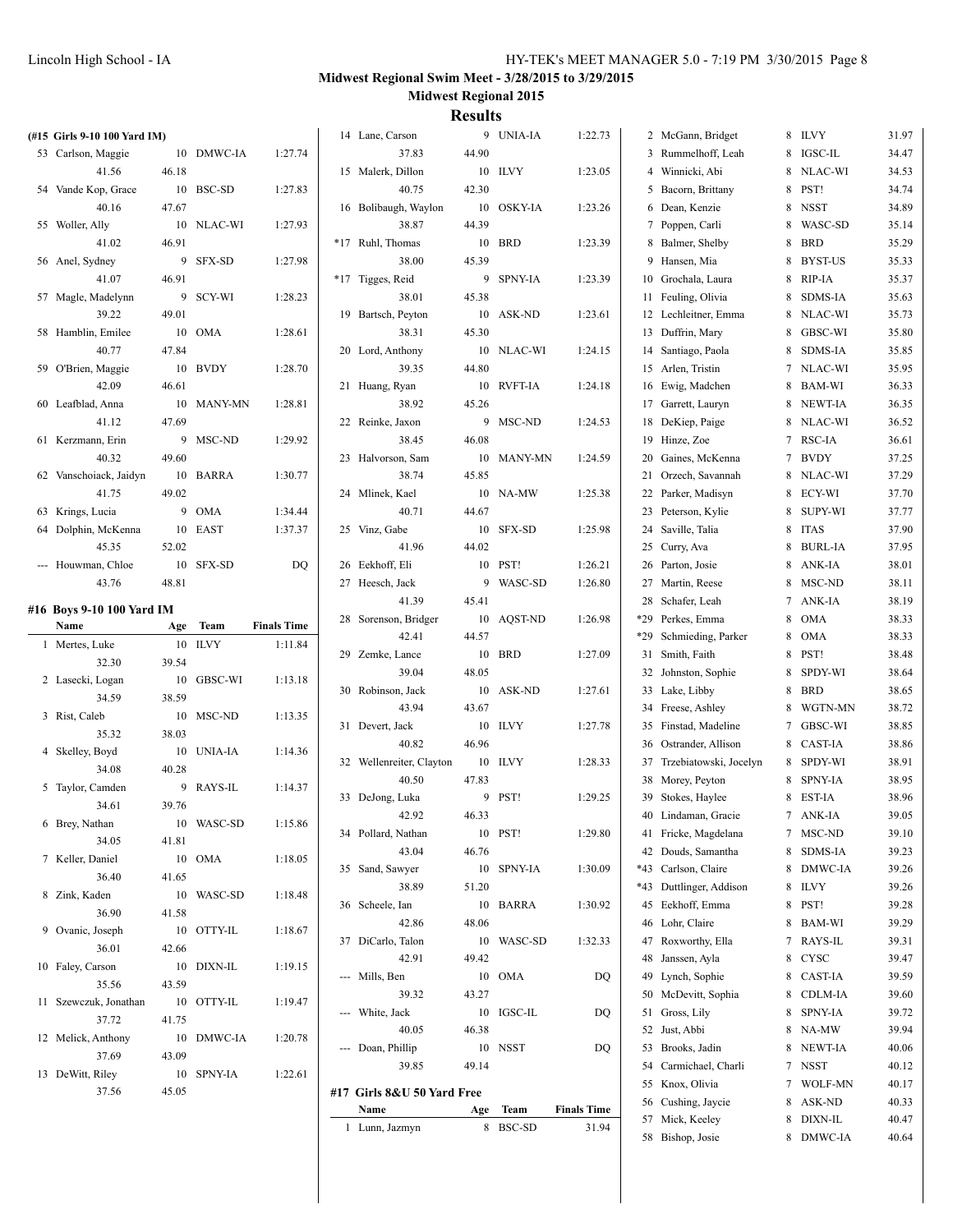**Midwest Regional Swim Meet - 3/28/2015 to 3/29/2015**

**Midwest Regional 2015**

## Results

### (#15 Girls 9-10 100 Yard IM)

| | Name | Age | Team | Finals Time |
|---|---|---|---|---|
| 53 | Carlson, Maggie | 10 | DMWC-IA | 1:27.74 |
| | 41.56 | 46.18 | | |
| 54 | Vande Kop, Grace | 10 | BSC-SD | 1:27.83 |
| | 40.16 | 47.67 | | |
| 55 | Woller, Ally | 10 | NLAC-WI | 1:27.93 |
| | 41.02 | 46.91 | | |
| 56 | Anel, Sydney | 9 | SFX-SD | 1:27.98 |
| | 41.07 | 46.91 | | |
| 57 | Magle, Madelynn | 9 | SCY-WI | 1:28.23 |
| | 39.22 | 49.01 | | |
| 58 | Hamblin, Emilee | 10 | OMA | 1:28.61 |
| | 40.77 | 47.84 | | |
| 59 | O'Brien, Maggie | 10 | BVDY | 1:28.70 |
| | 42.09 | 46.61 | | |
| 60 | Leafblad, Anna | 10 | MANY-MN | 1:28.81 |
| | 41.12 | 47.69 | | |
| 61 | Kerzmann, Erin | 9 | MSC-ND | 1:29.92 |
| | 40.32 | 49.60 | | |
| 62 | Vanschoiack, Jaidyn | 10 | BARRA | 1:30.77 |
| | 41.75 | 49.02 | | |
| 63 | Krings, Lucia | 9 | OMA | 1:34.44 |
| 64 | Dolphin, McKenna | 10 | EAST | 1:37.37 |
| | 45.35 | 52.02 | | |
| --- | Houwman, Chloe | 10 | SFX-SD | DQ |
| | 43.76 | 48.81 | | |

### #16 Boys 9-10 100 Yard IM

| | Name | Age | Team | Finals Time |
|---|---|---|---|---|
| 1 | Mertes, Luke | 10 | ILVY | 1:11.84 |
| | 32.30 | 39.54 | | |
| 2 | Lasecki, Logan | 10 | GBSC-WI | 1:13.18 |
| | 34.59 | 38.59 | | |
| 3 | Rist, Caleb | 10 | MSC-ND | 1:13.35 |
| | 35.32 | 38.03 | | |
| 4 | Skelley, Boyd | 10 | UNIA-IA | 1:14.36 |
| | 34.08 | 40.28 | | |
| 5 | Taylor, Camden | 9 | RAYS-IL | 1:14.37 |
| | 34.61 | 39.76 | | |
| 6 | Brey, Nathan | 10 | WASC-SD | 1:15.86 |
| | 34.05 | 41.81 | | |
| 7 | Keller, Daniel | 10 | OMA | 1:18.05 |
| | 36.40 | 41.65 | | |
| 8 | Zink, Kaden | 10 | WASC-SD | 1:18.48 |
| | 36.90 | 41.58 | | |
| 9 | Ovanic, Joseph | 10 | OTTY-IL | 1:18.67 |
| | 36.01 | 42.66 | | |
| 10 | Faley, Carson | 10 | DIXN-IL | 1:19.15 |
| | 35.56 | 43.59 | | |
| 11 | Szewczuk, Jonathan | 10 | OTTY-IL | 1:19.47 |
| | 37.72 | 41.75 | | |
| 12 | Melick, Anthony | 10 | DMWC-IA | 1:20.78 |
| | 37.69 | 43.09 | | |
| 13 | DeWitt, Riley | 10 | SPNY-IA | 1:22.61 |
| | 37.56 | 45.05 | | |
| 14 | Lane, Carson | 9 | UNIA-IA | 1:22.73 |
| | 37.83 | 44.90 | | |
| 15 | Malerk, Dillon | 10 | ILVY | 1:23.05 |
| | 40.75 | 42.30 | | |
| 16 | Bolibaugh, Waylon | 10 | OSKY-IA | 1:23.26 |
| | 38.87 | 44.39 | | |
| *17 | Ruhl, Thomas | 10 | BRD | 1:23.39 |
| | 38.00 | 45.39 | | |
| *17 | Tigges, Reid | 9 | SPNY-IA | 1:23.39 |
| | 38.01 | 45.38 | | |
| 19 | Bartsch, Peyton | 10 | ASK-ND | 1:23.61 |
| | 38.31 | 45.30 | | |
| 20 | Lord, Anthony | 10 | NLAC-WI | 1:24.15 |
| | 39.35 | 44.80 | | |
| 21 | Huang, Ryan | 10 | RVFT-IA | 1:24.18 |
| | 38.92 | 45.26 | | |
| 22 | Reinke, Jaxon | 9 | MSC-ND | 1:24.53 |
| | 38.45 | 46.08 | | |
| 23 | Halvorson, Sam | 10 | MANY-MN | 1:24.59 |
| | 38.74 | 45.85 | | |
| 24 | Mlinek, Kael | 10 | NA-MW | 1:25.38 |
| | 40.71 | 44.67 | | |
| 25 | Vinz, Gabe | 10 | SFX-SD | 1:25.98 |
| | 41.96 | 44.02 | | |
| 26 | Eekhoff, Eli | 10 | PST! | 1:26.21 |
| 27 | Heesch, Jack | 9 | WASC-SD | 1:26.80 |
| | 41.39 | 45.41 | | |
| 28 | Sorenson, Bridger | 10 | AQST-ND | 1:26.98 |
| | 42.41 | 44.57 | | |
| 29 | Zemke, Lance | 10 | BRD | 1:27.09 |
| | 39.04 | 48.05 | | |
| 30 | Robinson, Jack | 10 | ASK-ND | 1:27.61 |
| | 43.94 | 43.67 | | |
| 31 | Devert, Jack | 10 | ILVY | 1:27.78 |
| | 40.82 | 46.96 | | |
| 32 | Wellenreiter, Clayton | 10 | ILVY | 1:28.33 |
| | 40.50 | 47.83 | | |
| 33 | DeJong, Luka | 9 | PST! | 1:29.25 |
| | 42.92 | 46.33 | | |
| 34 | Pollard, Nathan | 10 | PST! | 1:29.80 |
| | 43.04 | 46.76 | | |
| 35 | Sand, Sawyer | 10 | SPNY-IA | 1:30.09 |
| | 38.89 | 51.20 | | |
| 36 | Scheele, Ian | 10 | BARRA | 1:30.92 |
| | 42.86 | 48.06 | | |
| 37 | DiCarlo, Talon | 10 | WASC-SD | 1:32.33 |
| | 42.91 | 49.42 | | |
| --- | Mills, Ben | 10 | OMA | DQ |
| | 39.32 | 43.27 | | |
| --- | White, Jack | 10 | IGSC-IL | DQ |
| | 40.05 | 46.38 | | |
| --- | Doan, Phillip | 10 | NSST | DQ |
| | 39.85 | 49.14 | | |

### #17 Girls 8&U 50 Yard Free

| | Name | Age | Team | Finals Time |
|---|---|---|---|---|
| 1 | Lunn, Jazmyn | 8 | BSC-SD | 31.94 |
| 2 | McGann, Bridget | 8 | ILVY | 31.97 |
| 3 | Rummelhoff, Leah | 8 | IGSC-IL | 34.47 |
| 4 | Winnicki, Abi | 8 | NLAC-WI | 34.53 |
| 5 | Bacorn, Brittany | 8 | PST! | 34.74 |
| 6 | Dean, Kenzie | 8 | NSST | 34.89 |
| 7 | Poppen, Carli | 8 | WASC-SD | 35.14 |
| 8 | Balmer, Shelby | 8 | BRD | 35.29 |
| 9 | Hansen, Mia | 8 | BYST-US | 35.33 |
| 10 | Grochala, Laura | 8 | RIP-IA | 35.37 |
| 11 | Feuling, Olivia | 8 | SDMS-IA | 35.63 |
| 12 | Lechleitner, Emma | 8 | NLAC-WI | 35.73 |
| 13 | Duffrin, Mary | 8 | GBSC-WI | 35.80 |
| 14 | Santiago, Paola | 8 | SDMS-IA | 35.85 |
| 15 | Arlen, Tristin | 7 | NLAC-WI | 35.95 |
| 16 | Ewig, Madchen | 8 | BAM-WI | 36.33 |
| 17 | Garrett, Lauryn | 8 | NEWT-IA | 36.35 |
| 18 | DeKiep, Paige | 8 | NLAC-WI | 36.52 |
| 19 | Hinze, Zoe | 7 | RSC-IA | 36.61 |
| 20 | Gaines, McKenna | 7 | BVDY | 37.25 |
| 21 | Orzech, Savannah | 8 | NLAC-WI | 37.29 |
| 22 | Parker, Madisyn | 8 | ECY-WI | 37.70 |
| 23 | Peterson, Kylie | 8 | SUPY-WI | 37.77 |
| 24 | Saville, Talia | 8 | ITAS | 37.90 |
| 25 | Curry, Ava | 8 | BURL-IA | 37.95 |
| 26 | Parton, Josie | 8 | ANK-IA | 38.01 |
| 27 | Martin, Reese | 8 | MSC-ND | 38.11 |
| 28 | Schafer, Leah | 7 | ANK-IA | 38.19 |
| *29 | Perkes, Emma | 8 | OMA | 38.33 |
| *29 | Schmieding, Parker | 8 | OMA | 38.33 |
| 31 | Smith, Faith | 8 | PST! | 38.48 |
| 32 | Johnston, Sophie | 8 | SPDY-WI | 38.64 |
| 33 | Lake, Libby | 8 | BRD | 38.65 |
| 34 | Freese, Ashley | 8 | WGTN-MN | 38.72 |
| 35 | Finstad, Madeline | 7 | GBSC-WI | 38.85 |
| 36 | Ostrander, Allison | 8 | CAST-IA | 38.86 |
| 37 | Trzebiatowski, Jocelyn | 8 | SPDY-WI | 38.91 |
| 38 | Morey, Peyton | 8 | SPNY-IA | 38.95 |
| 39 | Stokes, Haylee | 8 | EST-IA | 38.96 |
| 40 | Lindaman, Gracie | 7 | ANK-IA | 39.05 |
| 41 | Fricke, Magdelana | 7 | MSC-ND | 39.10 |
| 42 | Douds, Samantha | 8 | SDMS-IA | 39.23 |
| *43 | Carlson, Claire | 8 | DMWC-IA | 39.26 |
| *43 | Duttlinger, Addison | 8 | ILVY | 39.26 |
| 45 | Eekhoff, Emma | 8 | PST! | 39.28 |
| 46 | Lohr, Claire | 8 | BAM-WI | 39.29 |
| 47 | Roxworthy, Ella | 7 | RAYS-IL | 39.31 |
| 48 | Janssen, Ayla | 8 | CYSC | 39.47 |
| 49 | Lynch, Sophie | 8 | CAST-IA | 39.59 |
| 50 | McDevitt, Sophia | 8 | CDLM-IA | 39.60 |
| 51 | Gross, Lily | 8 | SPNY-IA | 39.72 |
| 52 | Just, Abbi | 8 | NA-MW | 39.94 |
| 53 | Brooks, Jadin | 8 | NEWT-IA | 40.06 |
| 54 | Carmichael, Charli | 7 | NSST | 40.12 |
| 55 | Knox, Olivia | 7 | WOLF-MN | 40.17 |
| 56 | Cushing, Jaycie | 8 | ASK-ND | 40.33 |
| 57 | Mick, Keeley | 8 | DIXN-IL | 40.47 |
| 58 | Bishop, Josie | 8 | DMWC-IA | 40.64 |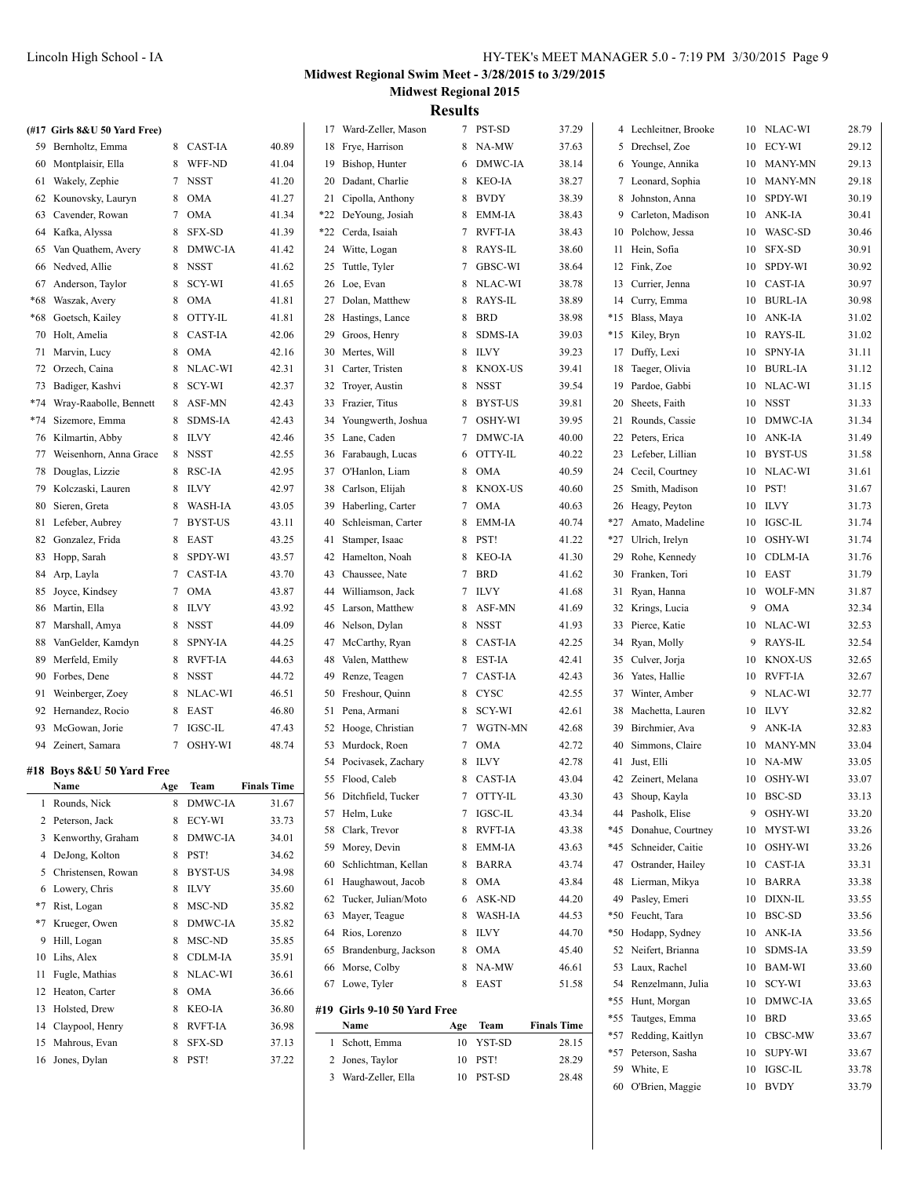## Midwest Regional Swim Meet - 3/28/2015 to 3/29/2015

### Midwest Regional 2015

### Results

**(#17 Girls 8&U 50 Yard Free)**

| | Name | Age | Team | Finals Time |
|---|---|---|---|---|
| 59 | Bernholtz, Emma | 8 | CAST-IA | 40.89 |
| 60 | Montplaisir, Ella | 8 | WFF-ND | 41.04 |
| 61 | Wakely, Zephie | 7 | NSST | 41.20 |
| 62 | Kounovsky, Lauryn | 8 | OMA | 41.27 |
| 63 | Cavender, Rowan | 7 | OMA | 41.34 |
| 64 | Kafka, Alyssa | 8 | SFX-SD | 41.39 |
| 65 | Van Quathem, Avery | 8 | DMWC-IA | 41.42 |
| 66 | Nedved, Allie | 8 | NSST | 41.62 |
| 67 | Anderson, Taylor | 8 | SCY-WI | 41.65 |
| *68 | Waszak, Avery | 8 | OMA | 41.81 |
| *68 | Goetsch, Kailey | 8 | OTTY-IL | 41.81 |
| 70 | Holt, Amelia | 8 | CAST-IA | 42.06 |
| 71 | Marvin, Lucy | 8 | OMA | 42.16 |
| 72 | Orzech, Caina | 8 | NLAC-WI | 42.31 |
| 73 | Badiger, Kashvi | 8 | SCY-WI | 42.37 |
| *74 | Wray-Raabolle, Bennett | 8 | ASF-MN | 42.43 |
| *74 | Sizemore, Emma | 8 | SDMS-IA | 42.43 |
| 76 | Kilmartin, Abby | 8 | ILVY | 42.46 |
| 77 | Weisenhorn, Anna Grace | 8 | NSST | 42.55 |
| 78 | Douglas, Lizzie | 8 | RSC-IA | 42.95 |
| 79 | Kolczaski, Lauren | 8 | ILVY | 42.97 |
| 80 | Sieren, Greta | 8 | WASH-IA | 43.05 |
| 81 | Lefeber, Aubrey | 7 | BYST-US | 43.11 |
| 82 | Gonzalez, Frida | 8 | EAST | 43.25 |
| 83 | Hopp, Sarah | 8 | SPDY-WI | 43.57 |
| 84 | Arp, Layla | 7 | CAST-IA | 43.70 |
| 85 | Joyce, Kindsey | 7 | OMA | 43.87 |
| 86 | Martin, Ella | 8 | ILVY | 43.92 |
| 87 | Marshall, Amya | 8 | NSST | 44.09 |
| 88 | VanGelder, Kamdyn | 8 | SPNY-IA | 44.25 |
| 89 | Merfeld, Emily | 8 | RVFT-IA | 44.63 |
| 90 | Forbes, Dene | 8 | NSST | 44.72 |
| 91 | Weinberger, Zoey | 8 | NLAC-WI | 46.51 |
| 92 | Hernandez, Rocio | 8 | EAST | 46.80 |
| 93 | McGowan, Jorie | 7 | IGSC-IL | 47.43 |
| 94 | Zeinert, Samara | 7 | OSHY-WI | 48.74 |

**#18 Boys 8&U 50 Yard Free**

| | Name | Age | Team | Finals Time |
|---|---|---|---|---|
| 1 | Rounds, Nick | 8 | DMWC-IA | 31.67 |
| 2 | Peterson, Jack | 8 | ECY-WI | 33.73 |
| 3 | Kenworthy, Graham | 8 | DMWC-IA | 34.01 |
| 4 | DeJong, Kolton | 8 | PST! | 34.62 |
| 5 | Christensen, Rowan | 8 | BYST-US | 34.98 |
| 6 | Lowery, Chris | 8 | ILVY | 35.60 |
| *7 | Rist, Logan | 8 | MSC-ND | 35.82 |
| *7 | Krueger, Owen | 8 | DMWC-IA | 35.82 |
| 9 | Hill, Logan | 8 | MSC-ND | 35.85 |
| 10 | Lihs, Alex | 8 | CDLM-IA | 35.91 |
| 11 | Fugle, Mathias | 8 | NLAC-WI | 36.61 |
| 12 | Heaton, Carter | 8 | OMA | 36.66 |
| 13 | Holsted, Drew | 8 | KEO-IA | 36.80 |
| 14 | Claypool, Henry | 8 | RVFT-IA | 36.98 |
| 15 | Mahrous, Evan | 8 | SFX-SD | 37.13 |
| 16 | Jones, Dylan | 8 | PST! | 37.22 |
| 17 | Ward-Zeller, Mason | 7 | PST-SD | 37.29 |
| 18 | Frye, Harrison | 8 | NA-MW | 37.63 |
| 19 | Bishop, Hunter | 6 | DMWC-IA | 38.14 |
| 20 | Dadant, Charlie | 8 | KEO-IA | 38.27 |
| 21 | Cipolla, Anthony | 8 | BVDY | 38.39 |
| *22 | DeYoung, Josiah | 8 | EMM-IA | 38.43 |
| *22 | Cerda, Isaiah | 7 | RVFT-IA | 38.43 |
| 24 | Witte, Logan | 8 | RAYS-IL | 38.60 |
| 25 | Tuttle, Tyler | 7 | GBSC-WI | 38.64 |
| 26 | Loe, Evan | 8 | NLAC-WI | 38.78 |
| 27 | Dolan, Matthew | 8 | RAYS-IL | 38.89 |
| 28 | Hastings, Lance | 8 | BRD | 38.98 |
| 29 | Groos, Henry | 8 | SDMS-IA | 39.03 |
| 30 | Mertes, Will | 8 | ILVY | 39.23 |
| 31 | Carter, Tristen | 8 | KNOX-US | 39.41 |
| 32 | Troyer, Austin | 8 | NSST | 39.54 |
| 33 | Frazier, Titus | 8 | BYST-US | 39.81 |
| 34 | Youngwerth, Joshua | 7 | OSHY-WI | 39.95 |
| 35 | Lane, Caden | 7 | DMWC-IA | 40.00 |
| 36 | Farabaugh, Lucas | 6 | OTTY-IL | 40.22 |
| 37 | O'Hanlon, Liam | 8 | OMA | 40.59 |
| 38 | Carlson, Elijah | 8 | KNOX-US | 40.60 |
| 39 | Haberling, Carter | 7 | OMA | 40.63 |
| 40 | Schleisman, Carter | 8 | EMM-IA | 40.74 |
| 41 | Stamper, Isaac | 8 | PST! | 41.22 |
| 42 | Hamelton, Noah | 8 | KEO-IA | 41.30 |
| 43 | Chaussee, Nate | 7 | BRD | 41.62 |
| 44 | Williamson, Jack | 7 | ILVY | 41.68 |
| 45 | Larson, Matthew | 8 | ASF-MN | 41.69 |
| 46 | Nelson, Dylan | 8 | NSST | 41.93 |
| 47 | McCarthy, Ryan | 8 | CAST-IA | 42.25 |
| 48 | Valen, Matthew | 8 | EST-IA | 42.41 |
| 49 | Renze, Teagen | 7 | CAST-IA | 42.43 |
| 50 | Freshour, Quinn | 8 | CYSC | 42.55 |
| 51 | Pena, Armani | 8 | SCY-WI | 42.61 |
| 52 | Hooge, Christian | 7 | WGTN-MN | 42.68 |
| 53 | Murdock, Roen | 7 | OMA | 42.72 |
| 54 | Pocivasek, Zachary | 8 | ILVY | 42.78 |
| 55 | Flood, Caleb | 8 | CAST-IA | 43.04 |
| 56 | Ditchfield, Tucker | 7 | OTTY-IL | 43.30 |
| 57 | Helm, Luke | 7 | IGSC-IL | 43.34 |
| 58 | Clark, Trevor | 8 | RVFT-IA | 43.38 |
| 59 | Morey, Devin | 8 | EMM-IA | 43.63 |
| 60 | Schlichtman, Kellan | 8 | BARRA | 43.74 |
| 61 | Haughawout, Jacob | 8 | OMA | 43.84 |
| 62 | Tucker, Julian/Moto | 6 | ASK-ND | 44.20 |
| 63 | Mayer, Teague | 8 | WASH-IA | 44.53 |
| 64 | Rios, Lorenzo | 8 | ILVY | 44.70 |
| 65 | Brandenburg, Jackson | 8 | OMA | 45.40 |
| 66 | Morse, Colby | 8 | NA-MW | 46.61 |
| 67 | Lowe, Tyler | 8 | EAST | 51.58 |

**#19 Girls 9-10 50 Yard Free**

| | Name | Age | Team | Finals Time |
|---|---|---|---|---|
| 1 | Schott, Emma | 10 | YST-SD | 28.15 |
| 2 | Jones, Taylor | 10 | PST! | 28.29 |
| 3 | Ward-Zeller, Ella | 10 | PST-SD | 28.48 |
| 4 | Lechleitner, Brooke | 10 | NLAC-WI | 28.79 |
| 5 | Drechsel, Zoe | 10 | ECY-WI | 29.12 |
| 6 | Younge, Annika | 10 | MANY-MN | 29.13 |
| 7 | Leonard, Sophia | 10 | MANY-MN | 29.18 |
| 8 | Johnston, Anna | 10 | SPDY-WI | 30.19 |
| 9 | Carleton, Madison | 10 | ANK-IA | 30.41 |
| 10 | Polchow, Jessa | 10 | WASC-SD | 30.46 |
| 11 | Hein, Sofia | 10 | SFX-SD | 30.91 |
| 12 | Fink, Zoe | 10 | SPDY-WI | 30.92 |
| 13 | Currier, Jenna | 10 | CAST-IA | 30.97 |
| 14 | Curry, Emma | 10 | BURL-IA | 30.98 |
| *15 | Blass, Maya | 10 | ANK-IA | 31.02 |
| *15 | Kiley, Bryn | 10 | RAYS-IL | 31.02 |
| 17 | Duffy, Lexi | 10 | SPNY-IA | 31.11 |
| 18 | Taeger, Olivia | 10 | BURL-IA | 31.12 |
| 19 | Pardoe, Gabbi | 10 | NLAC-WI | 31.15 |
| 20 | Sheets, Faith | 10 | NSST | 31.33 |
| 21 | Rounds, Cassie | 10 | DMWC-IA | 31.34 |
| 22 | Peters, Erica | 10 | ANK-IA | 31.49 |
| 23 | Lefeber, Lillian | 10 | BYST-US | 31.58 |
| 24 | Cecil, Courtney | 10 | NLAC-WI | 31.61 |
| 25 | Smith, Madison | 10 | PST! | 31.67 |
| 26 | Heagy, Peyton | 10 | ILVY | 31.73 |
| *27 | Amato, Madeline | 10 | IGSC-IL | 31.74 |
| *27 | Ulrich, Irelyn | 10 | OSHY-WI | 31.74 |
| 29 | Rohe, Kennedy | 10 | CDLM-IA | 31.76 |
| 30 | Franken, Tori | 10 | EAST | 31.79 |
| 31 | Ryan, Hanna | 10 | WOLF-MN | 31.87 |
| 32 | Krings, Lucia | 9 | OMA | 32.34 |
| 33 | Pierce, Katie | 10 | NLAC-WI | 32.53 |
| 34 | Ryan, Molly | 9 | RAYS-IL | 32.54 |
| 35 | Culver, Jorja | 10 | KNOX-US | 32.65 |
| 36 | Yates, Hallie | 10 | RVFT-IA | 32.67 |
| 37 | Winter, Amber | 9 | NLAC-WI | 32.77 |
| 38 | Machetta, Lauren | 10 | ILVY | 32.82 |
| 39 | Birchmier, Ava | 9 | ANK-IA | 32.83 |
| 40 | Simmons, Claire | 10 | MANY-MN | 33.04 |
| 41 | Just, Elli | 10 | NA-MW | 33.05 |
| 42 | Zeinert, Melana | 10 | OSHY-WI | 33.07 |
| 43 | Shoup, Kayla | 10 | BSC-SD | 33.13 |
| 44 | Pasholk, Elise | 9 | OSHY-WI | 33.20 |
| *45 | Donahue, Courtney | 10 | MYST-WI | 33.26 |
| *45 | Schneider, Caitie | 10 | OSHY-WI | 33.26 |
| 47 | Ostrander, Hailey | 10 | CAST-IA | 33.31 |
| 48 | Lierman, Mikya | 10 | BARRA | 33.38 |
| 49 | Pasley, Emeri | 10 | DIXN-IL | 33.55 |
| *50 | Feucht, Tara | 10 | BSC-SD | 33.56 |
| *50 | Hodapp, Sydney | 10 | ANK-IA | 33.56 |
| 52 | Neifert, Brianna | 10 | SDMS-IA | 33.59 |
| 53 | Laux, Rachel | 10 | BAM-WI | 33.60 |
| 54 | Renzelmann, Julia | 10 | SCY-WI | 33.63 |
| *55 | Hunt, Morgan | 10 | DMWC-IA | 33.65 |
| *55 | Tautges, Emma | 10 | BRD | 33.65 |
| *57 | Redding, Kaitlyn | 10 | CBSC-MW | 33.67 |
| *57 | Peterson, Sasha | 10 | SUPY-WI | 33.67 |
| 59 | White, E | 10 | IGSC-IL | 33.78 |
| 60 | O'Brien, Maggie | 10 | BVDY | 33.79 |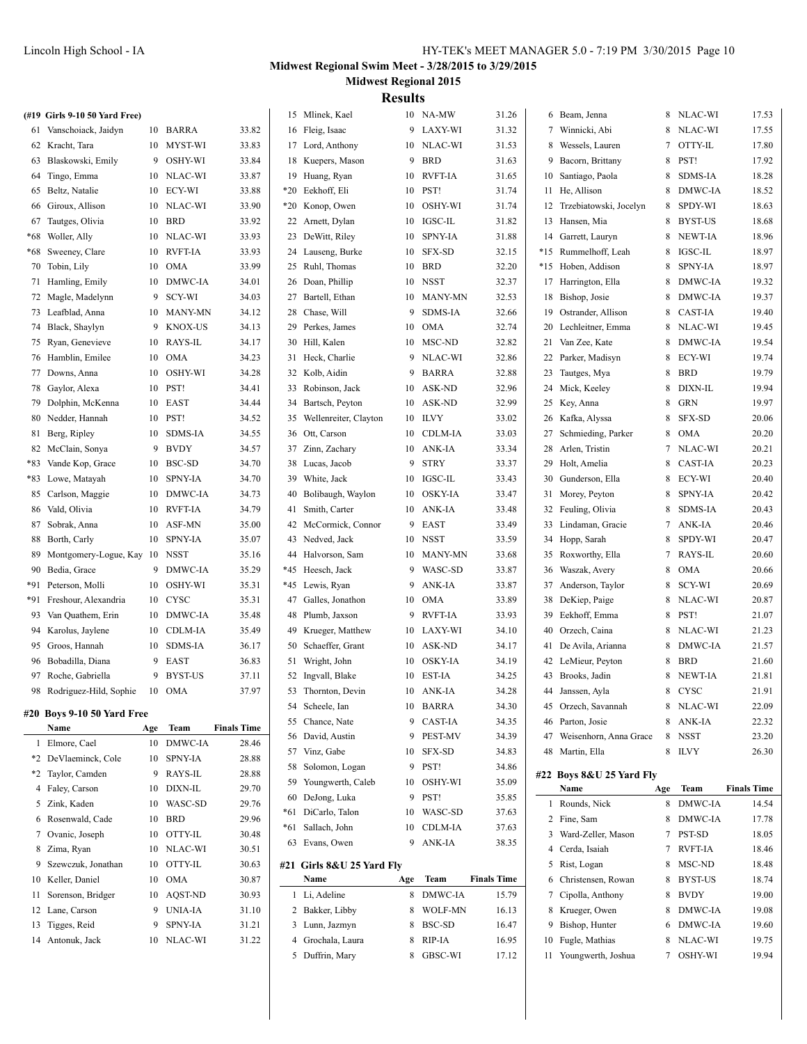**Midwest Regional Swim Meet - 3/28/2015 to 3/29/2015**

**Midwest Regional 2015**

## Results

### (#19 Girls 9-10 50 Yard Free)

| | Name | Age | Team | Finals Time |
|---|---|---|---|---|
| 61 | Vanschoiack, Jaidyn | 10 | BARRA | 33.82 |
| 62 | Kracht, Tara | 10 | MYST-WI | 33.83 |
| 63 | Blaskowski, Emily | 9 | OSHY-WI | 33.84 |
| 64 | Tingo, Emma | 10 | NLAC-WI | 33.87 |
| 65 | Beltz, Natalie | 10 | ECY-WI | 33.88 |
| 66 | Giroux, Allison | 10 | NLAC-WI | 33.90 |
| 67 | Tautges, Olivia | 10 | BRD | 33.92 |
| *68 | Woller, Ally | 10 | NLAC-WI | 33.93 |
| *68 | Sweeney, Clare | 10 | RVFT-IA | 33.93 |
| 70 | Tobin, Lily | 10 | OMA | 33.99 |
| 71 | Hamling, Emily | 10 | DMWC-IA | 34.01 |
| 72 | Magle, Madelynn | 9 | SCY-WI | 34.03 |
| 73 | Leafblad, Anna | 10 | MANY-MN | 34.12 |
| 74 | Black, Shaylyn | 9 | KNOX-US | 34.13 |
| 75 | Ryan, Genevieve | 10 | RAYS-IL | 34.17 |
| 76 | Hamblin, Emilee | 10 | OMA | 34.23 |
| 77 | Downs, Anna | 10 | OSHY-WI | 34.28 |
| 78 | Gaylor, Alexa | 10 | PST! | 34.41 |
| 79 | Dolphin, McKenna | 10 | EAST | 34.44 |
| 80 | Nedder, Hannah | 10 | PST! | 34.52 |
| 81 | Berg, Ripley | 10 | SDMS-IA | 34.55 |
| 82 | McClain, Sonya | 9 | BVDY | 34.57 |
| *83 | Vande Kop, Grace | 10 | BSC-SD | 34.70 |
| *83 | Lowe, Matayah | 10 | SPNY-IA | 34.70 |
| 85 | Carlson, Maggie | 10 | DMWC-IA | 34.73 |
| 86 | Vald, Olivia | 10 | RVFT-IA | 34.79 |
| 87 | Sobrak, Anna | 10 | ASF-MN | 35.00 |
| 88 | Borth, Carly | 10 | SPNY-IA | 35.07 |
| 89 | Montgomery-Logue, Kay | 10 | NSST | 35.16 |
| 90 | Bedia, Grace | 9 | DMWC-IA | 35.29 |
| *91 | Peterson, Molli | 10 | OSHY-WI | 35.31 |
| *91 | Freshour, Alexandria | 10 | CYSC | 35.31 |
| 93 | Van Quathem, Erin | 10 | DMWC-IA | 35.48 |
| 94 | Karolus, Jaylene | 10 | CDLM-IA | 35.49 |
| 95 | Groos, Hannah | 10 | SDMS-IA | 36.17 |
| 96 | Bobadilla, Diana | 9 | EAST | 36.83 |
| 97 | Roche, Gabriella | 9 | BYST-US | 37.11 |
| 98 | Rodriguez-Hild, Sophie | 10 | OMA | 37.97 |

### #20 Boys 9-10 50 Yard Free

| | Name | Age | Team | Finals Time |
|---|---|---|---|---|
| 1 | Elmore, Cael | 10 | DMWC-IA | 28.46 |
| *2 | DeVlaeminck, Cole | 10 | SPNY-IA | 28.88 |
| *2 | Taylor, Camden | 9 | RAYS-IL | 28.88 |
| 4 | Faley, Carson | 10 | DIXN-IL | 29.70 |
| 5 | Zink, Kaden | 10 | WASC-SD | 29.76 |
| 6 | Rosenwald, Cade | 10 | BRD | 29.96 |
| 7 | Ovanic, Joseph | 10 | OTTY-IL | 30.48 |
| 8 | Zima, Ryan | 10 | NLAC-WI | 30.51 |
| 9 | Szewczuk, Jonathan | 10 | OTTY-IL | 30.63 |
| 10 | Keller, Daniel | 10 | OMA | 30.87 |
| 11 | Sorenson, Bridger | 10 | AQST-ND | 30.93 |
| 12 | Lane, Carson | 9 | UNIA-IA | 31.10 |
| 13 | Tigges, Reid | 9 | SPNY-IA | 31.21 |
| 14 | Antonuk, Jack | 10 | NLAC-WI | 31.22 |
| 15 | Mlinek, Kael | 10 | NA-MW | 31.26 |
| 16 | Fleig, Isaac | 9 | LAXY-WI | 31.32 |
| 17 | Lord, Anthony | 10 | NLAC-WI | 31.53 |
| 18 | Kuepers, Mason | 9 | BRD | 31.63 |
| 19 | Huang, Ryan | 10 | RVFT-IA | 31.65 |
| *20 | Eekhoff, Eli | 10 | PST! | 31.74 |
| *20 | Konop, Owen | 10 | OSHY-WI | 31.74 |
| 22 | Arnett, Dylan | 10 | IGSC-IL | 31.82 |
| 23 | DeWitt, Riley | 10 | SPNY-IA | 31.88 |
| 24 | Lauseng, Burke | 10 | SFX-SD | 32.15 |
| 25 | Ruhl, Thomas | 10 | BRD | 32.20 |
| 26 | Doan, Phillip | 10 | NSST | 32.37 |
| 27 | Bartell, Ethan | 10 | MANY-MN | 32.53 |
| 28 | Chase, Will | 9 | SDMS-IA | 32.66 |
| 29 | Perkes, James | 10 | OMA | 32.74 |
| 30 | Hill, Kalen | 10 | MSC-ND | 32.82 |
| 31 | Heck, Charlie | 9 | NLAC-WI | 32.86 |
| 32 | Kolb, Aidin | 9 | BARRA | 32.88 |
| 33 | Robinson, Jack | 10 | ASK-ND | 32.96 |
| 34 | Bartsch, Peyton | 10 | ASK-ND | 32.99 |
| 35 | Wellenreiter, Clayton | 10 | ILVY | 33.02 |
| 36 | Ott, Carson | 10 | CDLM-IA | 33.03 |
| 37 | Zinn, Zachary | 10 | ANK-IA | 33.34 |
| 38 | Lucas, Jacob | 9 | STRY | 33.37 |
| 39 | White, Jack | 10 | IGSC-IL | 33.43 |
| 40 | Bolibaugh, Waylon | 10 | OSKY-IA | 33.47 |
| 41 | Smith, Carter | 10 | ANK-IA | 33.48 |
| 42 | McCormick, Connor | 9 | EAST | 33.49 |
| 43 | Nedved, Jack | 10 | NSST | 33.59 |
| 44 | Halvorson, Sam | 10 | MANY-MN | 33.68 |
| *45 | Heesch, Jack | 9 | WASC-SD | 33.87 |
| *45 | Lewis, Ryan | 9 | ANK-IA | 33.87 |
| 47 | Galles, Jonathon | 10 | OMA | 33.89 |
| 48 | Plumb, Jaxson | 9 | RVFT-IA | 33.93 |
| 49 | Krueger, Matthew | 10 | LAXY-WI | 34.10 |
| 50 | Schaeffer, Grant | 10 | ASK-ND | 34.17 |
| 51 | Wright, John | 10 | OSKY-IA | 34.19 |
| 52 | Ingvall, Blake | 10 | EST-IA | 34.25 |
| 53 | Thornton, Devin | 10 | ANK-IA | 34.28 |
| 54 | Scheele, Ian | 10 | BARRA | 34.30 |
| 55 | Chance, Nate | 9 | CAST-IA | 34.35 |
| 56 | David, Austin | 9 | PEST-MV | 34.39 |
| 57 | Vinz, Gabe | 10 | SFX-SD | 34.83 |
| 58 | Solomon, Logan | 9 | PST! | 34.86 |
| 59 | Youngwerth, Caleb | 10 | OSHY-WI | 35.09 |
| 60 | DeJong, Luka | 9 | PST! | 35.85 |
| *61 | DiCarlo, Talon | 10 | WASC-SD | 37.63 |
| *61 | Sallach, John | 10 | CDLM-IA | 37.63 |
| 63 | Evans, Owen | 9 | ANK-IA | 38.35 |

### #21 Girls 8&U 25 Yard Fly

| | Name | Age | Team | Finals Time |
|---|---|---|---|---|
| 1 | Li, Adeline | 8 | DMWC-IA | 15.79 |
| 2 | Bakker, Libby | 8 | WOLF-MN | 16.13 |
| 3 | Lunn, Jazmyn | 8 | BSC-SD | 16.47 |
| 4 | Grochala, Laura | 8 | RIP-IA | 16.95 |
| 5 | Duffrin, Mary | 8 | GBSC-WI | 17.12 |
| 6 | Beam, Jenna | 8 | NLAC-WI | 17.53 |
| 7 | Winnicki, Abi | 8 | NLAC-WI | 17.55 |
| 8 | Wessels, Lauren | 7 | OTTY-IL | 17.80 |
| 9 | Bacorn, Brittany | 8 | PST! | 17.92 |
| 10 | Santiago, Paola | 8 | SDMS-IA | 18.28 |
| 11 | He, Allison | 8 | DMWC-IA | 18.52 |
| 12 | Trzebiatowski, Jocelyn | 8 | SPDY-WI | 18.63 |
| 13 | Hansen, Mia | 8 | BYST-US | 18.68 |
| 14 | Garrett, Lauryn | 8 | NEWT-IA | 18.96 |
| *15 | Rummelhoff, Leah | 8 | IGSC-IL | 18.97 |
| *15 | Hoben, Addison | 8 | SPNY-IA | 18.97 |
| 17 | Harrington, Ella | 8 | DMWC-IA | 19.32 |
| 18 | Bishop, Josie | 8 | DMWC-IA | 19.37 |
| 19 | Ostrander, Allison | 8 | CAST-IA | 19.40 |
| 20 | Lechleitner, Emma | 8 | NLAC-WI | 19.45 |
| 21 | Van Zee, Kate | 8 | DMWC-IA | 19.54 |
| 22 | Parker, Madisyn | 8 | ECY-WI | 19.74 |
| 23 | Tautges, Mya | 8 | BRD | 19.79 |
| 24 | Mick, Keeley | 8 | DIXN-IL | 19.94 |
| 25 | Key, Anna | 8 | GRN | 19.97 |
| 26 | Kafka, Alyssa | 8 | SFX-SD | 20.06 |
| 27 | Schmieding, Parker | 8 | OMA | 20.20 |
| 28 | Arlen, Tristin | 7 | NLAC-WI | 20.21 |
| 29 | Holt, Amelia | 8 | CAST-IA | 20.23 |
| 30 | Gunderson, Ella | 8 | ECY-WI | 20.40 |
| 31 | Morey, Peyton | 8 | SPNY-IA | 20.42 |
| 32 | Feuling, Olivia | 8 | SDMS-IA | 20.43 |
| 33 | Lindaman, Gracie | 7 | ANK-IA | 20.46 |
| 34 | Hopp, Sarah | 8 | SPDY-WI | 20.47 |
| 35 | Roxworthy, Ella | 7 | RAYS-IL | 20.60 |
| 36 | Waszak, Avery | 8 | OMA | 20.66 |
| 37 | Anderson, Taylor | 8 | SCY-WI | 20.69 |
| 38 | DeKiep, Paige | 8 | NLAC-WI | 20.87 |
| 39 | Eekhoff, Emma | 8 | PST! | 21.07 |
| 40 | Orzech, Caina | 8 | NLAC-WI | 21.23 |
| 41 | De Avila, Arianna | 8 | DMWC-IA | 21.57 |
| 42 | LeMieur, Peyton | 8 | BRD | 21.60 |
| 43 | Brooks, Jadin | 8 | NEWT-IA | 21.81 |
| 44 | Janssen, Ayla | 8 | CYSC | 21.91 |
| 45 | Orzech, Savannah | 8 | NLAC-WI | 22.09 |
| 46 | Parton, Josie | 8 | ANK-IA | 22.32 |
| 47 | Weisenhorn, Anna Grace | 8 | NSST | 23.20 |
| 48 | Martin, Ella | 8 | ILVY | 26.30 |

### #22 Boys 8&U 25 Yard Fly

| | Name | Age | Team | Finals Time |
|---|---|---|---|---|
| 1 | Rounds, Nick | 8 | DMWC-IA | 14.54 |
| 2 | Fine, Sam | 8 | DMWC-IA | 17.78 |
| 3 | Ward-Zeller, Mason | 7 | PST-SD | 18.05 |
| 4 | Cerda, Isaiah | 7 | RVFT-IA | 18.46 |
| 5 | Rist, Logan | 8 | MSC-ND | 18.48 |
| 6 | Christensen, Rowan | 8 | BYST-US | 18.74 |
| 7 | Cipolla, Anthony | 8 | BVDY | 19.00 |
| 8 | Krueger, Owen | 8 | DMWC-IA | 19.08 |
| 9 | Bishop, Hunter | 6 | DMWC-IA | 19.60 |
| 10 | Fugle, Mathias | 8 | NLAC-WI | 19.75 |
| 11 | Youngwerth, Joshua | 7 | OSHY-WI | 19.94 |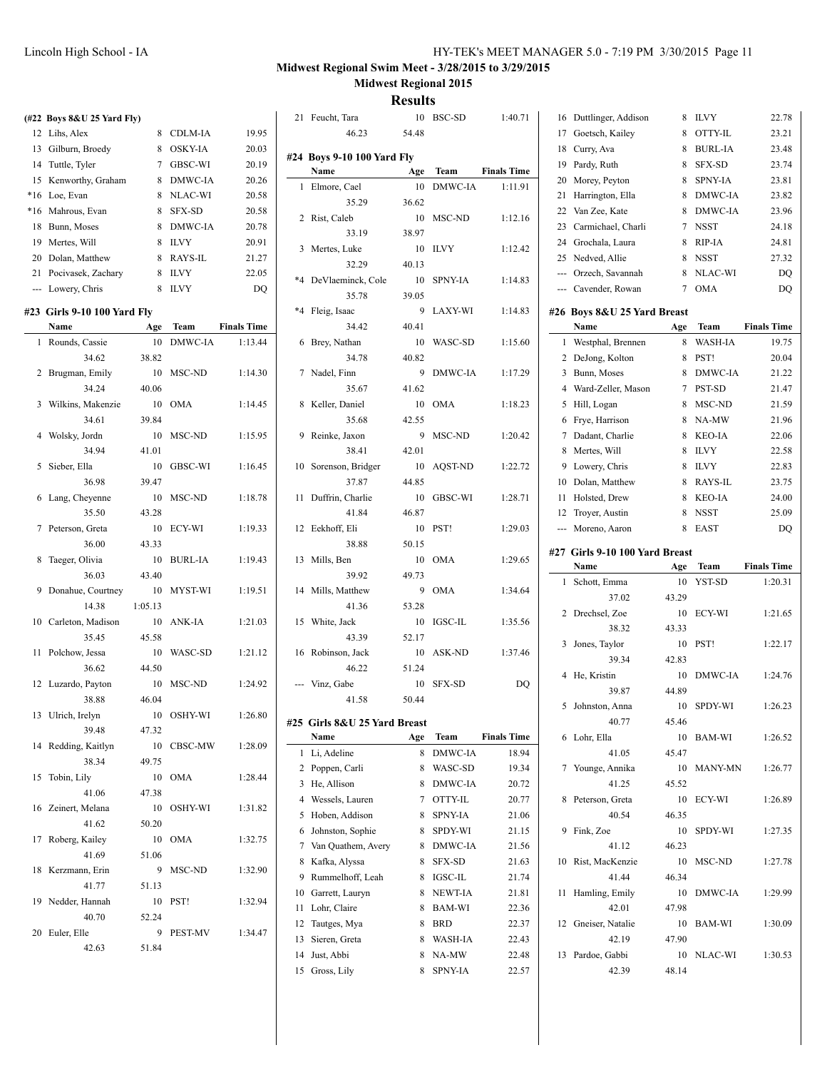Midwest Regional Swim Meet - 3/28/2015 to 3/29/2015

Midwest Regional 2015

## Results

### (#22 Boys 8&U 25 Yard Fly)

| | Name | Age | Team | Finals Time |
|---|---|---|---|---|
| 12 | Lihs, Alex | 8 | CDLM-IA | 19.95 |
| 13 | Gilburn, Broedy | 8 | OSKY-IA | 20.03 |
| 14 | Tuttle, Tyler | 7 | GBSC-WI | 20.19 |
| 15 | Kenworthy, Graham | 8 | DMWC-IA | 20.26 |
| *16 | Loe, Evan | 8 | NLAC-WI | 20.58 |
| *16 | Mahrous, Evan | 8 | SFX-SD | 20.58 |
| 18 | Bunn, Moses | 8 | DMWC-IA | 20.78 |
| 19 | Mertes, Will | 8 | ILVY | 20.91 |
| 20 | Dolan, Matthew | 8 | RAYS-IL | 21.27 |
| 21 | Pocivasek, Zachary | 8 | ILVY | 22.05 |
| --- | Lowery, Chris | 8 | ILVY | DQ |

### #23 Girls 9-10 100 Yard Fly

| | Name | Age | Team | Finals Time |
|---|---|---|---|---|
| 1 | Rounds, Cassie | 10 | DMWC-IA | 1:13.44 |
| | 34.62 | 38.82 | | |
| 2 | Brugman, Emily | 10 | MSC-ND | 1:14.30 |
| | 34.24 | 40.06 | | |
| 3 | Wilkins, Makenzie | 10 | OMA | 1:14.45 |
| | 34.61 | 39.84 | | |
| 4 | Wolsky, Jordn | 10 | MSC-ND | 1:15.95 |
| | 34.94 | 41.01 | | |
| 5 | Sieber, Ella | 10 | GBSC-WI | 1:16.45 |
| | 36.98 | 39.47 | | |
| 6 | Lang, Cheyenne | 10 | MSC-ND | 1:18.78 |
| | 35.50 | 43.28 | | |
| 7 | Peterson, Greta | 10 | ECY-WI | 1:19.33 |
| | 36.00 | 43.33 | | |
| 8 | Taeger, Olivia | 10 | BURL-IA | 1:19.43 |
| | 36.03 | 43.40 | | |
| 9 | Donahue, Courtney | 10 | MYST-WI | 1:19.51 |
| | 14.38 | 1:05.13 | | |
| 10 | Carleton, Madison | 10 | ANK-IA | 1:21.03 |
| | 35.45 | 45.58 | | |
| 11 | Polchow, Jessa | 10 | WASC-SD | 1:21.12 |
| | 36.62 | 44.50 | | |
| 12 | Luzardo, Payton | 10 | MSC-ND | 1:24.92 |
| | 38.88 | 46.04 | | |
| 13 | Ulrich, Irelyn | 10 | OSHY-WI | 1:26.80 |
| | 39.48 | 47.32 | | |
| 14 | Redding, Kaitlyn | 10 | CBSC-MW | 1:28.09 |
| | 38.34 | 49.75 | | |
| 15 | Tobin, Lily | 10 | OMA | 1:28.44 |
| | 41.06 | 47.38 | | |
| 16 | Zeinert, Melana | 10 | OSHY-WI | 1:31.82 |
| | 41.62 | 50.20 | | |
| 17 | Roberg, Kailey | 10 | OMA | 1:32.75 |
| | 41.69 | 51.06 | | |
| 18 | Kerzmann, Erin | 9 | MSC-ND | 1:32.90 |
| | 41.77 | 51.13 | | |
| 19 | Nedder, Hannah | 10 | PST! | 1:32.94 |
| | 40.70 | 52.24 | | |
| 20 | Euler, Elle | 9 | PEST-MV | 1:34.47 |
| | 42.63 | 51.84 | | |
| 21 | Feucht, Tara | 10 | BSC-SD | 1:40.71 |
| | 46.23 | 54.48 | | |

### #24 Boys 9-10 100 Yard Fly

| | Name | Age | Team | Finals Time |
|---|---|---|---|---|
| 1 | Elmore, Cael | 10 | DMWC-IA | 1:11.91 |
| | 35.29 | 36.62 | | |
| 2 | Rist, Caleb | 10 | MSC-ND | 1:12.16 |
| | 33.19 | 38.97 | | |
| 3 | Mertes, Luke | 10 | ILVY | 1:12.42 |
| | 32.29 | 40.13 | | |
| *4 | DeVlaeminck, Cole | 10 | SPNY-IA | 1:14.83 |
| | 35.78 | 39.05 | | |
| *4 | Fleig, Isaac | 9 | LAXY-WI | 1:14.83 |
| | 34.42 | 40.41 | | |
| 6 | Brey, Nathan | 10 | WASC-SD | 1:15.60 |
| | 34.78 | 40.82 | | |
| 7 | Nadel, Finn | 9 | DMWC-IA | 1:17.29 |
| | 35.67 | 41.62 | | |
| 8 | Keller, Daniel | 10 | OMA | 1:18.23 |
| | 35.68 | 42.55 | | |
| 9 | Reinke, Jaxon | 9 | MSC-ND | 1:20.42 |
| | 38.41 | 42.01 | | |
| 10 | Sorenson, Bridger | 10 | AQST-ND | 1:22.72 |
| | 37.87 | 44.85 | | |
| 11 | Duffrin, Charlie | 10 | GBSC-WI | 1:28.71 |
| | 41.84 | 46.87 | | |
| 12 | Eekhoff, Eli | 10 | PST! | 1:29.03 |
| | 38.88 | 50.15 | | |
| 13 | Mills, Ben | 10 | OMA | 1:29.65 |
| | 39.92 | 49.73 | | |
| 14 | Mills, Matthew | 9 | OMA | 1:34.64 |
| | 41.36 | 53.28 | | |
| 15 | White, Jack | 10 | IGSC-IL | 1:35.56 |
| | 43.39 | 52.17 | | |
| 16 | Robinson, Jack | 10 | ASK-ND | 1:37.46 |
| | 46.22 | 51.24 | | |
| --- | Vinz, Gabe | 10 | SFX-SD | DQ |
| | 41.58 | 50.44 | | |

### #25 Girls 8&U 25 Yard Breast

| | Name | Age | Team | Finals Time |
|---|---|---|---|---|
| 1 | Li, Adeline | 8 | DMWC-IA | 18.94 |
| 2 | Poppen, Carli | 8 | WASC-SD | 19.34 |
| 3 | He, Allison | 8 | DMWC-IA | 20.72 |
| 4 | Wessels, Lauren | 7 | OTTY-IL | 20.77 |
| 5 | Hoben, Addison | 8 | SPNY-IA | 21.06 |
| 6 | Johnston, Sophie | 8 | SPDY-WI | 21.15 |
| 7 | Van Quathem, Avery | 8 | DMWC-IA | 21.56 |
| 8 | Kafka, Alyssa | 8 | SFX-SD | 21.63 |
| 9 | Rummelhoff, Leah | 8 | IGSC-IL | 21.74 |
| 10 | Garrett, Lauryn | 8 | NEWT-IA | 21.81 |
| 11 | Lohr, Claire | 8 | BAM-WI | 22.36 |
| 12 | Tautges, Mya | 8 | BRD | 22.37 |
| 13 | Sieren, Greta | 8 | WASH-IA | 22.43 |
| 14 | Just, Abbi | 8 | NA-MW | 22.48 |
| 15 | Gross, Lily | 8 | SPNY-IA | 22.57 |
| 16 | Duttlinger, Addison | 8 | ILVY | 22.78 |
| 17 | Goetsch, Kailey | 8 | OTTY-IL | 23.21 |
| 18 | Curry, Ava | 8 | BURL-IA | 23.48 |
| 19 | Pardy, Ruth | 8 | SFX-SD | 23.74 |
| 20 | Morey, Peyton | 8 | SPNY-IA | 23.81 |
| 21 | Harrington, Ella | 8 | DMWC-IA | 23.82 |
| 22 | Van Zee, Kate | 8 | DMWC-IA | 23.96 |
| 23 | Carmichael, Charli | 7 | NSST | 24.18 |
| 24 | Grochala, Laura | 8 | RIP-IA | 24.81 |
| 25 | Nedved, Allie | 8 | NSST | 27.32 |
| --- | Orzech, Savannah | 8 | NLAC-WI | DQ |
| --- | Cavender, Rowan | 7 | OMA | DQ |

### #26 Boys 8&U 25 Yard Breast

| | Name | Age | Team | Finals Time |
|---|---|---|---|---|
| 1 | Westphal, Brennen | 8 | WASH-IA | 19.75 |
| 2 | DeJong, Kolton | 8 | PST! | 20.04 |
| 3 | Bunn, Moses | 8 | DMWC-IA | 21.22 |
| 4 | Ward-Zeller, Mason | 7 | PST-SD | 21.47 |
| 5 | Hill, Logan | 8 | MSC-ND | 21.59 |
| 6 | Frye, Harrison | 8 | NA-MW | 21.96 |
| 7 | Dadant, Charlie | 8 | KEO-IA | 22.06 |
| 8 | Mertes, Will | 8 | ILVY | 22.58 |
| 9 | Lowery, Chris | 8 | ILVY | 22.83 |
| 10 | Dolan, Matthew | 8 | RAYS-IL | 23.75 |
| 11 | Holsted, Drew | 8 | KEO-IA | 24.00 |
| 12 | Troyer, Austin | 8 | NSST | 25.09 |
| --- | Moreno, Aaron | 8 | EAST | DQ |

### #27 Girls 9-10 100 Yard Breast

| | Name | Age | Team | Finals Time |
|---|---|---|---|---|
| 1 | Schott, Emma | 10 | YST-SD | 1:20.31 |
| | 37.02 | 43.29 | | |
| 2 | Drechsel, Zoe | 10 | ECY-WI | 1:21.65 |
| | 38.32 | 43.33 | | |
| 3 | Jones, Taylor | 10 | PST! | 1:22.17 |
| | 39.34 | 42.83 | | |
| 4 | He, Kristin | 10 | DMWC-IA | 1:24.76 |
| | 39.87 | 44.89 | | |
| 5 | Johnston, Anna | 10 | SPDY-WI | 1:26.23 |
| | 40.77 | 45.46 | | |
| 6 | Lohr, Ella | 10 | BAM-WI | 1:26.52 |
| | 41.05 | 45.47 | | |
| 7 | Younge, Annika | 10 | MANY-MN | 1:26.77 |
| | 41.25 | 45.52 | | |
| 8 | Peterson, Greta | 10 | ECY-WI | 1:26.89 |
| | 40.54 | 46.35 | | |
| 9 | Fink, Zoe | 10 | SPDY-WI | 1:27.35 |
| | 41.12 | 46.23 | | |
| 10 | Rist, MacKenzie | 10 | MSC-ND | 1:27.78 |
| | 41.44 | 46.34 | | |
| 11 | Hamling, Emily | 10 | DMWC-IA | 1:29.99 |
| | 42.01 | 47.98 | | |
| 12 | Gneiser, Natalie | 10 | BAM-WI | 1:30.09 |
| | 42.19 | 47.90 | | |
| 13 | Pardoe, Gabbi | 10 | NLAC-WI | 1:30.53 |
| | 42.39 | 48.14 | | |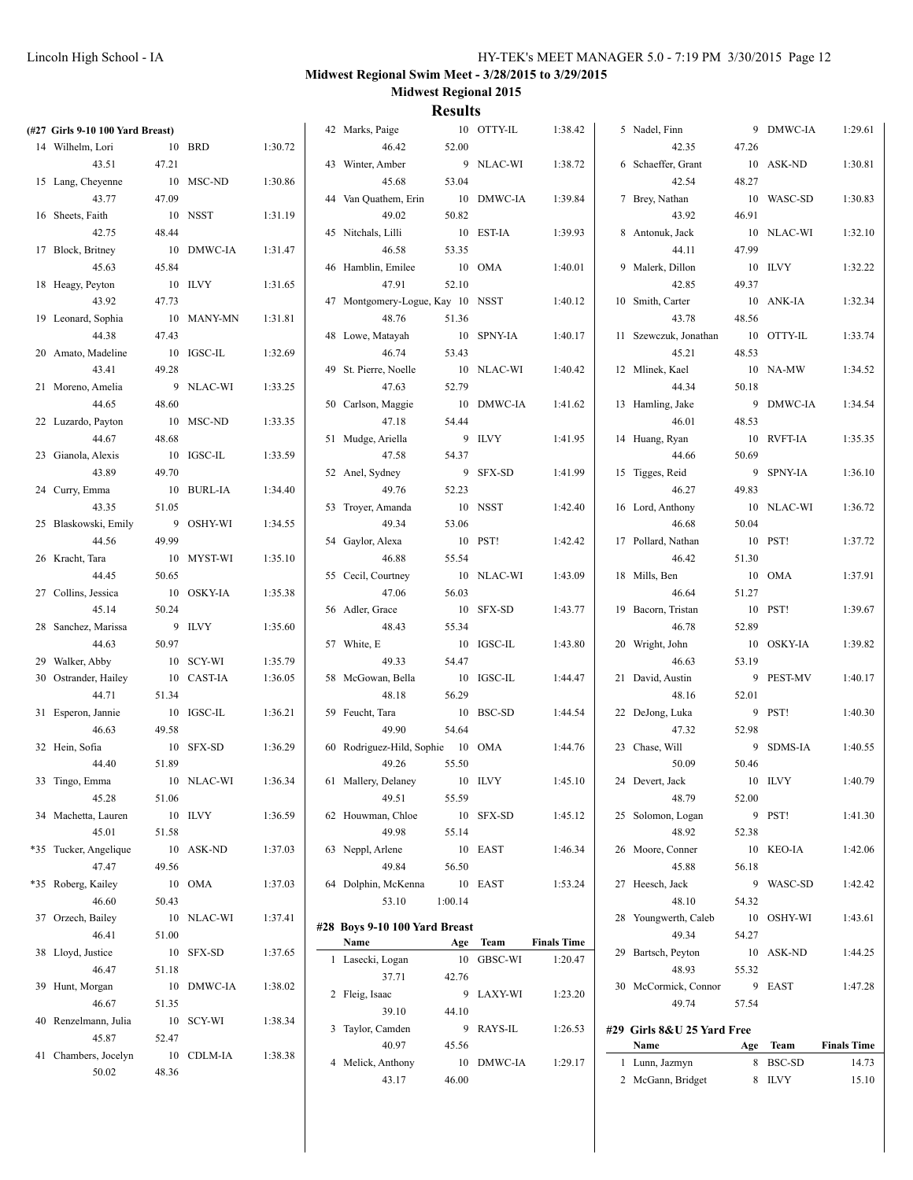## Midwest Regional Swim Meet - 3/28/2015 to 3/29/2015

### Midwest Regional 2015

### Results

**(#27 Girls 9-10 100 Yard Breast)**

| | Name | Age | Team | Finals Time |
|---|---|---|---|---|
| 14 | Wilhelm, Lori | 10 | BRD | 1:30.72 |
| | 43.51 | 47.21 | | |
| 15 | Lang, Cheyenne | 10 | MSC-ND | 1:30.86 |
| | 43.77 | 47.09 | | |
| 16 | Sheets, Faith | 10 | NSST | 1:31.19 |
| | 42.75 | 48.44 | | |
| 17 | Block, Britney | 10 | DMWC-IA | 1:31.47 |
| | 45.63 | 45.84 | | |
| 18 | Heagy, Peyton | 10 | ILVY | 1:31.65 |
| | 43.92 | 47.73 | | |
| 19 | Leonard, Sophia | 10 | MANY-MN | 1:31.81 |
| | 44.38 | 47.43 | | |
| 20 | Amato, Madeline | 10 | IGSC-IL | 1:32.69 |
| | 43.41 | 49.28 | | |
| 21 | Moreno, Amelia | 9 | NLAC-WI | 1:33.25 |
| | 44.65 | 48.60 | | |
| 22 | Luzardo, Payton | 10 | MSC-ND | 1:33.35 |
| | 44.67 | 48.68 | | |
| 23 | Gianola, Alexis | 10 | IGSC-IL | 1:33.59 |
| | 43.89 | 49.70 | | |
| 24 | Curry, Emma | 10 | BURL-IA | 1:34.40 |
| | 43.35 | 51.05 | | |
| 25 | Blaskowski, Emily | 9 | OSHY-WI | 1:34.55 |
| | 44.56 | 49.99 | | |
| 26 | Kracht, Tara | 10 | MYST-WI | 1:35.10 |
| | 44.45 | 50.65 | | |
| 27 | Collins, Jessica | 10 | OSKY-IA | 1:35.38 |
| | 45.14 | 50.24 | | |
| 28 | Sanchez, Marissa | 9 | ILVY | 1:35.60 |
| | 44.63 | 50.97 | | |
| 29 | Walker, Abby | 10 | SCY-WI | 1:35.79 |
| 30 | Ostrander, Hailey | 10 | CAST-IA | 1:36.05 |
| | 44.71 | 51.34 | | |
| 31 | Esperon, Jannie | 10 | IGSC-IL | 1:36.21 |
| | 46.63 | 49.58 | | |
| 32 | Hein, Sofia | 10 | SFX-SD | 1:36.29 |
| | 44.40 | 51.89 | | |
| 33 | Tingo, Emma | 10 | NLAC-WI | 1:36.34 |
| | 45.28 | 51.06 | | |
| 34 | Machetta, Lauren | 10 | ILVY | 1:36.59 |
| | 45.01 | 51.58 | | |
| *35 | Tucker, Angelique | 10 | ASK-ND | 1:37.03 |
| | 47.47 | 49.56 | | |
| *35 | Roberg, Kailey | 10 | OMA | 1:37.03 |
| | 46.60 | 50.43 | | |
| 37 | Orzech, Bailey | 10 | NLAC-WI | 1:37.41 |
| | 46.41 | 51.00 | | |
| 38 | Lloyd, Justice | 10 | SFX-SD | 1:37.65 |
| | 46.47 | 51.18 | | |
| 39 | Hunt, Morgan | 10 | DMWC-IA | 1:38.02 |
| | 46.67 | 51.35 | | |
| 40 | Renzelmann, Julia | 10 | SCY-WI | 1:38.34 |
| | 45.87 | 52.47 | | |
| 41 | Chambers, Jocelyn | 10 | CDLM-IA | 1:38.38 |
| | 50.02 | 48.36 | | |
| 42 | Marks, Paige | 10 | OTTY-IL | 1:38.42 |
| | 46.42 | 52.00 | | |
| 43 | Winter, Amber | 9 | NLAC-WI | 1:38.72 |
| | 45.68 | 53.04 | | |
| 44 | Van Quathem, Erin | 10 | DMWC-IA | 1:39.84 |
| | 49.02 | 50.82 | | |
| 45 | Nitchals, Lilli | 10 | EST-IA | 1:39.93 |
| | 46.58 | 53.35 | | |
| 46 | Hamblin, Emilee | 10 | OMA | 1:40.01 |
| | 47.91 | 52.10 | | |
| 47 | Montgomery-Logue, Kay | 10 | NSST | 1:40.12 |
| | 48.76 | 51.36 | | |
| 48 | Lowe, Matayah | 10 | SPNY-IA | 1:40.17 |
| | 46.74 | 53.43 | | |
| 49 | St. Pierre, Noelle | 10 | NLAC-WI | 1:40.42 |
| | 47.63 | 52.79 | | |
| 50 | Carlson, Maggie | 10 | DMWC-IA | 1:41.62 |
| | 47.18 | 54.44 | | |
| 51 | Mudge, Ariella | 9 | ILVY | 1:41.95 |
| | 47.58 | 54.37 | | |
| 52 | Anel, Sydney | 9 | SFX-SD | 1:41.99 |
| | 49.76 | 52.23 | | |
| 53 | Troyer, Amanda | 10 | NSST | 1:42.40 |
| | 49.34 | 53.06 | | |
| 54 | Gaylor, Alexa | 10 | PST! | 1:42.42 |
| | 46.88 | 55.54 | | |
| 55 | Cecil, Courtney | 10 | NLAC-WI | 1:43.09 |
| | 47.06 | 56.03 | | |
| 56 | Adler, Grace | 10 | SFX-SD | 1:43.77 |
| | 48.43 | 55.34 | | |
| 57 | White, E | 10 | IGSC-IL | 1:43.80 |
| | 49.33 | 54.47 | | |
| 58 | McGowan, Bella | 10 | IGSC-IL | 1:44.47 |
| | 48.18 | 56.29 | | |
| 59 | Feucht, Tara | 10 | BSC-SD | 1:44.54 |
| | 49.90 | 54.64 | | |
| 60 | Rodriguez-Hild, Sophie | 10 | OMA | 1:44.76 |
| | 49.26 | 55.50 | | |
| 61 | Mallery, Delaney | 10 | ILVY | 1:45.10 |
| | 49.51 | 55.59 | | |
| 62 | Houwman, Chloe | 10 | SFX-SD | 1:45.12 |
| | 49.98 | 55.14 | | |
| 63 | Neppl, Arlene | 10 | EAST | 1:46.34 |
| | 49.84 | 56.50 | | |
| 64 | Dolphin, McKenna | 10 | EAST | 1:53.24 |
| | 53.10 | 1:00.14 | | |

**#28 Boys 9-10 100 Yard Breast**

| | Name | Age | Team | Finals Time |
|---|---|---|---|---|
| 1 | Lasecki, Logan | 10 | GBSC-WI | 1:20.47 |
| | 37.71 | 42.76 | | |
| 2 | Fleig, Isaac | 9 | LAXY-WI | 1:23.20 |
| | 39.10 | 44.10 | | |
| 3 | Taylor, Camden | 9 | RAYS-IL | 1:26.53 |
| | 40.97 | 45.56 | | |
| 4 | Melick, Anthony | 10 | DMWC-IA | 1:29.17 |
| | 43.17 | 46.00 | | |
| 5 | Nadel, Finn | 9 | DMWC-IA | 1:29.61 |
| | 42.35 | 47.26 | | |
| 6 | Schaeffer, Grant | 10 | ASK-ND | 1:30.81 |
| | 42.54 | 48.27 | | |
| 7 | Brey, Nathan | 10 | WASC-SD | 1:30.83 |
| | 43.92 | 46.91 | | |
| 8 | Antonuk, Jack | 10 | NLAC-WI | 1:32.10 |
| | 44.11 | 47.99 | | |
| 9 | Malerk, Dillon | 10 | ILVY | 1:32.22 |
| | 42.85 | 49.37 | | |
| 10 | Smith, Carter | 10 | ANK-IA | 1:32.34 |
| | 43.78 | 48.56 | | |
| 11 | Szewczuk, Jonathan | 10 | OTTY-IL | 1:33.74 |
| | 45.21 | 48.53 | | |
| 12 | Mlinek, Kael | 10 | NA-MW | 1:34.52 |
| | 44.34 | 50.18 | | |
| 13 | Hamling, Jake | 9 | DMWC-IA | 1:34.54 |
| | 46.01 | 48.53 | | |
| 14 | Huang, Ryan | 10 | RVFT-IA | 1:35.35 |
| | 44.66 | 50.69 | | |
| 15 | Tigges, Reid | 9 | SPNY-IA | 1:36.10 |
| | 46.27 | 49.83 | | |
| 16 | Lord, Anthony | 10 | NLAC-WI | 1:36.72 |
| | 46.68 | 50.04 | | |
| 17 | Pollard, Nathan | 10 | PST! | 1:37.72 |
| | 46.42 | 51.30 | | |
| 18 | Mills, Ben | 10 | OMA | 1:37.91 |
| | 46.64 | 51.27 | | |
| 19 | Bacorn, Tristan | 10 | PST! | 1:39.67 |
| | 46.78 | 52.89 | | |
| 20 | Wright, John | 10 | OSKY-IA | 1:39.82 |
| | 46.63 | 53.19 | | |
| 21 | David, Austin | 9 | PEST-MV | 1:40.17 |
| | 48.16 | 52.01 | | |
| 22 | DeJong, Luka | 9 | PST! | 1:40.30 |
| | 47.32 | 52.98 | | |
| 23 | Chase, Will | 9 | SDMS-IA | 1:40.55 |
| | 50.09 | 50.46 | | |
| 24 | Devert, Jack | 10 | ILVY | 1:40.79 |
| | 48.79 | 52.00 | | |
| 25 | Solomon, Logan | 9 | PST! | 1:41.30 |
| | 48.92 | 52.38 | | |
| 26 | Moore, Conner | 10 | KEO-IA | 1:42.06 |
| | 45.88 | 56.18 | | |
| 27 | Heesch, Jack | 9 | WASC-SD | 1:42.42 |
| | 48.10 | 54.32 | | |
| 28 | Youngwerth, Caleb | 10 | OSHY-WI | 1:43.61 |
| | 49.34 | 54.27 | | |
| 29 | Bartsch, Peyton | 10 | ASK-ND | 1:44.25 |
| | 48.93 | 55.32 | | |
| 30 | McCormick, Connor | 9 | EAST | 1:47.28 |
| | 49.74 | 57.54 | | |

**#29 Girls 8&U 25 Yard Free**

| | Name | Age | Team | Finals Time |
|---|---|---|---|---|
| 1 | Lunn, Jazmyn | 8 | BSC-SD | 14.73 |
| 2 | McGann, Bridget | 8 | ILVY | 15.10 |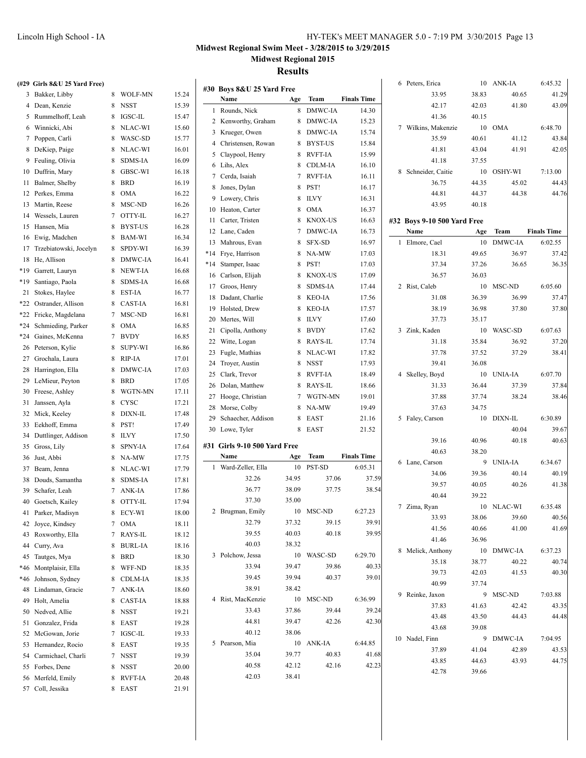**Midwest Regional Swim Meet - 3/28/2015 to 3/29/2015**

**Midwest Regional 2015**

## Results

### (#29 Girls 8&U 25 Yard Free)

| | Name | Age | Team | Finals Time |
|---|---|---|---|---|
| 3 | Bakker, Libby | 8 | WOLF-MN | 15.24 |
| 4 | Dean, Kenzie | 8 | NSST | 15.39 |
| 5 | Rummelhoff, Leah | 8 | IGSC-IL | 15.47 |
| 6 | Winnicki, Abi | 8 | NLAC-WI | 15.60 |
| 7 | Poppen, Carli | 8 | WASC-SD | 15.77 |
| 8 | DeKiep, Paige | 8 | NLAC-WI | 16.01 |
| 9 | Feuling, Olivia | 8 | SDMS-IA | 16.09 |
| 10 | Duffrin, Mary | 8 | GBSC-WI | 16.18 |
| 11 | Balmer, Shelby | 8 | BRD | 16.19 |
| 12 | Perkes, Emma | 8 | OMA | 16.22 |
| 13 | Martin, Reese | 8 | MSC-ND | 16.26 |
| 14 | Wessels, Lauren | 7 | OTTY-IL | 16.27 |
| 15 | Hansen, Mia | 8 | BYST-US | 16.28 |
| 16 | Ewig, Madchen | 8 | BAM-WI | 16.34 |
| 17 | Trzebiatowski, Jocelyn | 8 | SPDY-WI | 16.39 |
| 18 | He, Allison | 8 | DMWC-IA | 16.41 |
| *19 | Garrett, Lauryn | 8 | NEWT-IA | 16.68 |
| *19 | Santiago, Paola | 8 | SDMS-IA | 16.68 |
| 21 | Stokes, Haylee | 8 | EST-IA | 16.77 |
| *22 | Ostrander, Allison | 8 | CAST-IA | 16.81 |
| *22 | Fricke, Magdelana | 7 | MSC-ND | 16.81 |
| *24 | Schmieding, Parker | 8 | OMA | 16.85 |
| *24 | Gaines, McKenna | 7 | BVDY | 16.85 |
| 26 | Peterson, Kylie | 8 | SUPY-WI | 16.86 |
| 27 | Grochala, Laura | 8 | RIP-IA | 17.01 |
| 28 | Harrington, Ella | 8 | DMWC-IA | 17.03 |
| 29 | LeMieur, Peyton | 8 | BRD | 17.05 |
| 30 | Freese, Ashley | 8 | WGTN-MN | 17.11 |
| 31 | Janssen, Ayla | 8 | CYSC | 17.21 |
| 32 | Mick, Keeley | 8 | DIXN-IL | 17.48 |
| 33 | Eekhoff, Emma | 8 | PST! | 17.49 |
| 34 | Duttlinger, Addison | 8 | ILVY | 17.50 |
| 35 | Gross, Lily | 8 | SPNY-IA | 17.64 |
| 36 | Just, Abbi | 8 | NA-MW | 17.75 |
| 37 | Beam, Jenna | 8 | NLAC-WI | 17.79 |
| 38 | Douds, Samantha | 8 | SDMS-IA | 17.81 |
| 39 | Schafer, Leah | 7 | ANK-IA | 17.86 |
| 40 | Goetsch, Kailey | 8 | OTTY-IL | 17.94 |
| 41 | Parker, Madisyn | 8 | ECY-WI | 18.00 |
| 42 | Joyce, Kindsey | 7 | OMA | 18.11 |
| 43 | Roxworthy, Ella | 7 | RAYS-IL | 18.12 |
| 44 | Curry, Ava | 8 | BURL-IA | 18.16 |
| 45 | Tautges, Mya | 8 | BRD | 18.30 |
| *46 | Montplaisir, Ella | 8 | WFF-ND | 18.35 |
| *46 | Johnson, Sydney | 8 | CDLM-IA | 18.35 |
| 48 | Lindaman, Gracie | 7 | ANK-IA | 18.60 |
| 49 | Holt, Amelia | 8 | CAST-IA | 18.88 |
| 50 | Nedved, Allie | 8 | NSST | 19.21 |
| 51 | Gonzalez, Frida | 8 | EAST | 19.28 |
| 52 | McGowan, Jorie | 7 | IGSC-IL | 19.33 |
| 53 | Hernandez, Rocio | 8 | EAST | 19.35 |
| 54 | Carmichael, Charli | 7 | NSST | 19.39 |
| 55 | Forbes, Dene | 8 | NSST | 20.00 |
| 56 | Merfeld, Emily | 8 | RVFT-IA | 20.48 |
| 57 | Coll, Jessika | 8 | EAST | 21.91 |

### #30 Boys 8&U 25 Yard Free

| | Name | Age | Team | Finals Time |
|---|---|---|---|---|
| 1 | Rounds, Nick | 8 | DMWC-IA | 14.30 |
| 2 | Kenworthy, Graham | 8 | DMWC-IA | 15.23 |
| 3 | Krueger, Owen | 8 | DMWC-IA | 15.74 |
| 4 | Christensen, Rowan | 8 | BYST-US | 15.84 |
| 5 | Claypool, Henry | 8 | RVFT-IA | 15.99 |
| 6 | Lihs, Alex | 8 | CDLM-IA | 16.10 |
| 7 | Cerda, Isaiah | 7 | RVFT-IA | 16.11 |
| 8 | Jones, Dylan | 8 | PST! | 16.17 |
| 9 | Lowery, Chris | 8 | ILVY | 16.31 |
| 10 | Heaton, Carter | 8 | OMA | 16.37 |
| 11 | Carter, Tristen | 8 | KNOX-US | 16.63 |
| 12 | Lane, Caden | 7 | DMWC-IA | 16.73 |
| 13 | Mahrous, Evan | 8 | SFX-SD | 16.97 |
| *14 | Frye, Harrison | 8 | NA-MW | 17.03 |
| *14 | Stamper, Isaac | 8 | PST! | 17.03 |
| 16 | Carlson, Elijah | 8 | KNOX-US | 17.09 |
| 17 | Groos, Henry | 8 | SDMS-IA | 17.44 |
| 18 | Dadant, Charlie | 8 | KEO-IA | 17.56 |
| 19 | Holsted, Drew | 8 | KEO-IA | 17.57 |
| 20 | Mertes, Will | 8 | ILVY | 17.60 |
| 21 | Cipolla, Anthony | 8 | BVDY | 17.62 |
| 22 | Witte, Logan | 8 | RAYS-IL | 17.74 |
| 23 | Fugle, Mathias | 8 | NLAC-WI | 17.82 |
| 24 | Troyer, Austin | 8 | NSST | 17.93 |
| 25 | Clark, Trevor | 8 | RVFT-IA | 18.49 |
| 26 | Dolan, Matthew | 8 | RAYS-IL | 18.66 |
| 27 | Hooge, Christian | 7 | WGTN-MN | 19.01 |
| 28 | Morse, Colby | 8 | NA-MW | 19.49 |
| 29 | Schaecher, Addison | 8 | EAST | 21.16 |
| 30 | Lowe, Tyler | 8 | EAST | 21.52 |

### #31 Girls 9-10 500 Yard Free

| | Name | Age | Team | Finals Time |
|---|---|---|---|---|
| 1 | Ward-Zeller, Ella | 10 | PST-SD | 6:05.31 |
| | 32.26 | 34.95 | 37.06 | 37.59 |
| | 36.77 | 38.09 | 37.75 | 38.54 |
| | 37.30 | 35.00 | | |
| 2 | Brugman, Emily | 10 | MSC-ND | 6:27.23 |
| | 32.79 | 37.32 | 39.15 | 39.91 |
| | 39.55 | 40.03 | 40.18 | 39.95 |
| | 40.03 | 38.32 | | |
| 3 | Polchow, Jessa | 10 | WASC-SD | 6:29.70 |
| | 33.94 | 39.47 | 39.86 | 40.33 |
| | 39.45 | 39.94 | 40.37 | 39.01 |
| | 38.91 | 38.42 | | |
| 4 | Rist, MacKenzie | 10 | MSC-ND | 6:36.99 |
| | 33.43 | 37.86 | 39.44 | 39.24 |
| | 44.81 | 39.47 | 42.26 | 42.30 |
| | 40.12 | 38.06 | | |
| 5 | Pearson, Mia | 10 | ANK-IA | 6:44.85 |
| | 35.04 | 39.77 | 40.83 | 41.68 |
| | 40.58 | 42.12 | 42.16 | 42.23 |
| | 42.03 | 38.41 | | |
| 6 | Peters, Erica | 10 | ANK-IA | 6:45.32 |
| | 33.95 | 38.83 | 40.65 | 41.29 |
| | 42.17 | 42.03 | 41.80 | 43.09 |
| | 41.36 | 40.15 | | |
| 7 | Wilkins, Makenzie | 10 | OMA | 6:48.70 |
| | 35.59 | 40.61 | 41.12 | 43.84 |
| | 41.81 | 43.04 | 41.91 | 42.05 |
| | 41.18 | 37.55 | | |
| 8 | Schneider, Caitie | 10 | OSHY-WI | 7:13.00 |
| | 36.75 | 44.35 | 45.02 | 44.43 |
| | 44.81 | 44.37 | 44.38 | 44.76 |
| | 43.95 | 40.18 | | |

### #32 Boys 9-10 500 Yard Free

| | Name | Age | Team | Finals Time |
|---|---|---|---|---|
| 1 | Elmore, Cael | 10 | DMWC-IA | 6:02.55 |
| | 18.31 | 49.65 | 36.97 | 37.42 |
| | 37.34 | 37.26 | 36.65 | 36.35 |
| | 36.57 | 36.03 | | |
| 2 | Rist, Caleb | 10 | MSC-ND | 6:05.60 |
| | 31.08 | 36.39 | 36.99 | 37.47 |
| | 38.19 | 36.98 | 37.80 | 37.80 |
| | 37.73 | 35.17 | | |
| 3 | Zink, Kaden | 10 | WASC-SD | 6:07.63 |
| | 31.18 | 35.84 | 36.92 | 37.20 |
| | 37.78 | 37.52 | 37.29 | 38.41 |
| | 39.41 | 36.08 | | |
| 4 | Skelley, Boyd | 10 | UNIA-IA | 6:07.70 |
| | 31.33 | 36.44 | 37.39 | 37.84 |
| | 37.88 | 37.74 | 38.24 | 38.46 |
| | 37.63 | 34.75 | | |
| 5 | Faley, Carson | 10 | DIXN-IL | 6:30.89 |
| | | | 40.04 | 39.67 |
| | 39.16 | 40.96 | 40.18 | 40.63 |
| | 40.63 | 38.20 | | |
| 6 | Lane, Carson | 9 | UNIA-IA | 6:34.67 |
| | 34.06 | 39.36 | 40.14 | 40.19 |
| | 39.57 | 40.05 | 40.26 | 41.38 |
| | 40.44 | 39.22 | | |
| 7 | Zima, Ryan | 10 | NLAC-WI | 6:35.48 |
| | 33.93 | 38.06 | 39.60 | 40.56 |
| | 41.56 | 40.66 | 41.00 | 41.69 |
| | 41.46 | 36.96 | | |
| 8 | Melick, Anthony | 10 | DMWC-IA | 6:37.23 |
| | 35.18 | 38.77 | 40.22 | 40.74 |
| | 39.73 | 42.03 | 41.53 | 40.30 |
| | 40.99 | 37.74 | | |
| 9 | Reinke, Jaxon | 9 | MSC-ND | 7:03.88 |
| | 37.83 | 41.63 | 42.42 | 43.35 |
| | 43.48 | 43.50 | 44.43 | 44.48 |
| | 43.68 | 39.08 | | |
| 10 | Nadel, Finn | 9 | DMWC-IA | 7:04.95 |
| | 37.89 | 41.04 | 42.89 | 43.53 |
| | 43.85 | 44.63 | 43.93 | 44.75 |
| | 42.78 | 39.66 | | |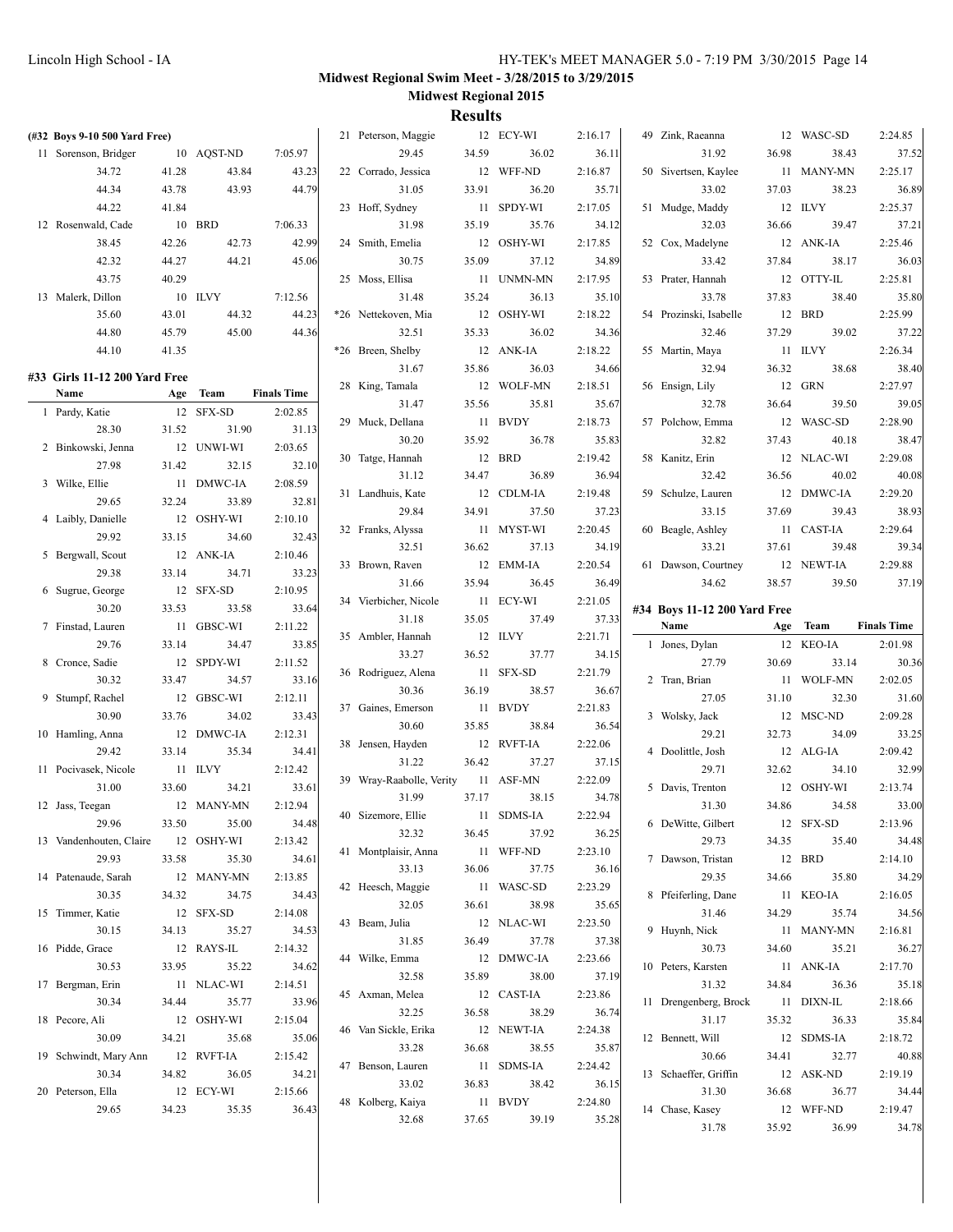## Midwest Regional Swim Meet - 3/28/2015 to 3/29/2015

### Midwest Regional 2015

### Results

**(#32 Boys 9-10 500 Yard Free)**

| | Name | Age | Team | Finals Time |
|---|---|---|---|---|
| 11 | Sorenson, Bridger | 10 | AQST-ND | 7:05.97 |
| | 34.72 / 41.28 / 43.84 / 43.23 / 44.34 / 43.78 / 43.93 / 44.79 / 44.22 / 41.84 | | | |
| 12 | Rosenwald, Cade | 10 | BRD | 7:06.33 |
| | 38.45 / 42.26 / 42.73 / 42.99 / 42.32 / 44.27 / 44.21 / 45.06 / 43.75 / 40.29 | | | |
| 13 | Malerk, Dillon | 10 | ILVY | 7:12.56 |
| | 35.60 / 43.01 / 44.32 / 44.23 / 44.80 / 45.79 / 45.00 / 44.36 / 44.10 / 41.35 | | | |

#### #33 Girls 11-12 200 Yard Free

| | Name | Age | Team | Finals Time | Splits |
|---|---|---|---|---|---|
| 1 | Pardy, Katie | 12 | SFX-SD | 2:02.85 | 28.30 / 31.52 / 31.90 / 31.13 |
| 2 | Binkowski, Jenna | 12 | UNWI-WI | 2:03.65 | 27.98 / 31.42 / 32.15 / 32.10 |
| 3 | Wilke, Ellie | 11 | DMWC-IA | 2:08.59 | 29.65 / 32.24 / 33.89 / 32.81 |
| 4 | Laibly, Danielle | 12 | OSHY-WI | 2:10.10 | 29.92 / 33.15 / 34.60 / 32.43 |
| 5 | Bergwall, Scout | 12 | ANK-IA | 2:10.46 | 29.38 / 33.14 / 34.71 / 33.23 |
| 6 | Sugrue, George | 12 | SFX-SD | 2:10.95 | 30.20 / 33.53 / 33.58 / 33.64 |
| 7 | Finstad, Lauren | 11 | GBSC-WI | 2:11.22 | 29.76 / 33.14 / 34.47 / 33.85 |
| 8 | Cronce, Sadie | 12 | SPDY-WI | 2:11.52 | 30.32 / 33.47 / 34.57 / 33.16 |
| 9 | Stumpf, Rachel | 12 | GBSC-WI | 2:12.11 | 30.90 / 33.76 / 34.02 / 33.43 |
| 10 | Hamling, Anna | 12 | DMWC-IA | 2:12.31 | 29.42 / 33.14 / 35.34 / 34.41 |
| 11 | Pocivasek, Nicole | 11 | ILVY | 2:12.42 | 31.00 / 33.60 / 34.21 / 33.61 |
| 12 | Jass, Teegan | 12 | MANY-MN | 2:12.94 | 29.96 / 33.50 / 35.00 / 34.48 |
| 13 | Vandenhouten, Claire | 12 | OSHY-WI | 2:13.42 | 29.93 / 33.58 / 35.30 / 34.61 |
| 14 | Patenaude, Sarah | 12 | MANY-MN | 2:13.85 | 30.35 / 34.32 / 34.75 / 34.43 |
| 15 | Timmer, Katie | 12 | SFX-SD | 2:14.08 | 30.15 / 34.13 / 35.27 / 34.53 |
| 16 | Pidde, Grace | 12 | RAYS-IL | 2:14.32 | 30.53 / 33.95 / 35.22 / 34.62 |
| 17 | Bergman, Erin | 11 | NLAC-WI | 2:14.51 | 30.34 / 34.44 / 35.77 / 33.96 |
| 18 | Pecore, Ali | 12 | OSHY-WI | 2:15.04 | 30.09 / 34.21 / 35.68 / 35.06 |
| 19 | Schwindt, Mary Ann | 12 | RVFT-IA | 2:15.42 | 30.34 / 34.82 / 36.05 / 34.21 |
| 20 | Peterson, Ella | 12 | ECY-WI | 2:15.66 | 29.65 / 34.23 / 35.35 / 36.43 |
| 21 | Peterson, Maggie | 12 | ECY-WI | 2:16.17 | 29.45 / 34.59 / 36.02 / 36.11 |
| 22 | Corrado, Jessica | 12 | WFF-ND | 2:16.87 | 31.05 / 33.91 / 36.20 / 35.71 |
| 23 | Hoff, Sydney | 11 | SPDY-WI | 2:17.05 | 31.98 / 35.19 / 35.76 / 34.12 |
| 24 | Smith, Emelia | 12 | OSHY-WI | 2:17.85 | 30.75 / 35.09 / 37.12 / 34.89 |
| 25 | Moss, Ellisa | 11 | UNMN-MN | 2:17.95 | 31.48 / 35.24 / 36.13 / 35.10 |
| *26 | Nettekoven, Mia | 12 | OSHY-WI | 2:18.22 | 32.51 / 35.33 / 36.02 / 34.36 |
| *26 | Breen, Shelby | 12 | ANK-IA | 2:18.22 | 31.67 / 35.86 / 36.03 / 34.66 |
| 28 | King, Tamala | 12 | WOLF-MN | 2:18.51 | 31.47 / 35.56 / 35.81 / 35.67 |
| 29 | Muck, Dellana | 11 | BVDY | 2:18.73 | 30.20 / 35.92 / 36.78 / 35.83 |
| 30 | Tatge, Hannah | 12 | BRD | 2:19.42 | 31.12 / 34.47 / 36.89 / 36.94 |
| 31 | Landhuis, Kate | 12 | CDLM-IA | 2:19.48 | 29.84 / 34.91 / 37.50 / 37.23 |
| 32 | Franks, Alyssa | 11 | MYST-WI | 2:20.45 | 32.51 / 36.62 / 37.13 / 34.19 |
| 33 | Brown, Raven | 12 | EMM-IA | 2:20.54 | 31.66 / 35.94 / 36.45 / 36.49 |
| 34 | Vierbicher, Nicole | 11 | ECY-WI | 2:21.05 | 31.18 / 35.05 / 37.49 / 37.33 |
| 35 | Ambler, Hannah | 12 | ILVY | 2:21.71 | 33.27 / 36.52 / 37.77 / 34.15 |
| 36 | Rodriguez, Alena | 11 | SFX-SD | 2:21.79 | 30.36 / 36.19 / 38.57 / 36.67 |
| 37 | Gaines, Emerson | 11 | BVDY | 2:21.83 | 30.60 / 35.85 / 38.84 / 36.54 |
| 38 | Jensen, Hayden | 12 | RVFT-IA | 2:22.06 | 31.22 / 36.42 / 37.27 / 37.15 |
| 39 | Wray-Raabolle, Verity | 11 | ASF-MN | 2:22.09 | 31.99 / 37.17 / 38.15 / 34.78 |
| 40 | Sizemore, Ellie | 11 | SDMS-IA | 2:22.94 | 32.32 / 36.45 / 37.92 / 36.25 |
| 41 | Montplaisir, Anna | 11 | WFF-ND | 2:23.10 | 33.13 / 36.06 / 37.75 / 36.16 |
| 42 | Heesch, Maggie | 11 | WASC-SD | 2:23.29 | 32.05 / 36.61 / 38.98 / 35.65 |
| 43 | Beam, Julia | 12 | NLAC-WI | 2:23.50 | 31.85 / 36.49 / 37.78 / 37.38 |
| 44 | Wilke, Emma | 12 | DMWC-IA | 2:23.66 | 32.58 / 35.89 / 38.00 / 37.19 |
| 45 | Axman, Melea | 12 | CAST-IA | 2:23.86 | 32.25 / 36.58 / 38.29 / 36.74 |
| 46 | Van Sickle, Erika | 12 | NEWT-IA | 2:24.38 | 33.28 / 36.68 / 38.55 / 35.87 |
| 47 | Benson, Lauren | 11 | SDMS-IA | 2:24.42 | 33.02 / 36.83 / 38.42 / 36.15 |
| 48 | Kolberg, Kaiya | 11 | BVDY | 2:24.80 | 32.68 / 37.65 / 39.19 / 35.28 |
| 49 | Zink, Raeanna | 12 | WASC-SD | 2:24.85 | 31.92 / 36.98 / 38.43 / 37.52 |
| 50 | Sivertsen, Kaylee | 11 | MANY-MN | 2:25.17 | 33.02 / 37.03 / 38.23 / 36.89 |
| 51 | Mudge, Maddy | 12 | ILVY | 2:25.37 | 32.03 / 36.66 / 39.47 / 37.21 |
| 52 | Cox, Madelyne | 12 | ANK-IA | 2:25.46 | 33.42 / 37.84 / 38.17 / 36.03 |
| 53 | Prater, Hannah | 12 | OTTY-IL | 2:25.81 | 33.78 / 37.83 / 38.40 / 35.80 |
| 54 | Prozinski, Isabelle | 12 | BRD | 2:25.99 | 32.46 / 37.29 / 39.02 / 37.22 |
| 55 | Martin, Maya | 11 | ILVY | 2:26.34 | 32.94 / 36.32 / 38.68 / 38.40 |
| 56 | Ensign, Lily | 12 | GRN | 2:27.97 | 32.78 / 36.64 / 39.50 / 39.05 |
| 57 | Polchow, Emma | 12 | WASC-SD | 2:28.90 | 32.82 / 37.43 / 40.18 / 38.47 |
| 58 | Kanitz, Erin | 12 | NLAC-WI | 2:29.08 | 32.42 / 36.56 / 40.02 / 40.08 |
| 59 | Schulze, Lauren | 12 | DMWC-IA | 2:29.20 | 33.15 / 37.69 / 39.43 / 38.93 |
| 60 | Beagle, Ashley | 11 | CAST-IA | 2:29.64 | 33.21 / 37.61 / 39.48 / 39.34 |
| 61 | Dawson, Courtney | 12 | NEWT-IA | 2:29.88 | 34.62 / 38.57 / 39.50 / 37.19 |

#### #34 Boys 11-12 200 Yard Free

| | Name | Age | Team | Finals Time | Splits |
|---|---|---|---|---|---|
| 1 | Jones, Dylan | 12 | KEO-IA | 2:01.98 | 27.79 / 30.69 / 33.14 / 30.36 |
| 2 | Tran, Brian | 11 | WOLF-MN | 2:02.05 | 27.05 / 31.10 / 32.30 / 31.60 |
| 3 | Wolsky, Jack | 12 | MSC-ND | 2:09.28 | 29.21 / 32.73 / 34.09 / 33.25 |
| 4 | Doolittle, Josh | 12 | ALG-IA | 2:09.42 | 29.71 / 32.62 / 34.10 / 32.99 |
| 5 | Davis, Trenton | 12 | OSHY-WI | 2:13.74 | 31.30 / 34.86 / 34.58 / 33.00 |
| 6 | DeWitte, Gilbert | 12 | SFX-SD | 2:13.96 | 29.73 / 34.35 / 35.40 / 34.48 |
| 7 | Dawson, Tristan | 12 | BRD | 2:14.10 | 29.35 / 34.66 / 35.80 / 34.29 |
| 8 | Pfeiferling, Dane | 11 | KEO-IA | 2:16.05 | 31.46 / 34.29 / 35.74 / 34.56 |
| 9 | Huynh, Nick | 11 | MANY-MN | 2:16.81 | 30.73 / 34.60 / 35.21 / 36.27 |
| 10 | Peters, Karsten | 11 | ANK-IA | 2:17.70 | 31.32 / 34.84 / 36.36 / 35.18 |
| 11 | Drengenberg, Brock | 11 | DIXN-IL | 2:18.66 | 31.17 / 35.32 / 36.33 / 35.84 |
| 12 | Bennett, Will | 12 | SDMS-IA | 2:18.72 | 30.66 / 34.41 / 32.77 / 40.88 |
| 13 | Schaeffer, Griffin | 12 | ASK-ND | 2:19.19 | 31.30 / 36.68 / 36.77 / 34.44 |
| 14 | Chase, Kasey | 12 | WFF-ND | 2:19.47 | 31.78 / 35.92 / 36.99 / 34.78 |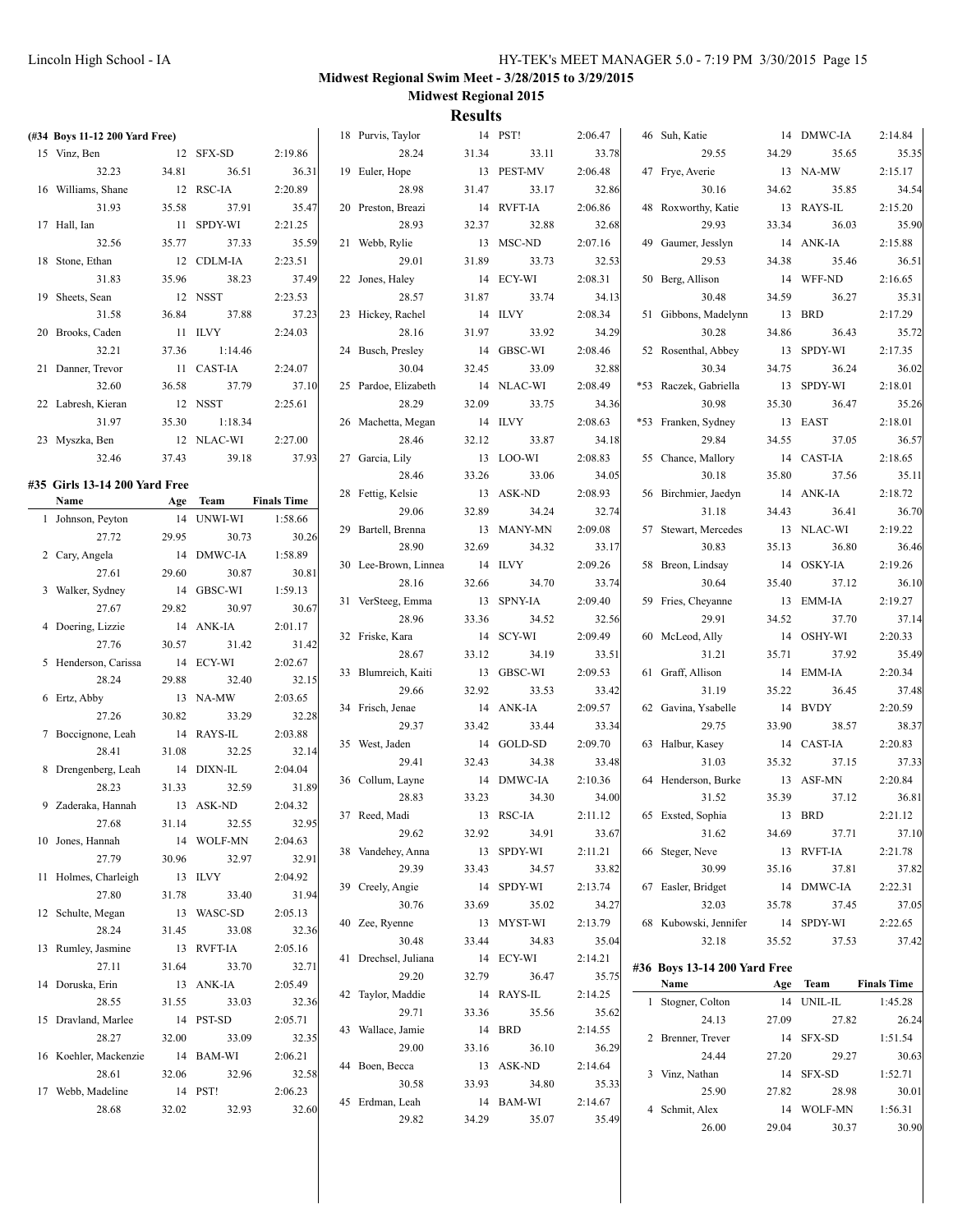**Midwest Regional Swim Meet - 3/28/2015 to 3/29/2015**

**Midwest Regional 2015**

## Results

### (#34 Boys 11-12 200 Yard Free)

| | Name | Age | Team | Finals Time |
|---|---|---|---|---|
| 15 | Vinz, Ben | 12 | SFX-SD | 2:19.86 |
| | 32.23 | 34.81 | 36.51 | 36.31 |
| 16 | Williams, Shane | 12 | RSC-IA | 2:20.89 |
| | 31.93 | 35.58 | 37.91 | 35.47 |
| 17 | Hall, Ian | 11 | SPDY-WI | 2:21.25 |
| | 32.56 | 35.77 | 37.33 | 35.59 |
| 18 | Stone, Ethan | 12 | CDLM-IA | 2:23.51 |
| | 31.83 | 35.96 | 38.23 | 37.49 |
| 19 | Sheets, Sean | 12 | NSST | 2:23.53 |
| | 31.58 | 36.84 | 37.88 | 37.23 |
| 20 | Brooks, Caden | 11 | ILVY | 2:24.03 |
| | 32.21 | 37.36 | 1:14.46 | |
| 21 | Danner, Trevor | 11 | CAST-IA | 2:24.07 |
| | 32.60 | 36.58 | 37.79 | 37.10 |
| 22 | Labresh, Kieran | 12 | NSST | 2:25.61 |
| | 31.97 | 35.30 | 1:18.34 | |
| 23 | Myszka, Ben | 12 | NLAC-WI | 2:27.00 |
| | 32.46 | 37.43 | 39.18 | 37.93 |

### #35 Girls 13-14 200 Yard Free

| | Name | Age | Team | Finals Time |
|---|---|---|---|---|
| 1 | Johnson, Peyton | 14 | UNWI-WI | 1:58.66 |
| | 27.72 | 29.95 | 30.73 | 30.26 |
| 2 | Cary, Angela | 14 | DMWC-IA | 1:58.89 |
| | 27.61 | 29.60 | 30.87 | 30.81 |
| 3 | Walker, Sydney | 14 | GBSC-WI | 1:59.13 |
| | 27.67 | 29.82 | 30.97 | 30.67 |
| 4 | Doering, Lizzie | 14 | ANK-IA | 2:01.17 |
| | 27.76 | 30.57 | 31.42 | 31.42 |
| 5 | Henderson, Carissa | 14 | ECY-WI | 2:02.67 |
| | 28.24 | 29.88 | 32.40 | 32.15 |
| 6 | Ertz, Abby | 13 | NA-MW | 2:03.65 |
| | 27.26 | 30.82 | 33.29 | 32.28 |
| 7 | Boccignone, Leah | 14 | RAYS-IL | 2:03.88 |
| | 28.41 | 31.08 | 32.25 | 32.14 |
| 8 | Drengenberg, Leah | 14 | DIXN-IL | 2:04.04 |
| | 28.23 | 31.33 | 32.59 | 31.89 |
| 9 | Zaderaka, Hannah | 13 | ASK-ND | 2:04.32 |
| | 27.68 | 31.14 | 32.55 | 32.95 |
| 10 | Jones, Hannah | 14 | WOLF-MN | 2:04.63 |
| | 27.79 | 30.96 | 32.97 | 32.91 |
| 11 | Holmes, Charleigh | 13 | ILVY | 2:04.92 |
| | 27.80 | 31.78 | 33.40 | 31.94 |
| 12 | Schulte, Megan | 13 | WASC-SD | 2:05.13 |
| | 28.24 | 31.45 | 33.08 | 32.36 |
| 13 | Rumley, Jasmine | 13 | RVFT-IA | 2:05.16 |
| | 27.11 | 31.64 | 33.70 | 32.71 |
| 14 | Doruska, Erin | 13 | ANK-IA | 2:05.49 |
| | 28.55 | 31.55 | 33.03 | 32.36 |
| 15 | Dravland, Marlee | 14 | PST-SD | 2:05.71 |
| | 28.27 | 32.00 | 33.09 | 32.35 |
| 16 | Koehler, Mackenzie | 14 | BAM-WI | 2:06.21 |
| | 28.61 | 32.06 | 32.96 | 32.58 |
| 17 | Webb, Madeline | 14 | PST! | 2:06.23 |
| | 28.68 | 32.02 | 32.93 | 32.60 |
| 18 | Purvis, Taylor | 14 | PST! | 2:06.47 |
| | 28.24 | 31.34 | 33.11 | 33.78 |
| 19 | Euler, Hope | 13 | PEST-MV | 2:06.48 |
| | 28.98 | 31.47 | 33.17 | 32.86 |
| 20 | Preston, Breazi | 14 | RVFT-IA | 2:06.86 |
| | 28.93 | 32.37 | 32.88 | 32.68 |
| 21 | Webb, Rylie | 13 | MSC-ND | 2:07.16 |
| | 29.01 | 31.89 | 33.73 | 32.53 |
| 22 | Jones, Haley | 14 | ECY-WI | 2:08.31 |
| | 28.57 | 31.87 | 33.74 | 34.13 |
| 23 | Hickey, Rachel | 14 | ILVY | 2:08.34 |
| | 28.16 | 31.97 | 33.92 | 34.29 |
| 24 | Busch, Presley | 14 | GBSC-WI | 2:08.46 |
| | 30.04 | 32.45 | 33.09 | 32.88 |
| 25 | Pardoe, Elizabeth | 14 | NLAC-WI | 2:08.49 |
| | 28.29 | 32.09 | 33.75 | 34.36 |
| 26 | Machetta, Megan | 14 | ILVY | 2:08.63 |
| | 28.46 | 32.12 | 33.87 | 34.18 |
| 27 | Garcia, Lily | 13 | LOO-WI | 2:08.83 |
| | 28.46 | 33.26 | 33.06 | 34.05 |
| 28 | Fettig, Kelsie | 13 | ASK-ND | 2:08.93 |
| | 29.06 | 32.89 | 34.24 | 32.74 |
| 29 | Bartell, Brenna | 13 | MANY-MN | 2:09.08 |
| | 28.90 | 32.69 | 34.32 | 33.17 |
| 30 | Lee-Brown, Linnea | 14 | ILVY | 2:09.26 |
| | 28.16 | 32.66 | 34.70 | 33.74 |
| 31 | VerSteeg, Emma | 13 | SPNY-IA | 2:09.40 |
| | 28.96 | 33.36 | 34.52 | 32.56 |
| 32 | Friske, Kara | 14 | SCY-WI | 2:09.49 |
| | 28.67 | 33.12 | 34.19 | 33.51 |
| 33 | Blumreich, Kaiti | 13 | GBSC-WI | 2:09.53 |
| | 29.66 | 32.92 | 33.53 | 33.42 |
| 34 | Frisch, Jenae | 14 | ANK-IA | 2:09.57 |
| | 29.37 | 33.42 | 33.44 | 33.34 |
| 35 | West, Jaden | 14 | GOLD-SD | 2:09.70 |
| | 29.41 | 32.43 | 34.38 | 33.48 |
| 36 | Collum, Layne | 14 | DMWC-IA | 2:10.36 |
| | 28.83 | 33.23 | 34.30 | 34.00 |
| 37 | Reed, Madi | 13 | RSC-IA | 2:11.12 |
| | 29.62 | 32.92 | 34.91 | 33.67 |
| 38 | Vandehey, Anna | 13 | SPDY-WI | 2:11.21 |
| | 29.39 | 33.43 | 34.57 | 33.82 |
| 39 | Creely, Angie | 14 | SPDY-WI | 2:13.74 |
| | 30.76 | 33.69 | 35.02 | 34.27 |
| 40 | Zee, Ryenne | 13 | MYST-WI | 2:13.79 |
| | 30.48 | 33.44 | 34.83 | 35.04 |
| 41 | Drechsel, Juliana | 14 | ECY-WI | 2:14.21 |
| | 29.20 | 32.79 | 36.47 | 35.75 |
| 42 | Taylor, Maddie | 14 | RAYS-IL | 2:14.25 |
| | 29.71 | 33.36 | 35.56 | 35.62 |
| 43 | Wallace, Jamie | 14 | BRD | 2:14.55 |
| | 29.00 | 33.16 | 36.10 | 36.29 |
| 44 | Boen, Becca | 13 | ASK-ND | 2:14.64 |
| | 30.58 | 33.93 | 34.80 | 35.33 |
| 45 | Erdman, Leah | 14 | BAM-WI | 2:14.67 |
| | 29.82 | 34.29 | 35.07 | 35.49 |
| 46 | Suh, Katie | 14 | DMWC-IA | 2:14.84 |
| | 29.55 | 34.29 | 35.65 | 35.35 |
| 47 | Frye, Averie | 13 | NA-MW | 2:15.17 |
| | 30.16 | 34.62 | 35.85 | 34.54 |
| 48 | Roxworthy, Katie | 13 | RAYS-IL | 2:15.20 |
| | 29.93 | 33.34 | 36.03 | 35.90 |
| 49 | Gaumer, Jesslyn | 14 | ANK-IA | 2:15.88 |
| | 29.53 | 34.38 | 35.46 | 36.51 |
| 50 | Berg, Allison | 14 | WFF-ND | 2:16.65 |
| | 30.48 | 34.59 | 36.27 | 35.31 |
| 51 | Gibbons, Madelynn | 13 | BRD | 2:17.29 |
| | 30.28 | 34.86 | 36.43 | 35.72 |
| 52 | Rosenthal, Abbey | 13 | SPDY-WI | 2:17.35 |
| | 30.34 | 34.75 | 36.24 | 36.02 |
| *53 | Raczek, Gabriella | 13 | SPDY-WI | 2:18.01 |
| | 30.98 | 35.30 | 36.47 | 35.26 |
| *53 | Franken, Sydney | 13 | EAST | 2:18.01 |
| | 29.84 | 34.55 | 37.05 | 36.57 |
| 55 | Chance, Mallory | 14 | CAST-IA | 2:18.65 |
| | 30.18 | 35.80 | 37.56 | 35.11 |
| 56 | Birchmier, Jaedyn | 14 | ANK-IA | 2:18.72 |
| | 31.18 | 34.43 | 36.41 | 36.70 |
| 57 | Stewart, Mercedes | 13 | NLAC-WI | 2:19.22 |
| | 30.83 | 35.13 | 36.80 | 36.46 |
| 58 | Breon, Lindsay | 14 | OSKY-IA | 2:19.26 |
| | 30.64 | 35.40 | 37.12 | 36.10 |
| 59 | Fries, Cheyanne | 13 | EMM-IA | 2:19.27 |
| | 29.91 | 34.52 | 37.70 | 37.14 |
| 60 | McLeod, Ally | 14 | OSHY-WI | 2:20.33 |
| | 31.21 | 35.71 | 37.92 | 35.49 |
| 61 | Graff, Allison | 14 | EMM-IA | 2:20.34 |
| | 31.19 | 35.22 | 36.45 | 37.48 |
| 62 | Gavina, Ysabelle | 14 | BVDY | 2:20.59 |
| | 29.75 | 33.90 | 38.57 | 38.37 |
| 63 | Halbur, Kasey | 14 | CAST-IA | 2:20.83 |
| | 31.03 | 35.32 | 37.15 | 37.33 |
| 64 | Henderson, Burke | 13 | ASF-MN | 2:20.84 |
| | 31.52 | 35.39 | 37.12 | 36.81 |
| 65 | Exsted, Sophia | 13 | BRD | 2:21.12 |
| | 31.62 | 34.69 | 37.71 | 37.10 |
| 66 | Steger, Neve | 13 | RVFT-IA | 2:21.78 |
| | 30.99 | 35.16 | 37.81 | 37.82 |
| 67 | Easler, Bridget | 14 | DMWC-IA | 2:22.31 |
| | 32.03 | 35.78 | 37.45 | 37.05 |
| 68 | Kubowski, Jennifer | 14 | SPDY-WI | 2:22.65 |
| | 32.18 | 35.52 | 37.53 | 37.42 |

### #36 Boys 13-14 200 Yard Free

| | Name | Age | Team | Finals Time |
|---|---|---|---|---|
| 1 | Stogner, Colton | 14 | UNIL-IL | 1:45.28 |
| | 24.13 | 27.09 | 27.82 | 26.24 |
| 2 | Brenner, Trever | 14 | SFX-SD | 1:51.54 |
| | 24.44 | 27.20 | 29.27 | 30.63 |
| 3 | Vinz, Nathan | 14 | SFX-SD | 1:52.71 |
| | 25.90 | 27.82 | 28.98 | 30.01 |
| 4 | Schmit, Alex | 14 | WOLF-MN | 1:56.31 |
| | 26.00 | 29.04 | 30.37 | 30.90 |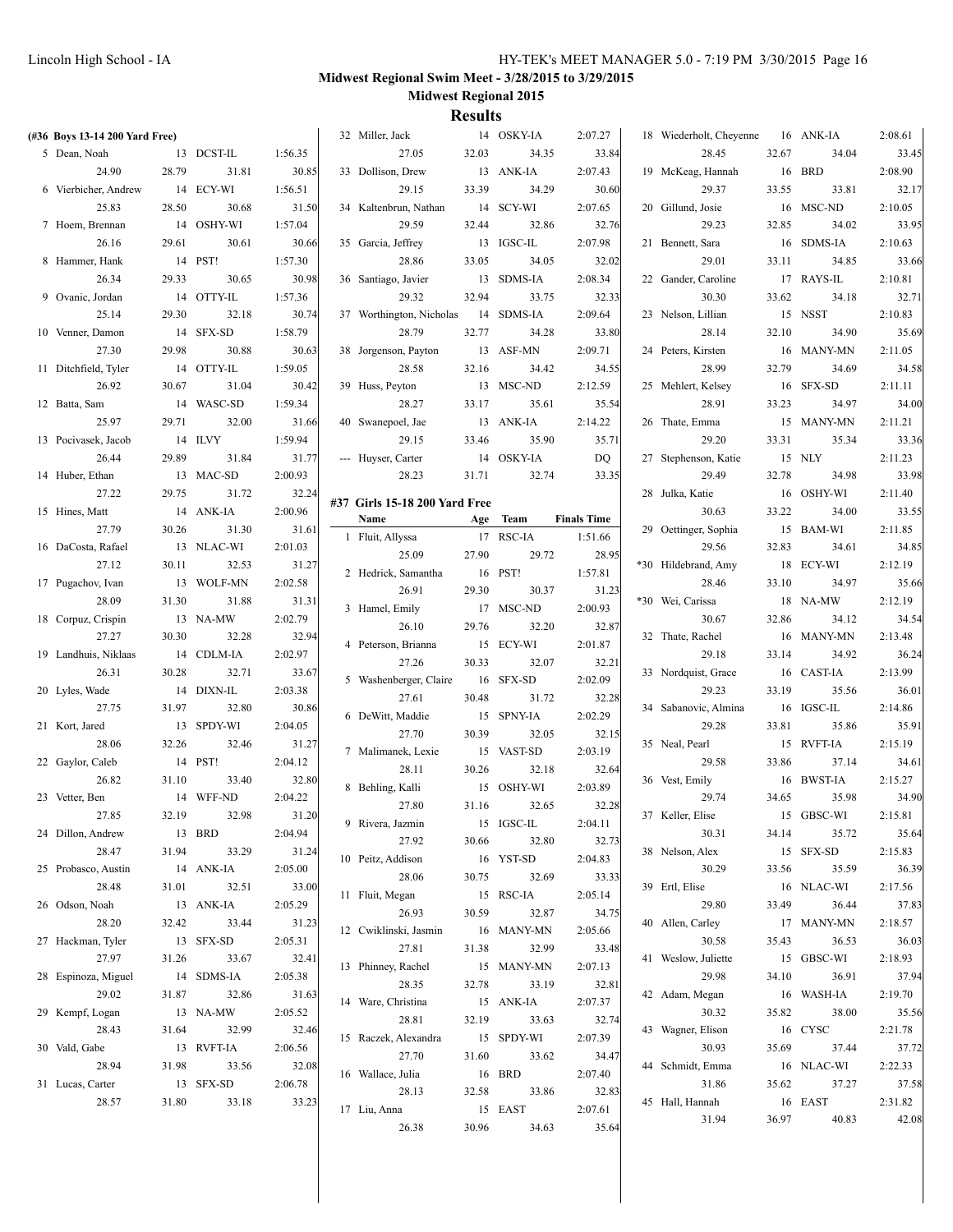**Midwest Regional Swim Meet - 3/28/2015 to 3/29/2015**

**Midwest Regional 2015**

## Results

### (#36 Boys 13-14 200 Yard Free)

| Place | Name | Age | Team | Finals Time |
|---|---|---|---|---|
| 5 | Dean, Noah | 13 | DCST-IL | 1:56.35 |
| | 24.90 28.79 31.81 30.85 | | | |
| 6 | Vierbicher, Andrew | 14 | ECY-WI | 1:56.51 |
| | 25.83 28.50 30.68 31.50 | | | |
| 7 | Hoem, Brennan | 14 | OSHY-WI | 1:57.04 |
| | 26.16 29.61 30.61 30.66 | | | |
| 8 | Hammer, Hank | 14 | PST! | 1:57.30 |
| | 26.34 29.33 30.65 30.98 | | | |
| 9 | Ovanic, Jordan | 14 | OTTY-IL | 1:57.36 |
| | 25.14 29.30 32.18 30.74 | | | |
| 10 | Venner, Damon | 14 | SFX-SD | 1:58.79 |
| | 27.30 29.98 30.88 30.63 | | | |
| 11 | Ditchfield, Tyler | 14 | OTTY-IL | 1:59.05 |
| | 26.92 30.67 31.04 30.42 | | | |
| 12 | Batta, Sam | 14 | WASC-SD | 1:59.34 |
| | 25.97 29.71 32.00 31.66 | | | |
| 13 | Pocivasek, Jacob | 14 | ILVY | 1:59.94 |
| | 26.44 29.89 31.84 31.77 | | | |
| 14 | Huber, Ethan | 13 | MAC-SD | 2:00.93 |
| | 27.22 29.75 31.72 32.24 | | | |
| 15 | Hines, Matt | 14 | ANK-IA | 2:00.96 |
| | 27.79 30.26 31.30 31.61 | | | |
| 16 | DaCosta, Rafael | 13 | NLAC-WI | 2:01.03 |
| | 27.12 30.11 32.53 31.27 | | | |
| 17 | Pugachov, Ivan | 13 | WOLF-MN | 2:02.58 |
| | 28.09 31.30 31.88 31.31 | | | |
| 18 | Corpuz, Crispin | 13 | NA-MW | 2:02.79 |
| | 27.27 30.30 32.28 32.94 | | | |
| 19 | Landhuis, Niklaas | 14 | CDLM-IA | 2:02.97 |
| | 26.31 30.28 32.71 33.67 | | | |
| 20 | Lyles, Wade | 14 | DIXN-IL | 2:03.38 |
| | 27.75 31.97 32.80 30.86 | | | |
| 21 | Kort, Jared | 13 | SPDY-WI | 2:04.05 |
| | 28.06 32.26 32.46 31.27 | | | |
| 22 | Gaylor, Caleb | 14 | PST! | 2:04.12 |
| | 26.82 31.10 33.40 32.80 | | | |
| 23 | Vetter, Ben | 14 | WFF-ND | 2:04.22 |
| | 27.85 32.19 32.98 31.20 | | | |
| 24 | Dillon, Andrew | 13 | BRD | 2:04.94 |
| | 28.47 31.94 33.29 31.24 | | | |
| 25 | Probasco, Austin | 14 | ANK-IA | 2:05.00 |
| | 28.48 31.01 32.51 33.00 | | | |
| 26 | Odson, Noah | 13 | ANK-IA | 2:05.29 |
| | 28.20 32.42 33.44 31.23 | | | |
| 27 | Hackman, Tyler | 13 | SFX-SD | 2:05.31 |
| | 27.97 31.26 33.67 32.41 | | | |
| 28 | Espinoza, Miguel | 14 | SDMS-IA | 2:05.38 |
| | 29.02 31.87 32.86 31.63 | | | |
| 29 | Kempf, Logan | 13 | NA-MW | 2:05.52 |
| | 28.43 31.64 32.99 32.46 | | | |
| 30 | Vald, Gabe | 13 | RVFT-IA | 2:06.56 |
| | 28.94 31.98 33.56 32.08 | | | |
| 31 | Lucas, Carter | 13 | SFX-SD | 2:06.78 |
| | 28.57 31.80 33.18 33.23 | | | |
| 32 | Miller, Jack | 14 | OSKY-IA | 2:07.27 |
| | 27.05 32.03 34.35 33.84 | | | |
| 33 | Dollison, Drew | 13 | ANK-IA | 2:07.43 |
| | 29.15 33.39 34.29 30.60 | | | |
| 34 | Kaltenbrun, Nathan | 14 | SCY-WI | 2:07.65 |
| | 29.59 32.44 32.86 32.76 | | | |
| 35 | Garcia, Jeffrey | 13 | IGSC-IL | 2:07.98 |
| | 28.86 33.05 34.05 32.02 | | | |
| 36 | Santiago, Javier | 13 | SDMS-IA | 2:08.34 |
| | 29.32 32.94 33.75 32.33 | | | |
| 37 | Worthington, Nicholas | 14 | SDMS-IA | 2:09.64 |
| | 28.79 32.77 34.28 33.80 | | | |
| 38 | Jorgenson, Payton | 13 | ASF-MN | 2:09.71 |
| | 28.58 32.16 34.42 34.55 | | | |
| 39 | Huss, Peyton | 13 | MSC-ND | 2:12.59 |
| | 28.27 33.17 35.61 35.54 | | | |
| 40 | Swanepoel, Jae | 13 | ANK-IA | 2:14.22 |
| | 29.15 33.46 35.90 35.71 | | | |
| --- | Huyser, Carter | 14 | OSKY-IA | DQ |
| | 28.23 31.71 32.74 33.35 | | | |

### #37 Girls 15-18 200 Yard Free

| Place | Name | Age | Team | Finals Time |
|---|---|---|---|---|
| 1 | Fluit, Allyssa | 17 | RSC-IA | 1:51.66 |
| | 25.09 27.90 29.72 28.95 | | | |
| 2 | Hedrick, Samantha | 16 | PST! | 1:57.81 |
| | 26.91 29.30 30.37 31.23 | | | |
| 3 | Hamel, Emily | 17 | MSC-ND | 2:00.93 |
| | 26.10 29.76 32.20 32.87 | | | |
| 4 | Peterson, Brianna | 15 | ECY-WI | 2:01.87 |
| | 27.26 30.33 32.07 32.21 | | | |
| 5 | Washenberger, Claire | 16 | SFX-SD | 2:02.09 |
| | 27.61 30.48 31.72 32.28 | | | |
| 6 | DeWitt, Maddie | 15 | SPNY-IA | 2:02.29 |
| | 27.70 30.39 32.05 32.15 | | | |
| 7 | Malimanek, Lexie | 15 | VAST-SD | 2:03.19 |
| | 28.11 30.26 32.18 32.64 | | | |
| 8 | Behling, Kalli | 15 | OSHY-WI | 2:03.89 |
| | 27.80 31.16 32.65 32.28 | | | |
| 9 | Rivera, Jazmin | 15 | IGSC-IL | 2:04.11 |
| | 27.92 30.66 32.80 32.73 | | | |
| 10 | Peitz, Addison | 16 | YST-SD | 2:04.83 |
| | 28.06 30.75 32.69 33.33 | | | |
| 11 | Fluit, Megan | 15 | RSC-IA | 2:05.14 |
| | 26.93 30.59 32.87 34.75 | | | |
| 12 | Cwiklinski, Jasmin | 16 | MANY-MN | 2:05.66 |
| | 27.81 31.38 32.99 33.48 | | | |
| 13 | Phinney, Rachel | 15 | MANY-MN | 2:07.13 |
| | 28.35 32.78 33.19 32.81 | | | |
| 14 | Ware, Christina | 15 | ANK-IA | 2:07.37 |
| | 28.81 32.19 33.63 32.74 | | | |
| 15 | Raczek, Alexandra | 15 | SPDY-WI | 2:07.39 |
| | 27.70 31.60 33.62 34.47 | | | |
| 16 | Wallace, Julia | 16 | BRD | 2:07.40 |
| | 28.13 32.58 33.86 32.83 | | | |
| 17 | Liu, Anna | 15 | EAST | 2:07.61 |
| | 26.38 30.96 34.63 35.64 | | | |
| 18 | Wiederholt, Cheyenne | 16 | ANK-IA | 2:08.61 |
| | 28.45 32.67 34.04 33.45 | | | |
| 19 | McKeag, Hannah | 16 | BRD | 2:08.90 |
| | 29.37 33.55 33.81 32.17 | | | |
| 20 | Gillund, Josie | 16 | MSC-ND | 2:10.05 |
| | 29.23 32.85 34.02 33.95 | | | |
| 21 | Bennett, Sara | 16 | SDMS-IA | 2:10.63 |
| | 29.01 33.11 34.85 33.66 | | | |
| 22 | Gander, Caroline | 17 | RAYS-IL | 2:10.81 |
| | 30.30 33.62 34.18 32.71 | | | |
| 23 | Nelson, Lillian | 15 | NSST | 2:10.83 |
| | 28.14 32.10 34.90 35.69 | | | |
| 24 | Peters, Kirsten | 16 | MANY-MN | 2:11.05 |
| | 28.99 32.79 34.69 34.58 | | | |
| 25 | Mehlert, Kelsey | 16 | SFX-SD | 2:11.11 |
| | 28.91 33.23 34.97 34.00 | | | |
| 26 | Thate, Emma | 15 | MANY-MN | 2:11.21 |
| | 29.20 33.31 35.34 33.36 | | | |
| 27 | Stephenson, Katie | 15 | NLY | 2:11.23 |
| | 29.49 32.78 34.98 33.98 | | | |
| 28 | Julka, Katie | 16 | OSHY-WI | 2:11.40 |
| | 30.63 33.22 34.00 33.55 | | | |
| 29 | Oettinger, Sophia | 15 | BAM-WI | 2:11.85 |
| | 29.56 32.83 34.61 34.85 | | | |
| *30 | Hildebrand, Amy | 18 | ECY-WI | 2:12.19 |
| | 28.46 33.10 34.97 35.66 | | | |
| *30 | Wei, Carissa | 18 | NA-MW | 2:12.19 |
| | 30.67 32.86 34.12 34.54 | | | |
| 32 | Thate, Rachel | 16 | MANY-MN | 2:13.48 |
| | 29.18 33.14 34.92 36.24 | | | |
| 33 | Nordquist, Grace | 16 | CAST-IA | 2:13.99 |
| | 29.23 33.19 35.56 36.01 | | | |
| 34 | Sabanovic, Almina | 16 | IGSC-IL | 2:14.86 |
| | 29.28 33.81 35.86 35.91 | | | |
| 35 | Neal, Pearl | 15 | RVFT-IA | 2:15.19 |
| | 29.58 33.86 37.14 34.61 | | | |
| 36 | Vest, Emily | 16 | BWST-IA | 2:15.27 |
| | 29.74 34.65 35.98 34.90 | | | |
| 37 | Keller, Elise | 15 | GBSC-WI | 2:15.81 |
| | 30.31 34.14 35.72 35.64 | | | |
| 38 | Nelson, Alex | 15 | SFX-SD | 2:15.83 |
| | 30.29 33.56 35.59 36.39 | | | |
| 39 | Ertl, Elise | 16 | NLAC-WI | 2:17.56 |
| | 29.80 33.49 36.44 37.83 | | | |
| 40 | Allen, Carley | 17 | MANY-MN | 2:18.57 |
| | 30.58 35.43 36.53 36.03 | | | |
| 41 | Weslow, Juliette | 15 | GBSC-WI | 2:18.93 |
| | 29.98 34.10 36.91 37.94 | | | |
| 42 | Adam, Megan | 16 | WASH-IA | 2:19.70 |
| | 30.32 35.82 38.00 35.56 | | | |
| 43 | Wagner, Elison | 16 | CYSC | 2:21.78 |
| | 30.93 35.69 37.44 37.72 | | | |
| 44 | Schmidt, Emma | 16 | NLAC-WI | 2:22.33 |
| | 31.86 35.62 37.27 37.58 | | | |
| 45 | Hall, Hannah | 16 | EAST | 2:31.82 |
| | 31.94 36.97 40.83 42.08 | | | |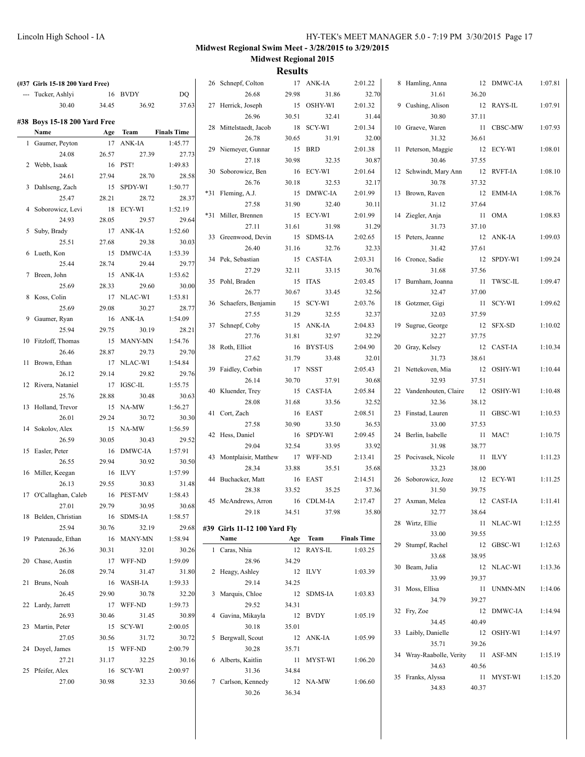## Midwest Regional Swim Meet - 3/28/2015 to 3/29/2015

### Midwest Regional 2015

### Results

**(#37 Girls 15-18 200 Yard Free)**

| | Name | Age | Team | Finals Time |
|---|---|---|---|---|
| --- | Tucker, Ashlyi | 16 | BVDY | DQ |
| | 30.40 | 34.45 | 36.92 | 37.63 |

#### #38 Boys 15-18 200 Yard Free

| | Name | Age | Team | Finals Time |
|---|---|---|---|---|
| 1 | Gaumer, Peyton | 17 | ANK-IA | 1:45.77 |
| | 24.08 | 26.57 | 27.39 | 27.73 |
| 2 | Webb, Isaak | 16 | PST! | 1:49.83 |
| | 24.61 | 27.94 | 28.70 | 28.58 |
| 3 | Dahlseng, Zach | 15 | SPDY-WI | 1:50.77 |
| | 25.47 | 28.21 | 28.72 | 28.37 |
| 4 | Soborowicz, Levi | 18 | ECY-WI | 1:52.19 |
| | 24.93 | 28.05 | 29.57 | 29.64 |
| 5 | Suby, Brady | 17 | ANK-IA | 1:52.60 |
| | 25.51 | 27.68 | 29.38 | 30.03 |
| 6 | Lueth, Kon | 15 | DMWC-IA | 1:53.39 |
| | 25.44 | 28.74 | 29.44 | 29.77 |
| 7 | Breen, John | 15 | ANK-IA | 1:53.62 |
| | 25.69 | 28.33 | 29.60 | 30.00 |
| 8 | Koss, Colin | 17 | NLAC-WI | 1:53.81 |
| | 25.69 | 29.08 | 30.27 | 28.77 |
| 9 | Gaumer, Ryan | 16 | ANK-IA | 1:54.09 |
| | 25.94 | 29.75 | 30.19 | 28.21 |
| 10 | Fitzloff, Thomas | 15 | MANY-MN | 1:54.76 |
| | 26.46 | 28.87 | 29.73 | 29.70 |
| 11 | Brown, Ethan | 17 | NLAC-WI | 1:54.84 |
| | 26.12 | 29.14 | 29.82 | 29.76 |
| 12 | Rivera, Nataniel | 17 | IGSC-IL | 1:55.75 |
| | 25.76 | 28.88 | 30.48 | 30.63 |
| 13 | Holland, Trevor | 15 | NA-MW | 1:56.27 |
| | 26.01 | 29.24 | 30.72 | 30.30 |
| 14 | Sokolov, Alex | 15 | NA-MW | 1:56.59 |
| | 26.59 | 30.05 | 30.43 | 29.52 |
| 15 | Easler, Peter | 16 | DMWC-IA | 1:57.91 |
| | 26.55 | 29.94 | 30.92 | 30.50 |
| 16 | Miller, Keegan | 16 | ILVY | 1:57.99 |
| | 26.13 | 29.55 | 30.83 | 31.48 |
| 17 | O'Callaghan, Caleb | 16 | PEST-MV | 1:58.43 |
| | 27.01 | 29.79 | 30.95 | 30.68 |
| 18 | Belden, Christian | 16 | SDMS-IA | 1:58.57 |
| | 25.94 | 30.76 | 32.19 | 29.68 |
| 19 | Patenaude, Ethan | 16 | MANY-MN | 1:58.94 |
| | 26.36 | 30.31 | 32.01 | 30.26 |
| 20 | Chase, Austin | 17 | WFF-ND | 1:59.09 |
| | 26.08 | 29.74 | 31.47 | 31.80 |
| 21 | Bruns, Noah | 16 | WASH-IA | 1:59.33 |
| | 26.45 | 29.90 | 30.78 | 32.20 |
| 22 | Lardy, Jarrett | 17 | WFF-ND | 1:59.73 |
| | 26.93 | 30.46 | 31.45 | 30.89 |
| 23 | Martin, Peter | 15 | SCY-WI | 2:00.05 |
| | 27.05 | 30.56 | 31.72 | 30.72 |
| 24 | Doyel, James | 15 | WFF-ND | 2:00.79 |
| | 27.21 | 31.17 | 32.25 | 30.16 |
| 25 | Pfeifer, Alex | 16 | SCY-WI | 2:00.97 |
| | 27.00 | 30.98 | 32.33 | 30.66 |
| 26 | Schnepf, Colton | 17 | ANK-IA | 2:01.22 |
| | 26.68 | 29.98 | 31.86 | 32.70 |
| 27 | Herrick, Joseph | 15 | OSHY-WI | 2:01.32 |
| | 26.96 | 30.51 | 32.41 | 31.44 |
| 28 | Mittelstaedt, Jacob | 18 | SCY-WI | 2:01.34 |
| | 26.78 | 30.65 | 31.91 | 32.00 |
| 29 | Niemeyer, Gunnar | 15 | BRD | 2:01.38 |
| | 27.18 | 30.98 | 32.35 | 30.87 |
| 30 | Soborowicz, Ben | 16 | ECY-WI | 2:01.64 |
| | 26.76 | 30.18 | 32.53 | 32.17 |
| *31 | Fleming, A.J. | 15 | DMWC-IA | 2:01.99 |
| | 27.58 | 31.90 | 32.40 | 30.11 |
| *31 | Miller, Brennen | 15 | ECY-WI | 2:01.99 |
| | 27.11 | 31.61 | 31.98 | 31.29 |
| 33 | Greenwood, Devin | 15 | SDMS-IA | 2:02.65 |
| | 26.40 | 31.16 | 32.76 | 32.33 |
| 34 | Pek, Sebastian | 15 | CAST-IA | 2:03.31 |
| | 27.29 | 32.11 | 33.15 | 30.76 |
| 35 | Pohl, Braden | 15 | ITAS | 2:03.45 |
| | 26.77 | 30.67 | 33.45 | 32.56 |
| 36 | Schaefers, Benjamin | 15 | SCY-WI | 2:03.76 |
| | 27.55 | 31.29 | 32.55 | 32.37 |
| 37 | Schnepf, Coby | 15 | ANK-IA | 2:04.83 |
| | 27.76 | 31.81 | 32.97 | 32.29 |
| 38 | Roth, Elliot | 16 | BYST-US | 2:04.90 |
| | 27.62 | 31.79 | 33.48 | 32.01 |
| 39 | Faidley, Corbin | 17 | NSST | 2:05.43 |
| | 26.14 | 30.70 | 37.91 | 30.68 |
| 40 | Kluender, Trey | 15 | CAST-IA | 2:05.84 |
| | 28.08 | 31.68 | 33.56 | 32.52 |
| 41 | Cort, Zach | 16 | EAST | 2:08.51 |
| | 27.58 | 30.90 | 33.50 | 36.53 |
| 42 | Hess, Daniel | 16 | SPDY-WI | 2:09.45 |
| | 29.04 | 32.54 | 33.95 | 33.92 |
| 43 | Montplaisir, Matthew | 17 | WFF-ND | 2:13.41 |
| | 28.34 | 33.88 | 35.51 | 35.68 |
| 44 | Buchacker, Matt | 16 | EAST | 2:14.51 |
| | 28.38 | 33.52 | 35.25 | 37.36 |
| 45 | McAndrews, Arron | 16 | CDLM-IA | 2:17.47 |
| | 29.18 | 34.51 | 37.98 | 35.80 |

#### #39 Girls 11-12 100 Yard Fly

| | Name | Age | Team | Finals Time |
|---|---|---|---|---|
| 1 | Caras, Nhia | 12 | RAYS-IL | 1:03.25 |
| | 28.96 | 34.29 | | |
| 2 | Heagy, Ashley | 12 | ILVY | 1:03.39 |
| | 29.14 | 34.25 | | |
| 3 | Marquis, Chloe | 12 | SDMS-IA | 1:03.83 |
| | 29.52 | 34.31 | | |
| 4 | Gavina, Mikayla | 12 | BVDY | 1:05.19 |
| | 30.18 | 35.01 | | |
| 5 | Bergwall, Scout | 12 | ANK-IA | 1:05.99 |
| | 30.28 | 35.71 | | |
| 6 | Alberts, Kaitlin | 11 | MYST-WI | 1:06.20 |
| | 31.36 | 34.84 | | |
| 7 | Carlson, Kennedy | 12 | NA-MW | 1:06.60 |
| | 30.26 | 36.34 | | |
| 8 | Hamling, Anna | 12 | DMWC-IA | 1:07.81 |
| | 31.61 | 36.20 | | |
| 9 | Cushing, Alison | 12 | RAYS-IL | 1:07.91 |
| | 30.80 | 37.11 | | |
| 10 | Graeve, Waren | 11 | CBSC-MW | 1:07.93 |
| | 31.32 | 36.61 | | |
| 11 | Peterson, Maggie | 12 | ECY-WI | 1:08.01 |
| | 30.46 | 37.55 | | |
| 12 | Schwindt, Mary Ann | 12 | RVFT-IA | 1:08.10 |
| | 30.78 | 37.32 | | |
| 13 | Brown, Raven | 12 | EMM-IA | 1:08.76 |
| | 31.12 | 37.64 | | |
| 14 | Ziegler, Anja | 11 | OMA | 1:08.83 |
| | 31.73 | 37.10 | | |
| 15 | Peters, Jeanne | 12 | ANK-IA | 1:09.03 |
| | 31.42 | 37.61 | | |
| 16 | Cronce, Sadie | 12 | SPDY-WI | 1:09.24 |
| | 31.68 | 37.56 | | |
| 17 | Burnham, Joanna | 11 | TWSC-IL | 1:09.47 |
| | 32.47 | 37.00 | | |
| 18 | Gotzmer, Gigi | 11 | SCY-WI | 1:09.62 |
| | 32.03 | 37.59 | | |
| 19 | Sugrue, George | 12 | SFX-SD | 1:10.02 |
| | 32.27 | 37.75 | | |
| 20 | Gray, Kelsey | 12 | CAST-IA | 1:10.34 |
| | 31.73 | 38.61 | | |
| 21 | Nettekoven, Mia | 12 | OSHY-WI | 1:10.44 |
| | 32.93 | 37.51 | | |
| 22 | Vandenhouten, Claire | 12 | OSHY-WI | 1:10.48 |
| | 32.36 | 38.12 | | |
| 23 | Finstad, Lauren | 11 | GBSC-WI | 1:10.53 |
| | 33.00 | 37.53 | | |
| 24 | Berlin, Isabelle | 11 | MAC! | 1:10.75 |
| | 31.98 | 38.77 | | |
| 25 | Pocivasek, Nicole | 11 | ILVY | 1:11.23 |
| | 33.23 | 38.00 | | |
| 26 | Soborowicz, Joze | 12 | ECY-WI | 1:11.25 |
| | 31.50 | 39.75 | | |
| 27 | Axman, Melea | 12 | CAST-IA | 1:11.41 |
| | 32.77 | 38.64 | | |
| 28 | Wirtz, Ellie | 11 | NLAC-WI | 1:12.55 |
| | 33.00 | 39.55 | | |
| 29 | Stumpf, Rachel | 12 | GBSC-WI | 1:12.63 |
| | 33.68 | 38.95 | | |
| 30 | Beam, Julia | 12 | NLAC-WI | 1:13.36 |
| | 33.99 | 39.37 | | |
| 31 | Moss, Ellisa | 11 | UNMN-MN | 1:14.06 |
| | 34.79 | 39.27 | | |
| 32 | Fry, Zoe | 12 | DMWC-IA | 1:14.94 |
| | 34.45 | 40.49 | | |
| 33 | Laibly, Danielle | 12 | OSHY-WI | 1:14.97 |
| | 35.71 | 39.26 | | |
| 34 | Wray-Raabolle, Verity | 11 | ASF-MN | 1:15.19 |
| | 34.63 | 40.56 | | |
| 35 | Franks, Alyssa | 11 | MYST-WI | 1:15.20 |
| | 34.83 | 40.37 | | |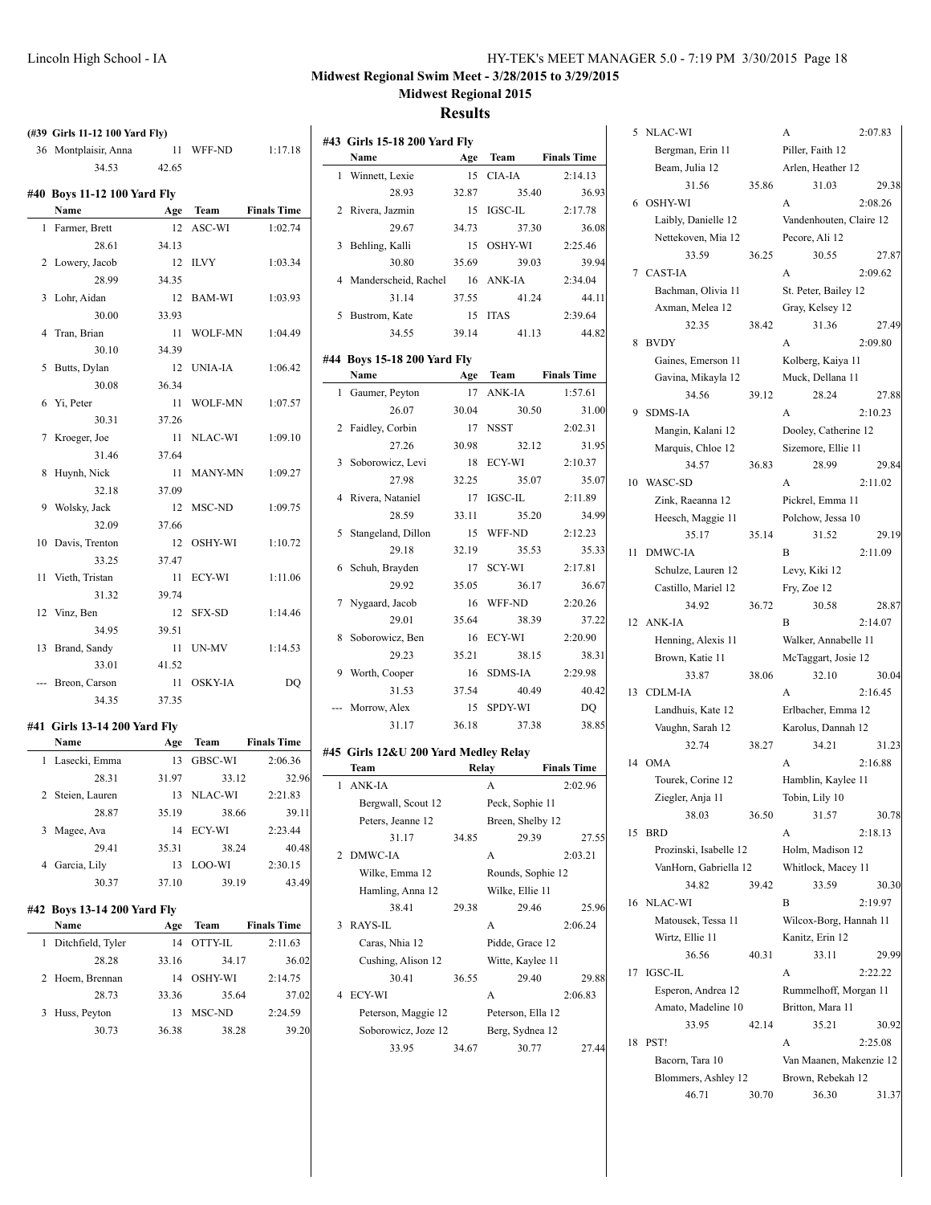# Midwest Regional Swim Meet - 3/28/2015 to 3/29/2015

## Midwest Regional 2015

### Results

**(#39 Girls 11-12 100 Yard Fly)**

| | Name | Age | Team | Finals Time |
|---|---|---|---|---|
| 36 | Montplaisir, Anna | 11 | WFF-ND | 1:17.18 |
| | 34.53 | 42.65 | | |

#### #40 Boys 11-12 100 Yard Fly

| | Name | Age | Team | Finals Time |
|---|---|---|---|---|
| 1 | Farmer, Brett | 12 | ASC-WI | 1:02.74 |
| | 28.61 | 34.13 | | |
| 2 | Lowery, Jacob | 12 | ILVY | 1:03.34 |
| | 28.99 | 34.35 | | |
| 3 | Lohr, Aidan | 12 | BAM-WI | 1:03.93 |
| | 30.00 | 33.93 | | |
| 4 | Tran, Brian | 11 | WOLF-MN | 1:04.49 |
| | 30.10 | 34.39 | | |
| 5 | Butts, Dylan | 12 | UNIA-IA | 1:06.42 |
| | 30.08 | 36.34 | | |
| 6 | Yi, Peter | 11 | WOLF-MN | 1:07.57 |
| | 30.31 | 37.26 | | |
| 7 | Kroeger, Joe | 11 | NLAC-WI | 1:09.10 |
| | 31.46 | 37.64 | | |
| 8 | Huynh, Nick | 11 | MANY-MN | 1:09.27 |
| | 32.18 | 37.09 | | |
| 9 | Wolsky, Jack | 12 | MSC-ND | 1:09.75 |
| | 32.09 | 37.66 | | |
| 10 | Davis, Trenton | 12 | OSHY-WI | 1:10.72 |
| | 33.25 | 37.47 | | |
| 11 | Vieth, Tristan | 11 | ECY-WI | 1:11.06 |
| | 31.32 | 39.74 | | |
| 12 | Vinz, Ben | 12 | SFX-SD | 1:14.46 |
| | 34.95 | 39.51 | | |
| 13 | Brand, Sandy | 11 | UN-MV | 1:14.53 |
| | 33.01 | 41.52 | | |
| --- | Breon, Carson | 11 | OSKY-IA | DQ |
| | 34.35 | 37.35 | | |

#### #41 Girls 13-14 200 Yard Fly

| | Name | Age | Team | Finals Time |
|---|---|---|---|---|
| 1 | Lasecki, Emma | 13 | GBSC-WI | 2:06.36 |
| | 28.31 | 31.97 | 33.12 | 32.96 |
| 2 | Steien, Lauren | 13 | NLAC-WI | 2:21.83 |
| | 28.87 | 35.19 | 38.66 | 39.11 |
| 3 | Magee, Ava | 14 | ECY-WI | 2:23.44 |
| | 29.41 | 35.31 | 38.24 | 40.48 |
| 4 | Garcia, Lily | 13 | LOO-WI | 2:30.15 |
| | 30.37 | 37.10 | 39.19 | 43.49 |

#### #42 Boys 13-14 200 Yard Fly

| | Name | Age | Team | Finals Time |
|---|---|---|---|---|
| 1 | Ditchfield, Tyler | 14 | OTTY-IL | 2:11.63 |
| | 28.28 | 33.16 | 34.17 | 36.02 |
| 2 | Hoem, Brennan | 14 | OSHY-WI | 2:14.75 |
| | 28.73 | 33.36 | 35.64 | 37.02 |
| 3 | Huss, Peyton | 13 | MSC-ND | 2:24.59 |
| | 30.73 | 36.38 | 38.28 | 39.20 |

#### #43 Girls 15-18 200 Yard Fly

| | Name | Age | Team | Finals Time |
|---|---|---|---|---|
| 1 | Winnett, Lexie | 15 | CIA-IA | 2:14.13 |
| | 28.93 | 32.87 | 35.40 | 36.93 |
| 2 | Rivera, Jazmin | 15 | IGSC-IL | 2:17.78 |
| | 29.67 | 34.73 | 37.30 | 36.08 |
| 3 | Behling, Kalli | 15 | OSHY-WI | 2:25.46 |
| | 30.80 | 35.69 | 39.03 | 39.94 |
| 4 | Manderscheid, Rachel | 16 | ANK-IA | 2:34.04 |
| | 31.14 | 37.55 | 41.24 | 44.11 |
| 5 | Bustrom, Kate | 15 | ITAS | 2:39.64 |
| | 34.55 | 39.14 | 41.13 | 44.82 |

#### #44 Boys 15-18 200 Yard Fly

| | Name | Age | Team | Finals Time |
|---|---|---|---|---|
| 1 | Gaumer, Peyton | 17 | ANK-IA | 1:57.61 |
| | 26.07 | 30.04 | 30.50 | 31.00 |
| 2 | Faidley, Corbin | 17 | NSST | 2:02.31 |
| | 27.26 | 30.98 | 32.12 | 31.95 |
| 3 | Soborowicz, Levi | 18 | ECY-WI | 2:10.37 |
| | 27.98 | 32.25 | 35.07 | 35.07 |
| 4 | Rivera, Nataniel | 17 | IGSC-IL | 2:11.89 |
| | 28.59 | 33.11 | 35.20 | 34.99 |
| 5 | Stangeland, Dillon | 15 | WFF-ND | 2:12.23 |
| | 29.18 | 32.19 | 35.53 | 35.33 |
| 6 | Schuh, Brayden | 17 | SCY-WI | 2:17.81 |
| | 29.92 | 35.05 | 36.17 | 36.67 |
| 7 | Nygaard, Jacob | 16 | WFF-ND | 2:20.26 |
| | 29.01 | 35.64 | 38.39 | 37.22 |
| 8 | Soborowicz, Ben | 16 | ECY-WI | 2:20.90 |
| | 29.23 | 35.21 | 38.15 | 38.31 |
| 9 | Worth, Cooper | 16 | SDMS-IA | 2:29.98 |
| | 31.53 | 37.54 | 40.49 | 40.42 |
| --- | Morrow, Alex | 15 | SPDY-WI | DQ |
| | 31.17 | 36.18 | 37.38 | 38.85 |

#### #45 Girls 12&U 200 Yard Medley Relay

| | Team | Relay | | Finals Time |
|---|---|---|---|---|
| 1 | ANK-IA | A | | 2:02.96 |
| | Bergwall, Scout 12 | Peck, Sophie 11 | | |
| | Peters, Jeanne 12 | Breen, Shelby 12 | | |
| | 31.17 | 34.85 | 29.39 | 27.55 |
| 2 | DMWC-IA | A | | 2:03.21 |
| | Wilke, Emma 12 | Rounds, Sophie 12 | | |
| | Hamling, Anna 12 | Wilke, Ellie 11 | | |
| | 38.41 | 29.38 | 29.46 | 25.96 |
| 3 | RAYS-IL | A | | 2:06.24 |
| | Caras, Nhia 12 | Pidde, Grace 12 | | |
| | Cushing, Alison 12 | Witte, Kaylee 11 | | |
| | 30.41 | 36.55 | 29.40 | 29.88 |
| 4 | ECY-WI | A | | 2:06.83 |
| | Peterson, Maggie 12 | Peterson, Ella 12 | | |
| | Soborowicz, Joze 12 | Berg, Sydnea 12 | | |
| | 33.95 | 34.67 | 30.77 | 27.44 |
| 5 | NLAC-WI | A | | 2:07.83 |
| | Bergman, Erin 11 | Piller, Faith 12 | | |
| | Beam, Julia 12 | Arlen, Heather 12 | | |
| | 31.56 | 35.86 | 31.03 | 29.38 |
| 6 | OSHY-WI | A | | 2:08.26 |
| | Laibly, Danielle 12 | Vandenhouten, Claire 12 | | |
| | Nettekoven, Mia 12 | Pecore, Ali 12 | | |
| | 33.59 | 36.25 | 30.55 | 27.87 |
| 7 | CAST-IA | A | | 2:09.62 |
| | Bachman, Olivia 11 | St. Peter, Bailey 12 | | |
| | Axman, Melea 12 | Gray, Kelsey 12 | | |
| | 32.35 | 38.42 | 31.36 | 27.49 |
| 8 | BVDY | A | | 2:09.80 |
| | Gaines, Emerson 11 | Kolberg, Kaiya 11 | | |
| | Gavina, Mikayla 12 | Muck, Dellana 11 | | |
| | 34.56 | 39.12 | 28.24 | 27.88 |
| 9 | SDMS-IA | A | | 2:10.23 |
| | Mangin, Kalani 12 | Dooley, Catherine 12 | | |
| | Marquis, Chloe 12 | Sizemore, Ellie 11 | | |
| | 34.57 | 36.83 | 28.99 | 29.84 |
| 10 | WASC-SD | A | | 2:11.02 |
| | Zink, Raeanna 12 | Pickrel, Emma 11 | | |
| | Heesch, Maggie 11 | Polchow, Jessa 10 | | |
| | 35.17 | 35.14 | 31.52 | 29.19 |
| 11 | DMWC-IA | B | | 2:11.09 |
| | Schulze, Lauren 12 | Levy, Kiki 12 | | |
| | Castillo, Mariel 12 | Fry, Zoe 12 | | |
| | 34.92 | 36.72 | 30.58 | 28.87 |
| 12 | ANK-IA | B | | 2:14.07 |
| | Henning, Alexis 11 | Walker, Annabelle 11 | | |
| | Brown, Katie 11 | McTaggart, Josie 12 | | |
| | 33.87 | 38.06 | 32.10 | 30.04 |
| 13 | CDLM-IA | A | | 2:16.45 |
| | Landhuis, Kate 12 | Erlbacher, Emma 12 | | |
| | Vaughn, Sarah 12 | Karolus, Dannah 12 | | |
| | 32.74 | 38.27 | 34.21 | 31.23 |
| 14 | OMA | A | | 2:16.88 |
| | Tourek, Corine 12 | Hamblin, Kaylee 11 | | |
| | Ziegler, Anja 11 | Tobin, Lily 10 | | |
| | 38.03 | 36.50 | 31.57 | 30.78 |
| 15 | BRD | A | | 2:18.13 |
| | Prozinski, Isabelle 12 | Holm, Madison 12 | | |
| | VanHorn, Gabriella 12 | Whitlock, Macey 11 | | |
| | 34.82 | 39.42 | 33.59 | 30.30 |
| 16 | NLAC-WI | B | | 2:19.97 |
| | Matousek, Tessa 11 | Wilcox-Borg, Hannah 11 | | |
| | Wirtz, Ellie 11 | Kanitz, Erin 12 | | |
| | 36.56 | 40.31 | 33.11 | 29.99 |
| 17 | IGSC-IL | A | | 2:22.22 |
| | Esperon, Andrea 12 | Rummelhoff, Morgan 11 | | |
| | Amato, Madeline 10 | Britton, Mara 11 | | |
| | 33.95 | 42.14 | 35.21 | 30.92 |
| 18 | PST! | A | | 2:25.08 |
| | Bacorn, Tara 10 | Van Maanen, Makenzie 12 | | |
| | Blommers, Ashley 12 | Brown, Rebekah 12 | | |
| | 46.71 | 30.70 | 36.30 | 31.37 |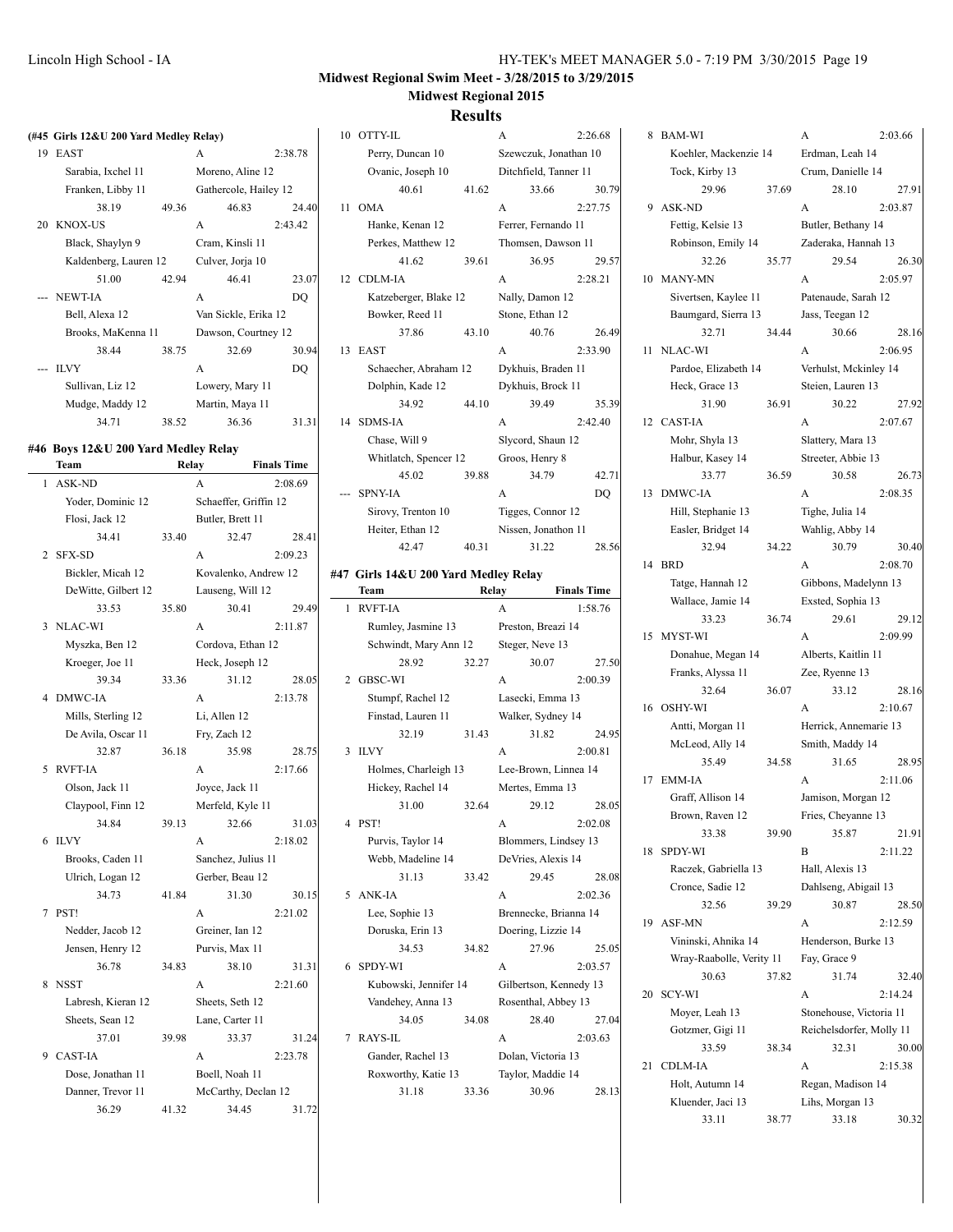Midwest Regional Swim Meet - 3/28/2015 to 3/29/2015

Midwest Regional 2015

## Results

### (#45 Girls 12&U 200 Yard Medley Relay)

| | Team | Relay | Finals Time |
|---|---|---|---|
| 19 | EAST | A | 2:38.78 |
| | Sarabia, Ixchel 11 | Moreno, Aline 12 | |
| | Franken, Libby 11 | Gathercole, Hailey 12 | |
| | 38.19 49.36 | 46.83 | 24.40 |
| 20 | KNOX-US | A | 2:43.42 |
| | Black, Shaylyn 9 | Cram, Kinsli 11 | |
| | Kaldenberg, Lauren 12 | Culver, Jorja 10 | |
| | 51.00 42.94 | 46.41 | 23.07 |
| --- | NEWT-IA | A | DQ |
| | Bell, Alexa 12 | Van Sickle, Erika 12 | |
| | Brooks, MaKenna 11 | Dawson, Courtney 12 | |
| | 38.44 38.75 | 32.69 | 30.94 |
| --- | ILVY | A | DQ |
| | Sullivan, Liz 12 | Lowery, Mary 11 | |
| | Mudge, Maddy 12 | Martin, Maya 11 | |
| | 34.71 38.52 | 36.36 | 31.31 |

### #46 Boys 12&U 200 Yard Medley Relay

| | Team | Relay | Finals Time |
|---|---|---|---|
| 1 | ASK-ND | A | 2:08.69 |
| | Yoder, Dominic 12 | Schaeffer, Griffin 12 | |
| | Flosi, Jack 12 | Butler, Brett 11 | |
| | 34.41 33.40 | 32.47 | 28.41 |
| 2 | SFX-SD | A | 2:09.23 |
| | Bickler, Micah 12 | Kovalenko, Andrew 12 | |
| | DeWitte, Gilbert 12 | Lauseng, Will 12 | |
| | 33.53 35.80 | 30.41 | 29.49 |
| 3 | NLAC-WI | A | 2:11.87 |
| | Myszka, Ben 12 | Cordova, Ethan 12 | |
| | Kroeger, Joe 11 | Heck, Joseph 12 | |
| | 39.34 33.36 | 31.12 | 28.05 |
| 4 | DMWC-IA | A | 2:13.78 |
| | Mills, Sterling 12 | Li, Allen 12 | |
| | De Avila, Oscar 11 | Fry, Zach 12 | |
| | 32.87 36.18 | 35.98 | 28.75 |
| 5 | RVFT-IA | A | 2:17.66 |
| | Olson, Jack 11 | Joyce, Jack 11 | |
| | Claypool, Finn 12 | Merfeld, Kyle 11 | |
| | 34.84 39.13 | 32.66 | 31.03 |
| 6 | ILVY | A | 2:18.02 |
| | Brooks, Caden 11 | Sanchez, Julius 11 | |
| | Ulrich, Logan 12 | Gerber, Beau 12 | |
| | 34.73 41.84 | 31.30 | 30.15 |
| 7 | PST! | A | 2:21.02 |
| | Nedder, Jacob 12 | Greiner, Ian 12 | |
| | Jensen, Henry 12 | Purvis, Max 11 | |
| | 36.78 34.83 | 38.10 | 31.31 |
| 8 | NSST | A | 2:21.60 |
| | Labresh, Kieran 12 | Sheets, Seth 12 | |
| | Sheets, Sean 12 | Lane, Carter 11 | |
| | 37.01 39.98 | 33.37 | 31.24 |
| 9 | CAST-IA | A | 2:23.78 |
| | Dose, Jonathan 11 | Boell, Noah 11 | |
| | Danner, Trevor 11 | McCarthy, Declan 12 | |
| | 36.29 41.32 | 34.45 | 31.72 |
| 10 | OTTY-IL | A | 2:26.68 |
| | Perry, Duncan 10 | Szewczuk, Jonathan 10 | |
| | Ovanic, Joseph 10 | Ditchfield, Tanner 11 | |
| | 40.61 41.62 | 33.66 | 30.79 |
| 11 | OMA | A | 2:27.75 |
| | Hanke, Kenan 12 | Ferrer, Fernando 11 | |
| | Perkes, Matthew 12 | Thomsen, Dawson 11 | |
| | 41.62 39.61 | 36.95 | 29.57 |
| 12 | CDLM-IA | A | 2:28.21 |
| | Katzeberger, Blake 12 | Nally, Damon 12 | |
| | Bowker, Reed 11 | Stone, Ethan 12 | |
| | 37.86 43.10 | 40.76 | 26.49 |
| 13 | EAST | A | 2:33.90 |
| | Schaecher, Abraham 12 | Dykhuis, Braden 11 | |
| | Dolphin, Kade 12 | Dykhuis, Brock 11 | |
| | 34.92 44.10 | 39.49 | 35.39 |
| 14 | SDMS-IA | A | 2:42.40 |
| | Chase, Will 9 | Slycord, Shaun 12 | |
| | Whitlatch, Spencer 12 | Groos, Henry 8 | |
| | 45.02 39.88 | 34.79 | 42.71 |
| --- | SPNY-IA | A | DQ |
| | Sirovy, Trenton 10 | Tigges, Connor 12 | |
| | Heiter, Ethan 12 | Nissen, Jonathon 11 | |
| | 42.47 40.31 | 31.22 | 28.56 |

### #47 Girls 14&U 200 Yard Medley Relay

| | Team | Relay | Finals Time |
|---|---|---|---|
| 1 | RVFT-IA | A | 1:58.76 |
| | Rumley, Jasmine 13 | Preston, Breazi 14 | |
| | Schwindt, Mary Ann 12 | Steger, Neve 13 | |
| | 28.92 32.27 | 30.07 | 27.50 |
| 2 | GBSC-WI | A | 2:00.39 |
| | Stumpf, Rachel 12 | Lasecki, Emma 13 | |
| | Finstad, Lauren 11 | Walker, Sydney 14 | |
| | 32.19 31.43 | 31.82 | 24.95 |
| 3 | ILVY | A | 2:00.81 |
| | Holmes, Charleigh 13 | Lee-Brown, Linnea 14 | |
| | Hickey, Rachel 14 | Mertes, Emma 13 | |
| | 31.00 32.64 | 29.12 | 28.05 |
| 4 | PST! | A | 2:02.08 |
| | Purvis, Taylor 14 | Blommers, Lindsey 13 | |
| | Webb, Madeline 14 | DeVries, Alexis 14 | |
| | 31.13 33.42 | 29.45 | 28.08 |
| 5 | ANK-IA | A | 2:02.36 |
| | Lee, Sophie 13 | Brennecke, Brianna 14 | |
| | Doruska, Erin 13 | Doering, Lizzie 14 | |
| | 34.53 34.82 | 27.96 | 25.05 |
| 6 | SPDY-WI | A | 2:03.57 |
| | Kubowski, Jennifer 14 | Gilbertson, Kennedy 13 | |
| | Vandehey, Anna 13 | Rosenthal, Abbey 13 | |
| | 34.05 34.08 | 28.40 | 27.04 |
| 7 | RAYS-IL | A | 2:03.63 |
| | Gander, Rachel 13 | Dolan, Victoria 13 | |
| | Roxworthy, Katie 13 | Taylor, Maddie 14 | |
| | 31.18 33.36 | 30.96 | 28.13 |
| 8 | BAM-WI | A | 2:03.66 |
| | Koehler, Mackenzie 14 | Erdman, Leah 14 | |
| | Tock, Kirby 13 | Crum, Danielle 14 | |
| | 29.96 37.69 | 28.10 | 27.91 |
| 9 | ASK-ND | A | 2:03.87 |
| | Fettig, Kelsie 13 | Butler, Bethany 14 | |
| | Robinson, Emily 14 | Zaderaka, Hannah 13 | |
| | 32.26 35.77 | 29.54 | 26.30 |
| 10 | MANY-MN | A | 2:05.97 |
| | Sivertsen, Kaylee 11 | Patenaude, Sarah 12 | |
| | Baumgard, Sierra 13 | Jass, Teegan 12 | |
| | 32.71 34.44 | 30.66 | 28.16 |
| 11 | NLAC-WI | A | 2:06.95 |
| | Pardoe, Elizabeth 14 | Verhulst, Mckinley 14 | |
| | Heck, Grace 13 | Steien, Lauren 13 | |
| | 31.90 36.91 | 30.22 | 27.92 |
| 12 | CAST-IA | A | 2:07.67 |
| | Mohr, Shyla 13 | Slattery, Mara 13 | |
| | Halbur, Kasey 14 | Streeter, Abbie 13 | |
| | 33.77 36.59 | 30.58 | 26.73 |
| 13 | DMWC-IA | A | 2:08.35 |
| | Hill, Stephanie 13 | Tighe, Julia 14 | |
| | Easler, Bridget 14 | Wahlig, Abby 14 | |
| | 32.94 34.22 | 30.79 | 30.40 |
| 14 | BRD | A | 2:08.70 |
| | Tatge, Hannah 12 | Gibbons, Madelynn 13 | |
| | Wallace, Jamie 14 | Exsted, Sophia 13 | |
| | 33.23 36.74 | 29.61 | 29.12 |
| 15 | MYST-WI | A | 2:09.99 |
| | Donahue, Megan 14 | Alberts, Kaitlin 11 | |
| | Franks, Alyssa 11 | Zee, Ryenne 13 | |
| | 32.64 36.07 | 33.12 | 28.16 |
| 16 | OSHY-WI | A | 2:10.67 |
| | Antti, Morgan 11 | Herrick, Annemarie 13 | |
| | McLeod, Ally 14 | Smith, Maddy 14 | |
| | 35.49 34.58 | 31.65 | 28.95 |
| 17 | EMM-IA | A | 2:11.06 |
| | Graff, Allison 14 | Jamison, Morgan 12 | |
| | Brown, Raven 12 | Fries, Cheyanne 13 | |
| | 33.38 39.90 | 35.87 | 21.91 |
| 18 | SPDY-WI | B | 2:11.22 |
| | Raczek, Gabriella 13 | Hall, Alexis 13 | |
| | Cronce, Sadie 12 | Dahlseng, Abigail 13 | |
| | 32.56 39.29 | 30.87 | 28.50 |
| 19 | ASF-MN | A | 2:12.59 |
| | Vininski, Ahnika 14 | Henderson, Burke 13 | |
| | Wray-Raabolle, Verity 11 | Fay, Grace 9 | |
| | 30.63 37.82 | 31.74 | 32.40 |
| 20 | SCY-WI | A | 2:14.24 |
| | Moyer, Leah 13 | Stonehouse, Victoria 11 | |
| | Gotzmer, Gigi 11 | Reichelsdorfer, Molly 11 | |
| | 33.59 38.34 | 32.31 | 30.00 |
| 21 | CDLM-IA | A | 2:15.38 |
| | Holt, Autumn 14 | Regan, Madison 14 | |
| | Kluender, Jaci 13 | Lihs, Morgan 13 | |
| | 33.11 38.77 | 33.18 | 30.32 |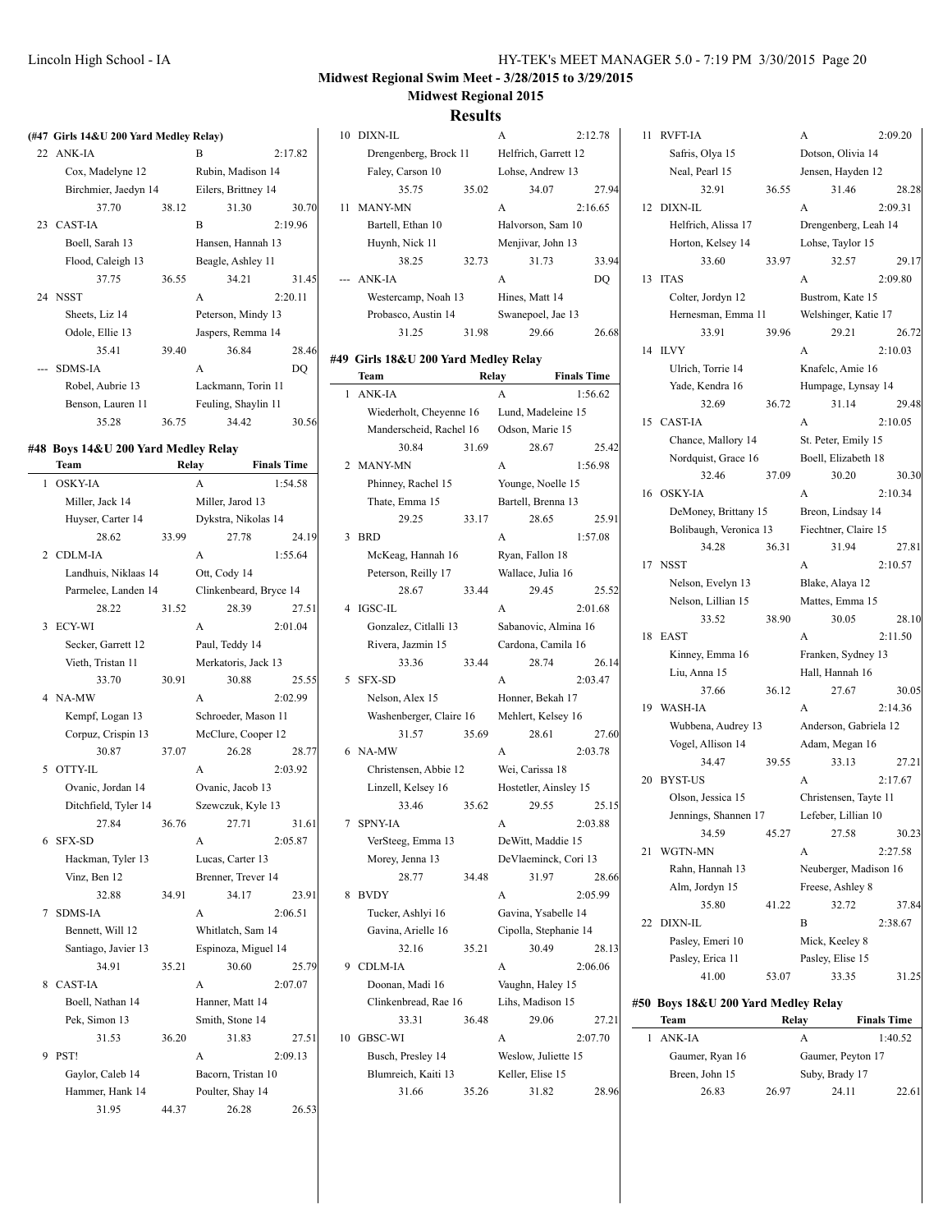# Midwest Regional Swim Meet - 3/28/2015 to 3/29/2015

## Midwest Regional 2015

### Results

**(#47 Girls 14&U 200 Yard Medley Relay)**

| | Team | Relay | Finals Time |
|---|---|---|---|
| 22 | ANK-IA | B | 2:17.82 |
| | Cox, Madelyne 12 | Rubin, Madison 14 | |
| | Birchmier, Jaedyn 14 | Eilers, Brittney 14 | |
| | 37.70 38.12 | 31.30 30.70 | |
| 23 | CAST-IA | B | 2:19.96 |
| | Boell, Sarah 13 | Hansen, Hannah 13 | |
| | Flood, Caleigh 13 | Beagle, Ashley 11 | |
| | 37.75 36.55 | 34.21 31.45 | |
| 24 | NSST | A | 2:20.11 |
| | Sheets, Liz 14 | Peterson, Mindy 13 | |
| | Odole, Ellie 13 | Jaspers, Remma 14 | |
| | 35.41 39.40 | 36.84 28.46 | |
| --- | SDMS-IA | A | DQ |
| | Robel, Aubrie 13 | Lackmann, Torin 11 | |
| | Benson, Lauren 11 | Feuling, Shaylin 11 | |
| | 35.28 36.75 | 34.42 30.56 | |

**#48 Boys 14&U 200 Yard Medley Relay**

| | Team | Relay | Finals Time |
|---|---|---|---|
| 1 | OSKY-IA | A | 1:54.58 |
| | Miller, Jack 14 | Miller, Jarod 13 | |
| | Huyser, Carter 14 | Dykstra, Nikolas 14 | |
| | 28.62 33.99 | 27.78 24.19 | |
| 2 | CDLM-IA | A | 1:55.64 |
| | Landhuis, Niklaas 14 | Ott, Cody 14 | |
| | Parmelee, Landen 14 | Clinkenbeard, Bryce 14 | |
| | 28.22 31.52 | 28.39 27.51 | |
| 3 | ECY-WI | A | 2:01.04 |
| | Secker, Garrett 12 | Paul, Teddy 14 | |
| | Vieth, Tristan 11 | Merkatoris, Jack 13 | |
| | 33.70 30.91 | 30.88 25.55 | |
| 4 | NA-MW | A | 2:02.99 |
| | Kempf, Logan 13 | Schroeder, Mason 11 | |
| | Corpuz, Crispin 13 | McClure, Cooper 12 | |
| | 30.87 37.07 | 26.28 28.77 | |
| 5 | OTTY-IL | A | 2:03.92 |
| | Ovanic, Jordan 14 | Ovanic, Jacob 13 | |
| | Ditchfield, Tyler 14 | Szewczuk, Kyle 13 | |
| | 27.84 36.76 | 27.71 31.61 | |
| 6 | SFX-SD | A | 2:05.87 |
| | Hackman, Tyler 13 | Lucas, Carter 13 | |
| | Vinz, Ben 12 | Brenner, Trever 14 | |
| | 32.88 34.91 | 34.17 23.91 | |
| 7 | SDMS-IA | A | 2:06.51 |
| | Bennett, Will 12 | Whitlatch, Sam 14 | |
| | Santiago, Javier 13 | Espinoza, Miguel 14 | |
| | 34.91 35.21 | 30.60 25.79 | |
| 8 | CAST-IA | A | 2:07.07 |
| | Boell, Nathan 14 | Hanner, Matt 14 | |
| | Pek, Simon 13 | Smith, Stone 14 | |
| | 31.53 36.20 | 31.83 27.51 | |
| 9 | PST! | A | 2:09.13 |
| | Gaylor, Caleb 14 | Bacorn, Tristan 10 | |
| | Hammer, Hank 14 | Poulter, Shay 14 | |
| | 31.95 44.37 | 26.28 26.53 | |
| 10 | DIXN-IL | A | 2:12.78 |
| | Drengenberg, Brock 11 | Helfrich, Garrett 12 | |
| | Faley, Carson 10 | Lohse, Andrew 13 | |
| | 35.75 35.02 | 34.07 27.94 | |
| 11 | MANY-MN | A | 2:16.65 |
| | Bartell, Ethan 10 | Halvorson, Sam 10 | |
| | Huynh, Nick 11 | Menjivar, John 13 | |
| | 38.25 32.73 | 31.73 33.94 | |
| --- | ANK-IA | A | DQ |
| | Westercamp, Noah 13 | Hines, Matt 14 | |
| | Probasco, Austin 14 | Swanepoel, Jae 13 | |
| | 31.25 31.98 | 29.66 26.68 | |

**#49 Girls 18&U 200 Yard Medley Relay**

| | Team | Relay | Finals Time |
|---|---|---|---|
| 1 | ANK-IA | A | 1:56.62 |
| | Wiederholt, Cheyenne 16 | Lund, Madeleine 15 | |
| | Manderscheid, Rachel 16 | Odson, Marie 15 | |
| | 30.84 31.69 | 28.67 25.42 | |
| 2 | MANY-MN | A | 1:56.98 |
| | Phinney, Rachel 15 | Younge, Noelle 15 | |
| | Thate, Emma 15 | Bartell, Brenna 13 | |
| | 29.25 33.17 | 28.65 25.91 | |
| 3 | BRD | A | 1:57.08 |
| | McKeag, Hannah 16 | Ryan, Fallon 18 | |
| | Peterson, Reilly 17 | Wallace, Julia 16 | |
| | 28.67 33.44 | 29.45 25.52 | |
| 4 | IGSC-IL | A | 2:01.68 |
| | Gonzalez, Citlalli 13 | Sabanovic, Almina 16 | |
| | Rivera, Jazmin 15 | Cardona, Camila 16 | |
| | 33.36 33.44 | 28.74 26.14 | |
| 5 | SFX-SD | A | 2:03.47 |
| | Nelson, Alex 15 | Honner, Bekah 17 | |
| | Washenberger, Claire 16 | Mehlert, Kelsey 16 | |
| | 31.57 35.69 | 28.61 27.60 | |
| 6 | NA-MW | A | 2:03.78 |
| | Christensen, Abbie 12 | Wei, Carissa 18 | |
| | Linzell, Kelsey 16 | Hostetler, Ainsley 15 | |
| | 33.46 35.62 | 29.55 25.15 | |
| 7 | SPNY-IA | A | 2:03.88 |
| | VerSteeg, Emma 13 | DeWitt, Maddie 15 | |
| | Morey, Jenna 13 | DeVlaeminck, Cori 13 | |
| | 28.77 34.48 | 31.97 28.66 | |
| 8 | BVDY | A | 2:05.99 |
| | Tucker, Ashlyi 16 | Gavina, Ysabelle 14 | |
| | Gavina, Arielle 16 | Cipolla, Stephanie 14 | |
| | 32.16 35.21 | 30.49 28.13 | |
| 9 | CDLM-IA | A | 2:06.06 |
| | Doonan, Madi 16 | Vaughn, Haley 15 | |
| | Clinkenbread, Rae 16 | Lihs, Madison 15 | |
| | 33.31 36.48 | 29.06 27.21 | |
| 10 | GBSC-WI | A | 2:07.70 |
| | Busch, Presley 14 | Weslow, Juliette 15 | |
| | Blumreich, Kaiti 13 | Keller, Elise 15 | |
| | 31.66 35.26 | 31.82 28.96 | |
| 11 | RVFT-IA | A | 2:09.20 |
| | Safris, Olya 15 | Dotson, Olivia 14 | |
| | Neal, Pearl 15 | Jensen, Hayden 12 | |
| | 32.91 36.55 | 31.46 28.28 | |
| 12 | DIXN-IL | A | 2:09.31 |
| | Helfrich, Alissa 17 | Drengenberg, Leah 14 | |
| | Horton, Kelsey 14 | Lohse, Taylor 15 | |
| | 33.60 33.97 | 32.57 29.17 | |
| 13 | ITAS | A | 2:09.80 |
| | Colter, Jordyn 12 | Bustrom, Kate 15 | |
| | Hernesman, Emma 11 | Welshinger, Katie 17 | |
| | 33.91 39.96 | 29.21 26.72 | |
| 14 | ILVY | A | 2:10.03 |
| | Ulrich, Torrie 14 | Knafelc, Amie 16 | |
| | Yade, Kendra 16 | Humpage, Lynsay 14 | |
| | 32.69 36.72 | 31.14 29.48 | |
| 15 | CAST-IA | A | 2:10.05 |
| | Chance, Mallory 14 | St. Peter, Emily 15 | |
| | Nordquist, Grace 16 | Boell, Elizabeth 18 | |
| | 32.46 37.09 | 30.20 30.30 | |
| 16 | OSKY-IA | A | 2:10.34 |
| | DeMoney, Brittany 15 | Breon, Lindsay 14 | |
| | Bolibaugh, Veronica 13 | Fiechtner, Claire 15 | |
| | 34.28 36.31 | 31.94 27.81 | |
| 17 | NSST | A | 2:10.57 |
| | Nelson, Evelyn 13 | Blake, Alaya 12 | |
| | Nelson, Lillian 15 | Mattes, Emma 15 | |
| | 33.52 38.90 | 30.05 28.10 | |
| 18 | EAST | A | 2:11.50 |
| | Kinney, Emma 16 | Franken, Sydney 13 | |
| | Liu, Anna 15 | Hall, Hannah 16 | |
| | 37.66 36.12 | 27.67 30.05 | |
| 19 | WASH-IA | A | 2:14.36 |
| | Wubbena, Audrey 13 | Anderson, Gabriela 12 | |
| | Vogel, Allison 14 | Adam, Megan 16 | |
| | 34.47 39.55 | 33.13 27.21 | |
| 20 | BYST-US | A | 2:17.67 |
| | Olson, Jessica 15 | Christensen, Tayte 11 | |
| | Jennings, Shannen 17 | Lefeber, Lillian 10 | |
| | 34.59 45.27 | 27.58 30.23 | |
| 21 | WGTN-MN | A | 2:27.58 |
| | Rahn, Hannah 13 | Neuberger, Madison 16 | |
| | Alm, Jordyn 15 | Freese, Ashley 8 | |
| | 35.80 41.22 | 32.72 37.84 | |
| 22 | DIXN-IL | B | 2:38.67 |
| | Pasley, Emeri 10 | Mick, Keeley 8 | |
| | Pasley, Erica 11 | Pasley, Elise 15 | |
| | 41.00 53.07 | 33.35 31.25 | |

**#50 Boys 18&U 200 Yard Medley Relay**

| | Team | Relay | Finals Time |
|---|---|---|---|
| 1 | ANK-IA | A | 1:40.52 |
| | Gaumer, Ryan 16 | Gaumer, Peyton 17 | |
| | Breen, John 15 | Suby, Brady 17 | |
| | 26.83 26.97 | 24.11 22.61 | |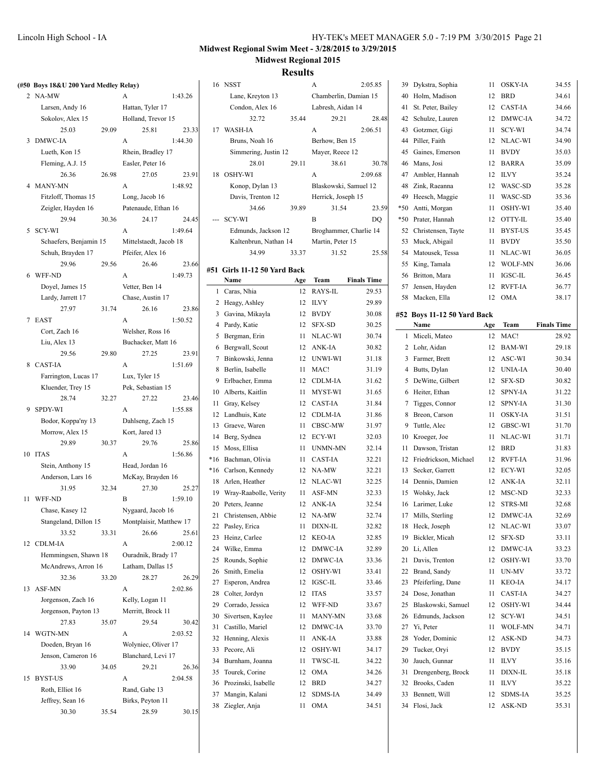**Midwest Regional Swim Meet - 3/28/2015 to 3/29/2015**

**Midwest Regional 2015**

## Results

### (#50 Boys 18&U 200 Yard Medley Relay)

2 NA-MW — A — 1:43.26
- Larsen, Andy 16
- Hattan, Tyler 17
- Sokolov, Alex 15
- Holland, Trevor 15
- 25.03 29.09 25.81 23.33

3 DMWC-IA — A — 1:44.30
- Lueth, Kon 15
- Rhein, Bradley 17
- Fleming, A.J. 15
- Easler, Peter 16
- 26.36 26.98 27.05 23.91

4 MANY-MN — A — 1:48.92
- Fitzloff, Thomas 15
- Long, Jacob 16
- Zeigler, Hayden 16
- Patenaude, Ethan 16
- 29.94 30.36 24.17 24.45

5 SCY-WI — A — 1:49.64
- Schaefers, Benjamin 15
- Mittelstaedt, Jacob 18
- Schuh, Brayden 17
- Pfeifer, Alex 16
- 29.96 29.56 26.46 23.66

6 WFF-ND — A — 1:49.73
- Doyel, James 15
- Vetter, Ben 14
- Lardy, Jarrett 17
- Chase, Austin 17
- 27.97 31.74 26.16 23.86

7 EAST — A — 1:50.52
- Cort, Zach 16
- Welsher, Ross 16
- Liu, Alex 13
- Buchacker, Matt 16
- 29.56 29.80 27.25 23.91

8 CAST-IA — A — 1:51.69
- Farrington, Lucas 17
- Lux, Tyler 15
- Kluender, Trey 15
- Pek, Sebastian 15
- 28.74 32.27 27.22 23.46

9 SPDY-WI — A — 1:55.88
- Bodor, Koppa'ny 13
- Dahlseng, Zach 15
- Morrow, Alex 15
- Kort, Jared 13
- 29.89 30.37 29.76 25.86

10 ITAS — A — 1:56.86
- Stein, Anthony 15
- Head, Jordan 16
- Anderson, Lars 16
- McKay, Brayden 16
- 31.95 32.34 27.30 25.27

11 WFF-ND — B — 1:59.10
- Chase, Kasey 12
- Nygaard, Jacob 16
- Stangeland, Dillon 15
- Montplaisir, Matthew 17
- 33.52 33.31 26.66 25.61

12 CDLM-IA — A — 2:00.12
- Hemmingsen, Shawn 18
- Ouradnik, Brady 17
- McAndrews, Arron 16
- Latham, Dallas 15
- 32.36 33.20 28.27 26.29

13 ASF-MN — A — 2:02.86
- Jorgenson, Zach 16
- Kelly, Logan 11
- Jorgenson, Payton 13
- Merritt, Brock 11
- 27.83 35.07 29.54 30.42

14 WGTN-MN — A — 2:03.52
- Doeden, Bryan 16
- Wolyniec, Oliver 17
- Jenson, Cameron 16
- Blanchard, Levi 17
- 33.90 34.05 29.21 26.36

15 BYST-US — A — 2:04.58
- Roth, Elliot 16
- Rand, Gabe 13
- Jeffrey, Sean 16
- Birks, Peyton 11
- 30.30 35.54 28.59 30.15

16 NSST — A — 2:05.85
- Lane, Kreyton 13
- Chamberlin, Damian 15
- Condon, Alex 16
- Labresh, Aidan 14
- 32.72 35.44 29.21 28.48

17 WASH-IA — A — 2:06.51
- Bruns, Noah 16
- Berhow, Ben 15
- Simmering, Justin 12
- Mayer, Reece 12
- 28.01 29.11 38.61 30.78

18 OSHY-WI — A — 2:09.68
- Konop, Dylan 13
- Blaskowski, Samuel 12
- Davis, Trenton 12
- Herrick, Joseph 15
- 34.66 39.89 31.54 23.59

--- SCY-WI — B — DQ
- Edmunds, Jackson 12
- Broghammer, Charlie 14
- Kaltenbrun, Nathan 14
- Martin, Peter 15
- 34.99 33.37 31.52 25.58

### #51 Girls 11-12 50 Yard Back

| | Name | Age | Team | Finals Time |
|---|---|---|---|---|
| 1 | Caras, Nhia | 12 | RAYS-IL | 29.53 |
| 2 | Heagy, Ashley | 12 | ILVY | 29.89 |
| 3 | Gavina, Mikayla | 12 | BVDY | 30.08 |
| 4 | Pardy, Katie | 12 | SFX-SD | 30.25 |
| 5 | Bergman, Erin | 11 | NLAC-WI | 30.74 |
| 6 | Bergwall, Scout | 12 | ANK-IA | 30.82 |
| 7 | Binkowski, Jenna | 12 | UNWI-WI | 31.18 |
| 8 | Berlin, Isabelle | 11 | MAC! | 31.19 |
| 9 | Erlbacher, Emma | 12 | CDLM-IA | 31.62 |
| 10 | Alberts, Kaitlin | 11 | MYST-WI | 31.65 |
| 11 | Gray, Kelsey | 12 | CAST-IA | 31.84 |
| 12 | Landhuis, Kate | 12 | CDLM-IA | 31.86 |
| 13 | Graeve, Waren | 11 | CBSC-MW | 31.97 |
| 14 | Berg, Sydnea | 12 | ECY-WI | 32.03 |
| 15 | Moss, Ellisa | 11 | UNMN-MN | 32.14 |
| *16 | Bachman, Olivia | 11 | CAST-IA | 32.21 |
| *16 | Carlson, Kennedy | 12 | NA-MW | 32.21 |
| 18 | Arlen, Heather | 12 | NLAC-WI | 32.25 |
| 19 | Wray-Raabolle, Verity | 11 | ASF-MN | 32.33 |
| 20 | Peters, Jeanne | 12 | ANK-IA | 32.54 |
| 21 | Christensen, Abbie | 12 | NA-MW | 32.74 |
| 22 | Pasley, Erica | 11 | DIXN-IL | 32.82 |
| 23 | Heinz, Carlee | 12 | KEO-IA | 32.85 |
| 24 | Wilke, Emma | 12 | DMWC-IA | 32.89 |
| 25 | Rounds, Sophie | 12 | DMWC-IA | 33.36 |
| 26 | Smith, Emelia | 12 | OSHY-WI | 33.41 |
| 27 | Esperon, Andrea | 12 | IGSC-IL | 33.46 |
| 28 | Colter, Jordyn | 12 | ITAS | 33.57 |
| 29 | Corrado, Jessica | 12 | WFF-ND | 33.67 |
| 30 | Sivertsen, Kaylee | 11 | MANY-MN | 33.68 |
| 31 | Castillo, Mariel | 12 | DMWC-IA | 33.70 |
| 32 | Henning, Alexis | 11 | ANK-IA | 33.88 |
| 33 | Pecore, Ali | 12 | OSHY-WI | 34.17 |
| 34 | Burnham, Joanna | 11 | TWSC-IL | 34.22 |
| 35 | Tourek, Corine | 12 | OMA | 34.26 |
| 36 | Prozinski, Isabelle | 12 | BRD | 34.27 |
| 37 | Mangin, Kalani | 12 | SDMS-IA | 34.49 |
| 38 | Ziegler, Anja | 11 | OMA | 34.51 |
| 39 | Dykstra, Sophia | 11 | OSKY-IA | 34.55 |
| 40 | Holm, Madison | 12 | BRD | 34.61 |
| 41 | St. Peter, Bailey | 12 | CAST-IA | 34.66 |
| 42 | Schulze, Lauren | 12 | DMWC-IA | 34.72 |
| 43 | Gotzmer, Gigi | 11 | SCY-WI | 34.74 |
| 44 | Piller, Faith | 12 | NLAC-WI | 34.90 |
| 45 | Gaines, Emerson | 11 | BVDY | 35.03 |
| 46 | Mans, Josi | 12 | BARRA | 35.09 |
| 47 | Ambler, Hannah | 12 | ILVY | 35.24 |
| 48 | Zink, Raeanna | 12 | WASC-SD | 35.28 |
| 49 | Heesch, Maggie | 11 | WASC-SD | 35.36 |
| *50 | Antti, Morgan | 11 | OSHY-WI | 35.40 |
| *50 | Prater, Hannah | 12 | OTTY-IL | 35.40 |
| 52 | Christensen, Tayte | 11 | BYST-US | 35.45 |
| 53 | Muck, Abigail | 11 | BVDY | 35.50 |
| 54 | Matousek, Tessa | 11 | NLAC-WI | 36.05 |
| 55 | King, Tamala | 12 | WOLF-MN | 36.06 |
| 56 | Britton, Mara | 11 | IGSC-IL | 36.45 |
| 57 | Jensen, Hayden | 12 | RVFT-IA | 36.77 |
| 58 | Macken, Ella | 12 | OMA | 38.17 |

### #52 Boys 11-12 50 Yard Back

| | Name | Age | Team | Finals Time |
|---|---|---|---|---|
| 1 | Miceli, Mateo | 12 | MAC! | 28.92 |
| 2 | Lohr, Aidan | 12 | BAM-WI | 29.18 |
| 3 | Farmer, Brett | 12 | ASC-WI | 30.34 |
| 4 | Butts, Dylan | 12 | UNIA-IA | 30.40 |
| 5 | DeWitte, Gilbert | 12 | SFX-SD | 30.82 |
| 6 | Heiter, Ethan | 12 | SPNY-IA | 31.22 |
| 7 | Tigges, Connor | 12 | SPNY-IA | 31.30 |
| 8 | Breon, Carson | 11 | OSKY-IA | 31.51 |
| 9 | Tuttle, Alec | 12 | GBSC-WI | 31.70 |
| 10 | Kroeger, Joe | 11 | NLAC-WI | 31.71 |
| 11 | Dawson, Tristan | 12 | BRD | 31.83 |
| 12 | Friedrickson, Michael | 12 | RVFT-IA | 31.96 |
| 13 | Secker, Garrett | 12 | ECY-WI | 32.05 |
| 14 | Dennis, Damien | 12 | ANK-IA | 32.11 |
| 15 | Wolsky, Jack | 12 | MSC-ND | 32.33 |
| 16 | Larimer, Luke | 12 | STRS-MI | 32.68 |
| 17 | Mills, Sterling | 12 | DMWC-IA | 32.69 |
| 18 | Heck, Joseph | 12 | NLAC-WI | 33.07 |
| 19 | Bickler, Micah | 12 | SFX-SD | 33.11 |
| 20 | Li, Allen | 12 | DMWC-IA | 33.23 |
| 21 | Davis, Trenton | 12 | OSHY-WI | 33.70 |
| 22 | Brand, Sandy | 11 | UN-MV | 33.72 |
| 23 | Pfeiferling, Dane | 11 | KEO-IA | 34.17 |
| 24 | Dose, Jonathan | 11 | CAST-IA | 34.27 |
| 25 | Blaskowski, Samuel | 12 | OSHY-WI | 34.44 |
| 26 | Edmunds, Jackson | 12 | SCY-WI | 34.51 |
| 27 | Yi, Peter | 11 | WOLF-MN | 34.71 |
| 28 | Yoder, Dominic | 12 | ASK-ND | 34.73 |
| 29 | Tucker, Oryi | 12 | BVDY | 35.15 |
| 30 | Jauch, Gunnar | 11 | ILVY | 35.16 |
| 31 | Drengenberg, Brock | 11 | DIXN-IL | 35.18 |
| 32 | Brooks, Caden | 11 | ILVY | 35.22 |
| 33 | Bennett, Will | 12 | SDMS-IA | 35.25 |
| 34 | Flosi, Jack | 12 | ASK-ND | 35.31 |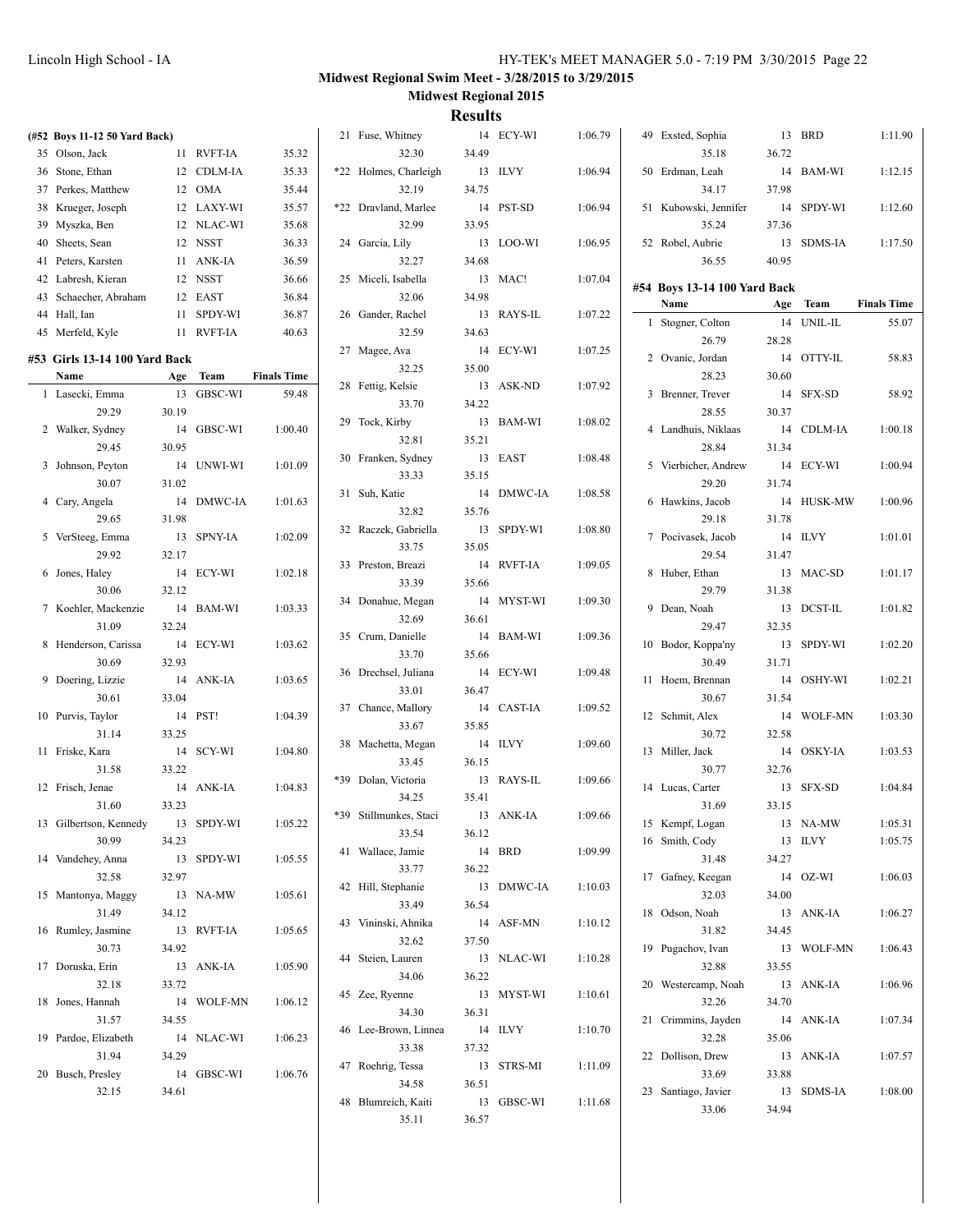# Midwest Regional Swim Meet - 3/28/2015 to 3/29/2015

## Midwest Regional 2015

## Results

### (#52 Boys 11-12 50 Yard Back)

| | Name | Age | Team | Finals Time |
|---|---|---|---|---|
| 35 | Olson, Jack | 11 | RVFT-IA | 35.32 |
| 36 | Stone, Ethan | 12 | CDLM-IA | 35.33 |
| 37 | Perkes, Matthew | 12 | OMA | 35.44 |
| 38 | Krueger, Joseph | 12 | LAXY-WI | 35.57 |
| 39 | Myszka, Ben | 12 | NLAC-WI | 35.68 |
| 40 | Sheets, Sean | 12 | NSST | 36.33 |
| 41 | Peters, Karsten | 11 | ANK-IA | 36.59 |
| 42 | Labresh, Kieran | 12 | NSST | 36.66 |
| 43 | Schaecher, Abraham | 12 | EAST | 36.84 |
| 44 | Hall, Ian | 11 | SPDY-WI | 36.87 |
| 45 | Merfeld, Kyle | 11 | RVFT-IA | 40.63 |

### #53 Girls 13-14 100 Yard Back

| | Name | Age | Team | Finals Time |
|---|---|---|---|---|
| 1 | Lasecki, Emma | 13 | GBSC-WI | 59.48 |
| | 29.29 | 30.19 | | |
| 2 | Walker, Sydney | 14 | GBSC-WI | 1:00.40 |
| | 29.45 | 30.95 | | |
| 3 | Johnson, Peyton | 14 | UNWI-WI | 1:01.09 |
| | 30.07 | 31.02 | | |
| 4 | Cary, Angela | 14 | DMWC-IA | 1:01.63 |
| | 29.65 | 31.98 | | |
| 5 | VerSteeg, Emma | 13 | SPNY-IA | 1:02.09 |
| | 29.92 | 32.17 | | |
| 6 | Jones, Haley | 14 | ECY-WI | 1:02.18 |
| | 30.06 | 32.12 | | |
| 7 | Koehler, Mackenzie | 14 | BAM-WI | 1:03.33 |
| | 31.09 | 32.24 | | |
| 8 | Henderson, Carissa | 14 | ECY-WI | 1:03.62 |
| | 30.69 | 32.93 | | |
| 9 | Doering, Lizzie | 14 | ANK-IA | 1:03.65 |
| | 30.61 | 33.04 | | |
| 10 | Purvis, Taylor | 14 | PST! | 1:04.39 |
| | 31.14 | 33.25 | | |
| 11 | Friske, Kara | 14 | SCY-WI | 1:04.80 |
| | 31.58 | 33.22 | | |
| 12 | Frisch, Jenae | 14 | ANK-IA | 1:04.83 |
| | 31.60 | 33.23 | | |
| 13 | Gilbertson, Kennedy | 13 | SPDY-WI | 1:05.22 |
| | 30.99 | 34.23 | | |
| 14 | Vandehey, Anna | 13 | SPDY-WI | 1:05.55 |
| | 32.58 | 32.97 | | |
| 15 | Mantonya, Maggy | 13 | NA-MW | 1:05.61 |
| | 31.49 | 34.12 | | |
| 16 | Rumley, Jasmine | 13 | RVFT-IA | 1:05.65 |
| | 30.73 | 34.92 | | |
| 17 | Doruska, Erin | 13 | ANK-IA | 1:05.90 |
| | 32.18 | 33.72 | | |
| 18 | Jones, Hannah | 14 | WOLF-MN | 1:06.12 |
| | 31.57 | 34.55 | | |
| 19 | Pardoe, Elizabeth | 14 | NLAC-WI | 1:06.23 |
| | 31.94 | 34.29 | | |
| 20 | Busch, Presley | 14 | GBSC-WI | 1:06.76 |
| | 32.15 | 34.61 | | |
| 21 | Fuse, Whitney | 14 | ECY-WI | 1:06.79 |
| | 32.30 | 34.49 | | |
| *22 | Holmes, Charleigh | 13 | ILVY | 1:06.94 |
| | 32.19 | 34.75 | | |
| *22 | Dravland, Marlee | 14 | PST-SD | 1:06.94 |
| | 32.99 | 33.95 | | |
| 24 | Garcia, Lily | 13 | LOO-WI | 1:06.95 |
| | 32.27 | 34.68 | | |
| 25 | Miceli, Isabella | 13 | MAC! | 1:07.04 |
| | 32.06 | 34.98 | | |
| 26 | Gander, Rachel | 13 | RAYS-IL | 1:07.22 |
| | 32.59 | 34.63 | | |
| 27 | Magee, Ava | 14 | ECY-WI | 1:07.25 |
| | 32.25 | 35.00 | | |
| 28 | Fettig, Kelsie | 13 | ASK-ND | 1:07.92 |
| | 33.70 | 34.22 | | |
| 29 | Tock, Kirby | 13 | BAM-WI | 1:08.02 |
| | 32.81 | 35.21 | | |
| 30 | Franken, Sydney | 13 | EAST | 1:08.48 |
| | 33.33 | 35.15 | | |
| 31 | Suh, Katie | 14 | DMWC-IA | 1:08.58 |
| | 32.82 | 35.76 | | |
| 32 | Raczek, Gabriella | 13 | SPDY-WI | 1:08.80 |
| | 33.75 | 35.05 | | |
| 33 | Preston, Breazi | 14 | RVFT-IA | 1:09.05 |
| | 33.39 | 35.66 | | |
| 34 | Donahue, Megan | 14 | MYST-WI | 1:09.30 |
| | 32.69 | 36.61 | | |
| 35 | Crum, Danielle | 14 | BAM-WI | 1:09.36 |
| | 33.70 | 35.66 | | |
| 36 | Drechsel, Juliana | 14 | ECY-WI | 1:09.48 |
| | 33.01 | 36.47 | | |
| 37 | Chance, Mallory | 14 | CAST-IA | 1:09.52 |
| | 33.67 | 35.85 | | |
| 38 | Machetta, Megan | 14 | ILVY | 1:09.60 |
| | 33.45 | 36.15 | | |
| *39 | Dolan, Victoria | 13 | RAYS-IL | 1:09.66 |
| | 34.25 | 35.41 | | |
| *39 | Stillmunkes, Staci | 13 | ANK-IA | 1:09.66 |
| | 33.54 | 36.12 | | |
| 41 | Wallace, Jamie | 14 | BRD | 1:09.99 |
| | 33.77 | 36.22 | | |
| 42 | Hill, Stephanie | 13 | DMWC-IA | 1:10.03 |
| | 33.49 | 36.54 | | |
| 43 | Vininski, Ahnika | 14 | ASF-MN | 1:10.12 |
| | 32.62 | 37.50 | | |
| 44 | Steien, Lauren | 13 | NLAC-WI | 1:10.28 |
| | 34.06 | 36.22 | | |
| 45 | Zee, Ryenne | 13 | MYST-WI | 1:10.61 |
| | 34.30 | 36.31 | | |
| 46 | Lee-Brown, Linnea | 14 | ILVY | 1:10.70 |
| | 33.38 | 37.32 | | |
| 47 | Roehrig, Tessa | 13 | STRS-MI | 1:11.09 |
| | 34.58 | 36.51 | | |
| 48 | Blumreich, Kaiti | 13 | GBSC-WI | 1:11.68 |
| | 35.11 | 36.57 | | |
| 49 | Exsted, Sophia | 13 | BRD | 1:11.90 |
| | 35.18 | 36.72 | | |
| 50 | Erdman, Leah | 14 | BAM-WI | 1:12.15 |
| | 34.17 | 37.98 | | |
| 51 | Kubowski, Jennifer | 14 | SPDY-WI | 1:12.60 |
| | 35.24 | 37.36 | | |
| 52 | Robel, Aubrie | 13 | SDMS-IA | 1:17.50 |
| | 36.55 | 40.95 | | |

### #54 Boys 13-14 100 Yard Back

| | Name | Age | Team | Finals Time |
|---|---|---|---|---|
| 1 | Stogner, Colton | 14 | UNIL-IL | 55.07 |
| | 26.79 | 28.28 | | |
| 2 | Ovanic, Jordan | 14 | OTTY-IL | 58.83 |
| | 28.23 | 30.60 | | |
| 3 | Brenner, Trever | 14 | SFX-SD | 58.92 |
| | 28.55 | 30.37 | | |
| 4 | Landhuis, Niklaas | 14 | CDLM-IA | 1:00.18 |
| | 28.84 | 31.34 | | |
| 5 | Vierbicher, Andrew | 14 | ECY-WI | 1:00.94 |
| | 29.20 | 31.74 | | |
| 6 | Hawkins, Jacob | 14 | HUSK-MW | 1:00.96 |
| | 29.18 | 31.78 | | |
| 7 | Pocivasek, Jacob | 14 | ILVY | 1:01.01 |
| | 29.54 | 31.47 | | |
| 8 | Huber, Ethan | 13 | MAC-SD | 1:01.17 |
| | 29.79 | 31.38 | | |
| 9 | Dean, Noah | 13 | DCST-IL | 1:01.82 |
| | 29.47 | 32.35 | | |
| 10 | Bodor, Koppa'ny | 13 | SPDY-WI | 1:02.20 |
| | 30.49 | 31.71 | | |
| 11 | Hoem, Brennan | 14 | OSHY-WI | 1:02.21 |
| | 30.67 | 31.54 | | |
| 12 | Schmit, Alex | 14 | WOLF-MN | 1:03.30 |
| | 30.72 | 32.58 | | |
| 13 | Miller, Jack | 14 | OSKY-IA | 1:03.53 |
| | 30.77 | 32.76 | | |
| 14 | Lucas, Carter | 13 | SFX-SD | 1:04.84 |
| | 31.69 | 33.15 | | |
| 15 | Kempf, Logan | 13 | NA-MW | 1:05.31 |
| 16 | Smith, Cody | 13 | ILVY | 1:05.75 |
| | 31.48 | 34.27 | | |
| 17 | Gafney, Keegan | 14 | OZ-WI | 1:06.03 |
| | 32.03 | 34.00 | | |
| 18 | Odson, Noah | 13 | ANK-IA | 1:06.27 |
| | 31.82 | 34.45 | | |
| 19 | Pugachov, Ivan | 13 | WOLF-MN | 1:06.43 |
| | 32.88 | 33.55 | | |
| 20 | Westercamp, Noah | 13 | ANK-IA | 1:06.96 |
| | 32.26 | 34.70 | | |
| 21 | Crimmins, Jayden | 14 | ANK-IA | 1:07.34 |
| | 32.28 | 35.06 | | |
| 22 | Dollison, Drew | 13 | ANK-IA | 1:07.57 |
| | 33.69 | 33.88 | | |
| 23 | Santiago, Javier | 13 | SDMS-IA | 1:08.00 |
| | 33.06 | 34.94 | | |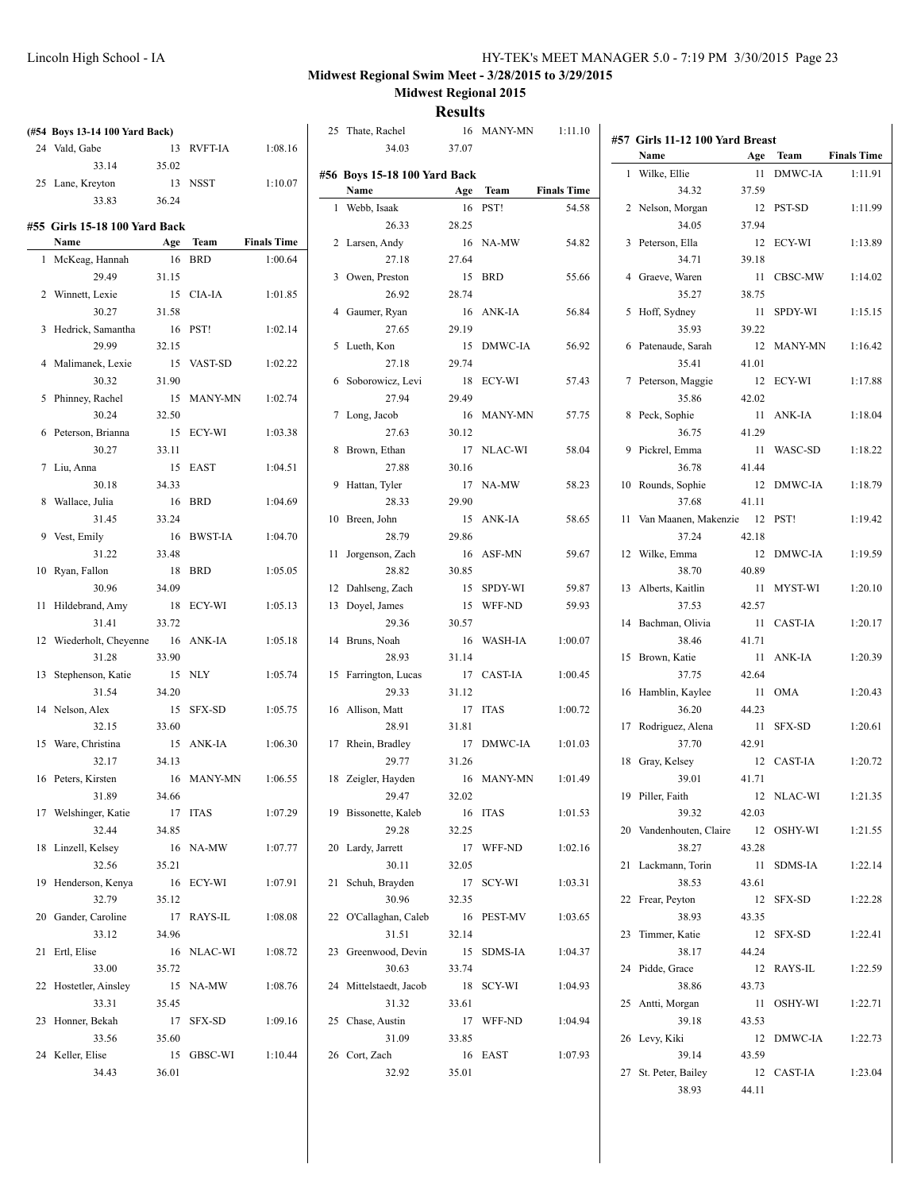**Midwest Regional Swim Meet - 3/28/2015 to 3/29/2015**

**Midwest Regional 2015**

## Results

### (#54 Boys 13-14 100 Yard Back)

| | Name | Age | Team | Finals Time |
|---|---|---|---|---|
| 24 | Vald, Gabe | 13 | RVFT-IA | 1:08.16 |
| | 33.14 | 35.02 | | |
| 25 | Lane, Kreyton | 13 | NSST | 1:10.07 |
| | 33.83 | 36.24 | | |

### #55 Girls 15-18 100 Yard Back

| | Name | Age | Team | Finals Time |
|---|---|---|---|---|
| 1 | McKeag, Hannah | 16 | BRD | 1:00.64 |
| | 29.49 | 31.15 | | |
| 2 | Winnett, Lexie | 15 | CIA-IA | 1:01.85 |
| | 30.27 | 31.58 | | |
| 3 | Hedrick, Samantha | 16 | PST! | 1:02.14 |
| | 29.99 | 32.15 | | |
| 4 | Malimanek, Lexie | 15 | VAST-SD | 1:02.22 |
| | 30.32 | 31.90 | | |
| 5 | Phinney, Rachel | 15 | MANY-MN | 1:02.74 |
| | 30.24 | 32.50 | | |
| 6 | Peterson, Brianna | 15 | ECY-WI | 1:03.38 |
| | 30.27 | 33.11 | | |
| 7 | Liu, Anna | 15 | EAST | 1:04.51 |
| | 30.18 | 34.33 | | |
| 8 | Wallace, Julia | 16 | BRD | 1:04.69 |
| | 31.45 | 33.24 | | |
| 9 | Vest, Emily | 16 | BWST-IA | 1:04.70 |
| | 31.22 | 33.48 | | |
| 10 | Ryan, Fallon | 18 | BRD | 1:05.05 |
| | 30.96 | 34.09 | | |
| 11 | Hildebrand, Amy | 18 | ECY-WI | 1:05.13 |
| | 31.41 | 33.72 | | |
| 12 | Wiederholt, Cheyenne | 16 | ANK-IA | 1:05.18 |
| | 31.28 | 33.90 | | |
| 13 | Stephenson, Katie | 15 | NLY | 1:05.74 |
| | 31.54 | 34.20 | | |
| 14 | Nelson, Alex | 15 | SFX-SD | 1:05.75 |
| | 32.15 | 33.60 | | |
| 15 | Ware, Christina | 15 | ANK-IA | 1:06.30 |
| | 32.17 | 34.13 | | |
| 16 | Peters, Kirsten | 16 | MANY-MN | 1:06.55 |
| | 31.89 | 34.66 | | |
| 17 | Welshinger, Katie | 17 | ITAS | 1:07.29 |
| | 32.44 | 34.85 | | |
| 18 | Linzell, Kelsey | 16 | NA-MW | 1:07.77 |
| | 32.56 | 35.21 | | |
| 19 | Henderson, Kenya | 16 | ECY-WI | 1:07.91 |
| | 32.79 | 35.12 | | |
| 20 | Gander, Caroline | 17 | RAYS-IL | 1:08.08 |
| | 33.12 | 34.96 | | |
| 21 | Ertl, Elise | 16 | NLAC-WI | 1:08.72 |
| | 33.00 | 35.72 | | |
| 22 | Hostetler, Ainsley | 15 | NA-MW | 1:08.76 |
| | 33.31 | 35.45 | | |
| 23 | Honner, Bekah | 17 | SFX-SD | 1:09.16 |
| | 33.56 | 35.60 | | |
| 24 | Keller, Elise | 15 | GBSC-WI | 1:10.44 |
| | 34.43 | 36.01 | | |
| 25 | Thate, Rachel | 16 | MANY-MN | 1:11.10 |
| | 34.03 | 37.07 | | |

### #56 Boys 15-18 100 Yard Back

| | Name | Age | Team | Finals Time |
|---|---|---|---|---|
| 1 | Webb, Isaak | 16 | PST! | 54.58 |
| | 26.33 | 28.25 | | |
| 2 | Larsen, Andy | 16 | NA-MW | 54.82 |
| | 27.18 | 27.64 | | |
| 3 | Owen, Preston | 15 | BRD | 55.66 |
| | 26.92 | 28.74 | | |
| 4 | Gaumer, Ryan | 16 | ANK-IA | 56.84 |
| | 27.65 | 29.19 | | |
| 5 | Lueth, Kon | 15 | DMWC-IA | 56.92 |
| | 27.18 | 29.74 | | |
| 6 | Soborowicz, Levi | 18 | ECY-WI | 57.43 |
| | 27.94 | 29.49 | | |
| 7 | Long, Jacob | 16 | MANY-MN | 57.75 |
| | 27.63 | 30.12 | | |
| 8 | Brown, Ethan | 17 | NLAC-WI | 58.04 |
| | 27.88 | 30.16 | | |
| 9 | Hattan, Tyler | 17 | NA-MW | 58.23 |
| | 28.33 | 29.90 | | |
| 10 | Breen, John | 15 | ANK-IA | 58.65 |
| | 28.79 | 29.86 | | |
| 11 | Jorgenson, Zach | 16 | ASF-MN | 59.67 |
| | 28.82 | 30.85 | | |
| 12 | Dahlseng, Zach | 15 | SPDY-WI | 59.87 |
| 13 | Doyel, James | 15 | WFF-ND | 59.93 |
| | 29.36 | 30.57 | | |
| 14 | Bruns, Noah | 16 | WASH-IA | 1:00.07 |
| | 28.93 | 31.14 | | |
| 15 | Farrington, Lucas | 17 | CAST-IA | 1:00.45 |
| | 29.33 | 31.12 | | |
| 16 | Allison, Matt | 17 | ITAS | 1:00.72 |
| | 28.91 | 31.81 | | |
| 17 | Rhein, Bradley | 17 | DMWC-IA | 1:01.03 |
| | 29.77 | 31.26 | | |
| 18 | Zeigler, Hayden | 16 | MANY-MN | 1:01.49 |
| | 29.47 | 32.02 | | |
| 19 | Bissonette, Kaleb | 16 | ITAS | 1:01.53 |
| | 29.28 | 32.25 | | |
| 20 | Lardy, Jarrett | 17 | WFF-ND | 1:02.16 |
| | 30.11 | 32.05 | | |
| 21 | Schuh, Brayden | 17 | SCY-WI | 1:03.31 |
| | 30.96 | 32.35 | | |
| 22 | O'Callaghan, Caleb | 16 | PEST-MV | 1:03.65 |
| | 31.51 | 32.14 | | |
| 23 | Greenwood, Devin | 15 | SDMS-IA | 1:04.37 |
| | 30.63 | 33.74 | | |
| 24 | Mittelstaedt, Jacob | 18 | SCY-WI | 1:04.93 |
| | 31.32 | 33.61 | | |
| 25 | Chase, Austin | 17 | WFF-ND | 1:04.94 |
| | 31.09 | 33.85 | | |
| 26 | Cort, Zach | 16 | EAST | 1:07.93 |
| | 32.92 | 35.01 | | |

### #57 Girls 11-12 100 Yard Breast

| | Name | Age | Team | Finals Time |
|---|---|---|---|---|
| 1 | Wilke, Ellie | 11 | DMWC-IA | 1:11.91 |
| | 34.32 | 37.59 | | |
| 2 | Nelson, Morgan | 12 | PST-SD | 1:11.99 |
| | 34.05 | 37.94 | | |
| 3 | Peterson, Ella | 12 | ECY-WI | 1:13.89 |
| | 34.71 | 39.18 | | |
| 4 | Graeve, Waren | 11 | CBSC-MW | 1:14.02 |
| | 35.27 | 38.75 | | |
| 5 | Hoff, Sydney | 11 | SPDY-WI | 1:15.15 |
| | 35.93 | 39.22 | | |
| 6 | Patenaude, Sarah | 12 | MANY-MN | 1:16.42 |
| | 35.41 | 41.01 | | |
| 7 | Peterson, Maggie | 12 | ECY-WI | 1:17.88 |
| | 35.86 | 42.02 | | |
| 8 | Peck, Sophie | 11 | ANK-IA | 1:18.04 |
| | 36.75 | 41.29 | | |
| 9 | Pickrel, Emma | 11 | WASC-SD | 1:18.22 |
| | 36.78 | 41.44 | | |
| 10 | Rounds, Sophie | 12 | DMWC-IA | 1:18.79 |
| | 37.68 | 41.11 | | |
| 11 | Van Maanen, Makenzie | 12 | PST! | 1:19.42 |
| | 37.24 | 42.18 | | |
| 12 | Wilke, Emma | 12 | DMWC-IA | 1:19.59 |
| | 38.70 | 40.89 | | |
| 13 | Alberts, Kaitlin | 11 | MYST-WI | 1:20.10 |
| | 37.53 | 42.57 | | |
| 14 | Bachman, Olivia | 11 | CAST-IA | 1:20.17 |
| | 38.46 | 41.71 | | |
| 15 | Brown, Katie | 11 | ANK-IA | 1:20.39 |
| | 37.75 | 42.64 | | |
| 16 | Hamblin, Kaylee | 11 | OMA | 1:20.43 |
| | 36.20 | 44.23 | | |
| 17 | Rodriguez, Alena | 11 | SFX-SD | 1:20.61 |
| | 37.70 | 42.91 | | |
| 18 | Gray, Kelsey | 12 | CAST-IA | 1:20.72 |
| | 39.01 | 41.71 | | |
| 19 | Piller, Faith | 12 | NLAC-WI | 1:21.35 |
| | 39.32 | 42.03 | | |
| 20 | Vandenhouten, Claire | 12 | OSHY-WI | 1:21.55 |
| | 38.27 | 43.28 | | |
| 21 | Lackmann, Torin | 11 | SDMS-IA | 1:22.14 |
| | 38.53 | 43.61 | | |
| 22 | Frear, Peyton | 12 | SFX-SD | 1:22.28 |
| | 38.93 | 43.35 | | |
| 23 | Timmer, Katie | 12 | SFX-SD | 1:22.41 |
| | 38.17 | 44.24 | | |
| 24 | Pidde, Grace | 12 | RAYS-IL | 1:22.59 |
| | 38.86 | 43.73 | | |
| 25 | Antti, Morgan | 11 | OSHY-WI | 1:22.71 |
| | 39.18 | 43.53 | | |
| 26 | Levy, Kiki | 12 | DMWC-IA | 1:22.73 |
| | 39.14 | 43.59 | | |
| 27 | St. Peter, Bailey | 12 | CAST-IA | 1:23.04 |
| | 38.93 | 44.11 | | |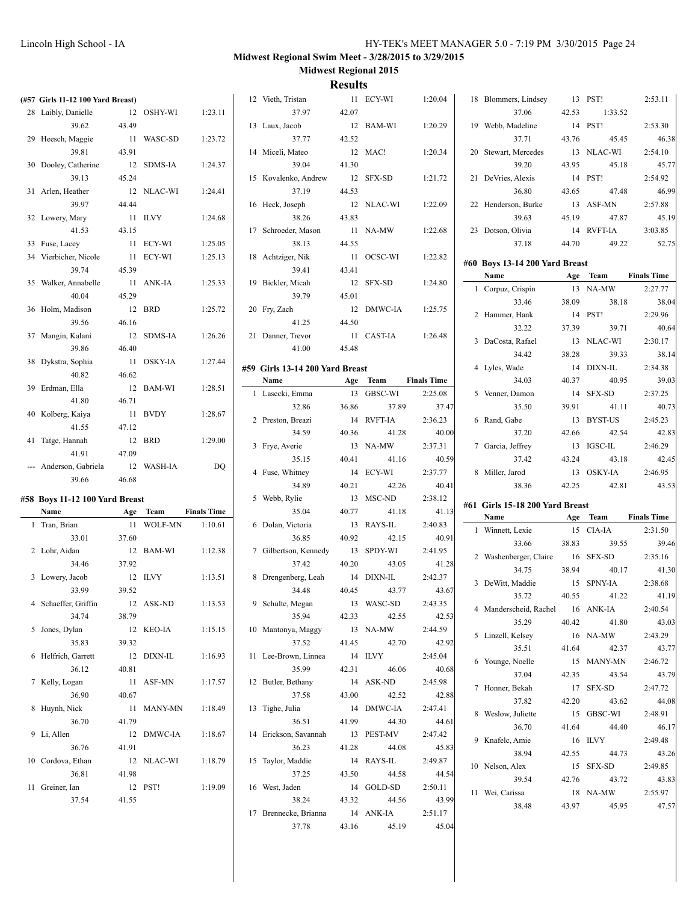## Midwest Regional Swim Meet - 3/28/2015 to 3/29/2015

## Midwest Regional 2015

## Results

### (#57 Girls 11-12 100 Yard Breast)

| | Name | Age | Team | Finals Time |
|---|---|---|---|---|
| 28 | Laibly, Danielle | 12 | OSHY-WI | 1:23.11 |
| | 39.62 | 43.49 | | |
| 29 | Heesch, Maggie | 11 | WASC-SD | 1:23.72 |
| | 39.81 | 43.91 | | |
| 30 | Dooley, Catherine | 12 | SDMS-IA | 1:24.37 |
| | 39.13 | 45.24 | | |
| 31 | Arlen, Heather | 12 | NLAC-WI | 1:24.41 |
| | 39.97 | 44.44 | | |
| 32 | Lowery, Mary | 11 | ILVY | 1:24.68 |
| | 41.53 | 43.15 | | |
| 33 | Fuse, Lacey | 11 | ECY-WI | 1:25.05 |
| 34 | Vierbicher, Nicole | 11 | ECY-WI | 1:25.13 |
| | 39.74 | 45.39 | | |
| 35 | Walker, Annabelle | 11 | ANK-IA | 1:25.33 |
| | 40.04 | 45.29 | | |
| 36 | Holm, Madison | 12 | BRD | 1:25.72 |
| | 39.56 | 46.16 | | |
| 37 | Mangin, Kalani | 12 | SDMS-IA | 1:26.26 |
| | 39.86 | 46.40 | | |
| 38 | Dykstra, Sophia | 11 | OSKY-IA | 1:27.44 |
| | 40.82 | 46.62 | | |
| 39 | Erdman, Ella | 12 | BAM-WI | 1:28.51 |
| | 41.80 | 46.71 | | |
| 40 | Kolberg, Kaiya | 11 | BVDY | 1:28.67 |
| | 41.55 | 47.12 | | |
| 41 | Tatge, Hannah | 12 | BRD | 1:29.00 |
| | 41.91 | 47.09 | | |
| --- | Anderson, Gabriela | 12 | WASH-IA | DQ |
| | 39.66 | 46.68 | | |

### #58 Boys 11-12 100 Yard Breast

| | Name | Age | Team | Finals Time |
|---|---|---|---|---|
| 1 | Tran, Brian | 11 | WOLF-MN | 1:10.61 |
| | 33.01 | 37.60 | | |
| 2 | Lohr, Aidan | 12 | BAM-WI | 1:12.38 |
| | 34.46 | 37.92 | | |
| 3 | Lowery, Jacob | 12 | ILVY | 1:13.51 |
| | 33.99 | 39.52 | | |
| 4 | Schaeffer, Griffin | 12 | ASK-ND | 1:13.53 |
| | 34.74 | 38.79 | | |
| 5 | Jones, Dylan | 12 | KEO-IA | 1:15.15 |
| | 35.83 | 39.32 | | |
| 6 | Helfrich, Garrett | 12 | DIXN-IL | 1:16.93 |
| | 36.12 | 40.81 | | |
| 7 | Kelly, Logan | 11 | ASF-MN | 1:17.57 |
| | 36.90 | 40.67 | | |
| 8 | Huynh, Nick | 11 | MANY-MN | 1:18.49 |
| | 36.70 | 41.79 | | |
| 9 | Li, Allen | 12 | DMWC-IA | 1:18.67 |
| | 36.76 | 41.91 | | |
| 10 | Cordova, Ethan | 12 | NLAC-WI | 1:18.79 |
| | 36.81 | 41.98 | | |
| 11 | Greiner, Ian | 12 | PST! | 1:19.09 |
| | 37.54 | 41.55 | | |
| 12 | Vieth, Tristan | 11 | ECY-WI | 1:20.04 |
| | 37.97 | 42.07 | | |
| 13 | Laux, Jacob | 12 | BAM-WI | 1:20.29 |
| | 37.77 | 42.52 | | |
| 14 | Miceli, Mateo | 12 | MAC! | 1:20.34 |
| | 39.04 | 41.30 | | |
| 15 | Kovalenko, Andrew | 12 | SFX-SD | 1:21.72 |
| | 37.19 | 44.53 | | |
| 16 | Heck, Joseph | 12 | NLAC-WI | 1:22.09 |
| | 38.26 | 43.83 | | |
| 17 | Schroeder, Mason | 11 | NA-MW | 1:22.68 |
| | 38.13 | 44.55 | | |
| 18 | Achtziger, Nik | 11 | OCSC-WI | 1:22.82 |
| | 39.41 | 43.41 | | |
| 19 | Bickler, Micah | 12 | SFX-SD | 1:24.80 |
| | 39.79 | 45.01 | | |
| 20 | Fry, Zach | 12 | DMWC-IA | 1:25.75 |
| | 41.25 | 44.50 | | |
| 21 | Danner, Trevor | 11 | CAST-IA | 1:26.48 |
| | 41.00 | 45.48 | | |

### #59 Girls 13-14 200 Yard Breast

| | Name | Age | Team | Finals Time |
|---|---|---|---|---|
| 1 | Lasecki, Emma | 13 | GBSC-WI | 2:25.08 |
| | 32.86 | 36.86 | 37.89 | 37.47 |
| 2 | Preston, Breazi | 14 | RVFT-IA | 2:36.23 |
| | 34.59 | 40.36 | 41.28 | 40.00 |
| 3 | Frye, Averie | 13 | NA-MW | 2:37.31 |
| | 35.15 | 40.41 | 41.16 | 40.59 |
| 4 | Fuse, Whitney | 14 | ECY-WI | 2:37.77 |
| | 34.89 | 40.21 | 42.26 | 40.41 |
| 5 | Webb, Rylie | 13 | MSC-ND | 2:38.12 |
| | 35.04 | 40.77 | 41.18 | 41.13 |
| 6 | Dolan, Victoria | 13 | RAYS-IL | 2:40.83 |
| | 36.85 | 40.92 | 42.15 | 40.91 |
| 7 | Gilbertson, Kennedy | 13 | SPDY-WI | 2:41.95 |
| | 37.42 | 40.20 | 43.05 | 41.28 |
| 8 | Drengenberg, Leah | 14 | DIXN-IL | 2:42.37 |
| | 34.48 | 40.45 | 43.77 | 43.67 |
| 9 | Schulte, Megan | 13 | WASC-SD | 2:43.35 |
| | 35.94 | 42.33 | 42.55 | 42.53 |
| 10 | Mantonya, Maggy | 13 | NA-MW | 2:44.59 |
| | 37.52 | 41.45 | 42.70 | 42.92 |
| 11 | Lee-Brown, Linnea | 14 | ILVY | 2:45.04 |
| | 35.99 | 42.31 | 46.06 | 40.68 |
| 12 | Butler, Bethany | 14 | ASK-ND | 2:45.98 |
| | 37.58 | 43.00 | 42.52 | 42.88 |
| 13 | Tighe, Julia | 14 | DMWC-IA | 2:47.41 |
| | 36.51 | 41.99 | 44.30 | 44.61 |
| 14 | Erickson, Savannah | 13 | PEST-MV | 2:47.42 |
| | 36.23 | 41.28 | 44.08 | 45.83 |
| 15 | Taylor, Maddie | 14 | RAYS-IL | 2:49.87 |
| | 37.25 | 43.50 | 44.58 | 44.54 |
| 16 | West, Jaden | 14 | GOLD-SD | 2:50.11 |
| | 38.24 | 43.32 | 44.56 | 43.99 |
| 17 | Brennecke, Brianna | 14 | ANK-IA | 2:51.17 |
| | 37.78 | 43.16 | 45.19 | 45.04 |
| 18 | Blommers, Lindsey | 13 | PST! | 2:53.11 |
| | 37.06 | 42.53 | 1:33.52 | |
| 19 | Webb, Madeline | 14 | PST! | 2:53.30 |
| | 37.71 | 43.76 | 45.45 | 46.38 |
| 20 | Stewart, Mercedes | 13 | NLAC-WI | 2:54.10 |
| | 39.20 | 43.95 | 45.18 | 45.77 |
| 21 | DeVries, Alexis | 14 | PST! | 2:54.92 |
| | 36.80 | 43.65 | 47.48 | 46.99 |
| 22 | Henderson, Burke | 13 | ASF-MN | 2:57.88 |
| | 39.63 | 45.19 | 47.87 | 45.19 |
| 23 | Dotson, Olivia | 14 | RVFT-IA | 3:03.85 |
| | 37.18 | 44.70 | 49.22 | 52.75 |

### #60 Boys 13-14 200 Yard Breast

| | Name | Age | Team | Finals Time |
|---|---|---|---|---|
| 1 | Corpuz, Crispin | 13 | NA-MW | 2:27.77 |
| | 33.46 | 38.09 | 38.18 | 38.04 |
| 2 | Hammer, Hank | 14 | PST! | 2:29.96 |
| | 32.22 | 37.39 | 39.71 | 40.64 |
| 3 | DaCosta, Rafael | 13 | NLAC-WI | 2:30.17 |
| | 34.42 | 38.28 | 39.33 | 38.14 |
| 4 | Lyles, Wade | 14 | DIXN-IL | 2:34.38 |
| | 34.03 | 40.37 | 40.95 | 39.03 |
| 5 | Venner, Damon | 14 | SFX-SD | 2:37.25 |
| | 35.50 | 39.91 | 41.11 | 40.73 |
| 6 | Rand, Gabe | 13 | BYST-US | 2:45.23 |
| | 37.20 | 42.66 | 42.54 | 42.83 |
| 7 | Garcia, Jeffrey | 13 | IGSC-IL | 2:46.29 |
| | 37.42 | 43.24 | 43.18 | 42.45 |
| 8 | Miller, Jarod | 13 | OSKY-IA | 2:46.95 |
| | 38.36 | 42.25 | 42.81 | 43.53 |

### #61 Girls 15-18 200 Yard Breast

| | Name | Age | Team | Finals Time |
|---|---|---|---|---|
| 1 | Winnett, Lexie | 15 | CIA-IA | 2:31.50 |
| | 33.66 | 38.83 | 39.55 | 39.46 |
| 2 | Washenberger, Claire | 16 | SFX-SD | 2:35.16 |
| | 34.75 | 38.94 | 40.17 | 41.30 |
| 3 | DeWitt, Maddie | 15 | SPNY-IA | 2:38.68 |
| | 35.72 | 40.55 | 41.22 | 41.19 |
| 4 | Manderscheid, Rachel | 16 | ANK-IA | 2:40.54 |
| | 35.29 | 40.42 | 41.80 | 43.03 |
| 5 | Linzell, Kelsey | 16 | NA-MW | 2:43.29 |
| | 35.51 | 41.64 | 42.37 | 43.77 |
| 6 | Younge, Noelle | 15 | MANY-MN | 2:46.72 |
| | 37.04 | 42.35 | 43.54 | 43.79 |
| 7 | Honner, Bekah | 17 | SFX-SD | 2:47.72 |
| | 37.82 | 42.20 | 43.62 | 44.08 |
| 8 | Weslow, Juliette | 15 | GBSC-WI | 2:48.91 |
| | 36.70 | 41.64 | 44.40 | 46.17 |
| 9 | Knafelc, Amie | 16 | ILVY | 2:49.48 |
| | 38.94 | 42.55 | 44.73 | 43.26 |
| 10 | Nelson, Alex | 15 | SFX-SD | 2:49.85 |
| | 39.54 | 42.76 | 43.72 | 43.83 |
| 11 | Wei, Carissa | 18 | NA-MW | 2:55.97 |
| | 38.48 | 43.97 | 45.95 | 47.57 |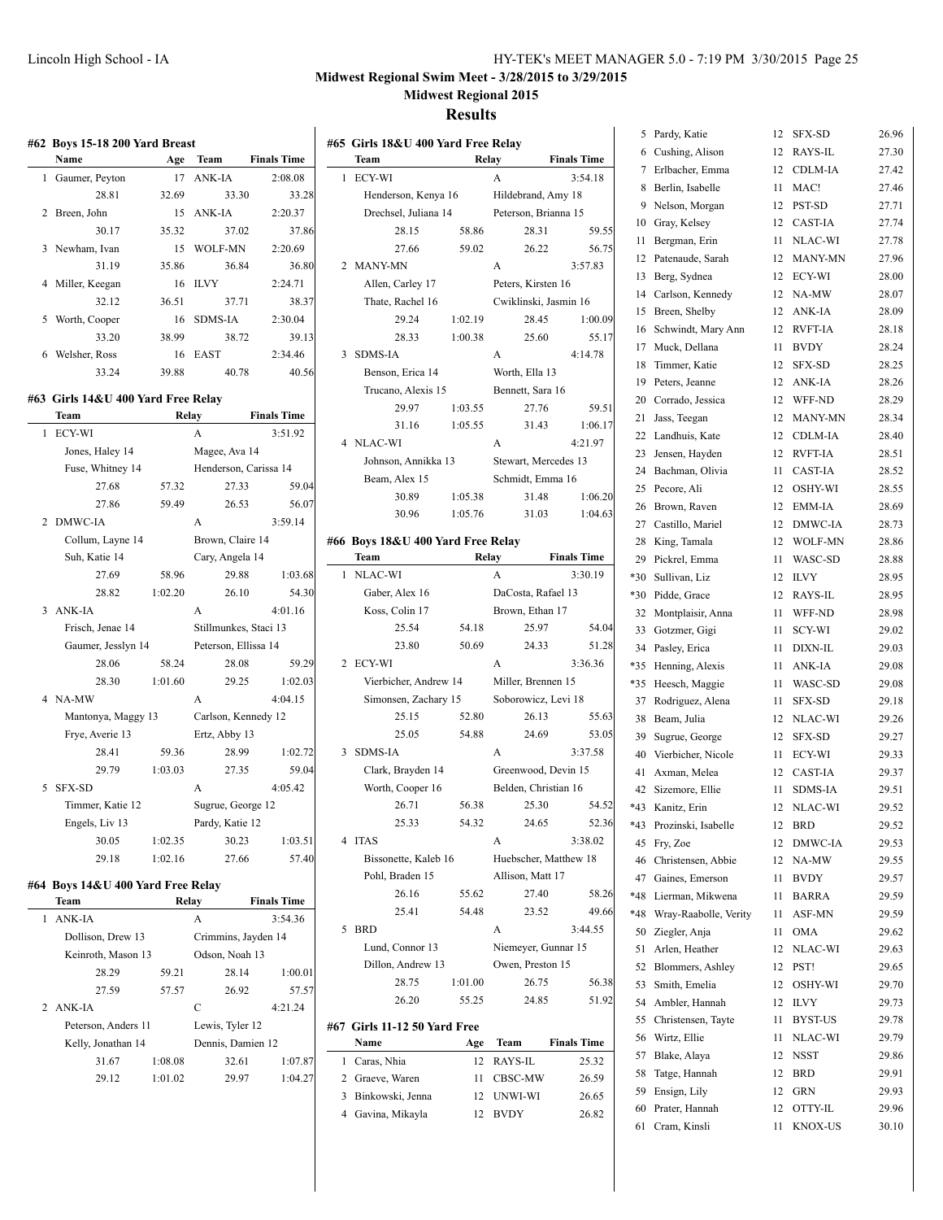# Midwest Regional Swim Meet - 3/28/2015 to 3/29/2015

## Midwest Regional 2015

## Results

### #62 Boys 15-18 200 Yard Breast

| | Name | Age | Team | Finals Time |
|---|---|---|---|---|
| 1 | Gaumer, Peyton | 17 | ANK-IA | 2:08.08 |
| | 28.81 | 32.69 | 33.30 | 33.28 |
| 2 | Breen, John | 15 | ANK-IA | 2:20.37 |
| | 30.17 | 35.32 | 37.02 | 37.86 |
| 3 | Newham, Ivan | 15 | WOLF-MN | 2:20.69 |
| | 31.19 | 35.86 | 36.84 | 36.80 |
| 4 | Miller, Keegan | 16 | ILVY | 2:24.71 |
| | 32.12 | 36.51 | 37.71 | 38.37 |
| 5 | Worth, Cooper | 16 | SDMS-IA | 2:30.04 |
| | 33.20 | 38.99 | 38.72 | 39.13 |
| 6 | Welsher, Ross | 16 | EAST | 2:34.46 |
| | 33.24 | 39.88 | 40.78 | 40.56 |

### #63 Girls 14&U 400 Yard Free Relay

| | Team | | Relay | Finals Time |
|---|---|---|---|---|
| 1 | ECY-WI | | A | 3:51.92 |
| | Jones, Haley 14 | | Magee, Ava 14 | |
| | Fuse, Whitney 14 | | Henderson, Carissa 14 | |
| | 27.68 | 57.32 | 27.33 | 59.04 |
| | 27.86 | 59.49 | 26.53 | 56.07 |
| 2 | DMWC-IA | | A | 3:59.14 |
| | Collum, Layne 14 | | Brown, Claire 14 | |
| | Suh, Katie 14 | | Cary, Angela 14 | |
| | 27.69 | 58.96 | 29.88 | 1:03.68 |
| | 28.82 | 1:02.20 | 26.10 | 54.30 |
| 3 | ANK-IA | | A | 4:01.16 |
| | Frisch, Jenae 14 | | Stillmunkes, Staci 13 | |
| | Gaumer, Jesslyn 14 | | Peterson, Ellissa 14 | |
| | 28.06 | 58.24 | 28.08 | 59.29 |
| | 28.30 | 1:01.60 | 29.25 | 1:02.03 |
| 4 | NA-MW | | A | 4:04.15 |
| | Mantonya, Maggy 13 | | Carlson, Kennedy 12 | |
| | Frye, Averie 13 | | Ertz, Abby 13 | |
| | 28.41 | 59.36 | 28.99 | 1:02.72 |
| | 29.79 | 1:03.03 | 27.35 | 59.04 |
| 5 | SFX-SD | | A | 4:05.42 |
| | Timmer, Katie 12 | | Sugrue, George 12 | |
| | Engels, Liv 13 | | Pardy, Katie 12 | |
| | 30.05 | 1:02.35 | 30.23 | 1:03.51 |
| | 29.18 | 1:02.16 | 27.66 | 57.40 |

### #64 Boys 14&U 400 Yard Free Relay

| | Team | | Relay | Finals Time |
|---|---|---|---|---|
| 1 | ANK-IA | | A | 3:54.36 |
| | Dollison, Drew 13 | | Crimmins, Jayden 14 | |
| | Keinroth, Mason 13 | | Odson, Noah 13 | |
| | 28.29 | 59.21 | 28.14 | 1:00.01 |
| | 27.59 | 57.57 | 26.92 | 57.57 |
| 2 | ANK-IA | | C | 4:21.24 |
| | Peterson, Anders 11 | | Lewis, Tyler 12 | |
| | Kelly, Jonathan 14 | | Dennis, Damien 12 | |
| | 31.67 | 1:08.08 | 32.61 | 1:07.87 |
| | 29.12 | 1:01.02 | 29.97 | 1:04.27 |

### #65 Girls 18&U 400 Yard Free Relay

| | Team | | Relay | Finals Time |
|---|---|---|---|---|
| 1 | ECY-WI | | A | 3:54.18 |
| | Henderson, Kenya 16 | | Hildebrand, Amy 18 | |
| | Drechsel, Juliana 14 | | Peterson, Brianna 15 | |
| | 28.15 | 58.86 | 28.31 | 59.55 |
| | 27.66 | 59.02 | 26.22 | 56.75 |
| 2 | MANY-MN | | A | 3:57.83 |
| | Allen, Carley 17 | | Peters, Kirsten 16 | |
| | Thate, Rachel 16 | | Cwiklinski, Jasmin 16 | |
| | 29.24 | 1:02.19 | 28.45 | 1:00.09 |
| | 28.33 | 1:00.38 | 25.60 | 55.17 |
| 3 | SDMS-IA | | A | 4:14.78 |
| | Benson, Erica 14 | | Worth, Ella 13 | |
| | Trucano, Alexis 15 | | Bennett, Sara 16 | |
| | 29.97 | 1:03.55 | 27.76 | 59.51 |
| | 31.16 | 1:05.55 | 31.43 | 1:06.17 |
| 4 | NLAC-WI | | A | 4:21.97 |
| | Johnson, Annikka 13 | | Stewart, Mercedes 13 | |
| | Beam, Alex 15 | | Schmidt, Emma 16 | |
| | 30.89 | 1:05.38 | 31.48 | 1:06.20 |
| | 30.96 | 1:05.76 | 31.03 | 1:04.63 |

### #66 Boys 18&U 400 Yard Free Relay

| | Team | | Relay | Finals Time |
|---|---|---|---|---|
| 1 | NLAC-WI | | A | 3:30.19 |
| | Gaber, Alex 16 | | DaCosta, Rafael 13 | |
| | Koss, Colin 17 | | Brown, Ethan 17 | |
| | 25.54 | 54.18 | 25.97 | 54.04 |
| | 23.80 | 50.69 | 24.33 | 51.28 |
| 2 | ECY-WI | | A | 3:36.36 |
| | Vierbicher, Andrew 14 | | Miller, Brennen 15 | |
| | Simonsen, Zachary 15 | | Soborowicz, Levi 18 | |
| | 25.15 | 52.80 | 26.13 | 55.63 |
| | 25.05 | 54.88 | 24.69 | 53.05 |
| 3 | SDMS-IA | | A | 3:37.58 |
| | Clark, Brayden 14 | | Greenwood, Devin 15 | |
| | Worth, Cooper 16 | | Belden, Christian 16 | |
| | 26.71 | 56.38 | 25.30 | 54.52 |
| | 25.33 | 54.32 | 24.65 | 52.36 |
| 4 | ITAS | | A | 3:38.02 |
| | Bissonette, Kaleb 16 | | Huebscher, Matthew 18 | |
| | Pohl, Braden 15 | | Allison, Matt 17 | |
| | 26.16 | 55.62 | 27.40 | 58.26 |
| | 25.41 | 54.48 | 23.52 | 49.66 |
| 5 | BRD | | A | 3:44.55 |
| | Lund, Connor 13 | | Niemeyer, Gunnar 15 | |
| | Dillon, Andrew 13 | | Owen, Preston 15 | |
| | 28.75 | 1:01.00 | 26.75 | 56.38 |
| | 26.20 | 55.25 | 24.85 | 51.92 |

### #67 Girls 11-12 50 Yard Free

| | Name | Age | Team | Finals Time |
|---|---|---|---|---|
| 1 | Caras, Nhia | 12 | RAYS-IL | 25.32 |
| 2 | Graeve, Waren | 11 | CBSC-MW | 26.59 |
| 3 | Binkowski, Jenna | 12 | UNWI-WI | 26.65 |
| 4 | Gavina, Mikayla | 12 | BVDY | 26.82 |
| 5 | Pardy, Katie | 12 | SFX-SD | 26.96 |
| 6 | Cushing, Alison | 12 | RAYS-IL | 27.30 |
| 7 | Erlbacher, Emma | 12 | CDLM-IA | 27.42 |
| 8 | Berlin, Isabelle | 11 | MAC! | 27.46 |
| 9 | Nelson, Morgan | 12 | PST-SD | 27.71 |
| 10 | Gray, Kelsey | 12 | CAST-IA | 27.74 |
| 11 | Bergman, Erin | 11 | NLAC-WI | 27.78 |
| 12 | Patenaude, Sarah | 12 | MANY-MN | 27.96 |
| 13 | Berg, Sydnea | 12 | ECY-WI | 28.00 |
| 14 | Carlson, Kennedy | 12 | NA-MW | 28.07 |
| 15 | Breen, Shelby | 12 | ANK-IA | 28.09 |
| 16 | Schwindt, Mary Ann | 12 | RVFT-IA | 28.18 |
| 17 | Muck, Dellana | 11 | BVDY | 28.24 |
| 18 | Timmer, Katie | 12 | SFX-SD | 28.25 |
| 19 | Peters, Jeanne | 12 | ANK-IA | 28.26 |
| 20 | Corrado, Jessica | 12 | WFF-ND | 28.29 |
| 21 | Jass, Teegan | 12 | MANY-MN | 28.34 |
| 22 | Landhuis, Kate | 12 | CDLM-IA | 28.40 |
| 23 | Jensen, Hayden | 12 | RVFT-IA | 28.51 |
| 24 | Bachman, Olivia | 11 | CAST-IA | 28.52 |
| 25 | Pecore, Ali | 12 | OSHY-WI | 28.55 |
| 26 | Brown, Raven | 12 | EMM-IA | 28.69 |
| 27 | Castillo, Mariel | 12 | DMWC-IA | 28.73 |
| 28 | King, Tamala | 12 | WOLF-MN | 28.86 |
| 29 | Pickrel, Emma | 11 | WASC-SD | 28.88 |
| *30 | Sullivan, Liz | 12 | ILVY | 28.95 |
| *30 | Pidde, Grace | 12 | RAYS-IL | 28.95 |
| 32 | Montplaisir, Anna | 11 | WFF-ND | 28.98 |
| 33 | Gotzmer, Gigi | 11 | SCY-WI | 29.02 |
| 34 | Pasley, Erica | 11 | DIXN-IL | 29.03 |
| *35 | Henning, Alexis | 11 | ANK-IA | 29.08 |
| *35 | Heesch, Maggie | 11 | WASC-SD | 29.08 |
| 37 | Rodriguez, Alena | 11 | SFX-SD | 29.18 |
| 38 | Beam, Julia | 12 | NLAC-WI | 29.26 |
| 39 | Sugrue, George | 12 | SFX-SD | 29.27 |
| 40 | Vierbicher, Nicole | 11 | ECY-WI | 29.33 |
| 41 | Axman, Melea | 12 | CAST-IA | 29.37 |
| 42 | Sizemore, Ellie | 11 | SDMS-IA | 29.51 |
| *43 | Kanitz, Erin | 12 | NLAC-WI | 29.52 |
| *43 | Prozinski, Isabelle | 12 | BRD | 29.52 |
| 45 | Fry, Zoe | 12 | DMWC-IA | 29.53 |
| 46 | Christensen, Abbie | 12 | NA-MW | 29.55 |
| 47 | Gaines, Emerson | 11 | BVDY | 29.57 |
| *48 | Lierman, Mikwena | 11 | BARRA | 29.59 |
| *48 | Wray-Raabolle, Verity | 11 | ASF-MN | 29.59 |
| 50 | Ziegler, Anja | 11 | OMA | 29.62 |
| 51 | Arlen, Heather | 12 | NLAC-WI | 29.63 |
| 52 | Blommers, Ashley | 12 | PST! | 29.65 |
| 53 | Smith, Emelia | 12 | OSHY-WI | 29.70 |
| 54 | Ambler, Hannah | 12 | ILVY | 29.73 |
| 55 | Christensen, Tayte | 11 | BYST-US | 29.78 |
| 56 | Wirtz, Ellie | 11 | NLAC-WI | 29.79 |
| 57 | Blake, Alaya | 12 | NSST | 29.86 |
| 58 | Tatge, Hannah | 12 | BRD | 29.91 |
| 59 | Ensign, Lily | 12 | GRN | 29.93 |
| 60 | Prater, Hannah | 12 | OTTY-IL | 29.96 |
| 61 | Cram, Kinsli | 11 | KNOX-US | 30.10 |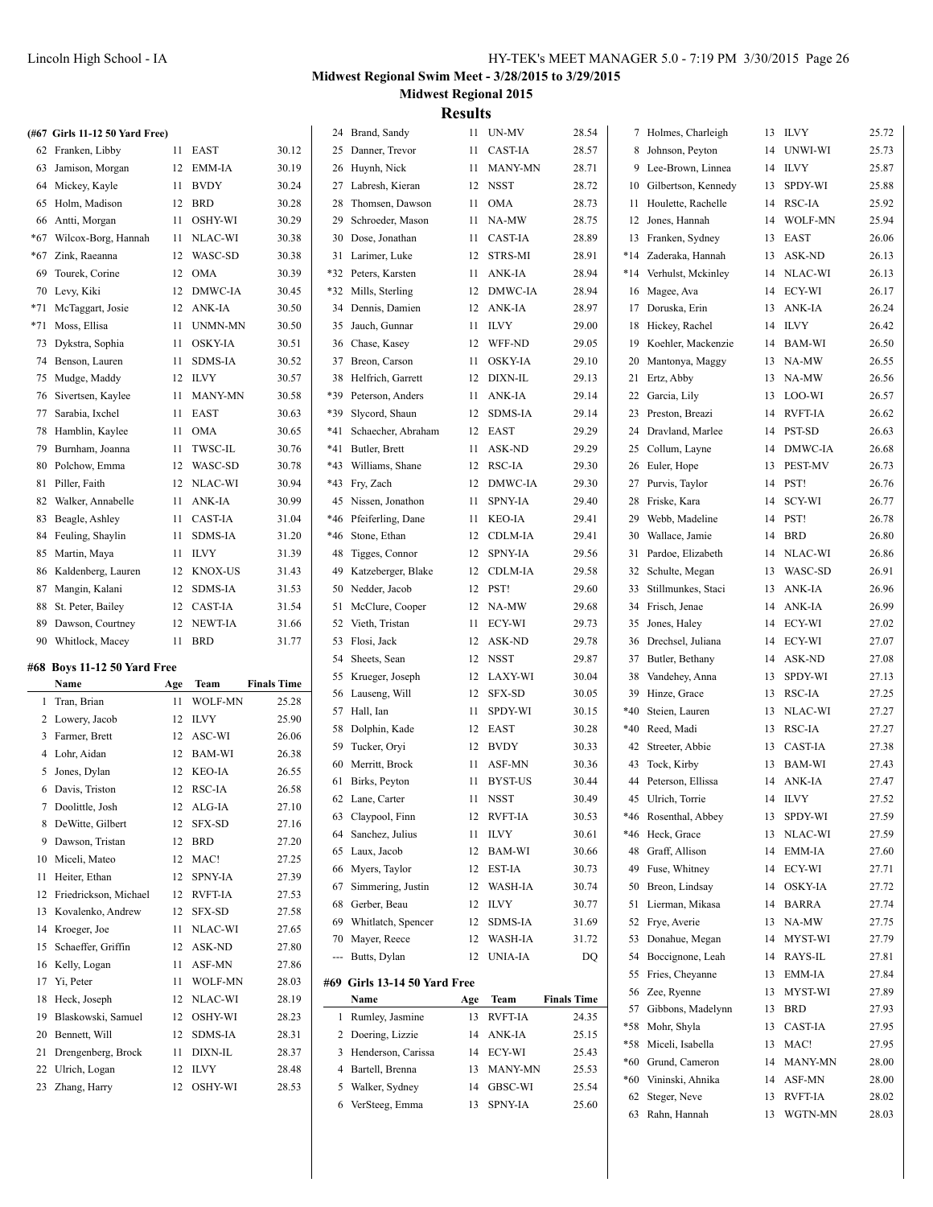**Midwest Regional Swim Meet - 3/28/2015 to 3/29/2015**

**Midwest Regional 2015**

## Results

### (#67 Girls 11-12 50 Yard Free)

| Place | Name | Age | Team | Finals Time |
|---|---|---|---|---|
| 62 | Franken, Libby | 11 | EAST | 30.12 |
| 63 | Jamison, Morgan | 12 | EMM-IA | 30.19 |
| 64 | Mickey, Kayle | 11 | BVDY | 30.24 |
| 65 | Holm, Madison | 12 | BRD | 30.28 |
| 66 | Antti, Morgan | 11 | OSHY-WI | 30.29 |
| *67 | Wilcox-Borg, Hannah | 11 | NLAC-WI | 30.38 |
| *67 | Zink, Raeanna | 12 | WASC-SD | 30.38 |
| 69 | Tourek, Corine | 12 | OMA | 30.39 |
| 70 | Levy, Kiki | 12 | DMWC-IA | 30.45 |
| *71 | McTaggart, Josie | 12 | ANK-IA | 30.50 |
| *71 | Moss, Ellisa | 11 | UNMN-MN | 30.50 |
| 73 | Dykstra, Sophia | 11 | OSKY-IA | 30.51 |
| 74 | Benson, Lauren | 11 | SDMS-IA | 30.52 |
| 75 | Mudge, Maddy | 12 | ILVY | 30.57 |
| 76 | Sivertsen, Kaylee | 11 | MANY-MN | 30.58 |
| 77 | Sarabia, Ixchel | 11 | EAST | 30.63 |
| 78 | Hamblin, Kaylee | 11 | OMA | 30.65 |
| 79 | Burnham, Joanna | 11 | TWSC-IL | 30.76 |
| 80 | Polchow, Emma | 12 | WASC-SD | 30.78 |
| 81 | Piller, Faith | 12 | NLAC-WI | 30.94 |
| 82 | Walker, Annabelle | 11 | ANK-IA | 30.99 |
| 83 | Beagle, Ashley | 11 | CAST-IA | 31.04 |
| 84 | Feuling, Shaylin | 11 | SDMS-IA | 31.20 |
| 85 | Martin, Maya | 11 | ILVY | 31.39 |
| 86 | Kaldenberg, Lauren | 12 | KNOX-US | 31.43 |
| 87 | Mangin, Kalani | 12 | SDMS-IA | 31.53 |
| 88 | St. Peter, Bailey | 12 | CAST-IA | 31.54 |
| 89 | Dawson, Courtney | 12 | NEWT-IA | 31.66 |
| 90 | Whitlock, Macey | 11 | BRD | 31.77 |

### #68 Boys 11-12 50 Yard Free

| Place | Name | Age | Team | Finals Time |
|---|---|---|---|---|
| 1 | Tran, Brian | 11 | WOLF-MN | 25.28 |
| 2 | Lowery, Jacob | 12 | ILVY | 25.90 |
| 3 | Farmer, Brett | 12 | ASC-WI | 26.06 |
| 4 | Lohr, Aidan | 12 | BAM-WI | 26.38 |
| 5 | Jones, Dylan | 12 | KEO-IA | 26.55 |
| 6 | Davis, Triston | 12 | RSC-IA | 26.58 |
| 7 | Doolittle, Josh | 12 | ALG-IA | 27.10 |
| 8 | DeWitte, Gilbert | 12 | SFX-SD | 27.16 |
| 9 | Dawson, Tristan | 12 | BRD | 27.20 |
| 10 | Miceli, Mateo | 12 | MAC! | 27.25 |
| 11 | Heiter, Ethan | 12 | SPNY-IA | 27.39 |
| 12 | Friedrickson, Michael | 12 | RVFT-IA | 27.53 |
| 13 | Kovalenko, Andrew | 12 | SFX-SD | 27.58 |
| 14 | Kroeger, Joe | 11 | NLAC-WI | 27.65 |
| 15 | Schaeffer, Griffin | 12 | ASK-ND | 27.80 |
| 16 | Kelly, Logan | 11 | ASF-MN | 27.86 |
| 17 | Yi, Peter | 11 | WOLF-MN | 28.03 |
| 18 | Heck, Joseph | 12 | NLAC-WI | 28.19 |
| 19 | Blaskowski, Samuel | 12 | OSHY-WI | 28.23 |
| 20 | Bennett, Will | 12 | SDMS-IA | 28.31 |
| 21 | Drengenberg, Brock | 11 | DIXN-IL | 28.37 |
| 22 | Ulrich, Logan | 12 | ILVY | 28.48 |
| 23 | Zhang, Harry | 12 | OSHY-WI | 28.53 |
| 24 | Brand, Sandy | 11 | UN-MV | 28.54 |
| 25 | Danner, Trevor | 11 | CAST-IA | 28.57 |
| 26 | Huynh, Nick | 11 | MANY-MN | 28.71 |
| 27 | Labresh, Kieran | 12 | NSST | 28.72 |
| 28 | Thomsen, Dawson | 11 | OMA | 28.73 |
| 29 | Schroeder, Mason | 11 | NA-MW | 28.75 |
| 30 | Dose, Jonathan | 11 | CAST-IA | 28.89 |
| 31 | Larimer, Luke | 12 | STRS-MI | 28.91 |
| *32 | Peters, Karsten | 11 | ANK-IA | 28.94 |
| *32 | Mills, Sterling | 12 | DMWC-IA | 28.94 |
| 34 | Dennis, Damien | 12 | ANK-IA | 28.97 |
| 35 | Jauch, Gunnar | 11 | ILVY | 29.00 |
| 36 | Chase, Kasey | 12 | WFF-ND | 29.05 |
| 37 | Breon, Carson | 11 | OSKY-IA | 29.10 |
| 38 | Helfrich, Garrett | 12 | DIXN-IL | 29.13 |
| *39 | Peterson, Anders | 11 | ANK-IA | 29.14 |
| *39 | Slycord, Shaun | 12 | SDMS-IA | 29.14 |
| *41 | Schaecher, Abraham | 12 | EAST | 29.29 |
| *41 | Butler, Brett | 11 | ASK-ND | 29.29 |
| *43 | Williams, Shane | 12 | RSC-IA | 29.30 |
| *43 | Fry, Zach | 12 | DMWC-IA | 29.30 |
| 45 | Nissen, Jonathon | 11 | SPNY-IA | 29.40 |
| *46 | Pfeiferling, Dane | 11 | KEO-IA | 29.41 |
| *46 | Stone, Ethan | 12 | CDLM-IA | 29.41 |
| 48 | Tigges, Connor | 12 | SPNY-IA | 29.56 |
| 49 | Katzeberger, Blake | 12 | CDLM-IA | 29.58 |
| 50 | Nedder, Jacob | 12 | PST! | 29.60 |
| 51 | McClure, Cooper | 12 | NA-MW | 29.68 |
| 52 | Vieth, Tristan | 11 | ECY-WI | 29.73 |
| 53 | Flosi, Jack | 12 | ASK-ND | 29.78 |
| 54 | Sheets, Sean | 12 | NSST | 29.87 |
| 55 | Krueger, Joseph | 12 | LAXY-WI | 30.04 |
| 56 | Lauseng, Will | 12 | SFX-SD | 30.05 |
| 57 | Hall, Ian | 11 | SPDY-WI | 30.15 |
| 58 | Dolphin, Kade | 12 | EAST | 30.28 |
| 59 | Tucker, Oryi | 12 | BVDY | 30.33 |
| 60 | Merritt, Brock | 11 | ASF-MN | 30.36 |
| 61 | Birks, Peyton | 11 | BYST-US | 30.44 |
| 62 | Lane, Carter | 11 | NSST | 30.49 |
| 63 | Claypool, Finn | 12 | RVFT-IA | 30.53 |
| 64 | Sanchez, Julius | 11 | ILVY | 30.61 |
| 65 | Laux, Jacob | 12 | BAM-WI | 30.66 |
| 66 | Myers, Taylor | 12 | EST-IA | 30.73 |
| 67 | Simmering, Justin | 12 | WASH-IA | 30.74 |
| 68 | Gerber, Beau | 12 | ILVY | 30.77 |
| 69 | Whitlatch, Spencer | 12 | SDMS-IA | 31.69 |
| 70 | Mayer, Reece | 12 | WASH-IA | 31.72 |
| --- | Butts, Dylan | 12 | UNIA-IA | DQ |

### #69 Girls 13-14 50 Yard Free

| Place | Name | Age | Team | Finals Time |
|---|---|---|---|---|
| 1 | Rumley, Jasmine | 13 | RVFT-IA | 24.35 |
| 2 | Doering, Lizzie | 14 | ANK-IA | 25.15 |
| 3 | Henderson, Carissa | 14 | ECY-WI | 25.43 |
| 4 | Bartell, Brenna | 13 | MANY-MN | 25.53 |
| 5 | Walker, Sydney | 14 | GBSC-WI | 25.54 |
| 6 | VerSteeg, Emma | 13 | SPNY-IA | 25.60 |
| 7 | Holmes, Charleigh | 13 | ILVY | 25.72 |
| 8 | Johnson, Peyton | 14 | UNWI-WI | 25.73 |
| 9 | Lee-Brown, Linnea | 14 | ILVY | 25.87 |
| 10 | Gilbertson, Kennedy | 13 | SPDY-WI | 25.88 |
| 11 | Houlette, Rachelle | 14 | RSC-IA | 25.92 |
| 12 | Jones, Hannah | 14 | WOLF-MN | 25.94 |
| 13 | Franken, Sydney | 13 | EAST | 26.06 |
| *14 | Zaderaka, Hannah | 13 | ASK-ND | 26.13 |
| *14 | Verhulst, Mckinley | 14 | NLAC-WI | 26.13 |
| 16 | Magee, Ava | 14 | ECY-WI | 26.17 |
| 17 | Doruska, Erin | 13 | ANK-IA | 26.24 |
| 18 | Hickey, Rachel | 14 | ILVY | 26.42 |
| 19 | Koehler, Mackenzie | 14 | BAM-WI | 26.50 |
| 20 | Mantonya, Maggy | 13 | NA-MW | 26.55 |
| 21 | Ertz, Abby | 13 | NA-MW | 26.56 |
| 22 | Garcia, Lily | 13 | LOO-WI | 26.57 |
| 23 | Preston, Breazi | 14 | RVFT-IA | 26.62 |
| 24 | Dravland, Marlee | 14 | PST-SD | 26.63 |
| 25 | Collum, Layne | 14 | DMWC-IA | 26.68 |
| 26 | Euler, Hope | 13 | PEST-MV | 26.73 |
| 27 | Purvis, Taylor | 14 | PST! | 26.76 |
| 28 | Friske, Kara | 14 | SCY-WI | 26.77 |
| 29 | Webb, Madeline | 14 | PST! | 26.78 |
| 30 | Wallace, Jamie | 14 | BRD | 26.80 |
| 31 | Pardoe, Elizabeth | 14 | NLAC-WI | 26.86 |
| 32 | Schulte, Megan | 13 | WASC-SD | 26.91 |
| 33 | Stillmunkes, Staci | 13 | ANK-IA | 26.96 |
| 34 | Frisch, Jenae | 14 | ANK-IA | 26.99 |
| 35 | Jones, Haley | 14 | ECY-WI | 27.02 |
| 36 | Drechsel, Juliana | 14 | ECY-WI | 27.07 |
| 37 | Butler, Bethany | 14 | ASK-ND | 27.08 |
| 38 | Vandehey, Anna | 13 | SPDY-WI | 27.13 |
| 39 | Hinze, Grace | 13 | RSC-IA | 27.25 |
| *40 | Steien, Lauren | 13 | NLAC-WI | 27.27 |
| *40 | Reed, Madi | 13 | RSC-IA | 27.27 |
| 42 | Streeter, Abbie | 13 | CAST-IA | 27.38 |
| 43 | Tock, Kirby | 13 | BAM-WI | 27.43 |
| 44 | Peterson, Ellissa | 14 | ANK-IA | 27.47 |
| 45 | Ulrich, Torrie | 14 | ILVY | 27.52 |
| *46 | Rosenthal, Abbey | 13 | SPDY-WI | 27.59 |
| *46 | Heck, Grace | 13 | NLAC-WI | 27.59 |
| 48 | Graff, Allison | 14 | EMM-IA | 27.60 |
| 49 | Fuse, Whitney | 14 | ECY-WI | 27.71 |
| 50 | Breon, Lindsay | 14 | OSKY-IA | 27.72 |
| 51 | Lierman, Mikasa | 14 | BARRA | 27.74 |
| 52 | Frye, Averie | 13 | NA-MW | 27.75 |
| 53 | Donahue, Megan | 14 | MYST-WI | 27.79 |
| 54 | Boccignone, Leah | 14 | RAYS-IL | 27.81 |
| 55 | Fries, Cheyanne | 13 | EMM-IA | 27.84 |
| 56 | Zee, Ryenne | 13 | MYST-WI | 27.89 |
| 57 | Gibbons, Madelynn | 13 | BRD | 27.93 |
| *58 | Mohr, Shyla | 13 | CAST-IA | 27.95 |
| *58 | Miceli, Isabella | 13 | MAC! | 27.95 |
| *60 | Grund, Cameron | 14 | MANY-MN | 28.00 |
| *60 | Vininski, Ahnika | 14 | ASF-MN | 28.00 |
| 62 | Steger, Neve | 13 | RVFT-IA | 28.02 |
| 63 | Rahn, Hannah | 13 | WGTN-MN | 28.03 |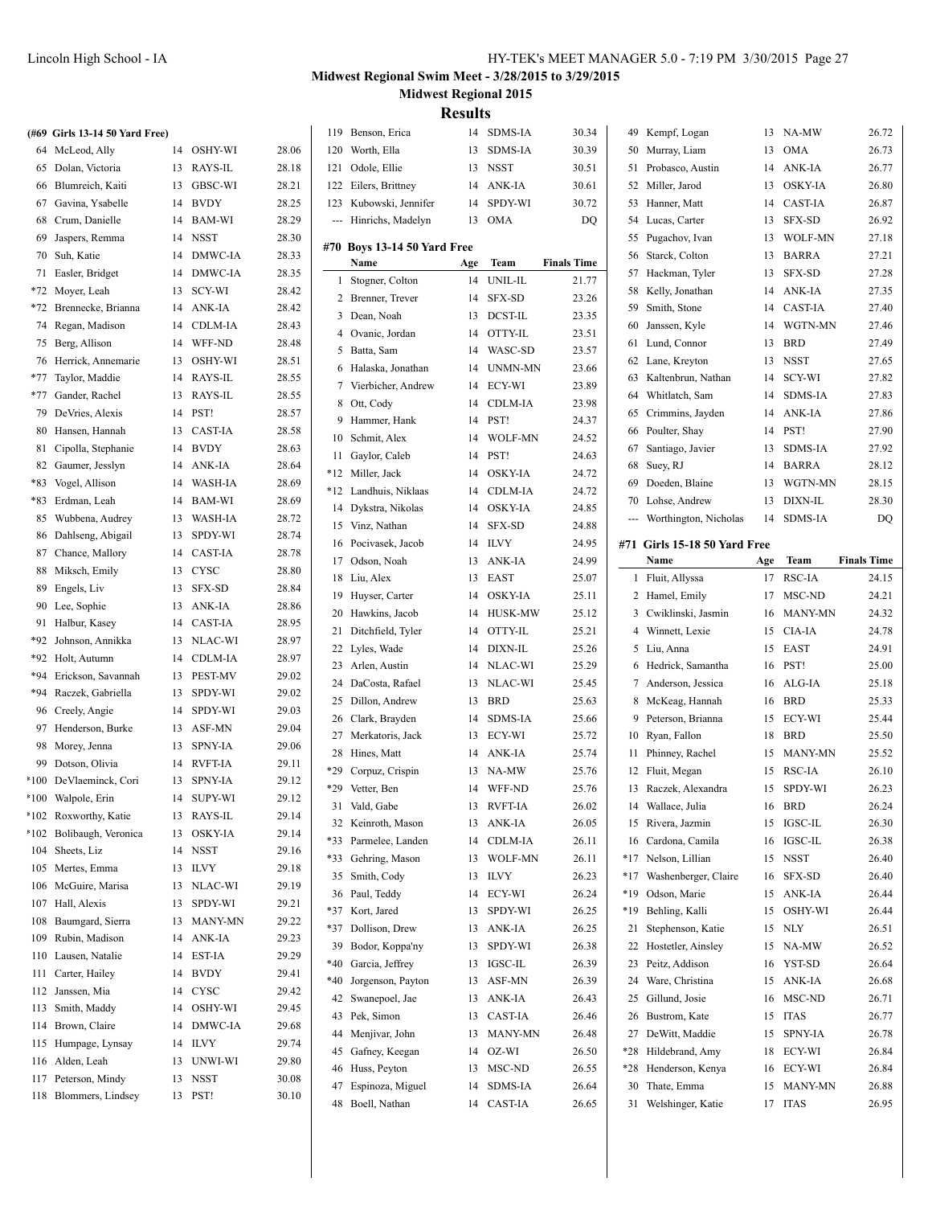**Midwest Regional Swim Meet - 3/28/2015 to 3/29/2015**

**Midwest Regional 2015**

## Results

### (#69 Girls 13-14 50 Yard Free)

| | Name | Age | Team | Finals Time |
|---|---|---|---|---|
| 64 | McLeod, Ally | 14 | OSHY-WI | 28.06 |
| 65 | Dolan, Victoria | 13 | RAYS-IL | 28.18 |
| 66 | Blumreich, Kaiti | 13 | GBSC-WI | 28.21 |
| 67 | Gavina, Ysabelle | 14 | BVDY | 28.25 |
| 68 | Crum, Danielle | 14 | BAM-WI | 28.29 |
| 69 | Jaspers, Remma | 14 | NSST | 28.30 |
| 70 | Suh, Katie | 14 | DMWC-IA | 28.33 |
| 71 | Easler, Bridget | 14 | DMWC-IA | 28.35 |
| *72 | Moyer, Leah | 13 | SCY-WI | 28.42 |
| *72 | Brennecke, Brianna | 14 | ANK-IA | 28.42 |
| 74 | Regan, Madison | 14 | CDLM-IA | 28.43 |
| 75 | Berg, Allison | 14 | WFF-ND | 28.48 |
| 76 | Herrick, Annemarie | 13 | OSHY-WI | 28.51 |
| *77 | Taylor, Maddie | 14 | RAYS-IL | 28.55 |
| *77 | Gander, Rachel | 13 | RAYS-IL | 28.55 |
| 79 | DeVries, Alexis | 14 | PST! | 28.57 |
| 80 | Hansen, Hannah | 13 | CAST-IA | 28.58 |
| 81 | Cipolla, Stephanie | 14 | BVDY | 28.63 |
| 82 | Gaumer, Jesslyn | 14 | ANK-IA | 28.64 |
| *83 | Vogel, Allison | 14 | WASH-IA | 28.69 |
| *83 | Erdman, Leah | 14 | BAM-WI | 28.69 |
| 85 | Wubbena, Audrey | 13 | WASH-IA | 28.72 |
| 86 | Dahlseng, Abigail | 13 | SPDY-WI | 28.74 |
| 87 | Chance, Mallory | 14 | CAST-IA | 28.78 |
| 88 | Miksch, Emily | 13 | CYSC | 28.80 |
| 89 | Engels, Liv | 13 | SFX-SD | 28.84 |
| 90 | Lee, Sophie | 13 | ANK-IA | 28.86 |
| 91 | Halbur, Kasey | 14 | CAST-IA | 28.95 |
| *92 | Johnson, Annikka | 13 | NLAC-WI | 28.97 |
| *92 | Holt, Autumn | 14 | CDLM-IA | 28.97 |
| *94 | Erickson, Savannah | 13 | PEST-MV | 29.02 |
| *94 | Raczek, Gabriella | 13 | SPDY-WI | 29.02 |
| 96 | Creely, Angie | 14 | SPDY-WI | 29.03 |
| 97 | Henderson, Burke | 13 | ASF-MN | 29.04 |
| 98 | Morey, Jenna | 13 | SPNY-IA | 29.06 |
| 99 | Dotson, Olivia | 14 | RVFT-IA | 29.11 |
| *100 | DeVlaeminck, Cori | 13 | SPNY-IA | 29.12 |
| *100 | Walpole, Erin | 14 | SUPY-WI | 29.12 |
| *102 | Roxworthy, Katie | 13 | RAYS-IL | 29.14 |
| *102 | Bolibaugh, Veronica | 13 | OSKY-IA | 29.14 |
| 104 | Sheets, Liz | 14 | NSST | 29.16 |
| 105 | Mertes, Emma | 13 | ILVY | 29.18 |
| 106 | McGuire, Marisa | 13 | NLAC-WI | 29.19 |
| 107 | Hall, Alexis | 13 | SPDY-WI | 29.21 |
| 108 | Baumgard, Sierra | 13 | MANY-MN | 29.22 |
| 109 | Rubin, Madison | 14 | ANK-IA | 29.23 |
| 110 | Lausen, Natalie | 14 | EST-IA | 29.29 |
| 111 | Carter, Hailey | 14 | BVDY | 29.41 |
| 112 | Janssen, Mia | 14 | CYSC | 29.42 |
| 113 | Smith, Maddy | 14 | OSHY-WI | 29.45 |
| 114 | Brown, Claire | 14 | DMWC-IA | 29.68 |
| 115 | Humpage, Lynsay | 14 | ILVY | 29.74 |
| 116 | Alden, Leah | 13 | UNWI-WI | 29.80 |
| 117 | Peterson, Mindy | 13 | NSST | 30.08 |
| 118 | Blommers, Lindsey | 13 | PST! | 30.10 |
| 119 | Benson, Erica | 14 | SDMS-IA | 30.34 |
| 120 | Worth, Ella | 13 | SDMS-IA | 30.39 |
| 121 | Odole, Ellie | 13 | NSST | 30.51 |
| 122 | Eilers, Brittney | 14 | ANK-IA | 30.61 |
| 123 | Kubowski, Jennifer | 14 | SPDY-WI | 30.72 |
| --- | Hinrichs, Madelyn | 13 | OMA | DQ |

### #70 Boys 13-14 50 Yard Free

| | Name | Age | Team | Finals Time |
|---|---|---|---|---|
| 1 | Stogner, Colton | 14 | UNIL-IL | 21.77 |
| 2 | Brenner, Trever | 14 | SFX-SD | 23.26 |
| 3 | Dean, Noah | 13 | DCST-IL | 23.35 |
| 4 | Ovanic, Jordan | 14 | OTTY-IL | 23.51 |
| 5 | Batta, Sam | 14 | WASC-SD | 23.57 |
| 6 | Halaska, Jonathan | 14 | UNMN-MN | 23.66 |
| 7 | Vierbicher, Andrew | 14 | ECY-WI | 23.89 |
| 8 | Ott, Cody | 14 | CDLM-IA | 23.98 |
| 9 | Hammer, Hank | 14 | PST! | 24.37 |
| 10 | Schmit, Alex | 14 | WOLF-MN | 24.52 |
| 11 | Gaylor, Caleb | 14 | PST! | 24.63 |
| *12 | Miller, Jack | 14 | OSKY-IA | 24.72 |
| *12 | Landhuis, Niklaas | 14 | CDLM-IA | 24.72 |
| 14 | Dykstra, Nikolas | 14 | OSKY-IA | 24.85 |
| 15 | Vinz, Nathan | 14 | SFX-SD | 24.88 |
| 16 | Pocivasek, Jacob | 14 | ILVY | 24.95 |
| 17 | Odson, Noah | 13 | ANK-IA | 24.99 |
| 18 | Liu, Alex | 13 | EAST | 25.07 |
| 19 | Huyser, Carter | 14 | OSKY-IA | 25.11 |
| 20 | Hawkins, Jacob | 14 | HUSK-MW | 25.12 |
| 21 | Ditchfield, Tyler | 14 | OTTY-IL | 25.21 |
| 22 | Lyles, Wade | 14 | DIXN-IL | 25.26 |
| 23 | Arlen, Austin | 14 | NLAC-WI | 25.29 |
| 24 | DaCosta, Rafael | 13 | NLAC-WI | 25.45 |
| 25 | Dillon, Andrew | 13 | BRD | 25.63 |
| 26 | Clark, Brayden | 14 | SDMS-IA | 25.66 |
| 27 | Merkatoris, Jack | 13 | ECY-WI | 25.72 |
| 28 | Hines, Matt | 14 | ANK-IA | 25.74 |
| *29 | Corpuz, Crispin | 13 | NA-MW | 25.76 |
| *29 | Vetter, Ben | 14 | WFF-ND | 25.76 |
| 31 | Vald, Gabe | 13 | RVFT-IA | 26.02 |
| 32 | Keinroth, Mason | 13 | ANK-IA | 26.05 |
| *33 | Parmelee, Landen | 14 | CDLM-IA | 26.11 |
| *33 | Gehring, Mason | 13 | WOLF-MN | 26.11 |
| 35 | Smith, Cody | 13 | ILVY | 26.23 |
| 36 | Paul, Teddy | 14 | ECY-WI | 26.24 |
| *37 | Kort, Jared | 13 | SPDY-WI | 26.25 |
| *37 | Dollison, Drew | 13 | ANK-IA | 26.25 |
| 39 | Bodor, Koppa'ny | 13 | SPDY-WI | 26.38 |
| *40 | Garcia, Jeffrey | 13 | IGSC-IL | 26.39 |
| *40 | Jorgenson, Payton | 13 | ASF-MN | 26.39 |
| 42 | Swanepoel, Jae | 13 | ANK-IA | 26.43 |
| 43 | Pek, Simon | 13 | CAST-IA | 26.46 |
| 44 | Menjivar, John | 13 | MANY-MN | 26.48 |
| 45 | Gafney, Keegan | 14 | OZ-WI | 26.50 |
| 46 | Huss, Peyton | 13 | MSC-ND | 26.55 |
| 47 | Espinoza, Miguel | 14 | SDMS-IA | 26.64 |
| 48 | Boell, Nathan | 14 | CAST-IA | 26.65 |
| 49 | Kempf, Logan | 13 | NA-MW | 26.72 |
| 50 | Murray, Liam | 13 | OMA | 26.73 |
| 51 | Probasco, Austin | 14 | ANK-IA | 26.77 |
| 52 | Miller, Jarod | 13 | OSKY-IA | 26.80 |
| 53 | Hanner, Matt | 14 | CAST-IA | 26.87 |
| 54 | Lucas, Carter | 13 | SFX-SD | 26.92 |
| 55 | Pugachov, Ivan | 13 | WOLF-MN | 27.18 |
| 56 | Starck, Colton | 13 | BARRA | 27.21 |
| 57 | Hackman, Tyler | 13 | SFX-SD | 27.28 |
| 58 | Kelly, Jonathan | 14 | ANK-IA | 27.35 |
| 59 | Smith, Stone | 14 | CAST-IA | 27.40 |
| 60 | Janssen, Kyle | 14 | WGTN-MN | 27.46 |
| 61 | Lund, Connor | 13 | BRD | 27.49 |
| 62 | Lane, Kreyton | 13 | NSST | 27.65 |
| 63 | Kaltenbrun, Nathan | 14 | SCY-WI | 27.82 |
| 64 | Whitlatch, Sam | 14 | SDMS-IA | 27.83 |
| 65 | Crimmins, Jayden | 14 | ANK-IA | 27.86 |
| 66 | Poulter, Shay | 14 | PST! | 27.90 |
| 67 | Santiago, Javier | 13 | SDMS-IA | 27.92 |
| 68 | Suey, RJ | 14 | BARRA | 28.12 |
| 69 | Doeden, Blaine | 13 | WGTN-MN | 28.15 |
| 70 | Lohse, Andrew | 13 | DIXN-IL | 28.30 |
| --- | Worthington, Nicholas | 14 | SDMS-IA | DQ |

### #71 Girls 15-18 50 Yard Free

| | Name | Age | Team | Finals Time |
|---|---|---|---|---|
| 1 | Fluit, Allyssa | 17 | RSC-IA | 24.15 |
| 2 | Hamel, Emily | 17 | MSC-ND | 24.21 |
| 3 | Cwiklinski, Jasmin | 16 | MANY-MN | 24.32 |
| 4 | Winnett, Lexie | 15 | CIA-IA | 24.78 |
| 5 | Liu, Anna | 15 | EAST | 24.91 |
| 6 | Hedrick, Samantha | 16 | PST! | 25.00 |
| 7 | Anderson, Jessica | 16 | ALG-IA | 25.18 |
| 8 | McKeag, Hannah | 16 | BRD | 25.33 |
| 9 | Peterson, Brianna | 15 | ECY-WI | 25.44 |
| 10 | Ryan, Fallon | 18 | BRD | 25.50 |
| 11 | Phinney, Rachel | 15 | MANY-MN | 25.52 |
| 12 | Fluit, Megan | 15 | RSC-IA | 26.10 |
| 13 | Raczek, Alexandra | 15 | SPDY-WI | 26.23 |
| 14 | Wallace, Julia | 16 | BRD | 26.24 |
| 15 | Rivera, Jazmin | 15 | IGSC-IL | 26.30 |
| 16 | Cardona, Camila | 16 | IGSC-IL | 26.38 |
| *17 | Nelson, Lillian | 15 | NSST | 26.40 |
| *17 | Washenberger, Claire | 16 | SFX-SD | 26.40 |
| *19 | Odson, Marie | 15 | ANK-IA | 26.44 |
| *19 | Behling, Kalli | 15 | OSHY-WI | 26.44 |
| 21 | Stephenson, Katie | 15 | NLY | 26.51 |
| 22 | Hostetler, Ainsley | 15 | NA-MW | 26.52 |
| 23 | Peitz, Addison | 16 | YST-SD | 26.64 |
| 24 | Ware, Christina | 15 | ANK-IA | 26.68 |
| 25 | Gillund, Josie | 16 | MSC-ND | 26.71 |
| 26 | Bustrom, Kate | 15 | ITAS | 26.77 |
| 27 | DeWitt, Maddie | 15 | SPNY-IA | 26.78 |
| *28 | Hildebrand, Amy | 18 | ECY-WI | 26.84 |
| *28 | Henderson, Kenya | 16 | ECY-WI | 26.84 |
| 30 | Thate, Emma | 15 | MANY-MN | 26.88 |
| 31 | Welshinger, Katie | 17 | ITAS | 26.95 |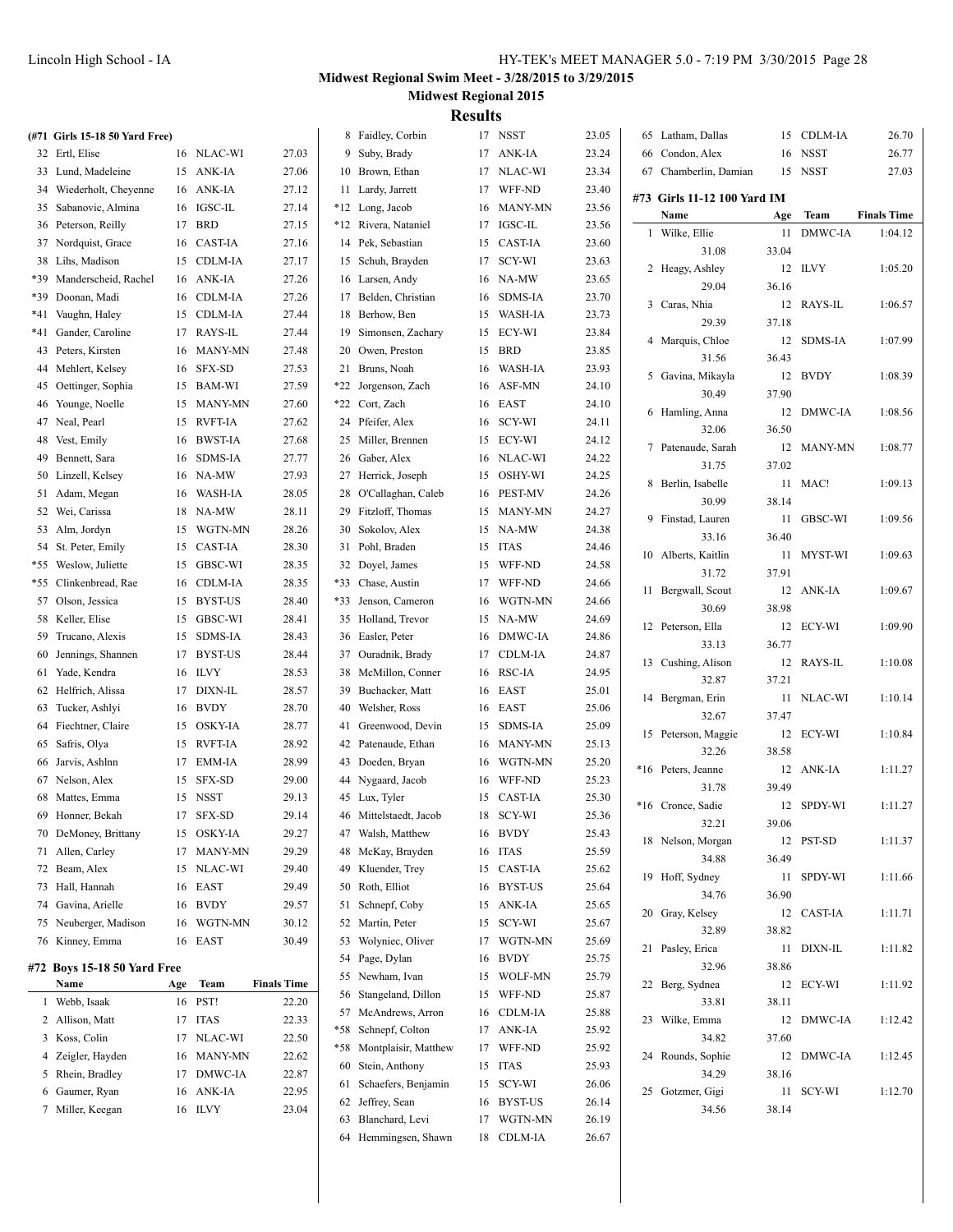# Midwest Regional Swim Meet - 3/28/2015 to 3/29/2015

## Midwest Regional 2015

## Results

### (#71 Girls 15-18 50 Yard Free)

| | Name | Age | Team | Finals Time |
|---|---|---|---|---|
| 32 | Ertl, Elise | 16 | NLAC-WI | 27.03 |
| 33 | Lund, Madeleine | 15 | ANK-IA | 27.06 |
| 34 | Wiederholt, Cheyenne | 16 | ANK-IA | 27.12 |
| 35 | Sabanovic, Almina | 16 | IGSC-IL | 27.14 |
| 36 | Peterson, Reilly | 17 | BRD | 27.15 |
| 37 | Nordquist, Grace | 16 | CAST-IA | 27.16 |
| 38 | Lihs, Madison | 15 | CDLM-IA | 27.17 |
| *39 | Manderscheid, Rachel | 16 | ANK-IA | 27.26 |
| *39 | Doonan, Madi | 16 | CDLM-IA | 27.26 |
| *41 | Vaughn, Haley | 15 | CDLM-IA | 27.44 |
| *41 | Gander, Caroline | 17 | RAYS-IL | 27.44 |
| 43 | Peters, Kirsten | 16 | MANY-MN | 27.48 |
| 44 | Mehlert, Kelsey | 16 | SFX-SD | 27.53 |
| 45 | Oettinger, Sophia | 15 | BAM-WI | 27.59 |
| 46 | Younge, Noelle | 15 | MANY-MN | 27.60 |
| 47 | Neal, Pearl | 15 | RVFT-IA | 27.62 |
| 48 | Vest, Emily | 16 | BWST-IA | 27.68 |
| 49 | Bennett, Sara | 16 | SDMS-IA | 27.77 |
| 50 | Linzell, Kelsey | 16 | NA-MW | 27.93 |
| 51 | Adam, Megan | 16 | WASH-IA | 28.05 |
| 52 | Wei, Carissa | 18 | NA-MW | 28.11 |
| 53 | Alm, Jordyn | 15 | WGTN-MN | 28.26 |
| 54 | St. Peter, Emily | 15 | CAST-IA | 28.30 |
| *55 | Weslow, Juliette | 15 | GBSC-WI | 28.35 |
| *55 | Clinkenbread, Rae | 16 | CDLM-IA | 28.35 |
| 57 | Olson, Jessica | 15 | BYST-US | 28.40 |
| 58 | Keller, Elise | 15 | GBSC-WI | 28.41 |
| 59 | Trucano, Alexis | 15 | SDMS-IA | 28.43 |
| 60 | Jennings, Shannen | 17 | BYST-US | 28.44 |
| 61 | Yade, Kendra | 16 | ILVY | 28.53 |
| 62 | Helfrich, Alissa | 17 | DIXN-IL | 28.57 |
| 63 | Tucker, Ashlyi | 16 | BVDY | 28.70 |
| 64 | Fiechtner, Claire | 15 | OSKY-IA | 28.77 |
| 65 | Safris, Olya | 15 | RVFT-IA | 28.92 |
| 66 | Jarvis, Ashlnn | 17 | EMM-IA | 28.99 |
| 67 | Nelson, Alex | 15 | SFX-SD | 29.00 |
| 68 | Mattes, Emma | 15 | NSST | 29.13 |
| 69 | Honner, Bekah | 17 | SFX-SD | 29.14 |
| 70 | DeMoney, Brittany | 15 | OSKY-IA | 29.27 |
| 71 | Allen, Carley | 17 | MANY-MN | 29.29 |
| 72 | Beam, Alex | 15 | NLAC-WI | 29.40 |
| 73 | Hall, Hannah | 16 | EAST | 29.49 |
| 74 | Gavina, Arielle | 16 | BVDY | 29.57 |
| 75 | Neuberger, Madison | 16 | WGTN-MN | 30.12 |
| 76 | Kinney, Emma | 16 | EAST | 30.49 |

### #72 Boys 15-18 50 Yard Free

| | Name | Age | Team | Finals Time |
|---|---|---|---|---|
| 1 | Webb, Isaak | 16 | PST! | 22.20 |
| 2 | Allison, Matt | 17 | ITAS | 22.33 |
| 3 | Koss, Colin | 17 | NLAC-WI | 22.50 |
| 4 | Zeigler, Hayden | 16 | MANY-MN | 22.62 |
| 5 | Rhein, Bradley | 17 | DMWC-IA | 22.87 |
| 6 | Gaumer, Ryan | 16 | ANK-IA | 22.95 |
| 7 | Miller, Keegan | 16 | ILVY | 23.04 |
| 8 | Faidley, Corbin | 17 | NSST | 23.05 |
| 9 | Suby, Brady | 17 | ANK-IA | 23.24 |
| 10 | Brown, Ethan | 17 | NLAC-WI | 23.34 |
| 11 | Lardy, Jarrett | 17 | WFF-ND | 23.40 |
| *12 | Long, Jacob | 16 | MANY-MN | 23.56 |
| *12 | Rivera, Nataniel | 17 | IGSC-IL | 23.56 |
| 14 | Pek, Sebastian | 15 | CAST-IA | 23.60 |
| 15 | Schuh, Brayden | 17 | SCY-WI | 23.63 |
| 16 | Larsen, Andy | 16 | NA-MW | 23.65 |
| 17 | Belden, Christian | 16 | SDMS-IA | 23.70 |
| 18 | Berhow, Ben | 15 | WASH-IA | 23.73 |
| 19 | Simonsen, Zachary | 15 | ECY-WI | 23.84 |
| 20 | Owen, Preston | 15 | BRD | 23.85 |
| 21 | Bruns, Noah | 16 | WASH-IA | 23.93 |
| *22 | Jorgenson, Zach | 16 | ASF-MN | 24.10 |
| *22 | Cort, Zach | 16 | EAST | 24.10 |
| 24 | Pfeifer, Alex | 16 | SCY-WI | 24.11 |
| 25 | Miller, Brennen | 15 | ECY-WI | 24.12 |
| 26 | Gaber, Alex | 16 | NLAC-WI | 24.22 |
| 27 | Herrick, Joseph | 15 | OSHY-WI | 24.25 |
| 28 | O'Callaghan, Caleb | 16 | PEST-MV | 24.26 |
| 29 | Fitzloff, Thomas | 15 | MANY-MN | 24.27 |
| 30 | Sokolov, Alex | 15 | NA-MW | 24.38 |
| 31 | Pohl, Braden | 15 | ITAS | 24.46 |
| 32 | Doyel, James | 15 | WFF-ND | 24.58 |
| *33 | Chase, Austin | 17 | WFF-ND | 24.66 |
| *33 | Jenson, Cameron | 16 | WGTN-MN | 24.66 |
| 35 | Holland, Trevor | 15 | NA-MW | 24.69 |
| 36 | Easler, Peter | 16 | DMWC-IA | 24.86 |
| 37 | Ouradnik, Brady | 17 | CDLM-IA | 24.87 |
| 38 | McMillon, Conner | 16 | RSC-IA | 24.95 |
| 39 | Buchacker, Matt | 16 | EAST | 25.01 |
| 40 | Welsher, Ross | 16 | EAST | 25.06 |
| 41 | Greenwood, Devin | 15 | SDMS-IA | 25.09 |
| 42 | Patenaude, Ethan | 16 | MANY-MN | 25.13 |
| 43 | Doeden, Bryan | 16 | WGTN-MN | 25.20 |
| 44 | Nygaard, Jacob | 16 | WFF-ND | 25.23 |
| 45 | Lux, Tyler | 15 | CAST-IA | 25.30 |
| 46 | Mittelstaedt, Jacob | 18 | SCY-WI | 25.36 |
| 47 | Walsh, Matthew | 16 | BVDY | 25.43 |
| 48 | McKay, Brayden | 16 | ITAS | 25.59 |
| 49 | Kluender, Trey | 15 | CAST-IA | 25.62 |
| 50 | Roth, Elliot | 16 | BYST-US | 25.64 |
| 51 | Schnepf, Coby | 15 | ANK-IA | 25.65 |
| 52 | Martin, Peter | 15 | SCY-WI | 25.67 |
| 53 | Wolyniec, Oliver | 17 | WGTN-MN | 25.69 |
| 54 | Page, Dylan | 16 | BVDY | 25.75 |
| 55 | Newham, Ivan | 15 | WOLF-MN | 25.79 |
| 56 | Stangeland, Dillon | 15 | WFF-ND | 25.87 |
| 57 | McAndrews, Arron | 16 | CDLM-IA | 25.88 |
| *58 | Schnepf, Colton | 17 | ANK-IA | 25.92 |
| *58 | Montplaisir, Matthew | 17 | WFF-ND | 25.92 |
| 60 | Stein, Anthony | 15 | ITAS | 25.93 |
| 61 | Schaefers, Benjamin | 15 | SCY-WI | 26.06 |
| 62 | Jeffrey, Sean | 16 | BYST-US | 26.14 |
| 63 | Blanchard, Levi | 17 | WGTN-MN | 26.19 |
| 64 | Hemmingsen, Shawn | 18 | CDLM-IA | 26.67 |
| 65 | Latham, Dallas | 15 | CDLM-IA | 26.70 |
| 66 | Condon, Alex | 16 | NSST | 26.77 |
| 67 | Chamberlin, Damian | 15 | NSST | 27.03 |

### #73 Girls 11-12 100 Yard IM

| | Name | Age | Team | Finals Time |
|---|---|---|---|---|
| 1 | Wilke, Ellie | 11 | DMWC-IA | 1:04.12 |
| | 31.08 | 33.04 | | |
| 2 | Heagy, Ashley | 12 | ILVY | 1:05.20 |
| | 29.04 | 36.16 | | |
| 3 | Caras, Nhia | 12 | RAYS-IL | 1:06.57 |
| | 29.39 | 37.18 | | |
| 4 | Marquis, Chloe | 12 | SDMS-IA | 1:07.99 |
| | 31.56 | 36.43 | | |
| 5 | Gavina, Mikayla | 12 | BVDY | 1:08.39 |
| | 30.49 | 37.90 | | |
| 6 | Hamling, Anna | 12 | DMWC-IA | 1:08.56 |
| | 32.06 | 36.50 | | |
| 7 | Patenaude, Sarah | 12 | MANY-MN | 1:08.77 |
| | 31.75 | 37.02 | | |
| 8 | Berlin, Isabelle | 11 | MAC! | 1:09.13 |
| | 30.99 | 38.14 | | |
| 9 | Finstad, Lauren | 11 | GBSC-WI | 1:09.56 |
| | 33.16 | 36.40 | | |
| 10 | Alberts, Kaitlin | 11 | MYST-WI | 1:09.63 |
| | 31.72 | 37.91 | | |
| 11 | Bergwall, Scout | 12 | ANK-IA | 1:09.67 |
| | 30.69 | 38.98 | | |
| 12 | Peterson, Ella | 12 | ECY-WI | 1:09.90 |
| | 33.13 | 36.77 | | |
| 13 | Cushing, Alison | 12 | RAYS-IL | 1:10.08 |
| | 32.87 | 37.21 | | |
| 14 | Bergman, Erin | 11 | NLAC-WI | 1:10.14 |
| | 32.67 | 37.47 | | |
| 15 | Peterson, Maggie | 12 | ECY-WI | 1:10.84 |
| | 32.26 | 38.58 | | |
| *16 | Peters, Jeanne | 12 | ANK-IA | 1:11.27 |
| | 31.78 | 39.49 | | |
| *16 | Cronce, Sadie | 12 | SPDY-WI | 1:11.27 |
| | 32.21 | 39.06 | | |
| 18 | Nelson, Morgan | 12 | PST-SD | 1:11.37 |
| | 34.88 | 36.49 | | |
| 19 | Hoff, Sydney | 11 | SPDY-WI | 1:11.66 |
| | 34.76 | 36.90 | | |
| 20 | Gray, Kelsey | 12 | CAST-IA | 1:11.71 |
| | 32.89 | 38.82 | | |
| 21 | Pasley, Erica | 11 | DIXN-IL | 1:11.82 |
| | 32.96 | 38.86 | | |
| 22 | Berg, Sydnea | 12 | ECY-WI | 1:11.92 |
| | 33.81 | 38.11 | | |
| 23 | Wilke, Emma | 12 | DMWC-IA | 1:12.42 |
| | 34.82 | 37.60 | | |
| 24 | Rounds, Sophie | 12 | DMWC-IA | 1:12.45 |
| | 34.29 | 38.16 | | |
| 25 | Gotzmer, Gigi | 11 | SCY-WI | 1:12.70 |
| | 34.56 | 38.14 | | |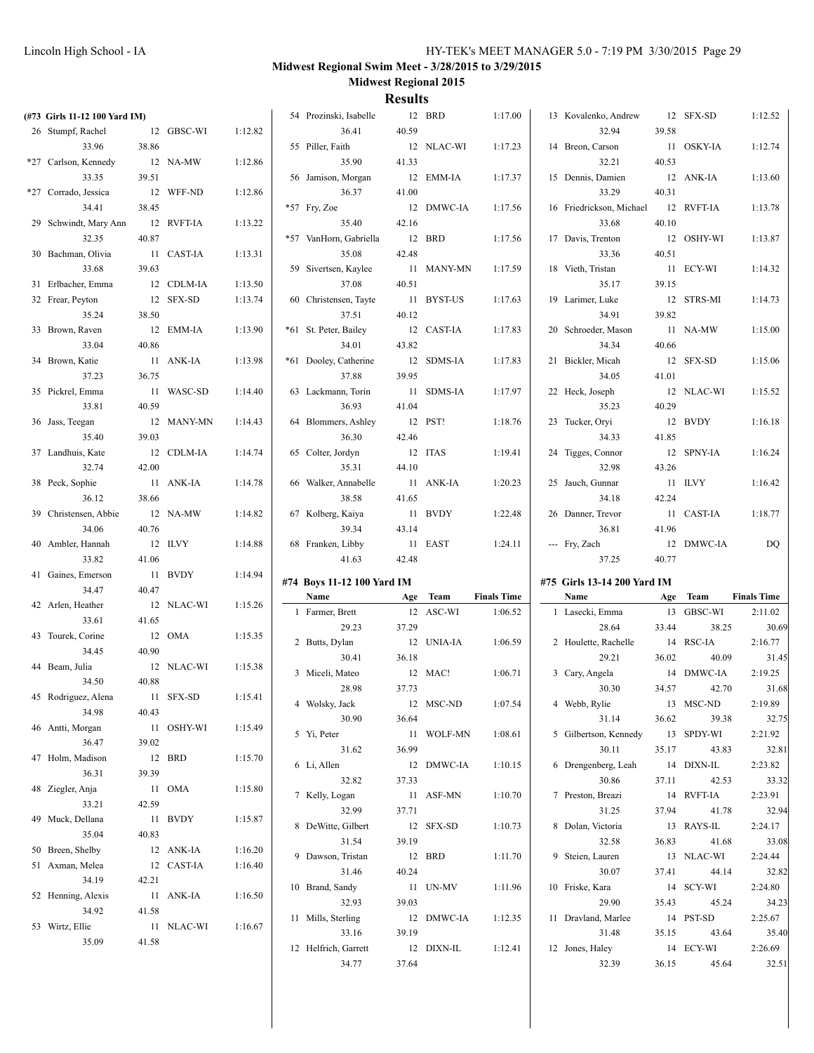## Midwest Regional Swim Meet - 3/28/2015 to 3/29/2015

### Midwest Regional 2015

### Results

**(#73 Girls 11-12 100 Yard IM)**

| Place | Name | Age | Team | Finals Time |
|---|---|---|---|---|
| 26 | Stumpf, Rachel | 12 | GBSC-WI | 1:12.82 |
| | 33.96 | 38.86 | | |
| *27 | Carlson, Kennedy | 12 | NA-MW | 1:12.86 |
| | 33.35 | 39.51 | | |
| *27 | Corrado, Jessica | 12 | WFF-ND | 1:12.86 |
| | 34.41 | 38.45 | | |
| 29 | Schwindt, Mary Ann | 12 | RVFT-IA | 1:13.22 |
| | 32.35 | 40.87 | | |
| 30 | Bachman, Olivia | 11 | CAST-IA | 1:13.31 |
| | 33.68 | 39.63 | | |
| 31 | Erlbacher, Emma | 12 | CDLM-IA | 1:13.50 |
| 32 | Frear, Peyton | 12 | SFX-SD | 1:13.74 |
| | 35.24 | 38.50 | | |
| 33 | Brown, Raven | 12 | EMM-IA | 1:13.90 |
| | 33.04 | 40.86 | | |
| 34 | Brown, Katie | 11 | ANK-IA | 1:13.98 |
| | 37.23 | 36.75 | | |
| 35 | Pickrel, Emma | 11 | WASC-SD | 1:14.40 |
| | 33.81 | 40.59 | | |
| 36 | Jass, Teegan | 12 | MANY-MN | 1:14.43 |
| | 35.40 | 39.03 | | |
| 37 | Landhuis, Kate | 12 | CDLM-IA | 1:14.74 |
| | 32.74 | 42.00 | | |
| 38 | Peck, Sophie | 11 | ANK-IA | 1:14.78 |
| | 36.12 | 38.66 | | |
| 39 | Christensen, Abbie | 12 | NA-MW | 1:14.82 |
| | 34.06 | 40.76 | | |
| 40 | Ambler, Hannah | 12 | ILVY | 1:14.88 |
| | 33.82 | 41.06 | | |
| 41 | Gaines, Emerson | 11 | BVDY | 1:14.94 |
| | 34.47 | 40.47 | | |
| 42 | Arlen, Heather | 12 | NLAC-WI | 1:15.26 |
| | 33.61 | 41.65 | | |
| 43 | Tourek, Corine | 12 | OMA | 1:15.35 |
| | 34.45 | 40.90 | | |
| 44 | Beam, Julia | 12 | NLAC-WI | 1:15.38 |
| | 34.50 | 40.88 | | |
| 45 | Rodriguez, Alena | 11 | SFX-SD | 1:15.41 |
| | 34.98 | 40.43 | | |
| 46 | Antti, Morgan | 11 | OSHY-WI | 1:15.49 |
| | 36.47 | 39.02 | | |
| 47 | Holm, Madison | 12 | BRD | 1:15.70 |
| | 36.31 | 39.39 | | |
| 48 | Ziegler, Anja | 11 | OMA | 1:15.80 |
| | 33.21 | 42.59 | | |
| 49 | Muck, Dellana | 11 | BVDY | 1:15.87 |
| | 35.04 | 40.83 | | |
| 50 | Breen, Shelby | 12 | ANK-IA | 1:16.20 |
| 51 | Axman, Melea | 12 | CAST-IA | 1:16.40 |
| | 34.19 | 42.21 | | |
| 52 | Henning, Alexis | 11 | ANK-IA | 1:16.50 |
| | 34.92 | 41.58 | | |
| 53 | Wirtz, Ellie | 11 | NLAC-WI | 1:16.67 |
| | 35.09 | 41.58 | | |
| 54 | Prozinski, Isabelle | 12 | BRD | 1:17.00 |
| | 36.41 | 40.59 | | |
| 55 | Piller, Faith | 12 | NLAC-WI | 1:17.23 |
| | 35.90 | 41.33 | | |
| 56 | Jamison, Morgan | 12 | EMM-IA | 1:17.37 |
| | 36.37 | 41.00 | | |
| *57 | Fry, Zoe | 12 | DMWC-IA | 1:17.56 |
| | 35.40 | 42.16 | | |
| *57 | VanHorn, Gabriella | 12 | BRD | 1:17.56 |
| | 35.08 | 42.48 | | |
| 59 | Sivertsen, Kaylee | 11 | MANY-MN | 1:17.59 |
| | 37.08 | 40.51 | | |
| 60 | Christensen, Tayte | 11 | BYST-US | 1:17.63 |
| | 37.51 | 40.12 | | |
| *61 | St. Peter, Bailey | 12 | CAST-IA | 1:17.83 |
| | 34.01 | 43.82 | | |
| *61 | Dooley, Catherine | 12 | SDMS-IA | 1:17.83 |
| | 37.88 | 39.95 | | |
| 63 | Lackmann, Torin | 11 | SDMS-IA | 1:17.97 |
| | 36.93 | 41.04 | | |
| 64 | Blommers, Ashley | 12 | PST! | 1:18.76 |
| | 36.30 | 42.46 | | |
| 65 | Colter, Jordyn | 12 | ITAS | 1:19.41 |
| | 35.31 | 44.10 | | |
| 66 | Walker, Annabelle | 11 | ANK-IA | 1:20.23 |
| | 38.58 | 41.65 | | |
| 67 | Kolberg, Kaiya | 11 | BVDY | 1:22.48 |
| | 39.34 | 43.14 | | |
| 68 | Franken, Libby | 11 | EAST | 1:24.11 |
| | 41.63 | 42.48 | | |

**#74 Boys 11-12 100 Yard IM**

| Place | Name | Age | Team | Finals Time |
|---|---|---|---|---|
| 1 | Farmer, Brett | 12 | ASC-WI | 1:06.52 |
| | 29.23 | 37.29 | | |
| 2 | Butts, Dylan | 12 | UNIA-IA | 1:06.59 |
| | 30.41 | 36.18 | | |
| 3 | Miceli, Mateo | 12 | MAC! | 1:06.71 |
| | 28.98 | 37.73 | | |
| 4 | Wolsky, Jack | 12 | MSC-ND | 1:07.54 |
| | 30.90 | 36.64 | | |
| 5 | Yi, Peter | 11 | WOLF-MN | 1:08.61 |
| | 31.62 | 36.99 | | |
| 6 | Li, Allen | 12 | DMWC-IA | 1:10.15 |
| | 32.82 | 37.33 | | |
| 7 | Kelly, Logan | 11 | ASF-MN | 1:10.70 |
| | 32.99 | 37.71 | | |
| 8 | DeWitte, Gilbert | 12 | SFX-SD | 1:10.73 |
| | 31.54 | 39.19 | | |
| 9 | Dawson, Tristan | 12 | BRD | 1:11.70 |
| | 31.46 | 40.24 | | |
| 10 | Brand, Sandy | 11 | UN-MV | 1:11.96 |
| | 32.93 | 39.03 | | |
| 11 | Mills, Sterling | 12 | DMWC-IA | 1:12.35 |
| | 33.16 | 39.19 | | |
| 12 | Helfrich, Garrett | 12 | DIXN-IL | 1:12.41 |
| | 34.77 | 37.64 | | |
| 13 | Kovalenko, Andrew | 12 | SFX-SD | 1:12.52 |
| | 32.94 | 39.58 | | |
| 14 | Breon, Carson | 11 | OSKY-IA | 1:12.74 |
| | 32.21 | 40.53 | | |
| 15 | Dennis, Damien | 12 | ANK-IA | 1:13.60 |
| | 33.29 | 40.31 | | |
| 16 | Friedrickson, Michael | 12 | RVFT-IA | 1:13.78 |
| | 33.68 | 40.10 | | |
| 17 | Davis, Trenton | 12 | OSHY-WI | 1:13.87 |
| | 33.36 | 40.51 | | |
| 18 | Vieth, Tristan | 11 | ECY-WI | 1:14.32 |
| | 35.17 | 39.15 | | |
| 19 | Larimer, Luke | 12 | STRS-MI | 1:14.73 |
| | 34.91 | 39.82 | | |
| 20 | Schroeder, Mason | 11 | NA-MW | 1:15.00 |
| | 34.34 | 40.66 | | |
| 21 | Bickler, Micah | 12 | SFX-SD | 1:15.06 |
| | 34.05 | 41.01 | | |
| 22 | Heck, Joseph | 12 | NLAC-WI | 1:15.52 |
| | 35.23 | 40.29 | | |
| 23 | Tucker, Oryi | 12 | BVDY | 1:16.18 |
| | 34.33 | 41.85 | | |
| 24 | Tigges, Connor | 12 | SPNY-IA | 1:16.24 |
| | 32.98 | 43.26 | | |
| 25 | Jauch, Gunnar | 11 | ILVY | 1:16.42 |
| | 34.18 | 42.24 | | |
| 26 | Danner, Trevor | 11 | CAST-IA | 1:18.77 |
| | 36.81 | 41.96 | | |
| --- | Fry, Zach | 12 | DMWC-IA | DQ |
| | 37.25 | 40.77 | | |

**#75 Girls 13-14 200 Yard IM**

| Place | Name | Age | Team | Finals Time |
|---|---|---|---|---|
| 1 | Lasecki, Emma | 13 | GBSC-WI | 2:11.02 |
| | 28.64 | 33.44 | 38.25 | 30.69 |
| 2 | Houlette, Rachelle | 14 | RSC-IA | 2:16.77 |
| | 29.21 | 36.02 | 40.09 | 31.45 |
| 3 | Cary, Angela | 14 | DMWC-IA | 2:19.25 |
| | 30.30 | 34.57 | 42.70 | 31.68 |
| 4 | Webb, Rylie | 13 | MSC-ND | 2:19.89 |
| | 31.14 | 36.62 | 39.38 | 32.75 |
| 5 | Gilbertson, Kennedy | 13 | SPDY-WI | 2:21.92 |
| | 30.11 | 35.17 | 43.83 | 32.81 |
| 6 | Drengenberg, Leah | 14 | DIXN-IL | 2:23.82 |
| | 30.86 | 37.11 | 42.53 | 33.32 |
| 7 | Preston, Breazi | 14 | RVFT-IA | 2:23.91 |
| | 31.25 | 37.94 | 41.78 | 32.94 |
| 8 | Dolan, Victoria | 13 | RAYS-IL | 2:24.17 |
| | 32.58 | 36.83 | 41.68 | 33.08 |
| 9 | Steien, Lauren | 13 | NLAC-WI | 2:24.44 |
| | 30.07 | 37.41 | 44.14 | 32.82 |
| 10 | Friske, Kara | 14 | SCY-WI | 2:24.80 |
| | 29.90 | 35.43 | 45.24 | 34.23 |
| 11 | Dravland, Marlee | 14 | PST-SD | 2:25.67 |
| | 31.48 | 35.15 | 43.64 | 35.40 |
| 12 | Jones, Haley | 14 | ECY-WI | 2:26.69 |
| | 32.39 | 36.15 | 45.64 | 32.51 |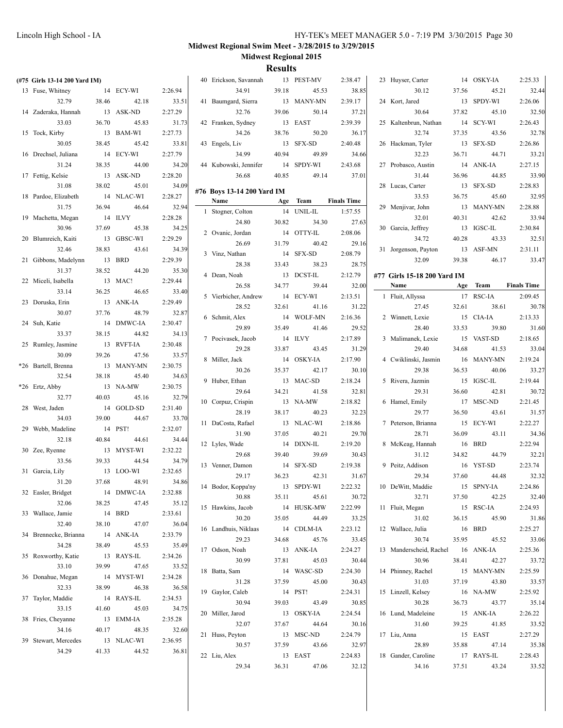**Midwest Regional Swim Meet - 3/28/2015 to 3/29/2015**

**Midwest Regional 2015**

## Results

### (#75 Girls 13-14 200 Yard IM)

| Place | Name | Age | Team | Finals Time |
|---|---|---|---|---|
| 13 | Fuse, Whitney | 14 | ECY-WI | 2:26.94 |
| | 32.79 | 38.46 | 42.18 | 33.51 |
| 14 | Zaderaka, Hannah | 13 | ASK-ND | 2:27.29 |
| | 33.03 | 36.70 | 45.83 | 31.73 |
| 15 | Tock, Kirby | 13 | BAM-WI | 2:27.73 |
| | 30.05 | 38.45 | 45.42 | 33.81 |
| 16 | Drechsel, Juliana | 14 | ECY-WI | 2:27.79 |
| | 31.24 | 38.35 | 44.00 | 34.20 |
| 17 | Fettig, Kelsie | 13 | ASK-ND | 2:28.20 |
| | 31.08 | 38.02 | 45.01 | 34.09 |
| 18 | Pardoe, Elizabeth | 14 | NLAC-WI | 2:28.27 |
| | 31.75 | 36.94 | 46.64 | 32.94 |
| 19 | Machetta, Megan | 14 | ILVY | 2:28.28 |
| | 30.96 | 37.69 | 45.38 | 34.25 |
| 20 | Blumreich, Kaiti | 13 | GBSC-WI | 2:29.29 |
| | 32.46 | 38.83 | 43.61 | 34.39 |
| 21 | Gibbons, Madelynn | 13 | BRD | 2:29.39 |
| | 31.37 | 38.52 | 44.20 | 35.30 |
| 22 | Miceli, Isabella | 13 | MAC! | 2:29.44 |
| | 33.14 | 36.25 | 46.65 | 33.40 |
| 23 | Doruska, Erin | 13 | ANK-IA | 2:29.49 |
| | 30.07 | 37.76 | 48.79 | 32.87 |
| 24 | Suh, Katie | 14 | DMWC-IA | 2:30.47 |
| | 33.37 | 38.15 | 44.82 | 34.13 |
| 25 | Rumley, Jasmine | 13 | RVFT-IA | 2:30.48 |
| | 30.09 | 39.26 | 47.56 | 33.57 |
| *26 | Bartell, Brenna | 13 | MANY-MN | 2:30.75 |
| | 32.54 | 38.18 | 45.40 | 34.63 |
| *26 | Ertz, Abby | 13 | NA-MW | 2:30.75 |
| | 32.77 | 40.03 | 45.16 | 32.79 |
| 28 | West, Jaden | 14 | GOLD-SD | 2:31.40 |
| | 34.03 | 39.00 | 44.67 | 33.70 |
| 29 | Webb, Madeline | 14 | PST! | 2:32.07 |
| | 32.18 | 40.84 | 44.61 | 34.44 |
| 30 | Zee, Ryenne | 13 | MYST-WI | 2:32.22 |
| | 33.56 | 39.33 | 44.54 | 34.79 |
| 31 | Garcia, Lily | 13 | LOO-WI | 2:32.65 |
| | 31.20 | 37.68 | 48.91 | 34.86 |
| 32 | Easler, Bridget | 14 | DMWC-IA | 2:32.88 |
| | 32.06 | 38.25 | 47.45 | 35.12 |
| 33 | Wallace, Jamie | 14 | BRD | 2:33.61 |
| | 32.40 | 38.10 | 47.07 | 36.04 |
| 34 | Brennecke, Brianna | 14 | ANK-IA | 2:33.79 |
| | 34.28 | 38.49 | 45.53 | 35.49 |
| 35 | Roxworthy, Katie | 13 | RAYS-IL | 2:34.26 |
| | 33.10 | 39.99 | 47.65 | 33.52 |
| 36 | Donahue, Megan | 14 | MYST-WI | 2:34.28 |
| | 32.33 | 38.99 | 46.38 | 36.58 |
| 37 | Taylor, Maddie | 14 | RAYS-IL | 2:34.53 |
| | 33.15 | 41.60 | 45.03 | 34.75 |
| 38 | Fries, Cheyanne | 13 | EMM-IA | 2:35.28 |
| | 34.16 | 40.17 | 48.35 | 32.60 |
| 39 | Stewart, Mercedes | 13 | NLAC-WI | 2:36.95 |
| | 34.29 | 41.33 | 44.52 | 36.81 |
| 40 | Erickson, Savannah | 13 | PEST-MV | 2:38.47 |
| | 34.91 | 39.18 | 45.53 | 38.85 |
| 41 | Baumgard, Sierra | 13 | MANY-MN | 2:39.17 |
| | 32.76 | 39.06 | 50.14 | 37.21 |
| 42 | Franken, Sydney | 13 | EAST | 2:39.39 |
| | 34.26 | 38.76 | 50.20 | 36.17 |
| 43 | Engels, Liv | 13 | SFX-SD | 2:40.48 |
| | 34.99 | 40.94 | 49.89 | 34.66 |
| 44 | Kubowski, Jennifer | 14 | SPDY-WI | 2:43.68 |
| | 36.68 | 40.85 | 49.14 | 37.01 |

### #76 Boys 13-14 200 Yard IM

| Place | Name | Age | Team | Finals Time |
|---|---|---|---|---|
| 1 | Stogner, Colton | 14 | UNIL-IL | 1:57.55 |
| | 24.80 | 30.82 | 34.30 | 27.63 |
| 2 | Ovanic, Jordan | 14 | OTTY-IL | 2:08.06 |
| | 26.69 | 31.79 | 40.42 | 29.16 |
| 3 | Vinz, Nathan | 14 | SFX-SD | 2:08.79 |
| | 28.38 | 33.43 | 38.23 | 28.75 |
| 4 | Dean, Noah | 13 | DCST-IL | 2:12.79 |
| | 26.58 | 34.77 | 39.44 | 32.00 |
| 5 | Vierbicher, Andrew | 14 | ECY-WI | 2:13.51 |
| | 28.52 | 32.61 | 41.16 | 31.22 |
| 6 | Schmit, Alex | 14 | WOLF-MN | 2:16.36 |
| | 29.89 | 35.49 | 41.46 | 29.52 |
| 7 | Pocivasek, Jacob | 14 | ILVY | 2:17.89 |
| | 29.28 | 33.87 | 43.45 | 31.29 |
| 8 | Miller, Jack | 14 | OSKY-IA | 2:17.90 |
| | 30.26 | 35.37 | 42.17 | 30.10 |
| 9 | Huber, Ethan | 13 | MAC-SD | 2:18.24 |
| | 29.64 | 34.21 | 41.58 | 32.81 |
| 10 | Corpuz, Crispin | 13 | NA-MW | 2:18.82 |
| | 28.19 | 38.17 | 40.23 | 32.23 |
| 11 | DaCosta, Rafael | 13 | NLAC-WI | 2:18.86 |
| | 31.90 | 37.05 | 40.21 | 29.70 |
| 12 | Lyles, Wade | 14 | DIXN-IL | 2:19.20 |
| | 29.68 | 39.40 | 39.69 | 30.43 |
| 13 | Venner, Damon | 14 | SFX-SD | 2:19.38 |
| | 29.17 | 36.23 | 42.31 | 31.67 |
| 14 | Bodor, Koppa'ny | 13 | SPDY-WI | 2:22.32 |
| | 30.88 | 35.11 | 45.61 | 30.72 |
| 15 | Hawkins, Jacob | 14 | HUSK-MW | 2:22.99 |
| | 30.20 | 35.05 | 44.49 | 33.25 |
| 16 | Landhuis, Niklaas | 14 | CDLM-IA | 2:23.12 |
| | 29.23 | 34.68 | 45.76 | 33.45 |
| 17 | Odson, Noah | 13 | ANK-IA | 2:24.27 |
| | 30.99 | 37.81 | 45.03 | 30.44 |
| 18 | Batta, Sam | 14 | WASC-SD | 2:24.30 |
| | 31.28 | 37.59 | 45.00 | 30.43 |
| 19 | Gaylor, Caleb | 14 | PST! | 2:24.31 |
| | 30.94 | 39.03 | 43.49 | 30.85 |
| 20 | Miller, Jarod | 13 | OSKY-IA | 2:24.54 |
| | 32.07 | 37.67 | 44.64 | 30.16 |
| 21 | Huss, Peyton | 13 | MSC-ND | 2:24.79 |
| | 30.57 | 37.59 | 43.66 | 32.97 |
| 22 | Liu, Alex | 13 | EAST | 2:24.83 |
| | 29.34 | 36.31 | 47.06 | 32.12 |
| 23 | Huyser, Carter | 14 | OSKY-IA | 2:25.33 |
| | 30.12 | 37.56 | 45.21 | 32.44 |
| 24 | Kort, Jared | 13 | SPDY-WI | 2:26.06 |
| | 30.64 | 37.82 | 45.10 | 32.50 |
| 25 | Kaltenbrun, Nathan | 14 | SCY-WI | 2:26.43 |
| | 32.74 | 37.35 | 43.56 | 32.78 |
| 26 | Hackman, Tyler | 13 | SFX-SD | 2:26.86 |
| | 32.23 | 36.71 | 44.71 | 33.21 |
| 27 | Probasco, Austin | 14 | ANK-IA | 2:27.15 |
| | 31.44 | 36.96 | 44.85 | 33.90 |
| 28 | Lucas, Carter | 13 | SFX-SD | 2:28.83 |
| | 33.53 | 36.75 | 45.60 | 32.95 |
| 29 | Menjivar, John | 13 | MANY-MN | 2:28.88 |
| | 32.01 | 40.31 | 42.62 | 33.94 |
| 30 | Garcia, Jeffrey | 13 | IGSC-IL | 2:30.84 |
| | 34.72 | 40.28 | 43.33 | 32.51 |
| 31 | Jorgenson, Payton | 13 | ASF-MN | 2:31.11 |
| | 32.09 | 39.38 | 46.17 | 33.47 |

### #77 Girls 15-18 200 Yard IM

| Place | Name | Age | Team | Finals Time |
|---|---|---|---|---|
| 1 | Fluit, Allyssa | 17 | RSC-IA | 2:09.45 |
| | 27.45 | 32.61 | 38.61 | 30.78 |
| 2 | Winnett, Lexie | 15 | CIA-IA | 2:13.33 |
| | 28.40 | 33.53 | 39.80 | 31.60 |
| 3 | Malimanek, Lexie | 15 | VAST-SD | 2:18.65 |
| | 29.40 | 34.68 | 41.53 | 33.04 |
| 4 | Cwiklinski, Jasmin | 16 | MANY-MN | 2:19.24 |
| | 29.38 | 36.53 | 40.06 | 33.27 |
| 5 | Rivera, Jazmin | 15 | IGSC-IL | 2:19.44 |
| | 29.31 | 36.60 | 42.81 | 30.72 |
| 6 | Hamel, Emily | 17 | MSC-ND | 2:21.45 |
| | 29.77 | 36.50 | 43.61 | 31.57 |
| 7 | Peterson, Brianna | 15 | ECY-WI | 2:22.27 |
| | 28.71 | 36.09 | 43.11 | 34.36 |
| 8 | McKeag, Hannah | 16 | BRD | 2:22.94 |
| | 31.12 | 34.82 | 44.79 | 32.21 |
| 9 | Peitz, Addison | 16 | YST-SD | 2:23.74 |
| | 29.34 | 37.60 | 44.48 | 32.32 |
| 10 | DeWitt, Maddie | 15 | SPNY-IA | 2:24.86 |
| | 32.71 | 37.50 | 42.25 | 32.40 |
| 11 | Fluit, Megan | 15 | RSC-IA | 2:24.93 |
| | 31.02 | 36.15 | 45.90 | 31.86 |
| 12 | Wallace, Julia | 16 | BRD | 2:25.27 |
| | 30.74 | 35.95 | 45.52 | 33.06 |
| 13 | Manderscheid, Rachel | 16 | ANK-IA | 2:25.36 |
| | 30.96 | 38.41 | 42.27 | 33.72 |
| 14 | Phinney, Rachel | 15 | MANY-MN | 2:25.59 |
| | 31.03 | 37.19 | 43.80 | 33.57 |
| 15 | Linzell, Kelsey | 16 | NA-MW | 2:25.92 |
| | 30.28 | 36.73 | 43.77 | 35.14 |
| 16 | Lund, Madeleine | 15 | ANK-IA | 2:26.22 |
| | 31.60 | 39.25 | 41.85 | 33.52 |
| 17 | Liu, Anna | 15 | EAST | 2:27.29 |
| | 28.89 | 35.88 | 47.14 | 35.38 |
| 18 | Gander, Caroline | 17 | RAYS-IL | 2:28.43 |
| | 34.16 | 37.51 | 43.24 | 33.52 |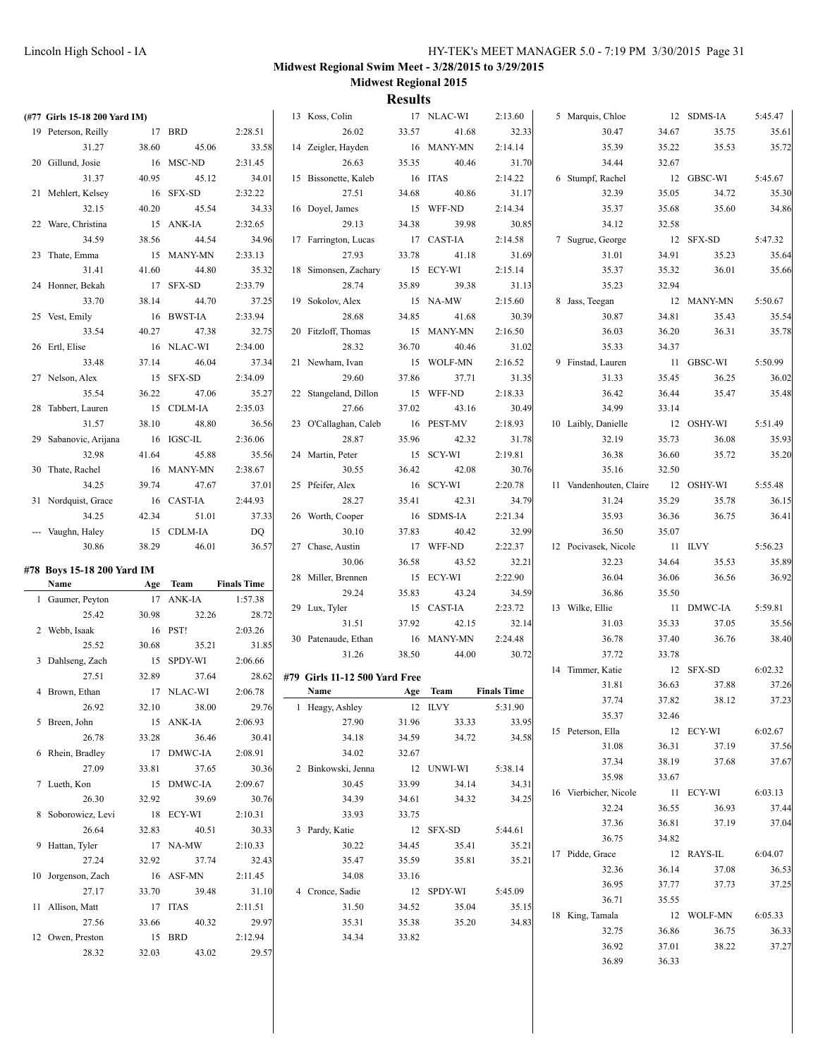**Midwest Regional Swim Meet - 3/28/2015 to 3/29/2015**

**Midwest Regional 2015**

## Results

### (#77 Girls 15-18 200 Yard IM)

| | Name | Age | Team | Finals Time |
|---|---|---|---|---|
| 19 | Peterson, Reilly | 17 | BRD | 2:28.51 |
| | 31.27 | 38.60 | 45.06 | 33.58 |
| 20 | Gillund, Josie | 16 | MSC-ND | 2:31.45 |
| | 31.37 | 40.95 | 45.12 | 34.01 |
| 21 | Mehlert, Kelsey | 16 | SFX-SD | 2:32.22 |
| | 32.15 | 40.20 | 45.54 | 34.33 |
| 22 | Ware, Christina | 15 | ANK-IA | 2:32.65 |
| | 34.59 | 38.56 | 44.54 | 34.96 |
| 23 | Thate, Emma | 15 | MANY-MN | 2:33.13 |
| | 31.41 | 41.60 | 44.80 | 35.32 |
| 24 | Honner, Bekah | 17 | SFX-SD | 2:33.79 |
| | 33.70 | 38.14 | 44.70 | 37.25 |
| 25 | Vest, Emily | 16 | BWST-IA | 2:33.94 |
| | 33.54 | 40.27 | 47.38 | 32.75 |
| 26 | Ertl, Elise | 16 | NLAC-WI | 2:34.00 |
| | 33.48 | 37.14 | 46.04 | 37.34 |
| 27 | Nelson, Alex | 15 | SFX-SD | 2:34.09 |
| | 35.54 | 36.22 | 47.06 | 35.27 |
| 28 | Tabbert, Lauren | 15 | CDLM-IA | 2:35.03 |
| | 31.57 | 38.10 | 48.80 | 36.56 |
| 29 | Sabanovic, Arijana | 16 | IGSC-IL | 2:36.06 |
| | 32.98 | 41.64 | 45.88 | 35.56 |
| 30 | Thate, Rachel | 16 | MANY-MN | 2:38.67 |
| | 34.25 | 39.74 | 47.67 | 37.01 |
| 31 | Nordquist, Grace | 16 | CAST-IA | 2:44.93 |
| | 34.25 | 42.34 | 51.01 | 37.33 |
| --- | Vaughn, Haley | 15 | CDLM-IA | DQ |
| | 30.86 | 38.29 | 46.01 | 36.57 |

### #78 Boys 15-18 200 Yard IM

| | Name | Age | Team | Finals Time |
|---|---|---|---|---|
| 1 | Gaumer, Peyton | 17 | ANK-IA | 1:57.38 |
| | 25.42 | 30.98 | 32.26 | 28.72 |
| 2 | Webb, Isaak | 16 | PST! | 2:03.26 |
| | 25.52 | 30.68 | 35.21 | 31.85 |
| 3 | Dahlseng, Zach | 15 | SPDY-WI | 2:06.66 |
| | 27.51 | 32.89 | 37.64 | 28.62 |
| 4 | Brown, Ethan | 17 | NLAC-WI | 2:06.78 |
| | 26.92 | 32.10 | 38.00 | 29.76 |
| 5 | Breen, John | 15 | ANK-IA | 2:06.93 |
| | 26.78 | 33.28 | 36.46 | 30.41 |
| 6 | Rhein, Bradley | 17 | DMWC-IA | 2:08.91 |
| | 27.09 | 33.81 | 37.65 | 30.36 |
| 7 | Lueth, Kon | 15 | DMWC-IA | 2:09.67 |
| | 26.30 | 32.92 | 39.69 | 30.76 |
| 8 | Soborowicz, Levi | 18 | ECY-WI | 2:10.31 |
| | 26.64 | 32.83 | 40.51 | 30.33 |
| 9 | Hattan, Tyler | 17 | NA-MW | 2:10.33 |
| | 27.24 | 32.92 | 37.74 | 32.43 |
| 10 | Jorgenson, Zach | 16 | ASF-MN | 2:11.45 |
| | 27.17 | 33.70 | 39.48 | 31.10 |
| 11 | Allison, Matt | 17 | ITAS | 2:11.51 |
| | 27.56 | 33.66 | 40.32 | 29.97 |
| 12 | Owen, Preston | 15 | BRD | 2:12.94 |
| | 28.32 | 32.03 | 43.02 | 29.57 |
| 13 | Koss, Colin | 17 | NLAC-WI | 2:13.60 |
| | 26.02 | 33.57 | 41.68 | 32.33 |
| 14 | Zeigler, Hayden | 16 | MANY-MN | 2:14.14 |
| | 26.63 | 35.35 | 40.46 | 31.70 |
| 15 | Bissonette, Kaleb | 16 | ITAS | 2:14.22 |
| | 27.51 | 34.68 | 40.86 | 31.17 |
| 16 | Doyel, James | 15 | WFF-ND | 2:14.34 |
| | 29.13 | 34.38 | 39.98 | 30.85 |
| 17 | Farrington, Lucas | 17 | CAST-IA | 2:14.58 |
| | 27.93 | 33.78 | 41.18 | 31.69 |
| 18 | Simonsen, Zachary | 15 | ECY-WI | 2:15.14 |
| | 28.74 | 35.89 | 39.38 | 31.13 |
| 19 | Sokolov, Alex | 15 | NA-MW | 2:15.60 |
| | 28.68 | 34.85 | 41.68 | 30.39 |
| 20 | Fitzloff, Thomas | 15 | MANY-MN | 2:16.50 |
| | 28.32 | 36.70 | 40.46 | 31.02 |
| 21 | Newham, Ivan | 15 | WOLF-MN | 2:16.52 |
| | 29.60 | 37.86 | 37.71 | 31.35 |
| 22 | Stangeland, Dillon | 15 | WFF-ND | 2:18.33 |
| | 27.66 | 37.02 | 43.16 | 30.49 |
| 23 | O'Callaghan, Caleb | 16 | PEST-MV | 2:18.93 |
| | 28.87 | 35.96 | 42.32 | 31.78 |
| 24 | Martin, Peter | 15 | SCY-WI | 2:19.81 |
| | 30.55 | 36.42 | 42.08 | 30.76 |
| 25 | Pfeifer, Alex | 16 | SCY-WI | 2:20.78 |
| | 28.27 | 35.41 | 42.31 | 34.79 |
| 26 | Worth, Cooper | 16 | SDMS-IA | 2:21.34 |
| | 30.10 | 37.83 | 40.42 | 32.99 |
| 27 | Chase, Austin | 17 | WFF-ND | 2:22.37 |
| | 30.06 | 36.58 | 43.52 | 32.21 |
| 28 | Miller, Brennen | 15 | ECY-WI | 2:22.90 |
| | 29.24 | 35.83 | 43.24 | 34.59 |
| 29 | Lux, Tyler | 15 | CAST-IA | 2:23.72 |
| | 31.51 | 37.92 | 42.15 | 32.14 |
| 30 | Patenaude, Ethan | 16 | MANY-MN | 2:24.48 |
| | 31.26 | 38.50 | 44.00 | 30.72 |

### #79 Girls 11-12 500 Yard Free

| | Name | Age | Team | Finals Time |
|---|---|---|---|---|
| 1 | Heagy, Ashley | 12 | ILVY | 5:31.90 |
| | 27.90 | 31.96 | 33.33 | 33.95 |
| | 34.18 | 34.59 | 34.72 | 34.58 |
| | 34.02 | 32.67 | | |
| 2 | Binkowski, Jenna | 12 | UNWI-WI | 5:38.14 |
| | 30.45 | 33.99 | 34.14 | 34.31 |
| | 34.39 | 34.61 | 34.32 | 34.25 |
| | 33.93 | 33.75 | | |
| 3 | Pardy, Katie | 12 | SFX-SD | 5:44.61 |
| | 30.22 | 34.45 | 35.41 | 35.21 |
| | 35.47 | 35.59 | 35.81 | 35.21 |
| | 34.08 | 33.16 | | |
| 4 | Cronce, Sadie | 12 | SPDY-WI | 5:45.09 |
| | 31.50 | 34.52 | 35.04 | 35.15 |
| | 35.31 | 35.38 | 35.20 | 34.83 |
| | 34.34 | 33.82 | | |
| 5 | Marquis, Chloe | 12 | SDMS-IA | 5:45.47 |
| | 30.47 | 34.67 | 35.75 | 35.61 |
| | 35.39 | 35.22 | 35.53 | 35.72 |
| | 34.44 | 32.67 | | |
| 6 | Stumpf, Rachel | 12 | GBSC-WI | 5:45.67 |
| | 32.39 | 35.05 | 34.72 | 35.30 |
| | 35.37 | 35.68 | 35.60 | 34.86 |
| | 34.12 | 32.58 | | |
| 7 | Sugrue, George | 12 | SFX-SD | 5:47.32 |
| | 31.01 | 34.91 | 35.23 | 35.64 |
| | 35.37 | 35.32 | 36.01 | 35.66 |
| | 35.23 | 32.94 | | |
| 8 | Jass, Teegan | 12 | MANY-MN | 5:50.67 |
| | 30.87 | 34.81 | 35.43 | 35.54 |
| | 36.03 | 36.20 | 36.31 | 35.78 |
| | 35.33 | 34.37 | | |
| 9 | Finstad, Lauren | 11 | GBSC-WI | 5:50.99 |
| | 31.33 | 35.45 | 36.25 | 36.02 |
| | 36.42 | 36.44 | 35.47 | 35.48 |
| | 34.99 | 33.14 | | |
| 10 | Laibly, Danielle | 12 | OSHY-WI | 5:51.49 |
| | 32.19 | 35.73 | 36.08 | 35.93 |
| | 36.38 | 36.60 | 35.72 | 35.20 |
| | 35.16 | 32.50 | | |
| 11 | Vandenhouten, Claire | 12 | OSHY-WI | 5:55.48 |
| | 31.24 | 35.29 | 35.78 | 36.15 |
| | 35.93 | 36.36 | 36.75 | 36.41 |
| | 36.50 | 35.07 | | |
| 12 | Pocivasek, Nicole | 11 | ILVY | 5:56.23 |
| | 32.23 | 34.64 | 35.53 | 35.89 |
| | 36.04 | 36.06 | 36.56 | 36.92 |
| | 36.86 | 35.50 | | |
| 13 | Wilke, Ellie | 11 | DMWC-IA | 5:59.81 |
| | 31.03 | 35.33 | 37.05 | 35.56 |
| | 36.78 | 37.40 | 36.76 | 38.40 |
| | 37.72 | 33.78 | | |
| 14 | Timmer, Katie | 12 | SFX-SD | 6:02.32 |
| | 31.81 | 36.63 | 37.88 | 37.26 |
| | 37.74 | 37.82 | 38.12 | 37.23 |
| | 35.37 | 32.46 | | |
| 15 | Peterson, Ella | 12 | ECY-WI | 6:02.67 |
| | 31.08 | 36.31 | 37.19 | 37.56 |
| | 37.34 | 38.19 | 37.68 | 37.67 |
| | 35.98 | 33.67 | | |
| 16 | Vierbicher, Nicole | 11 | ECY-WI | 6:03.13 |
| | 32.24 | 36.55 | 36.93 | 37.44 |
| | 37.36 | 36.81 | 37.19 | 37.04 |
| | 36.75 | 34.82 | | |
| 17 | Pidde, Grace | 12 | RAYS-IL | 6:04.07 |
| | 32.36 | 36.14 | 37.08 | 36.53 |
| | 36.95 | 37.77 | 37.73 | 37.25 |
| | 36.71 | 35.55 | | |
| 18 | King, Tamala | 12 | WOLF-MN | 6:05.33 |
| | 32.75 | 36.86 | 36.75 | 36.33 |
| | 36.92 | 37.01 | 38.22 | 37.27 |
| | 36.89 | 36.33 | | |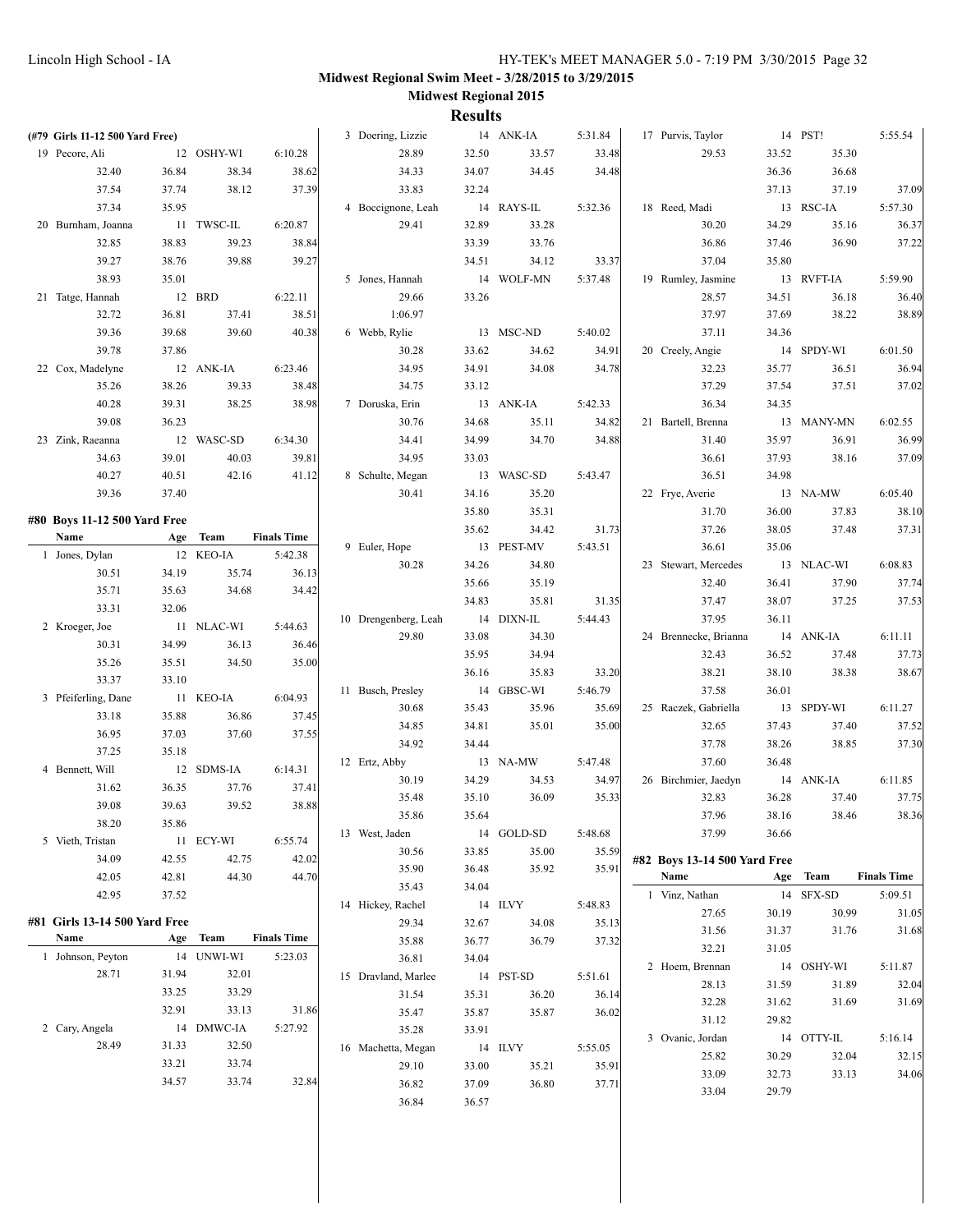## Midwest Regional Swim Meet - 3/28/2015 to 3/29/2015

### Midwest Regional 2015

### Results

**(#79 Girls 11-12 500 Yard Free)**

| | Name | Age | Team | Finals Time |
|---|---|---|---|---|
| 19 | Pecore, Ali | 12 | OSHY-WI | 6:10.28 |
| | 32.40 36.84 38.34 38.62 37.54 37.74 38.12 37.39 37.34 35.95 | | | |
| 20 | Burnham, Joanna | 11 | TWSC-IL | 6:20.87 |
| | 32.85 38.83 39.23 38.84 39.27 38.76 39.88 39.27 38.93 35.01 | | | |
| 21 | Tatge, Hannah | 12 | BRD | 6:22.11 |
| | 32.72 36.81 37.41 38.51 39.36 39.68 39.60 40.38 39.78 37.86 | | | |
| 22 | Cox, Madelyne | 12 | ANK-IA | 6:23.46 |
| | 35.26 38.26 39.33 38.48 40.28 39.31 38.25 38.98 39.08 36.23 | | | |
| 23 | Zink, Raeanna | 12 | WASC-SD | 6:34.30 |
| | 34.63 39.01 40.03 39.81 40.27 40.51 42.16 41.12 39.36 37.40 | | | |

#### #80 Boys 11-12 500 Yard Free

| | Name | Age | Team | Finals Time |
|---|---|---|---|---|
| 1 | Jones, Dylan | 12 | KEO-IA | 5:42.38 |
| | 30.51 34.19 35.74 36.13 35.71 35.63 34.68 34.42 33.31 32.06 | | | |
| 2 | Kroeger, Joe | 11 | NLAC-WI | 5:44.63 |
| | 30.31 34.99 36.13 36.46 35.26 35.51 34.50 35.00 33.37 33.10 | | | |
| 3 | Pfeiferling, Dane | 11 | KEO-IA | 6:04.93 |
| | 33.18 35.88 36.86 37.45 36.95 37.03 37.60 37.55 37.25 35.18 | | | |
| 4 | Bennett, Will | 12 | SDMS-IA | 6:14.31 |
| | 31.62 36.35 37.76 37.41 39.08 39.63 39.52 38.88 38.20 35.86 | | | |
| 5 | Vieth, Tristan | 11 | ECY-WI | 6:55.74 |
| | 34.09 42.55 42.75 42.02 42.05 42.81 44.30 44.70 42.95 37.52 | | | |

#### #81 Girls 13-14 500 Yard Free

| | Name | Age | Team | Finals Time |
|---|---|---|---|---|
| 1 | Johnson, Peyton | 14 | UNWI-WI | 5:23.03 |
| | 28.71 31.94 32.01 33.25 33.29 32.91 33.13 31.86 | | | |
| 2 | Cary, Angela | 14 | DMWC-IA | 5:27.92 |
| | 28.49 31.33 32.50 33.21 33.74 34.57 33.74 32.84 | | | |
| 3 | Doering, Lizzie | 14 | ANK-IA | 5:31.84 |
| | 28.89 32.50 33.57 33.48 34.33 34.07 34.45 34.48 33.83 32.24 | | | |
| 4 | Boccignone, Leah | 14 | RAYS-IL | 5:32.36 |
| | 29.41 32.89 33.28 33.39 33.76 34.51 34.12 33.37 | | | |
| 5 | Jones, Hannah | 14 | WOLF-MN | 5:37.48 |
| | 29.66 33.26 1:06.97 | | | |
| 6 | Webb, Rylie | 13 | MSC-ND | 5:40.02 |
| | 30.28 33.62 34.62 34.91 34.95 34.91 34.08 34.78 34.75 33.12 | | | |
| 7 | Doruska, Erin | 13 | ANK-IA | 5:42.33 |
| | 30.76 34.68 35.11 34.82 34.41 34.99 34.70 34.88 34.95 33.03 | | | |
| 8 | Schulte, Megan | 13 | WASC-SD | 5:43.47 |
| | 30.41 34.16 35.20 35.80 35.31 35.62 34.42 31.73 | | | |
| 9 | Euler, Hope | 13 | PEST-MV | 5:43.51 |
| | 30.28 34.26 34.80 35.66 35.19 34.83 35.81 31.35 | | | |
| 10 | Drengenberg, Leah | 14 | DIXN-IL | 5:44.43 |
| | 29.80 33.08 34.30 35.95 34.94 36.16 35.83 33.20 | | | |
| 11 | Busch, Presley | 14 | GBSC-WI | 5:46.79 |
| | 30.68 35.43 35.96 35.69 34.85 34.81 35.01 35.00 34.92 34.44 | | | |
| 12 | Ertz, Abby | 13 | NA-MW | 5:47.48 |
| | 30.19 34.29 34.53 34.97 35.48 35.10 36.09 35.33 35.86 35.64 | | | |
| 13 | West, Jaden | 14 | GOLD-SD | 5:48.68 |
| | 30.56 33.85 35.00 35.59 35.90 36.48 35.92 35.91 35.43 34.04 | | | |
| 14 | Hickey, Rachel | 14 | ILVY | 5:48.83 |
| | 29.34 32.67 34.08 35.13 35.88 36.77 36.79 37.32 36.81 34.04 | | | |
| 15 | Dravland, Marlee | 14 | PST-SD | 5:51.61 |
| | 31.54 35.31 36.20 36.14 35.47 35.87 35.87 36.02 35.28 33.91 | | | |
| 16 | Machetta, Megan | 14 | ILVY | 5:55.05 |
| | 29.10 33.00 35.21 35.91 36.82 37.09 36.80 37.71 36.84 36.57 | | | |
| 17 | Purvis, Taylor | 14 | PST! | 5:55.54 |
| | 29.53 33.52 35.30 36.36 36.68 37.13 37.19 37.09 | | | |
| 18 | Reed, Madi | 13 | RSC-IA | 5:57.30 |
| | 30.20 34.29 35.16 36.37 36.86 37.46 36.90 37.22 37.04 35.80 | | | |
| 19 | Rumley, Jasmine | 13 | RVFT-IA | 5:59.90 |
| | 28.57 34.51 36.18 36.40 37.97 37.69 38.22 38.89 37.11 34.36 | | | |
| 20 | Creely, Angie | 14 | SPDY-WI | 6:01.50 |
| | 32.23 35.77 36.51 36.94 37.29 37.54 37.51 37.02 36.34 34.35 | | | |
| 21 | Bartell, Brenna | 13 | MANY-MN | 6:02.55 |
| | 31.40 35.97 36.91 36.99 36.61 37.93 38.16 37.09 36.51 34.98 | | | |
| 22 | Frye, Averie | 13 | NA-MW | 6:05.40 |
| | 31.70 36.00 37.83 38.10 37.26 38.05 37.48 37.31 36.61 35.06 | | | |
| 23 | Stewart, Mercedes | 13 | NLAC-WI | 6:08.83 |
| | 32.40 36.41 37.90 37.74 37.47 38.07 37.25 37.53 37.95 36.11 | | | |
| 24 | Brennecke, Brianna | 14 | ANK-IA | 6:11.11 |
| | 32.43 36.52 37.48 37.73 38.21 38.10 38.38 38.67 37.58 36.01 | | | |
| 25 | Raczek, Gabriella | 13 | SPDY-WI | 6:11.27 |
| | 32.65 37.43 37.40 37.52 37.78 38.26 38.85 37.30 37.60 36.48 | | | |
| 26 | Birchmier, Jaedyn | 14 | ANK-IA | 6:11.85 |
| | 32.83 36.28 37.40 37.75 37.96 38.16 38.46 38.36 37.99 36.66 | | | |

#### #82 Boys 13-14 500 Yard Free

| | Name | Age | Team | Finals Time |
|---|---|---|---|---|
| 1 | Vinz, Nathan | 14 | SFX-SD | 5:09.51 |
| | 27.65 30.19 30.99 31.05 31.56 31.37 31.76 31.68 32.21 31.05 | | | |
| 2 | Hoem, Brennan | 14 | OSHY-WI | 5:11.87 |
| | 28.13 31.59 31.89 32.04 32.28 31.62 31.69 31.69 31.12 29.82 | | | |
| 3 | Ovanic, Jordan | 14 | OTTY-IL | 5:16.14 |
| | 25.82 30.29 32.04 32.15 33.09 32.73 33.13 34.06 33.04 29.79 | | | |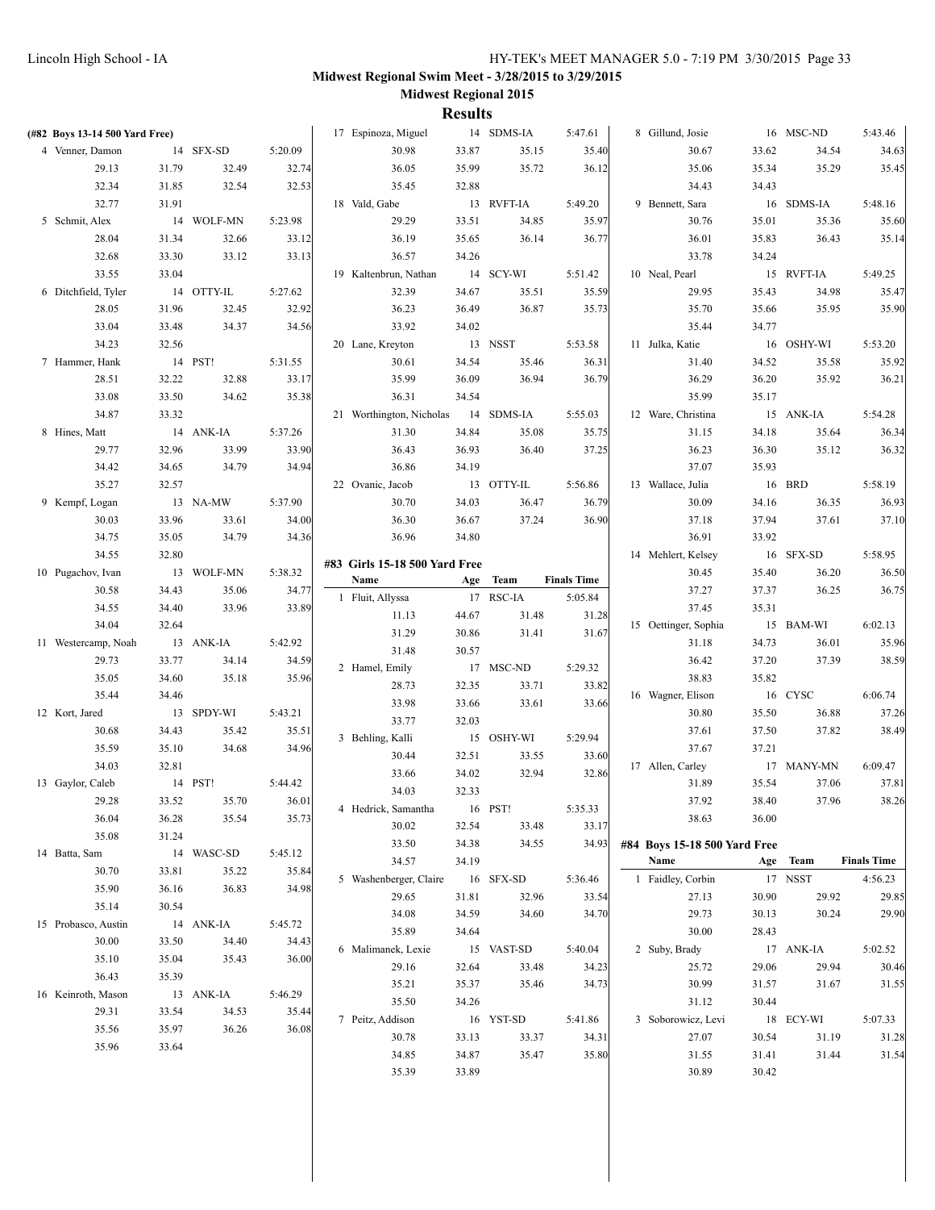**Midwest Regional Swim Meet - 3/28/2015 to 3/29/2015**

**Midwest Regional 2015**

## Results

### (#82 Boys 13-14 500 Yard Free)

| Place | Name | Age | Team | Finals Time |
|---|---|---|---|---|
| 4 | Venner, Damon | 14 | SFX-SD | 5:20.09 |
| | 29.13 31.79 32.49 32.74 32.34 31.85 32.54 32.53 32.77 31.91 | | | |
| 5 | Schmit, Alex | 14 | WOLF-MN | 5:23.98 |
| | 28.04 31.34 32.66 33.12 32.68 33.30 33.12 33.13 33.55 33.04 | | | |
| 6 | Ditchfield, Tyler | 14 | OTTY-IL | 5:27.62 |
| | 28.05 31.96 32.45 32.92 33.04 33.48 34.37 34.56 34.23 32.56 | | | |
| 7 | Hammer, Hank | 14 | PST! | 5:31.55 |
| | 28.51 32.22 32.88 33.17 33.08 33.50 34.62 35.38 34.87 33.32 | | | |
| 8 | Hines, Matt | 14 | ANK-IA | 5:37.26 |
| | 29.77 32.96 33.99 33.90 34.42 34.65 34.79 34.94 35.27 32.57 | | | |
| 9 | Kempf, Logan | 13 | NA-MW | 5:37.90 |
| | 30.03 33.96 33.61 34.00 34.75 35.05 34.79 34.36 34.55 32.80 | | | |
| 10 | Pugachov, Ivan | 13 | WOLF-MN | 5:38.32 |
| | 30.58 34.43 35.06 34.77 34.55 34.40 33.96 33.89 34.04 32.64 | | | |
| 11 | Westercamp, Noah | 13 | ANK-IA | 5:42.92 |
| | 29.73 33.77 34.14 34.59 35.05 34.60 35.18 35.96 35.44 34.46 | | | |
| 12 | Kort, Jared | 13 | SPDY-WI | 5:43.21 |
| | 30.68 34.43 35.42 35.51 35.59 35.10 34.68 34.96 34.03 32.81 | | | |
| 13 | Gaylor, Caleb | 14 | PST! | 5:44.42 |
| | 29.28 33.52 35.70 36.01 36.04 36.28 35.54 35.73 35.08 31.24 | | | |
| 14 | Batta, Sam | 14 | WASC-SD | 5:45.12 |
| | 30.70 33.81 35.22 35.84 35.90 36.16 36.83 34.98 35.14 30.54 | | | |
| 15 | Probasco, Austin | 14 | ANK-IA | 5:45.72 |
| | 30.00 33.50 34.40 34.43 35.10 35.04 35.43 36.00 36.43 35.39 | | | |
| 16 | Keinroth, Mason | 13 | ANK-IA | 5:46.29 |
| | 29.31 33.54 34.53 35.44 35.56 35.97 36.26 36.08 35.96 33.64 | | | |
| 17 | Espinoza, Miguel | 14 | SDMS-IA | 5:47.61 |
| | 30.98 33.87 35.15 35.40 36.05 35.99 35.72 36.12 35.45 32.88 | | | |
| 18 | Vald, Gabe | 13 | RVFT-IA | 5:49.20 |
| | 29.29 33.51 34.85 35.97 36.19 35.65 36.14 36.77 36.57 34.26 | | | |
| 19 | Kaltenbrun, Nathan | 14 | SCY-WI | 5:51.42 |
| | 32.39 34.67 35.51 35.59 36.23 36.49 36.87 35.73 33.92 34.02 | | | |
| 20 | Lane, Kreyton | 13 | NSST | 5:53.58 |
| | 30.61 34.54 35.46 36.31 35.99 36.09 36.94 36.79 36.31 34.54 | | | |
| 21 | Worthington, Nicholas | 14 | SDMS-IA | 5:55.03 |
| | 31.30 34.84 35.08 35.75 36.43 36.93 36.40 37.25 36.86 34.19 | | | |
| 22 | Ovanic, Jacob | 13 | OTTY-IL | 5:56.86 |
| | 30.70 34.03 36.47 36.79 36.30 36.67 37.24 36.90 36.96 34.80 | | | |

### #83 Girls 15-18 500 Yard Free

| Place | Name | Age | Team | Finals Time |
|---|---|---|---|---|
| 1 | Fluit, Allyssa | 17 | RSC-IA | 5:05.84 |
| | 11.13 44.67 31.48 31.28 31.29 30.86 31.41 31.67 31.48 30.57 | | | |
| 2 | Hamel, Emily | 17 | MSC-ND | 5:29.32 |
| | 28.73 32.35 33.71 33.82 33.98 33.66 33.61 33.66 33.77 32.03 | | | |
| 3 | Behling, Kalli | 15 | OSHY-WI | 5:29.94 |
| | 30.44 32.51 33.55 33.60 33.66 34.02 32.94 32.86 34.03 32.33 | | | |
| 4 | Hedrick, Samantha | 16 | PST! | 5:35.33 |
| | 30.02 32.54 33.48 33.17 33.50 34.38 34.55 34.93 34.57 34.19 | | | |
| 5 | Washenberger, Claire | 16 | SFX-SD | 5:36.46 |
| | 29.65 31.81 32.96 33.54 34.08 34.59 34.60 34.70 35.89 34.64 | | | |
| 6 | Malimanek, Lexie | 15 | VAST-SD | 5:40.04 |
| | 29.16 32.64 33.48 34.23 35.21 35.37 35.46 34.73 35.50 34.26 | | | |
| 7 | Peitz, Addison | 16 | YST-SD | 5:41.86 |
| | 30.78 33.13 33.37 34.31 34.85 34.87 35.47 35.80 35.39 33.89 | | | |
| 8 | Gillund, Josie | 16 | MSC-ND | 5:43.46 |
| | 30.67 33.62 34.54 34.63 35.06 35.34 35.29 35.45 34.43 34.43 | | | |
| 9 | Bennett, Sara | 16 | SDMS-IA | 5:48.16 |
| | 30.76 35.01 35.36 35.60 36.01 35.83 36.43 35.14 33.78 34.24 | | | |
| 10 | Neal, Pearl | 15 | RVFT-IA | 5:49.25 |
| | 29.95 35.43 34.98 35.47 35.70 35.66 35.95 35.90 35.44 34.77 | | | |
| 11 | Julka, Katie | 16 | OSHY-WI | 5:53.20 |
| | 31.40 34.52 35.58 35.92 36.29 36.20 35.92 36.21 35.99 35.17 | | | |
| 12 | Ware, Christina | 15 | ANK-IA | 5:54.28 |
| | 31.15 34.18 35.64 36.34 36.23 36.30 35.12 36.32 37.07 35.93 | | | |
| 13 | Wallace, Julia | 16 | BRD | 5:58.19 |
| | 30.09 34.16 36.35 36.93 37.18 37.94 37.61 37.10 36.91 33.92 | | | |
| 14 | Mehlert, Kelsey | 16 | SFX-SD | 5:58.95 |
| | 30.45 35.40 36.20 36.50 37.27 37.37 36.25 36.75 37.45 35.31 | | | |
| 15 | Oettinger, Sophia | 15 | BAM-WI | 6:02.13 |
| | 31.18 34.73 36.01 35.96 36.42 37.20 37.39 38.59 38.83 35.82 | | | |
| 16 | Wagner, Elison | 16 | CYSC | 6:06.74 |
| | 30.80 35.50 36.88 37.26 37.61 37.50 37.82 38.49 37.67 37.21 | | | |
| 17 | Allen, Carley | 17 | MANY-MN | 6:09.47 |
| | 31.89 35.54 37.06 37.81 37.92 38.40 37.96 38.26 38.63 36.00 | | | |

### #84 Boys 15-18 500 Yard Free

| Place | Name | Age | Team | Finals Time |
|---|---|---|---|---|
| 1 | Faidley, Corbin | 17 | NSST | 4:56.23 |
| | 27.13 30.90 29.92 29.85 29.73 30.13 30.24 29.90 30.00 28.43 | | | |
| 2 | Suby, Brady | 17 | ANK-IA | 5:02.52 |
| | 25.72 29.06 29.94 30.46 30.99 31.57 31.67 31.55 31.12 30.44 | | | |
| 3 | Soborowicz, Levi | 18 | ECY-WI | 5:07.33 |
| | 27.07 30.54 31.19 31.28 31.55 31.41 31.44 31.54 30.89 30.42 | | | |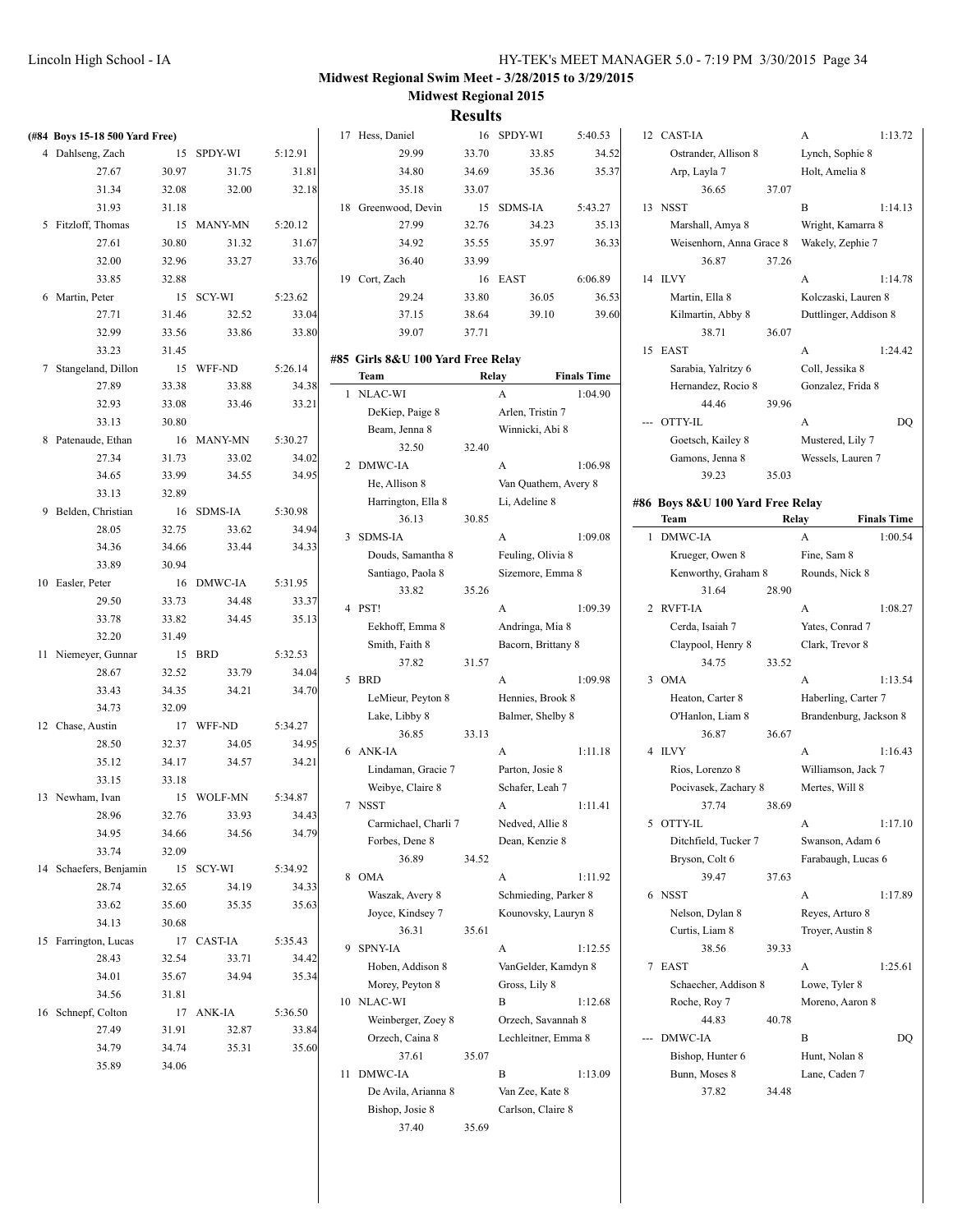**Midwest Regional Swim Meet - 3/28/2015 to 3/29/2015**

**Midwest Regional 2015**

## Results

### (#84 Boys 15-18 500 Yard Free)

| Place | Name | Age | Team | Finals Time |
|---|---|---|---|---|
| 4 | Dahlseng, Zach | 15 | SPDY-WI | 5:12.91 |
| | 27.67 | 30.97 | 31.75 | 31.81 |
| | 31.34 | 32.08 | 32.00 | 32.18 |
| | 31.93 | 31.18 | | |
| 5 | Fitzloff, Thomas | 15 | MANY-MN | 5:20.12 |
| | 27.61 | 30.80 | 31.32 | 31.67 |
| | 32.00 | 32.96 | 33.27 | 33.76 |
| | 33.85 | 32.88 | | |
| 6 | Martin, Peter | 15 | SCY-WI | 5:23.62 |
| | 27.71 | 31.46 | 32.52 | 33.04 |
| | 32.99 | 33.56 | 33.86 | 33.80 |
| | 33.23 | 31.45 | | |
| 7 | Stangeland, Dillon | 15 | WFF-ND | 5:26.14 |
| | 27.89 | 33.38 | 33.88 | 34.38 |
| | 32.93 | 33.08 | 33.46 | 33.21 |
| | 33.13 | 30.80 | | |
| 8 | Patenaude, Ethan | 16 | MANY-MN | 5:30.27 |
| | 27.34 | 31.73 | 33.02 | 34.02 |
| | 34.65 | 33.99 | 34.55 | 34.95 |
| | 33.13 | 32.89 | | |
| 9 | Belden, Christian | 16 | SDMS-IA | 5:30.98 |
| | 28.05 | 32.75 | 33.62 | 34.94 |
| | 34.36 | 34.66 | 33.44 | 34.33 |
| | 33.89 | 30.94 | | |
| 10 | Easler, Peter | 16 | DMWC-IA | 5:31.95 |
| | 29.50 | 33.73 | 34.48 | 33.37 |
| | 33.78 | 33.82 | 34.45 | 35.13 |
| | 32.20 | 31.49 | | |
| 11 | Niemeyer, Gunnar | 15 | BRD | 5:32.53 |
| | 28.67 | 32.52 | 33.79 | 34.04 |
| | 33.43 | 34.35 | 34.21 | 34.70 |
| | 34.73 | 32.09 | | |
| 12 | Chase, Austin | 17 | WFF-ND | 5:34.27 |
| | 28.50 | 32.37 | 34.05 | 34.95 |
| | 35.12 | 34.17 | 34.57 | 34.21 |
| | 33.15 | 33.18 | | |
| 13 | Newham, Ivan | 15 | WOLF-MN | 5:34.87 |
| | 28.96 | 32.76 | 33.93 | 34.43 |
| | 34.95 | 34.66 | 34.56 | 34.79 |
| | 33.74 | 32.09 | | |
| 14 | Schaefers, Benjamin | 15 | SCY-WI | 5:34.92 |
| | 28.74 | 32.65 | 34.19 | 34.33 |
| | 33.62 | 35.60 | 35.35 | 35.63 |
| | 34.13 | 30.68 | | |
| 15 | Farrington, Lucas | 17 | CAST-IA | 5:35.43 |
| | 28.43 | 32.54 | 33.71 | 34.42 |
| | 34.01 | 35.67 | 34.94 | 35.34 |
| | 34.56 | 31.81 | | |
| 16 | Schnepf, Colton | 17 | ANK-IA | 5:36.50 |
| | 27.49 | 31.91 | 32.87 | 33.84 |
| | 34.79 | 34.74 | 35.31 | 35.60 |
| | 35.89 | 34.06 | | |
| 17 | Hess, Daniel | 16 | SPDY-WI | 5:40.53 |
| | 29.99 | 33.70 | 33.85 | 34.52 |
| | 34.80 | 34.69 | 35.36 | 35.37 |
| | 35.18 | 33.07 | | |
| 18 | Greenwood, Devin | 15 | SDMS-IA | 5:43.27 |
| | 27.99 | 32.76 | 34.23 | 35.13 |
| | 34.92 | 35.55 | 35.97 | 36.33 |
| | 36.40 | 33.99 | | |
| 19 | Cort, Zach | 16 | EAST | 6:06.89 |
| | 29.24 | 33.80 | 36.05 | 36.53 |
| | 37.15 | 38.64 | 39.10 | 39.60 |
| | 39.07 | 37.71 | | |

### #85 Girls 8&U 100 Yard Free Relay

| Place | Team | Relay | Finals Time |
|---|---|---|---|
| 1 | NLAC-WI | A | 1:04.90 |
| | DeKiep, Paige 8 | Arlen, Tristin 7 | |
| | Beam, Jenna 8 | Winnicki, Abi 8 | |
| | 32.50 | 32.40 | |
| 2 | DMWC-IA | A | 1:06.98 |
| | He, Allison 8 | Van Quathem, Avery 8 | |
| | Harrington, Ella 8 | Li, Adeline 8 | |
| | 36.13 | 30.85 | |
| 3 | SDMS-IA | A | 1:09.08 |
| | Douds, Samantha 8 | Feuling, Olivia 8 | |
| | Santiago, Paola 8 | Sizemore, Emma 8 | |
| | 33.82 | 35.26 | |
| 4 | PST! | A | 1:09.39 |
| | Eekhoff, Emma 8 | Andringa, Mia 8 | |
| | Smith, Faith 8 | Bacorn, Brittany 8 | |
| | 37.82 | 31.57 | |
| 5 | BRD | A | 1:09.98 |
| | LeMieur, Peyton 8 | Hennies, Brook 8 | |
| | Lake, Libby 8 | Balmer, Shelby 8 | |
| | 36.85 | 33.13 | |
| 6 | ANK-IA | A | 1:11.18 |
| | Lindaman, Gracie 7 | Parton, Josie 8 | |
| | Weibye, Claire 8 | Schafer, Leah 7 | |
| 7 | NSST | A | 1:11.41 |
| | Carmichael, Charli 7 | Nedved, Allie 8 | |
| | Forbes, Dene 8 | Dean, Kenzie 8 | |
| | 36.89 | 34.52 | |
| 8 | OMA | A | 1:11.92 |
| | Waszak, Avery 8 | Schmieding, Parker 8 | |
| | Joyce, Kindsey 7 | Kounovsky, Lauryn 8 | |
| | 36.31 | 35.61 | |
| 9 | SPNY-IA | A | 1:12.55 |
| | Hoben, Addison 8 | VanGelder, Kamdyn 8 | |
| | Morey, Peyton 8 | Gross, Lily 8 | |
| 10 | NLAC-WI | B | 1:12.68 |
| | Weinberger, Zoey 8 | Orzech, Savannah 8 | |
| | Orzech, Caina 8 | Lechleitner, Emma 8 | |
| | 37.61 | 35.07 | |
| 11 | DMWC-IA | B | 1:13.09 |
| | De Avila, Arianna 8 | Van Zee, Kate 8 | |
| | Bishop, Josie 8 | Carlson, Claire 8 | |
| | 37.40 | 35.69 | |
| 12 | CAST-IA | A | 1:13.72 |
| | Ostrander, Allison 8 | Lynch, Sophie 8 | |
| | Arp, Layla 7 | Holt, Amelia 8 | |
| | 36.65 | 37.07 | |
| 13 | NSST | B | 1:14.13 |
| | Marshall, Amya 8 | Wright, Kamarra 8 | |
| | Weisenhorn, Anna Grace 8 | Wakely, Zephie 7 | |
| | 36.87 | 37.26 | |
| 14 | ILVY | A | 1:14.78 |
| | Martin, Ella 8 | Kolczaski, Lauren 8 | |
| | Kilmartin, Abby 8 | Duttlinger, Addison 8 | |
| | 38.71 | 36.07 | |
| 15 | EAST | A | 1:24.42 |
| | Sarabia, Yalritzy 6 | Coll, Jessika 8 | |
| | Hernandez, Rocio 8 | Gonzalez, Frida 8 | |
| | 44.46 | 39.96 | |
| --- | OTTY-IL | A | DQ |
| | Goetsch, Kailey 8 | Mustered, Lily 7 | |
| | Gamons, Jenna 8 | Wessels, Lauren 7 | |
| | 39.23 | 35.03 | |

### #86 Boys 8&U 100 Yard Free Relay

| Place | Team | Relay | Finals Time |
|---|---|---|---|
| 1 | DMWC-IA | A | 1:00.54 |
| | Krueger, Owen 8 | Fine, Sam 8 | |
| | Kenworthy, Graham 8 | Rounds, Nick 8 | |
| | 31.64 | 28.90 | |
| 2 | RVFT-IA | A | 1:08.27 |
| | Cerda, Isaiah 7 | Yates, Conrad 7 | |
| | Claypool, Henry 8 | Clark, Trevor 8 | |
| | 34.75 | 33.52 | |
| 3 | OMA | A | 1:13.54 |
| | Heaton, Carter 8 | Haberling, Carter 7 | |
| | O'Hanlon, Liam 8 | Brandenburg, Jackson 8 | |
| | 36.87 | 36.67 | |
| 4 | ILVY | A | 1:16.43 |
| | Rios, Lorenzo 8 | Williamson, Jack 7 | |
| | Pocivasek, Zachary 8 | Mertes, Will 8 | |
| | 37.74 | 38.69 | |
| 5 | OTTY-IL | A | 1:17.10 |
| | Ditchfield, Tucker 7 | Swanson, Adam 6 | |
| | Bryson, Colt 6 | Farabaugh, Lucas 6 | |
| | 39.47 | 37.63 | |
| 6 | NSST | A | 1:17.89 |
| | Nelson, Dylan 8 | Reyes, Arturo 8 | |
| | Curtis, Liam 8 | Troyer, Austin 8 | |
| | 38.56 | 39.33 | |
| 7 | EAST | A | 1:25.61 |
| | Schaecher, Addison 8 | Lowe, Tyler 8 | |
| | Roche, Roy 7 | Moreno, Aaron 8 | |
| | 44.83 | 40.78 | |
| --- | DMWC-IA | B | DQ |
| | Bishop, Hunter 6 | Hunt, Nolan 8 | |
| | Bunn, Moses 8 | Lane, Caden 7 | |
| | 37.82 | 34.48 | |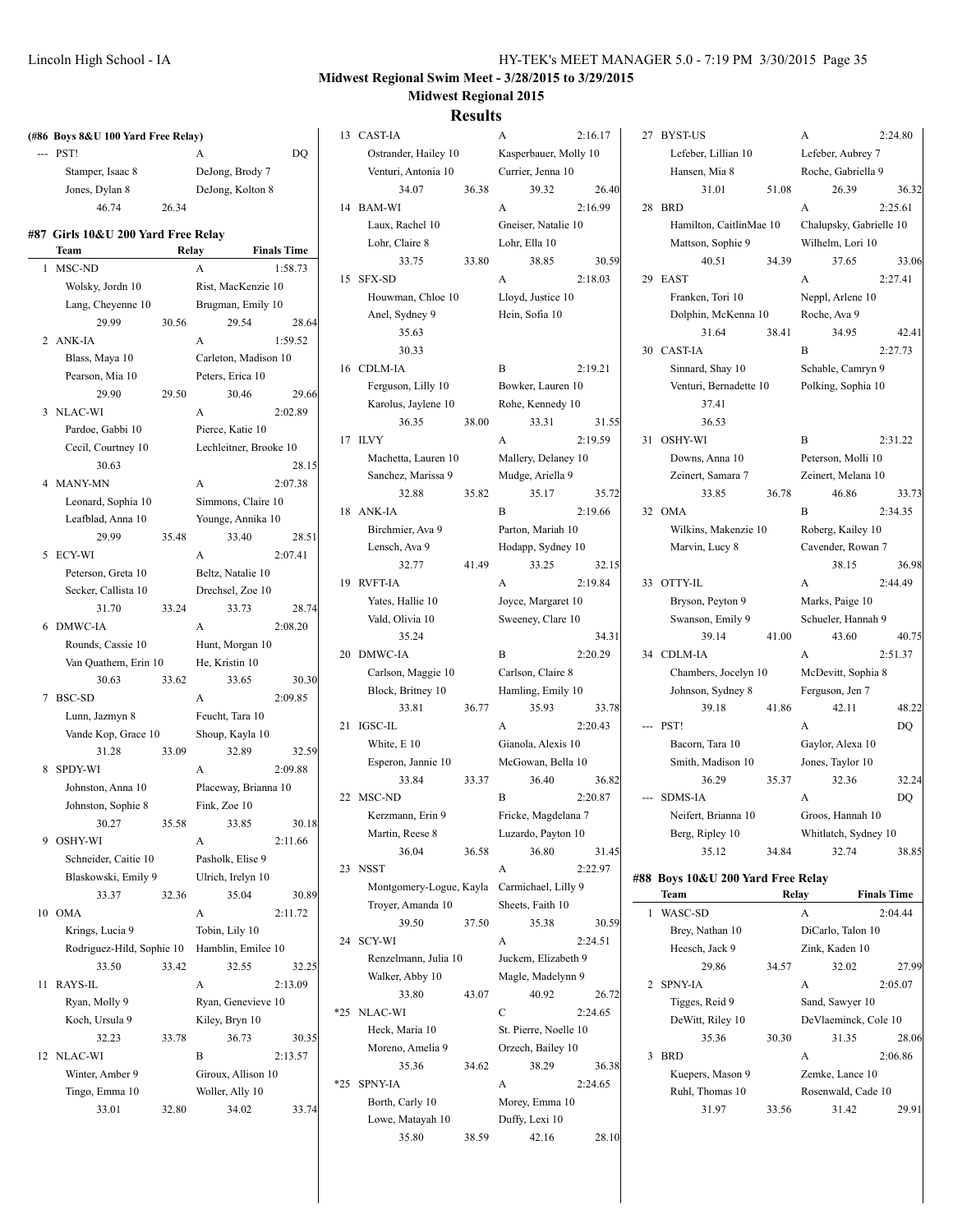**Midwest Regional Swim Meet - 3/28/2015 to 3/29/2015**

**Midwest Regional 2015**

## Results

**(#86 Boys 8&U 100 Yard Free Relay)**

| | Team | Relay | Finals Time |
|---|---|---|---|
| --- | PST! | A | DQ |
| | Stamper, Isaac 8 | DeJong, Brody 7 | |
| | Jones, Dylan 8 | DeJong, Kolton 8 | |
| | 46.74 26.34 | | |

### #87 Girls 10&U 200 Yard Free Relay

| | Team | Relay | Finals Time |
|---|---|---|---|
| 1 | MSC-ND | A | 1:58.73 |
| | Wolsky, Jordn 10 | Rist, MacKenzie 10 | |
| | Lang, Cheyenne 10 | Brugman, Emily 10 | |
| | 29.99 30.56 | 29.54 | 28.64 |
| 2 | ANK-IA | A | 1:59.52 |
| | Blass, Maya 10 | Carleton, Madison 10 | |
| | Pearson, Mia 10 | Peters, Erica 10 | |
| | 29.90 29.50 | 30.46 | 29.66 |
| 3 | NLAC-WI | A | 2:02.89 |
| | Pardoe, Gabbi 10 | Pierce, Katie 10 | |
| | Cecil, Courtney 10 | Lechleitner, Brooke 10 | |
| | 30.63 | | 28.15 |
| 4 | MANY-MN | A | 2:07.38 |
| | Leonard, Sophia 10 | Simmons, Claire 10 | |
| | Leafblad, Anna 10 | Younge, Annika 10 | |
| | 29.99 35.48 | 33.40 | 28.51 |
| 5 | ECY-WI | A | 2:07.41 |
| | Peterson, Greta 10 | Beltz, Natalie 10 | |
| | Secker, Callista 10 | Drechsel, Zoe 10 | |
| | 31.70 33.24 | 33.73 | 28.74 |
| 6 | DMWC-IA | A | 2:08.20 |
| | Rounds, Cassie 10 | Hunt, Morgan 10 | |
| | Van Quathem, Erin 10 | He, Kristin 10 | |
| | 30.63 33.62 | 33.65 | 30.30 |
| 7 | BSC-SD | A | 2:09.85 |
| | Lunn, Jazmyn 8 | Feucht, Tara 10 | |
| | Vande Kop, Grace 10 | Shoup, Kayla 10 | |
| | 31.28 33.09 | 32.89 | 32.59 |
| 8 | SPDY-WI | A | 2:09.88 |
| | Johnston, Anna 10 | Placeway, Brianna 10 | |
| | Johnston, Sophie 8 | Fink, Zoe 10 | |
| | 30.27 35.58 | 33.85 | 30.18 |
| 9 | OSHY-WI | A | 2:11.66 |
| | Schneider, Caitie 10 | Pasholk, Elise 9 | |
| | Blaskowski, Emily 9 | Ulrich, Irelyn 10 | |
| | 33.37 32.36 | 35.04 | 30.89 |
| 10 | OMA | A | 2:11.72 |
| | Krings, Lucia 9 | Tobin, Lily 10 | |
| | Rodriguez-Hild, Sophie 10 | Hamblin, Emilee 10 | |
| | 33.50 33.42 | 32.55 | 32.25 |
| 11 | RAYS-IL | A | 2:13.09 |
| | Ryan, Molly 9 | Ryan, Genevieve 10 | |
| | Koch, Ursula 9 | Kiley, Bryn 10 | |
| | 32.23 33.78 | 36.73 | 30.35 |
| 12 | NLAC-WI | B | 2:13.57 |
| | Winter, Amber 9 | Giroux, Allison 10 | |
| | Tingo, Emma 10 | Woller, Ally 10 | |
| | 33.01 32.80 | 34.02 | 33.74 |
| 13 | CAST-IA | A | 2:16.17 |
| | Ostrander, Hailey 10 | Kasperbauer, Molly 10 | |
| | Venturi, Antonia 10 | Currier, Jenna 10 | |
| | 34.07 36.38 | 39.32 | 26.40 |
| 14 | BAM-WI | A | 2:16.99 |
| | Laux, Rachel 10 | Gneiser, Natalie 10 | |
| | Lohr, Claire 8 | Lohr, Ella 10 | |
| | 33.75 33.80 | 38.85 | 30.59 |
| 15 | SFX-SD | A | 2:18.03 |
| | Houwman, Chloe 10 | Lloyd, Justice 10 | |
| | Anel, Sydney 9 | Hein, Sofia 10 | |
| | 35.63 | | |
| | 30.33 | | |
| 16 | CDLM-IA | B | 2:19.21 |
| | Ferguson, Lilly 10 | Bowker, Lauren 10 | |
| | Karolus, Jaylene 10 | Rohe, Kennedy 10 | |
| | 36.35 38.00 | 33.31 | 31.55 |
| 17 | ILVY | A | 2:19.59 |
| | Machetta, Lauren 10 | Mallery, Delaney 10 | |
| | Sanchez, Marissa 9 | Mudge, Ariella 9 | |
| | 32.88 35.82 | 35.17 | 35.72 |
| 18 | ANK-IA | B | 2:19.66 |
| | Birchmier, Ava 9 | Parton, Mariah 10 | |
| | Lensch, Ava 9 | Hodapp, Sydney 10 | |
| | 32.77 41.49 | 33.25 | 32.15 |
| 19 | RVFT-IA | A | 2:19.84 |
| | Yates, Hallie 10 | Joyce, Margaret 10 | |
| | Vald, Olivia 10 | Sweeney, Clare 10 | |
| | 35.24 | | 34.31 |
| 20 | DMWC-IA | B | 2:20.29 |
| | Carlson, Maggie 10 | Carlson, Claire 8 | |
| | Block, Britney 10 | Hamling, Emily 10 | |
| | 33.81 36.77 | 35.93 | 33.78 |
| 21 | IGSC-IL | A | 2:20.43 |
| | White, E 10 | Gianola, Alexis 10 | |
| | Esperon, Jannie 10 | McGowan, Bella 10 | |
| | 33.84 33.37 | 36.40 | 36.82 |
| 22 | MSC-ND | B | 2:20.87 |
| | Kerzmann, Erin 9 | Fricke, Magdelana 7 | |
| | Martin, Reese 8 | Luzardo, Payton 10 | |
| | 36.04 36.58 | 36.80 | 31.45 |
| 23 | NSST | A | 2:22.97 |
| | Montgomery-Logue, Kayla | Carmichael, Lilly 9 | |
| | Troyer, Amanda 10 | Sheets, Faith 10 | |
| | 39.50 37.50 | 35.38 | 30.59 |
| 24 | SCY-WI | A | 2:24.51 |
| | Renzelmann, Julia 10 | Juckem, Elizabeth 9 | |
| | Walker, Abby 10 | Magle, Madelynn 9 | |
| | 33.80 43.07 | 40.92 | 26.72 |
| *25 | NLAC-WI | C | 2:24.65 |
| | Heck, Maria 10 | St. Pierre, Noelle 10 | |
| | Moreno, Amelia 9 | Orzech, Bailey 10 | |
| | 35.36 34.62 | 38.29 | 36.38 |
| *25 | SPNY-IA | A | 2:24.65 |
| | Borth, Carly 10 | Morey, Emma 10 | |
| | Lowe, Matayah 10 | Duffy, Lexi 10 | |
| | 35.80 38.59 | 42.16 | 28.10 |
| 27 | BYST-US | A | 2:24.80 |
| | Lefeber, Lillian 10 | Lefeber, Aubrey 7 | |
| | Hansen, Mia 8 | Roche, Gabriella 9 | |
| | 31.01 51.08 | 26.39 | 36.32 |
| 28 | BRD | A | 2:25.61 |
| | Hamilton, CaitlinMae 10 | Chalupsky, Gabrielle 10 | |
| | Mattson, Sophie 9 | Wilhelm, Lori 10 | |
| | 40.51 34.39 | 37.65 | 33.06 |
| 29 | EAST | A | 2:27.41 |
| | Franken, Tori 10 | Neppl, Arlene 10 | |
| | Dolphin, McKenna 10 | Roche, Ava 9 | |
| | 31.64 38.41 | 34.95 | 42.41 |
| 30 | CAST-IA | B | 2:27.73 |
| | Sinnard, Shay 10 | Schable, Camryn 9 | |
| | Venturi, Bernadette 10 | Polking, Sophia 10 | |
| | 37.41 | | |
| | 36.53 | | |
| 31 | OSHY-WI | B | 2:31.22 |
| | Downs, Anna 10 | Peterson, Molli 10 | |
| | Zeinert, Samara 7 | Zeinert, Melana 10 | |
| | 33.85 36.78 | 46.86 | 33.73 |
| 32 | OMA | B | 2:34.35 |
| | Wilkins, Makenzie 10 | Roberg, Kailey 10 | |
| | Marvin, Lucy 8 | Cavender, Rowan 7 | |
| | | 38.15 | 36.98 |
| 33 | OTTY-IL | A | 2:44.49 |
| | Bryson, Peyton 9 | Marks, Paige 10 | |
| | Swanson, Emily 9 | Schueler, Hannah 9 | |
| | 39.14 41.00 | 43.60 | 40.75 |
| 34 | CDLM-IA | A | 2:51.37 |
| | Chambers, Jocelyn 10 | McDevitt, Sophia 8 | |
| | Johnson, Sydney 8 | Ferguson, Jen 7 | |
| | 39.18 41.86 | 42.11 | 48.22 |
| --- | PST! | A | DQ |
| | Bacorn, Tara 10 | Gaylor, Alexa 10 | |
| | Smith, Madison 10 | Jones, Taylor 10 | |
| | 36.29 35.37 | 32.36 | 32.24 |
| --- | SDMS-IA | A | DQ |
| | Neifert, Brianna 10 | Groos, Hannah 10 | |
| | Berg, Ripley 10 | Whitlatch, Sydney 10 | |
| | 35.12 34.84 | 32.74 | 38.85 |

### #88 Boys 10&U 200 Yard Free Relay

| | Team | Relay | Finals Time |
|---|---|---|---|
| 1 | WASC-SD | A | 2:04.44 |
| | Brey, Nathan 10 | DiCarlo, Talon 10 | |
| | Heesch, Jack 9 | Zink, Kaden 10 | |
| | 29.86 34.57 | 32.02 | 27.99 |
| 2 | SPNY-IA | A | 2:05.07 |
| | Tigges, Reid 9 | Sand, Sawyer 10 | |
| | DeWitt, Riley 10 | DeVlaeminck, Cole 10 | |
| | 35.36 30.30 | 31.35 | 28.06 |
| 3 | BRD | A | 2:06.86 |
| | Kuepers, Mason 9 | Zemke, Lance 10 | |
| | Ruhl, Thomas 10 | Rosenwald, Cade 10 | |
| | 31.97 33.56 | 31.42 | 29.91 |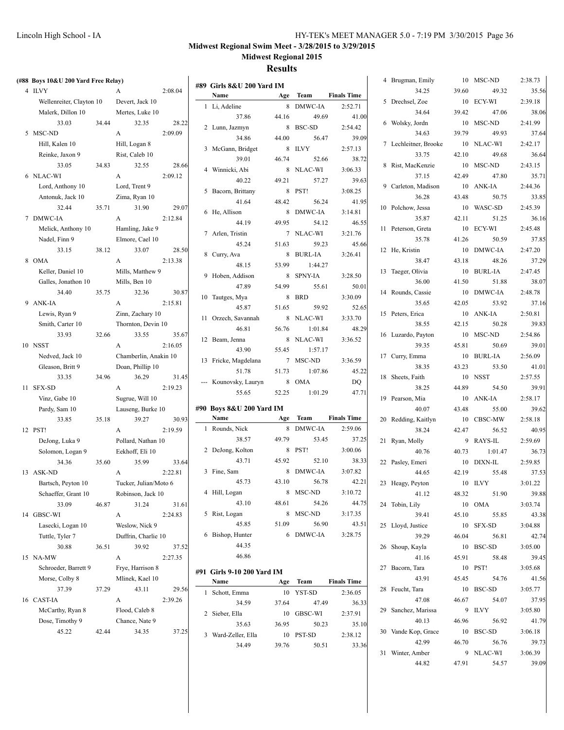## Midwest Regional Swim Meet - 3/28/2015 to 3/29/2015

## Midwest Regional 2015

## Results

### (#88 Boys 10&U 200 Yard Free Relay)

| | Team | Relay | Finals Time |
|---|---|---|---|
| 4 | ILVY | A | 2:08.04 |
| | Wellenreiter, Clayton 10 | Devert, Jack 10 | |
| | Malerk, Dillon 10 | Mertes, Luke 10 | |
| | 33.03 34.44 | 32.35 | 28.22 |
| 5 | MSC-ND | A | 2:09.09 |
| | Hill, Kalen 10 | Hill, Logan 8 | |
| | Reinke, Jaxon 9 | Rist, Caleb 10 | |
| | 33.05 34.83 | 32.55 | 28.66 |
| 6 | NLAC-WI | A | 2:09.12 |
| | Lord, Anthony 10 | Lord, Trent 9 | |
| | Antonuk, Jack 10 | Zima, Ryan 10 | |
| | 32.44 35.71 | 31.90 | 29.07 |
| 7 | DMWC-IA | A | 2:12.84 |
| | Melick, Anthony 10 | Hamling, Jake 9 | |
| | Nadel, Finn 9 | Elmore, Cael 10 | |
| | 33.15 38.12 | 33.07 | 28.50 |
| 8 | OMA | A | 2:13.38 |
| | Keller, Daniel 10 | Mills, Matthew 9 | |
| | Galles, Jonathon 10 | Mills, Ben 10 | |
| | 34.40 35.75 | 32.36 | 30.87 |
| 9 | ANK-IA | A | 2:15.81 |
| | Lewis, Ryan 9 | Zinn, Zachary 10 | |
| | Smith, Carter 10 | Thornton, Devin 10 | |
| | 33.93 32.66 | 33.55 | 35.67 |
| 10 | NSST | A | 2:16.05 |
| | Nedved, Jack 10 | Chamberlin, Anakin 10 | |
| | Gleason, Britt 9 | Doan, Phillip 10 | |
| | 33.35 34.96 | 36.29 | 31.45 |
| 11 | SFX-SD | A | 2:19.23 |
| | Vinz, Gabe 10 | Sugrue, Will 10 | |
| | Pardy, Sam 10 | Lauseng, Burke 10 | |
| | 33.85 35.18 | 39.27 | 30.93 |
| 12 | PST! | A | 2:19.59 |
| | DeJong, Luka 9 | Pollard, Nathan 10 | |
| | Solomon, Logan 9 | Eekhoff, Eli 10 | |
| | 34.36 35.60 | 35.99 | 33.64 |
| 13 | ASK-ND | A | 2:22.81 |
| | Bartsch, Peyton 10 | Tucker, Julian/Moto 6 | |
| | Schaeffer, Grant 10 | Robinson, Jack 10 | |
| | 33.09 46.87 | 31.24 | 31.61 |
| 14 | GBSC-WI | A | 2:24.83 |
| | Lasecki, Logan 10 | Weslow, Nick 9 | |
| | Tuttle, Tyler 7 | Duffrin, Charlie 10 | |
| | 30.88 36.51 | 39.92 | 37.52 |
| 15 | NA-MW | A | 2:27.35 |
| | Schroeder, Barrett 9 | Frye, Harrison 8 | |
| | Morse, Colby 8 | Mlinek, Kael 10 | |
| | 37.39 37.29 | 43.11 | 29.56 |
| 16 | CAST-IA | A | 2:39.26 |
| | McCarthy, Ryan 8 | Flood, Caleb 8 | |
| | Dose, Timothy 9 | Chance, Nate 9 | |
| | 45.22 42.44 | 34.35 | 37.25 |

### #89 Girls 8&U 200 Yard IM

| | Name | Age | Team | Finals Time |
|---|---|---|---|---|
| 1 | Li, Adeline | 8 | DMWC-IA | 2:52.71 |
| | 37.86 | 44.16 | 49.69 | 41.00 |
| 2 | Lunn, Jazmyn | 8 | BSC-SD | 2:54.42 |
| | 34.86 | 44.00 | 56.47 | 39.09 |
| 3 | McGann, Bridget | 8 | ILVY | 2:57.13 |
| | 39.01 | 46.74 | 52.66 | 38.72 |
| 4 | Winnicki, Abi | 8 | NLAC-WI | 3:06.33 |
| | 40.22 | 49.21 | 57.27 | 39.63 |
| 5 | Bacorn, Brittany | 8 | PST! | 3:08.25 |
| | 41.64 | 48.42 | 56.24 | 41.95 |
| 6 | He, Allison | 8 | DMWC-IA | 3:14.81 |
| | 44.19 | 49.95 | 54.12 | 46.55 |
| 7 | Arlen, Tristin | 7 | NLAC-WI | 3:21.76 |
| | 45.24 | 51.63 | 59.23 | 45.66 |
| 8 | Curry, Ava | 8 | BURL-IA | 3:26.41 |
| | 48.15 | 53.99 | 1:44.27 | |
| 9 | Hoben, Addison | 8 | SPNY-IA | 3:28.50 |
| | 47.89 | 54.99 | 55.61 | 50.01 |
| 10 | Tautges, Mya | 8 | BRD | 3:30.09 |
| | 45.87 | 51.65 | 59.92 | 52.65 |
| 11 | Orzech, Savannah | 8 | NLAC-WI | 3:33.70 |
| | 46.81 | 56.76 | 1:01.84 | 48.29 |
| 12 | Beam, Jenna | 8 | NLAC-WI | 3:36.52 |
| | 43.90 | 55.45 | 1:57.17 | |
| 13 | Fricke, Magdelana | 7 | MSC-ND | 3:36.59 |
| | 51.78 | 51.73 | 1:07.86 | 45.22 |
| --- | Kounovsky, Lauryn | 8 | OMA | DQ |
| | 55.65 | 52.25 | 1:01.29 | 47.71 |

### #90 Boys 8&U 200 Yard IM

| | Name | Age | Team | Finals Time |
|---|---|---|---|---|
| 1 | Rounds, Nick | 8 | DMWC-IA | 2:59.06 |
| | 38.57 | 49.79 | 53.45 | 37.25 |
| 2 | DeJong, Kolton | 8 | PST! | 3:00.06 |
| | 43.71 | 45.92 | 52.10 | 38.33 |
| 3 | Fine, Sam | 8 | DMWC-IA | 3:07.82 |
| | 45.73 | 43.10 | 56.78 | 42.21 |
| 4 | Hill, Logan | 8 | MSC-ND | 3:10.72 |
| | 43.10 | 48.61 | 54.26 | 44.75 |
| 5 | Rist, Logan | 8 | MSC-ND | 3:17.35 |
| | 45.85 | 51.09 | 56.90 | 43.51 |
| 6 | Bishop, Hunter | 6 | DMWC-IA | 3:28.75 |
| | 44.35 | | | |
| | 46.86 | | | |

### #91 Girls 9-10 200 Yard IM

| | Name | Age | Team | Finals Time |
|---|---|---|---|---|
| 1 | Schott, Emma | 10 | YST-SD | 2:36.05 |
| | 34.59 | 37.64 | 47.49 | 36.33 |
| 2 | Sieber, Ella | 10 | GBSC-WI | 2:37.91 |
| | 35.63 | 36.95 | 50.23 | 35.10 |
| 3 | Ward-Zeller, Ella | 10 | PST-SD | 2:38.12 |
| | 34.49 | 39.76 | 50.51 | 33.36 |
| 4 | Brugman, Emily | 10 | MSC-ND | 2:38.73 |
| | 34.25 | 39.60 | 49.32 | 35.56 |
| 5 | Drechsel, Zoe | 10 | ECY-WI | 2:39.18 |
| | 34.64 | 39.42 | 47.06 | 38.06 |
| 6 | Wolsky, Jordn | 10 | MSC-ND | 2:41.99 |
| | 34.63 | 39.79 | 49.93 | 37.64 |
| 7 | Lechleitner, Brooke | 10 | NLAC-WI | 2:42.17 |
| | 33.75 | 42.10 | 49.68 | 36.64 |
| 8 | Rist, MacKenzie | 10 | MSC-ND | 2:43.15 |
| | 37.15 | 42.49 | 47.80 | 35.71 |
| 9 | Carleton, Madison | 10 | ANK-IA | 2:44.36 |
| | 36.28 | 43.48 | 50.75 | 33.85 |
| 10 | Polchow, Jessa | 10 | WASC-SD | 2:45.39 |
| | 35.87 | 42.11 | 51.25 | 36.16 |
| 11 | Peterson, Greta | 10 | ECY-WI | 2:45.48 |
| | 35.78 | 41.26 | 50.59 | 37.85 |
| 12 | He, Kristin | 10 | DMWC-IA | 2:47.20 |
| | 38.47 | 43.18 | 48.26 | 37.29 |
| 13 | Taeger, Olivia | 10 | BURL-IA | 2:47.45 |
| | 36.00 | 41.50 | 51.88 | 38.07 |
| 14 | Rounds, Cassie | 10 | DMWC-IA | 2:48.78 |
| | 35.65 | 42.05 | 53.92 | 37.16 |
| 15 | Peters, Erica | 10 | ANK-IA | 2:50.81 |
| | 38.55 | 42.15 | 50.28 | 39.83 |
| 16 | Luzardo, Payton | 10 | MSC-ND | 2:54.86 |
| | 39.35 | 45.81 | 50.69 | 39.01 |
| 17 | Curry, Emma | 10 | BURL-IA | 2:56.09 |
| | 38.35 | 43.23 | 53.50 | 41.01 |
| 18 | Sheets, Faith | 10 | NSST | 2:57.55 |
| | 38.25 | 44.89 | 54.50 | 39.91 |
| 19 | Pearson, Mia | 10 | ANK-IA | 2:58.17 |
| | 40.07 | 43.48 | 55.00 | 39.62 |
| 20 | Redding, Kaitlyn | 10 | CBSC-MW | 2:58.18 |
| | 38.24 | 42.47 | 56.52 | 40.95 |
| 21 | Ryan, Molly | 9 | RAYS-IL | 2:59.69 |
| | 40.76 | 40.73 | 1:01.47 | 36.73 |
| 22 | Pasley, Emeri | 10 | DIXN-IL | 2:59.85 |
| | 44.65 | 42.19 | 55.48 | 37.53 |
| 23 | Heagy, Peyton | 10 | ILVY | 3:01.22 |
| | 41.12 | 48.32 | 51.90 | 39.88 |
| 24 | Tobin, Lily | 10 | OMA | 3:03.74 |
| | 39.41 | 45.10 | 55.85 | 43.38 |
| 25 | Lloyd, Justice | 10 | SFX-SD | 3:04.88 |
| | 39.29 | 46.04 | 56.81 | 42.74 |
| 26 | Shoup, Kayla | 10 | BSC-SD | 3:05.00 |
| | 41.16 | 45.91 | 58.48 | 39.45 |
| 27 | Bacorn, Tara | 10 | PST! | 3:05.68 |
| | 43.91 | 45.45 | 54.76 | 41.56 |
| 28 | Feucht, Tara | 10 | BSC-SD | 3:05.77 |
| | 47.08 | 46.67 | 54.07 | 37.95 |
| 29 | Sanchez, Marissa | 9 | ILVY | 3:05.80 |
| | 40.13 | 46.96 | 56.92 | 41.79 |
| 30 | Vande Kop, Grace | 10 | BSC-SD | 3:06.18 |
| | 42.99 | 46.70 | 56.76 | 39.73 |
| 31 | Winter, Amber | 9 | NLAC-WI | 3:06.39 |
| | 44.82 | 47.91 | 54.57 | 39.09 |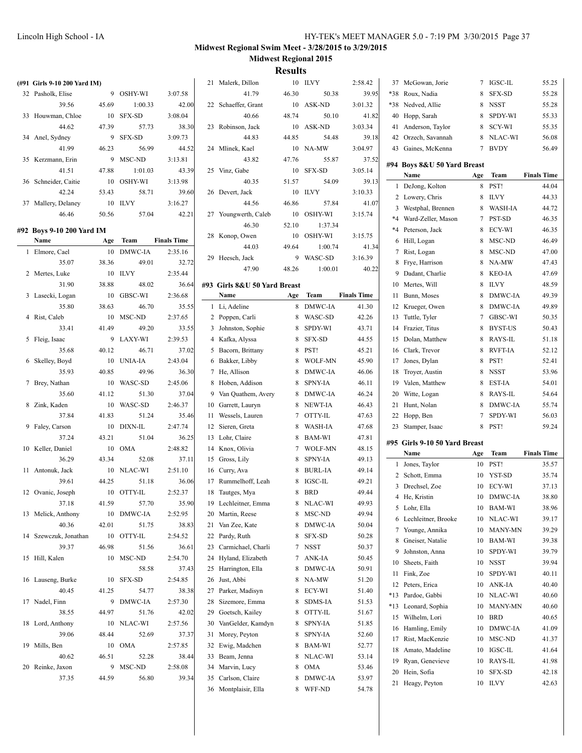## Midwest Regional Swim Meet - 3/28/2015 to 3/29/2015

### Midwest Regional 2015

### Results

**(#91 Girls 9-10 200 Yard IM)**

| | Name | Age | Team | Finals Time |
|---|---|---|---|---|
| 32 | Pasholk, Elise | 9 | OSHY-WI | 3:07.58 |
| | 39.56 | 45.69 | 1:00.33 | 42.00 |
| 33 | Houwman, Chloe | 10 | SFX-SD | 3:08.04 |
| | 44.62 | 47.39 | 57.73 | 38.30 |
| 34 | Anel, Sydney | 9 | SFX-SD | 3:09.73 |
| | 41.99 | 46.23 | 56.99 | 44.52 |
| 35 | Kerzmann, Erin | 9 | MSC-ND | 3:13.81 |
| | 41.51 | 47.88 | 1:01.03 | 43.39 |
| 36 | Schneider, Caitie | 10 | OSHY-WI | 3:13.98 |
| | 42.24 | 53.43 | 58.71 | 39.60 |
| 37 | Mallery, Delaney | 10 | ILVY | 3:16.27 |
| | 46.46 | 50.56 | 57.04 | 42.21 |

**#92 Boys 9-10 200 Yard IM**

| | Name | Age | Team | Finals Time |
|---|---|---|---|---|
| 1 | Elmore, Cael | 10 | DMWC-IA | 2:35.16 |
| | 35.07 | 38.36 | 49.01 | 32.72 |
| 2 | Mertes, Luke | 10 | ILVY | 2:35.44 |
| | 31.90 | 38.88 | 48.02 | 36.64 |
| 3 | Lasecki, Logan | 10 | GBSC-WI | 2:36.68 |
| | 35.80 | 38.63 | 46.70 | 35.55 |
| 4 | Rist, Caleb | 10 | MSC-ND | 2:37.65 |
| | 33.41 | 41.49 | 49.20 | 33.55 |
| 5 | Fleig, Isaac | 9 | LAXY-WI | 2:39.53 |
| | 35.68 | 40.12 | 46.71 | 37.02 |
| 6 | Skelley, Boyd | 10 | UNIA-IA | 2:43.04 |
| | 35.93 | 40.85 | 49.96 | 36.30 |
| 7 | Brey, Nathan | 10 | WASC-SD | 2:45.06 |
| | 35.60 | 41.12 | 51.30 | 37.04 |
| 8 | Zink, Kaden | 10 | WASC-SD | 2:46.37 |
| | 37.84 | 41.83 | 51.24 | 35.46 |
| 9 | Faley, Carson | 10 | DIXN-IL | 2:47.74 |
| | 37.24 | 43.21 | 51.04 | 36.25 |
| 10 | Keller, Daniel | 10 | OMA | 2:48.82 |
| | 36.29 | 43.34 | 52.08 | 37.11 |
| 11 | Antonuk, Jack | 10 | NLAC-WI | 2:51.10 |
| | 39.61 | 44.25 | 51.18 | 36.06 |
| 12 | Ovanic, Joseph | 10 | OTTY-IL | 2:52.37 |
| | 37.18 | 41.59 | 57.70 | 35.90 |
| 13 | Melick, Anthony | 10 | DMWC-IA | 2:52.95 |
| | 40.36 | 42.01 | 51.75 | 38.83 |
| 14 | Szewczuk, Jonathan | 10 | OTTY-IL | 2:54.52 |
| | 39.37 | 46.98 | 51.56 | 36.61 |
| 15 | Hill, Kalen | 10 | MSC-ND | 2:54.70 |
| | | | 58.58 | 37.43 |
| 16 | Lauseng, Burke | 10 | SFX-SD | 2:54.85 |
| | 40.45 | 41.25 | 54.77 | 38.38 |
| 17 | Nadel, Finn | 9 | DMWC-IA | 2:57.30 |
| | 38.55 | 44.97 | 51.76 | 42.02 |
| 18 | Lord, Anthony | 10 | NLAC-WI | 2:57.56 |
| | 39.06 | 48.44 | 52.69 | 37.37 |
| 19 | Mills, Ben | 10 | OMA | 2:57.85 |
| | 40.62 | 46.51 | 52.28 | 38.44 |
| 20 | Reinke, Jaxon | 9 | MSC-ND | 2:58.08 |
| | 37.35 | 44.59 | 56.80 | 39.34 |
| 21 | Malerk, Dillon | 10 | ILVY | 2:58.42 |
| | 41.79 | 46.30 | 50.38 | 39.95 |
| 22 | Schaeffer, Grant | 10 | ASK-ND | 3:01.32 |
| | 40.66 | 48.74 | 50.10 | 41.82 |
| 23 | Robinson, Jack | 10 | ASK-ND | 3:03.34 |
| | 44.83 | 44.85 | 54.48 | 39.18 |
| 24 | Mlinek, Kael | 10 | NA-MW | 3:04.97 |
| | 43.82 | 47.76 | 55.87 | 37.52 |
| 25 | Vinz, Gabe | 10 | SFX-SD | 3:05.14 |
| | 40.35 | 51.57 | 54.09 | 39.13 |
| 26 | Devert, Jack | 10 | ILVY | 3:10.33 |
| | 44.56 | 46.86 | 57.84 | 41.07 |
| 27 | Youngwerth, Caleb | 10 | OSHY-WI | 3:15.74 |
| | 46.30 | 52.10 | 1:37.34 | |
| 28 | Konop, Owen | 10 | OSHY-WI | 3:15.75 |
| | 44.03 | 49.64 | 1:00.74 | 41.34 |
| 29 | Heesch, Jack | 9 | WASC-SD | 3:16.39 |
| | 47.90 | 48.26 | 1:00.01 | 40.22 |

**#93 Girls 8&U 50 Yard Breast**

| | Name | Age | Team | Finals Time |
|---|---|---|---|---|
| 1 | Li, Adeline | 8 | DMWC-IA | 41.30 |
| 2 | Poppen, Carli | 8 | WASC-SD | 42.26 |
| 3 | Johnston, Sophie | 8 | SPDY-WI | 43.71 |
| 4 | Kafka, Alyssa | 8 | SFX-SD | 44.55 |
| 5 | Bacorn, Brittany | 8 | PST! | 45.21 |
| 6 | Bakker, Libby | 8 | WOLF-MN | 45.90 |
| 7 | He, Allison | 8 | DMWC-IA | 46.06 |
| 8 | Hoben, Addison | 8 | SPNY-IA | 46.11 |
| 9 | Van Quathem, Avery | 8 | DMWC-IA | 46.24 |
| 10 | Garrett, Lauryn | 8 | NEWT-IA | 46.43 |
| 11 | Wessels, Lauren | 7 | OTTY-IL | 47.63 |
| 12 | Sieren, Greta | 8 | WASH-IA | 47.68 |
| 13 | Lohr, Claire | 8 | BAM-WI | 47.81 |
| 14 | Knox, Olivia | 7 | WOLF-MN | 48.15 |
| 15 | Gross, Lily | 8 | SPNY-IA | 49.13 |
| 16 | Curry, Ava | 8 | BURL-IA | 49.14 |
| 17 | Rummelhoff, Leah | 8 | IGSC-IL | 49.21 |
| 18 | Tautges, Mya | 8 | BRD | 49.44 |
| 19 | Lechleitner, Emma | 8 | NLAC-WI | 49.93 |
| 20 | Martin, Reese | 8 | MSC-ND | 49.94 |
| 21 | Van Zee, Kate | 8 | DMWC-IA | 50.04 |
| 22 | Pardy, Ruth | 8 | SFX-SD | 50.28 |
| 23 | Carmichael, Charli | 7 | NSST | 50.37 |
| 24 | Hyland, Elizabeth | 7 | ANK-IA | 50.45 |
| 25 | Harrington, Ella | 8 | DMWC-IA | 50.91 |
| 26 | Just, Abbi | 8 | NA-MW | 51.20 |
| 27 | Parker, Madisyn | 8 | ECY-WI | 51.40 |
| 28 | Sizemore, Emma | 8 | SDMS-IA | 51.53 |
| 29 | Goetsch, Kailey | 8 | OTTY-IL | 51.67 |
| 30 | VanGelder, Kamdyn | 8 | SPNY-IA | 51.85 |
| 31 | Morey, Peyton | 8 | SPNY-IA | 52.60 |
| 32 | Ewig, Madchen | 8 | BAM-WI | 52.77 |
| 33 | Beam, Jenna | 8 | NLAC-WI | 53.14 |
| 34 | Marvin, Lucy | 8 | OMA | 53.46 |
| 35 | Carlson, Claire | 8 | DMWC-IA | 53.97 |
| 36 | Montplaisir, Ella | 8 | WFF-ND | 54.78 |
| 37 | McGowan, Jorie | 7 | IGSC-IL | 55.25 |
| *38 | Roux, Nadia | 8 | SFX-SD | 55.28 |
| *38 | Nedved, Allie | 8 | NSST | 55.28 |
| 40 | Hopp, Sarah | 8 | SPDY-WI | 55.33 |
| 41 | Anderson, Taylor | 8 | SCY-WI | 55.35 |
| 42 | Orzech, Savannah | 8 | NLAC-WI | 56.08 |
| 43 | Gaines, McKenna | 7 | BVDY | 56.49 |

**#94 Boys 8&U 50 Yard Breast**

| | Name | Age | Team | Finals Time |
|---|---|---|---|---|
| 1 | DeJong, Kolton | 8 | PST! | 44.04 |
| 2 | Lowery, Chris | 8 | ILVY | 44.33 |
| 3 | Westphal, Brennen | 8 | WASH-IA | 44.72 |
| *4 | Ward-Zeller, Mason | 7 | PST-SD | 46.35 |
| *4 | Peterson, Jack | 8 | ECY-WI | 46.35 |
| 6 | Hill, Logan | 8 | MSC-ND | 46.49 |
| 7 | Rist, Logan | 8 | MSC-ND | 47.00 |
| 8 | Frye, Harrison | 8 | NA-MW | 47.43 |
| 9 | Dadant, Charlie | 8 | KEO-IA | 47.69 |
| 10 | Mertes, Will | 8 | ILVY | 48.59 |
| 11 | Bunn, Moses | 8 | DMWC-IA | 49.39 |
| 12 | Krueger, Owen | 8 | DMWC-IA | 49.89 |
| 13 | Tuttle, Tyler | 7 | GBSC-WI | 50.35 |
| 14 | Frazier, Titus | 8 | BYST-US | 50.43 |
| 15 | Dolan, Matthew | 8 | RAYS-IL | 51.18 |
| 16 | Clark, Trevor | 8 | RVFT-IA | 52.12 |
| 17 | Jones, Dylan | 8 | PST! | 52.41 |
| 18 | Troyer, Austin | 8 | NSST | 53.96 |
| 19 | Valen, Matthew | 8 | EST-IA | 54.01 |
| 20 | Witte, Logan | 8 | RAYS-IL | 54.64 |
| 21 | Hunt, Nolan | 8 | DMWC-IA | 55.74 |
| 22 | Hopp, Ben | 7 | SPDY-WI | 56.03 |
| 23 | Stamper, Isaac | 8 | PST! | 59.24 |

**#95 Girls 9-10 50 Yard Breast**

| | Name | Age | Team | Finals Time |
|---|---|---|---|---|
| 1 | Jones, Taylor | 10 | PST! | 35.57 |
| 2 | Schott, Emma | 10 | YST-SD | 35.74 |
| 3 | Drechsel, Zoe | 10 | ECY-WI | 37.13 |
| 4 | He, Kristin | 10 | DMWC-IA | 38.80 |
| 5 | Lohr, Ella | 10 | BAM-WI | 38.96 |
| 6 | Lechleitner, Brooke | 10 | NLAC-WI | 39.17 |
| 7 | Younge, Annika | 10 | MANY-MN | 39.29 |
| 8 | Gneiser, Natalie | 10 | BAM-WI | 39.38 |
| 9 | Johnston, Anna | 10 | SPDY-WI | 39.79 |
| 10 | Sheets, Faith | 10 | NSST | 39.94 |
| 11 | Fink, Zoe | 10 | SPDY-WI | 40.11 |
| 12 | Peters, Erica | 10 | ANK-IA | 40.40 |
| *13 | Pardoe, Gabbi | 10 | NLAC-WI | 40.60 |
| *13 | Leonard, Sophia | 10 | MANY-MN | 40.60 |
| 15 | Wilhelm, Lori | 10 | BRD | 40.65 |
| 16 | Hamling, Emily | 10 | DMWC-IA | 41.09 |
| 17 | Rist, MacKenzie | 10 | MSC-ND | 41.37 |
| 18 | Amato, Madeline | 10 | IGSC-IL | 41.64 |
| 19 | Ryan, Genevieve | 10 | RAYS-IL | 41.98 |
| 20 | Hein, Sofia | 10 | SFX-SD | 42.18 |
| 21 | Heagy, Peyton | 10 | ILVY | 42.63 |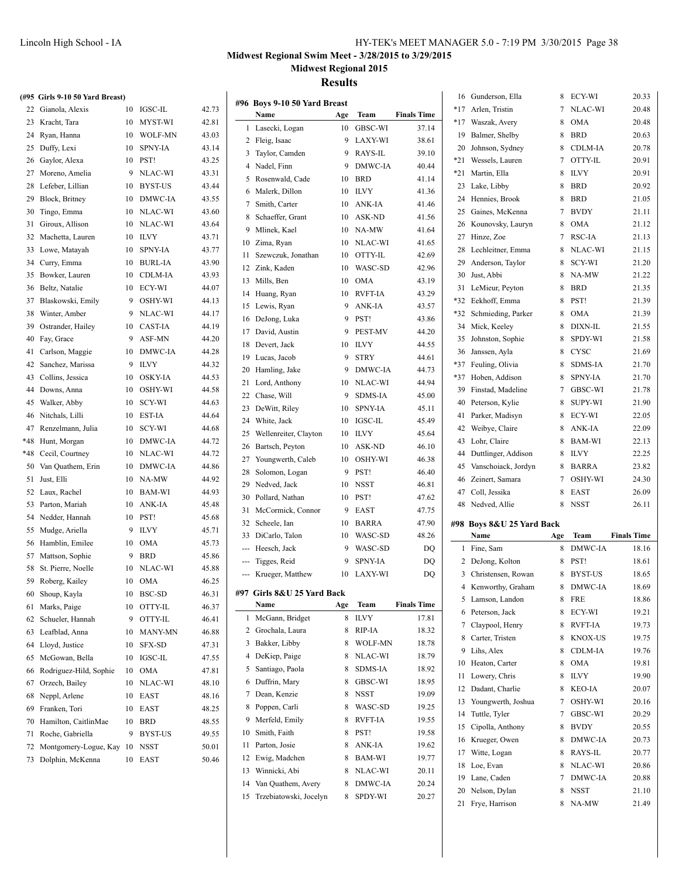**Midwest Regional Swim Meet - 3/28/2015 to 3/29/2015**

**Midwest Regional 2015**

## Results

### (#95 Girls 9-10 50 Yard Breast)

| | Name | Age | Team | Finals Time |
|---|---|---|---|---|
| 22 | Gianola, Alexis | 10 | IGSC-IL | 42.73 |
| 23 | Kracht, Tara | 10 | MYST-WI | 42.81 |
| 24 | Ryan, Hanna | 10 | WOLF-MN | 43.03 |
| 25 | Duffy, Lexi | 10 | SPNY-IA | 43.14 |
| 26 | Gaylor, Alexa | 10 | PST! | 43.25 |
| 27 | Moreno, Amelia | 9 | NLAC-WI | 43.31 |
| 28 | Lefeber, Lillian | 10 | BYST-US | 43.44 |
| 29 | Block, Britney | 10 | DMWC-IA | 43.55 |
| 30 | Tingo, Emma | 10 | NLAC-WI | 43.60 |
| 31 | Giroux, Allison | 10 | NLAC-WI | 43.64 |
| 32 | Machetta, Lauren | 10 | ILVY | 43.71 |
| 33 | Lowe, Matayah | 10 | SPNY-IA | 43.77 |
| 34 | Curry, Emma | 10 | BURL-IA | 43.90 |
| 35 | Bowker, Lauren | 10 | CDLM-IA | 43.93 |
| 36 | Beltz, Natalie | 10 | ECY-WI | 44.07 |
| 37 | Blaskowski, Emily | 9 | OSHY-WI | 44.13 |
| 38 | Winter, Amber | 9 | NLAC-WI | 44.17 |
| 39 | Ostrander, Hailey | 10 | CAST-IA | 44.19 |
| 40 | Fay, Grace | 9 | ASF-MN | 44.20 |
| 41 | Carlson, Maggie | 10 | DMWC-IA | 44.28 |
| 42 | Sanchez, Marissa | 9 | ILVY | 44.32 |
| 43 | Collins, Jessica | 10 | OSKY-IA | 44.53 |
| 44 | Downs, Anna | 10 | OSHY-WI | 44.58 |
| 45 | Walker, Abby | 10 | SCY-WI | 44.63 |
| 46 | Nitchals, Lilli | 10 | EST-IA | 44.64 |
| 47 | Renzelmann, Julia | 10 | SCY-WI | 44.68 |
| *48 | Hunt, Morgan | 10 | DMWC-IA | 44.72 |
| *48 | Cecil, Courtney | 10 | NLAC-WI | 44.72 |
| 50 | Van Quathem, Erin | 10 | DMWC-IA | 44.86 |
| 51 | Just, Elli | 10 | NA-MW | 44.92 |
| 52 | Laux, Rachel | 10 | BAM-WI | 44.93 |
| 53 | Parton, Mariah | 10 | ANK-IA | 45.48 |
| 54 | Nedder, Hannah | 10 | PST! | 45.68 |
| 55 | Mudge, Ariella | 9 | ILVY | 45.71 |
| 56 | Hamblin, Emilee | 10 | OMA | 45.73 |
| 57 | Mattson, Sophie | 9 | BRD | 45.86 |
| 58 | St. Pierre, Noelle | 10 | NLAC-WI | 45.88 |
| 59 | Roberg, Kailey | 10 | OMA | 46.25 |
| 60 | Shoup, Kayla | 10 | BSC-SD | 46.31 |
| 61 | Marks, Paige | 10 | OTTY-IL | 46.37 |
| 62 | Schueler, Hannah | 9 | OTTY-IL | 46.41 |
| 63 | Leafblad, Anna | 10 | MANY-MN | 46.88 |
| 64 | Lloyd, Justice | 10 | SFX-SD | 47.31 |
| 65 | McGowan, Bella | 10 | IGSC-IL | 47.55 |
| 66 | Rodriguez-Hild, Sophie | 10 | OMA | 47.81 |
| 67 | Orzech, Bailey | 10 | NLAC-WI | 48.10 |
| 68 | Neppl, Arlene | 10 | EAST | 48.16 |
| 69 | Franken, Tori | 10 | EAST | 48.25 |
| 70 | Hamilton, CaitlinMae | 10 | BRD | 48.55 |
| 71 | Roche, Gabriella | 9 | BYST-US | 49.55 |
| 72 | Montgomery-Logue, Kay | 10 | NSST | 50.01 |
| 73 | Dolphin, McKenna | 10 | EAST | 50.46 |

### #96 Boys 9-10 50 Yard Breast

| | Name | Age | Team | Finals Time |
|---|---|---|---|---|
| 1 | Lasecki, Logan | 10 | GBSC-WI | 37.14 |
| 2 | Fleig, Isaac | 9 | LAXY-WI | 38.61 |
| 3 | Taylor, Camden | 9 | RAYS-IL | 39.10 |
| 4 | Nadel, Finn | 9 | DMWC-IA | 40.44 |
| 5 | Rosenwald, Cade | 10 | BRD | 41.14 |
| 6 | Malerk, Dillon | 10 | ILVY | 41.36 |
| 7 | Smith, Carter | 10 | ANK-IA | 41.46 |
| 8 | Schaeffer, Grant | 10 | ASK-ND | 41.56 |
| 9 | Mlinek, Kael | 10 | NA-MW | 41.64 |
| 10 | Zima, Ryan | 10 | NLAC-WI | 41.65 |
| 11 | Szewczuk, Jonathan | 10 | OTTY-IL | 42.69 |
| 12 | Zink, Kaden | 10 | WASC-SD | 42.96 |
| 13 | Mills, Ben | 10 | OMA | 43.19 |
| 14 | Huang, Ryan | 10 | RVFT-IA | 43.29 |
| 15 | Lewis, Ryan | 9 | ANK-IA | 43.57 |
| 16 | DeJong, Luka | 9 | PST! | 43.86 |
| 17 | David, Austin | 9 | PEST-MV | 44.20 |
| 18 | Devert, Jack | 10 | ILVY | 44.55 |
| 19 | Lucas, Jacob | 9 | STRY | 44.61 |
| 20 | Hamling, Jake | 9 | DMWC-IA | 44.73 |
| 21 | Lord, Anthony | 10 | NLAC-WI | 44.94 |
| 22 | Chase, Will | 9 | SDMS-IA | 45.00 |
| 23 | DeWitt, Riley | 10 | SPNY-IA | 45.11 |
| 24 | White, Jack | 10 | IGSC-IL | 45.49 |
| 25 | Wellenreiter, Clayton | 10 | ILVY | 45.64 |
| 26 | Bartsch, Peyton | 10 | ASK-ND | 46.10 |
| 27 | Youngwerth, Caleb | 10 | OSHY-WI | 46.38 |
| 28 | Solomon, Logan | 9 | PST! | 46.40 |
| 29 | Nedved, Jack | 10 | NSST | 46.81 |
| 30 | Pollard, Nathan | 10 | PST! | 47.62 |
| 31 | McCormick, Connor | 9 | EAST | 47.75 |
| 32 | Scheele, Ian | 10 | BARRA | 47.90 |
| 33 | DiCarlo, Talon | 10 | WASC-SD | 48.26 |
| --- | Heesch, Jack | 9 | WASC-SD | DQ |
| --- | Tigges, Reid | 9 | SPNY-IA | DQ |
| --- | Krueger, Matthew | 10 | LAXY-WI | DQ |

### #97 Girls 8&U 25 Yard Back

| | Name | Age | Team | Finals Time |
|---|---|---|---|---|
| 1 | McGann, Bridget | 8 | ILVY | 17.81 |
| 2 | Grochala, Laura | 8 | RIP-IA | 18.32 |
| 3 | Bakker, Libby | 8 | WOLF-MN | 18.78 |
| 4 | DeKiep, Paige | 8 | NLAC-WI | 18.79 |
| 5 | Santiago, Paola | 8 | SDMS-IA | 18.92 |
| 6 | Duffrin, Mary | 8 | GBSC-WI | 18.95 |
| 7 | Dean, Kenzie | 8 | NSST | 19.09 |
| 8 | Poppen, Carli | 8 | WASC-SD | 19.25 |
| 9 | Merfeld, Emily | 8 | RVFT-IA | 19.55 |
| 10 | Smith, Faith | 8 | PST! | 19.58 |
| 11 | Parton, Josie | 8 | ANK-IA | 19.62 |
| 12 | Ewig, Madchen | 8 | BAM-WI | 19.77 |
| 13 | Winnicki, Abi | 8 | NLAC-WI | 20.11 |
| 14 | Van Quathem, Avery | 8 | DMWC-IA | 20.24 |
| 15 | Trzebiatowski, Jocelyn | 8 | SPDY-WI | 20.27 |
| 16 | Gunderson, Ella | 8 | ECY-WI | 20.33 |
| *17 | Arlen, Tristin | 7 | NLAC-WI | 20.48 |
| *17 | Waszak, Avery | 8 | OMA | 20.48 |
| 19 | Balmer, Shelby | 8 | BRD | 20.63 |
| 20 | Johnson, Sydney | 8 | CDLM-IA | 20.78 |
| *21 | Wessels, Lauren | 7 | OTTY-IL | 20.91 |
| *21 | Martin, Ella | 8 | ILVY | 20.91 |
| 23 | Lake, Libby | 8 | BRD | 20.92 |
| 24 | Hennies, Brook | 8 | BRD | 21.05 |
| 25 | Gaines, McKenna | 7 | BVDY | 21.11 |
| 26 | Kounovsky, Lauryn | 8 | OMA | 21.12 |
| 27 | Hinze, Zoe | 7 | RSC-IA | 21.13 |
| 28 | Lechleitner, Emma | 8 | NLAC-WI | 21.15 |
| 29 | Anderson, Taylor | 8 | SCY-WI | 21.20 |
| 30 | Just, Abbi | 8 | NA-MW | 21.22 |
| 31 | LeMieur, Peyton | 8 | BRD | 21.35 |
| *32 | Eekhoff, Emma | 8 | PST! | 21.39 |
| *32 | Schmieding, Parker | 8 | OMA | 21.39 |
| 34 | Mick, Keeley | 8 | DIXN-IL | 21.55 |
| 35 | Johnston, Sophie | 8 | SPDY-WI | 21.58 |
| 36 | Janssen, Ayla | 8 | CYSC | 21.69 |
| *37 | Feuling, Olivia | 8 | SDMS-IA | 21.70 |
| *37 | Hoben, Addison | 8 | SPNY-IA | 21.70 |
| 39 | Finstad, Madeline | 7 | GBSC-WI | 21.78 |
| 40 | Peterson, Kylie | 8 | SUPY-WI | 21.90 |
| 41 | Parker, Madisyn | 8 | ECY-WI | 22.05 |
| 42 | Weibye, Claire | 8 | ANK-IA | 22.09 |
| 43 | Lohr, Claire | 8 | BAM-WI | 22.13 |
| 44 | Duttlinger, Addison | 8 | ILVY | 22.25 |
| 45 | Vanschoiack, Jordyn | 8 | BARRA | 23.82 |
| 46 | Zeinert, Samara | 7 | OSHY-WI | 24.30 |
| 47 | Coll, Jessika | 8 | EAST | 26.09 |
| 48 | Nedved, Allie | 8 | NSST | 26.11 |

### #98 Boys 8&U 25 Yard Back

| | Name | Age | Team | Finals Time |
|---|---|---|---|---|
| 1 | Fine, Sam | 8 | DMWC-IA | 18.16 |
| 2 | DeJong, Kolton | 8 | PST! | 18.61 |
| 3 | Christensen, Rowan | 8 | BYST-US | 18.65 |
| 4 | Kenworthy, Graham | 8 | DMWC-IA | 18.69 |
| 5 | Lamson, Landon | 8 | FRE | 18.86 |
| 6 | Peterson, Jack | 8 | ECY-WI | 19.21 |
| 7 | Claypool, Henry | 8 | RVFT-IA | 19.73 |
| 8 | Carter, Tristen | 8 | KNOX-US | 19.75 |
| 9 | Lihs, Alex | 8 | CDLM-IA | 19.76 |
| 10 | Heaton, Carter | 8 | OMA | 19.81 |
| 11 | Lowery, Chris | 8 | ILVY | 19.90 |
| 12 | Dadant, Charlie | 8 | KEO-IA | 20.07 |
| 13 | Youngwerth, Joshua | 7 | OSHY-WI | 20.16 |
| 14 | Tuttle, Tyler | 7 | GBSC-WI | 20.29 |
| 15 | Cipolla, Anthony | 8 | BVDY | 20.55 |
| 16 | Krueger, Owen | 8 | DMWC-IA | 20.73 |
| 17 | Witte, Logan | 8 | RAYS-IL | 20.77 |
| 18 | Loe, Evan | 8 | NLAC-WI | 20.86 |
| 19 | Lane, Caden | 7 | DMWC-IA | 20.88 |
| 20 | Nelson, Dylan | 8 | NSST | 21.10 |
| 21 | Frye, Harrison | 8 | NA-MW | 21.49 |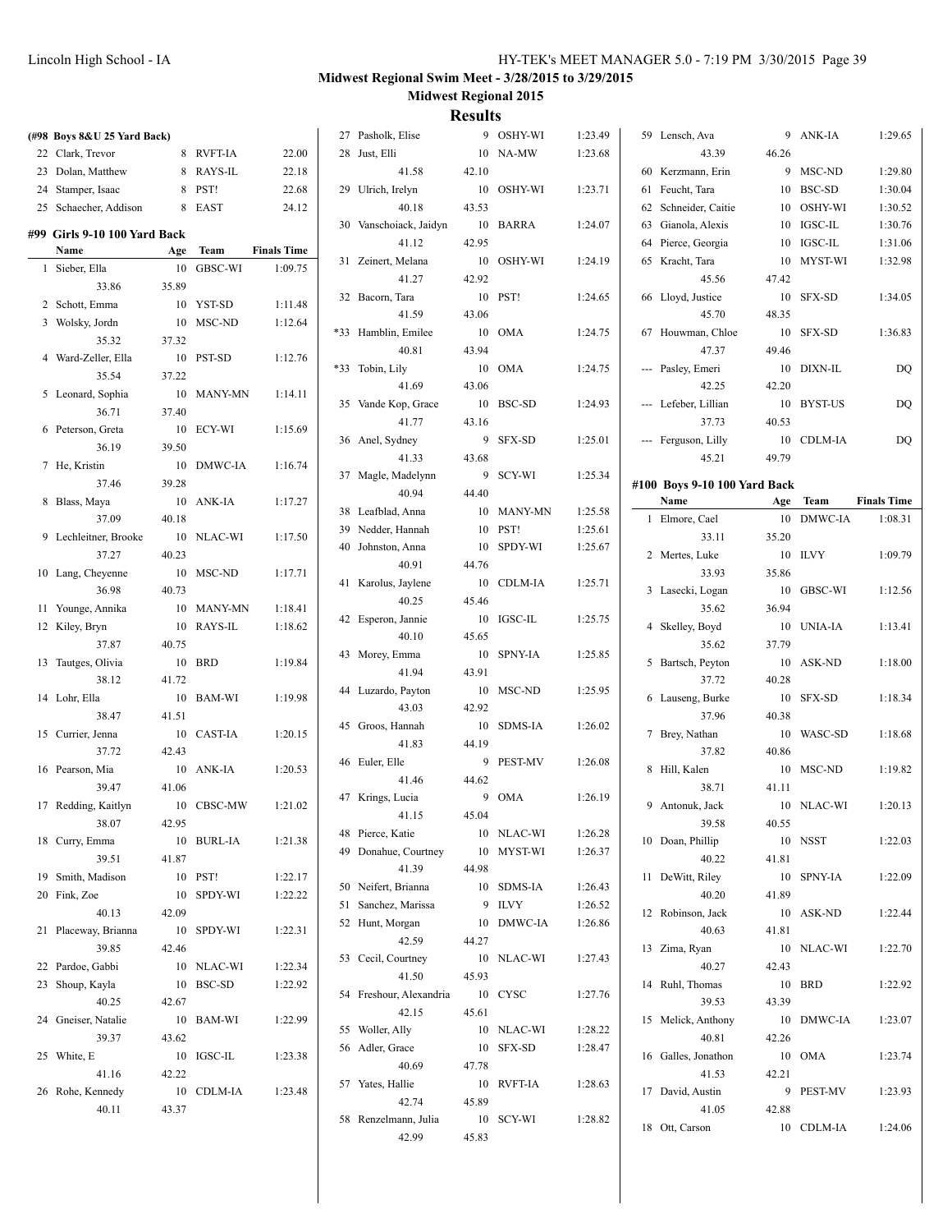**Midwest Regional Swim Meet - 3/28/2015 to 3/29/2015**

**Midwest Regional 2015**

## Results

### (#98 Boys 8&U 25 Yard Back)

| | Name | Age | Team | Finals Time |
|---|---|---|---|---|
| 22 | Clark, Trevor | 8 | RVFT-IA | 22.00 |
| 23 | Dolan, Matthew | 8 | RAYS-IL | 22.18 |
| 24 | Stamper, Isaac | 8 | PST! | 22.68 |
| 25 | Schaecher, Addison | 8 | EAST | 24.12 |

### #99 Girls 9-10 100 Yard Back

| | Name | Age | Team | Finals Time |
|---|---|---|---|---|
| 1 | Sieber, Ella | 10 | GBSC-WI | 1:09.75 |
| | 33.86 | 35.89 | | |
| 2 | Schott, Emma | 10 | YST-SD | 1:11.48 |
| 3 | Wolsky, Jordn | 10 | MSC-ND | 1:12.64 |
| | 35.32 | 37.32 | | |
| 4 | Ward-Zeller, Ella | 10 | PST-SD | 1:12.76 |
| | 35.54 | 37.22 | | |
| 5 | Leonard, Sophia | 10 | MANY-MN | 1:14.11 |
| | 36.71 | 37.40 | | |
| 6 | Peterson, Greta | 10 | ECY-WI | 1:15.69 |
| | 36.19 | 39.50 | | |
| 7 | He, Kristin | 10 | DMWC-IA | 1:16.74 |
| | 37.46 | 39.28 | | |
| 8 | Blass, Maya | 10 | ANK-IA | 1:17.27 |
| | 37.09 | 40.18 | | |
| 9 | Lechleitner, Brooke | 10 | NLAC-WI | 1:17.50 |
| | 37.27 | 40.23 | | |
| 10 | Lang, Cheyenne | 10 | MSC-ND | 1:17.71 |
| | 36.98 | 40.73 | | |
| 11 | Younge, Annika | 10 | MANY-MN | 1:18.41 |
| 12 | Kiley, Bryn | 10 | RAYS-IL | 1:18.62 |
| | 37.87 | 40.75 | | |
| 13 | Tautges, Olivia | 10 | BRD | 1:19.84 |
| | 38.12 | 41.72 | | |
| 14 | Lohr, Ella | 10 | BAM-WI | 1:19.98 |
| | 38.47 | 41.51 | | |
| 15 | Currier, Jenna | 10 | CAST-IA | 1:20.15 |
| | 37.72 | 42.43 | | |
| 16 | Pearson, Mia | 10 | ANK-IA | 1:20.53 |
| | 39.47 | 41.06 | | |
| 17 | Redding, Kaitlyn | 10 | CBSC-MW | 1:21.02 |
| | 38.07 | 42.95 | | |
| 18 | Curry, Emma | 10 | BURL-IA | 1:21.38 |
| | 39.51 | 41.87 | | |
| 19 | Smith, Madison | 10 | PST! | 1:22.17 |
| 20 | Fink, Zoe | 10 | SPDY-WI | 1:22.22 |
| | 40.13 | 42.09 | | |
| 21 | Placeway, Brianna | 10 | SPDY-WI | 1:22.31 |
| | 39.85 | 42.46 | | |
| 22 | Pardoe, Gabbi | 10 | NLAC-WI | 1:22.34 |
| 23 | Shoup, Kayla | 10 | BSC-SD | 1:22.92 |
| | 40.25 | 42.67 | | |
| 24 | Gneiser, Natalie | 10 | BAM-WI | 1:22.99 |
| | 39.37 | 43.62 | | |
| 25 | White, E | 10 | IGSC-IL | 1:23.38 |
| | 41.16 | 42.22 | | |
| 26 | Rohe, Kennedy | 10 | CDLM-IA | 1:23.48 |
| | 40.11 | 43.37 | | |
| 27 | Pasholk, Elise | 9 | OSHY-WI | 1:23.49 |
| 28 | Just, Elli | 10 | NA-MW | 1:23.68 |
| | 41.58 | 42.10 | | |
| 29 | Ulrich, Irelyn | 10 | OSHY-WI | 1:23.71 |
| | 40.18 | 43.53 | | |
| 30 | Vanschoiack, Jaidyn | 10 | BARRA | 1:24.07 |
| | 41.12 | 42.95 | | |
| 31 | Zeinert, Melana | 10 | OSHY-WI | 1:24.19 |
| | 41.27 | 42.92 | | |
| 32 | Bacorn, Tara | 10 | PST! | 1:24.65 |
| | 41.59 | 43.06 | | |
| *33 | Hamblin, Emilee | 10 | OMA | 1:24.75 |
| | 40.81 | 43.94 | | |
| *33 | Tobin, Lily | 10 | OMA | 1:24.75 |
| | 41.69 | 43.06 | | |
| 35 | Vande Kop, Grace | 10 | BSC-SD | 1:24.93 |
| | 41.77 | 43.16 | | |
| 36 | Anel, Sydney | 9 | SFX-SD | 1:25.01 |
| | 41.33 | 43.68 | | |
| 37 | Magle, Madelynn | 9 | SCY-WI | 1:25.34 |
| | 40.94 | 44.40 | | |
| 38 | Leafblad, Anna | 10 | MANY-MN | 1:25.58 |
| 39 | Nedder, Hannah | 10 | PST! | 1:25.61 |
| 40 | Johnston, Anna | 10 | SPDY-WI | 1:25.67 |
| | 40.91 | 44.76 | | |
| 41 | Karolus, Jaylene | 10 | CDLM-IA | 1:25.71 |
| | 40.25 | 45.46 | | |
| 42 | Esperon, Jannie | 10 | IGSC-IL | 1:25.75 |
| | 40.10 | 45.65 | | |
| 43 | Morey, Emma | 10 | SPNY-IA | 1:25.85 |
| | 41.94 | 43.91 | | |
| 44 | Luzardo, Payton | 10 | MSC-ND | 1:25.95 |
| | 43.03 | 42.92 | | |
| 45 | Groos, Hannah | 10 | SDMS-IA | 1:26.02 |
| | 41.83 | 44.19 | | |
| 46 | Euler, Elle | 9 | PEST-MV | 1:26.08 |
| | 41.46 | 44.62 | | |
| 47 | Krings, Lucia | 9 | OMA | 1:26.19 |
| | 41.15 | 45.04 | | |
| 48 | Pierce, Katie | 10 | NLAC-WI | 1:26.28 |
| 49 | Donahue, Courtney | 10 | MYST-WI | 1:26.37 |
| | 41.39 | 44.98 | | |
| 50 | Neifert, Brianna | 10 | SDMS-IA | 1:26.43 |
| 51 | Sanchez, Marissa | 9 | ILVY | 1:26.52 |
| 52 | Hunt, Morgan | 10 | DMWC-IA | 1:26.86 |
| | 42.59 | 44.27 | | |
| 53 | Cecil, Courtney | 10 | NLAC-WI | 1:27.43 |
| | 41.50 | 45.93 | | |
| 54 | Freshour, Alexandria | 10 | CYSC | 1:27.76 |
| | 42.15 | 45.61 | | |
| 55 | Woller, Ally | 10 | NLAC-WI | 1:28.22 |
| 56 | Adler, Grace | 10 | SFX-SD | 1:28.47 |
| | 40.69 | 47.78 | | |
| 57 | Yates, Hallie | 10 | RVFT-IA | 1:28.63 |
| | 42.74 | 45.89 | | |
| 58 | Renzelmann, Julia | 10 | SCY-WI | 1:28.82 |
| | 42.99 | 45.83 | | |
| 59 | Lensch, Ava | 9 | ANK-IA | 1:29.65 |
| | 43.39 | 46.26 | | |
| 60 | Kerzmann, Erin | 9 | MSC-ND | 1:29.80 |
| 61 | Feucht, Tara | 10 | BSC-SD | 1:30.04 |
| 62 | Schneider, Caitie | 10 | OSHY-WI | 1:30.52 |
| 63 | Gianola, Alexis | 10 | IGSC-IL | 1:30.76 |
| 64 | Pierce, Georgia | 10 | IGSC-IL | 1:31.06 |
| 65 | Kracht, Tara | 10 | MYST-WI | 1:32.98 |
| | 45.56 | 47.42 | | |
| 66 | Lloyd, Justice | 10 | SFX-SD | 1:34.05 |
| | 45.70 | 48.35 | | |
| 67 | Houwman, Chloe | 10 | SFX-SD | 1:36.83 |
| | 47.37 | 49.46 | | |
| --- | Pasley, Emeri | 10 | DIXN-IL | DQ |
| | 42.25 | 42.20 | | |
| --- | Lefeber, Lillian | 10 | BYST-US | DQ |
| | 37.73 | 40.53 | | |
| --- | Ferguson, Lilly | 10 | CDLM-IA | DQ |
| | 45.21 | 49.79 | | |

### #100 Boys 9-10 100 Yard Back

| | Name | Age | Team | Finals Time |
|---|---|---|---|---|
| 1 | Elmore, Cael | 10 | DMWC-IA | 1:08.31 |
| | 33.11 | 35.20 | | |
| 2 | Mertes, Luke | 10 | ILVY | 1:09.79 |
| | 33.93 | 35.86 | | |
| 3 | Lasecki, Logan | 10 | GBSC-WI | 1:12.56 |
| | 35.62 | 36.94 | | |
| 4 | Skelley, Boyd | 10 | UNIA-IA | 1:13.41 |
| | 35.62 | 37.79 | | |
| 5 | Bartsch, Peyton | 10 | ASK-ND | 1:18.00 |
| | 37.72 | 40.28 | | |
| 6 | Lauseng, Burke | 10 | SFX-SD | 1:18.34 |
| | 37.96 | 40.38 | | |
| 7 | Brey, Nathan | 10 | WASC-SD | 1:18.68 |
| | 37.82 | 40.86 | | |
| 8 | Hill, Kalen | 10 | MSC-ND | 1:19.82 |
| | 38.71 | 41.11 | | |
| 9 | Antonuk, Jack | 10 | NLAC-WI | 1:20.13 |
| | 39.58 | 40.55 | | |
| 10 | Doan, Phillip | 10 | NSST | 1:22.03 |
| | 40.22 | 41.81 | | |
| 11 | DeWitt, Riley | 10 | SPNY-IA | 1:22.09 |
| | 40.20 | 41.89 | | |
| 12 | Robinson, Jack | 10 | ASK-ND | 1:22.44 |
| | 40.63 | 41.81 | | |
| 13 | Zima, Ryan | 10 | NLAC-WI | 1:22.70 |
| | 40.27 | 42.43 | | |
| 14 | Ruhl, Thomas | 10 | BRD | 1:22.92 |
| | 39.53 | 43.39 | | |
| 15 | Melick, Anthony | 10 | DMWC-IA | 1:23.07 |
| | 40.81 | 42.26 | | |
| 16 | Galles, Jonathon | 10 | OMA | 1:23.74 |
| | 41.53 | 42.21 | | |
| 17 | David, Austin | 9 | PEST-MV | 1:23.93 |
| | 41.05 | 42.88 | | |
| 18 | Ott, Carson | 10 | CDLM-IA | 1:24.06 |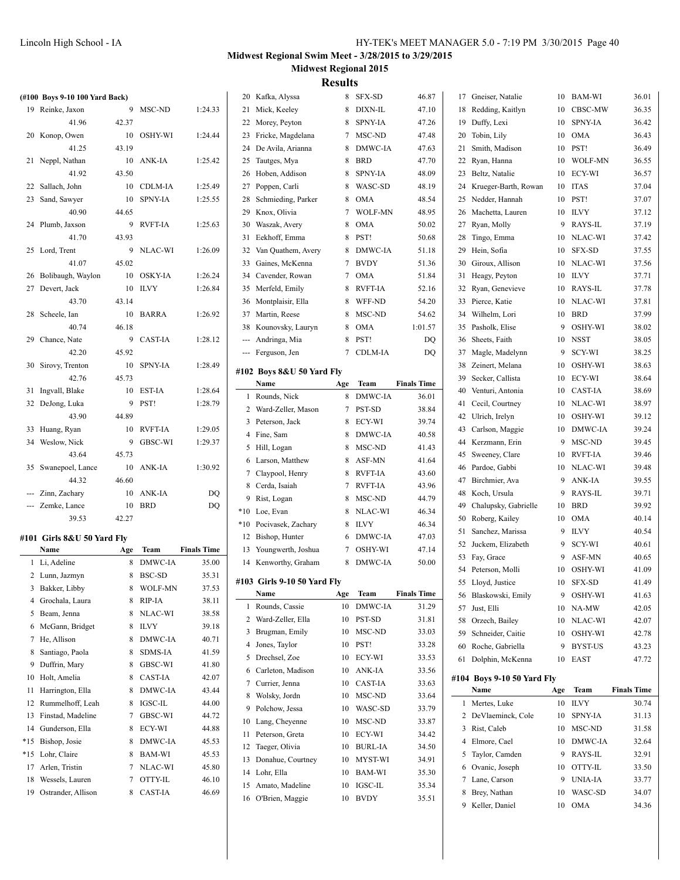# Midwest Regional Swim Meet - 3/28/2015 to 3/29/2015

## Midwest Regional 2015

## Results

### (#100 Boys 9-10 100 Yard Back)

| | Name | Age | Team | Finals Time |
|---|---|---|---|---|
| 19 | Reinke, Jaxon | 9 | MSC-ND | 1:24.33 |
| | 41.96 | 42.37 | | |
| 20 | Konop, Owen | 10 | OSHY-WI | 1:24.44 |
| | 41.25 | 43.19 | | |
| 21 | Neppl, Nathan | 10 | ANK-IA | 1:25.42 |
| | 41.92 | 43.50 | | |
| 22 | Sallach, John | 10 | CDLM-IA | 1:25.49 |
| 23 | Sand, Sawyer | 10 | SPNY-IA | 1:25.55 |
| | 40.90 | 44.65 | | |
| 24 | Plumb, Jaxson | 9 | RVFT-IA | 1:25.63 |
| | 41.70 | 43.93 | | |
| 25 | Lord, Trent | 9 | NLAC-WI | 1:26.09 |
| | 41.07 | 45.02 | | |
| 26 | Bolibaugh, Waylon | 10 | OSKY-IA | 1:26.24 |
| 27 | Devert, Jack | 10 | ILVY | 1:26.84 |
| | 43.70 | 43.14 | | |
| 28 | Scheele, Ian | 10 | BARRA | 1:26.92 |
| | 40.74 | 46.18 | | |
| 29 | Chance, Nate | 9 | CAST-IA | 1:28.12 |
| | 42.20 | 45.92 | | |
| 30 | Sirovy, Trenton | 10 | SPNY-IA | 1:28.49 |
| | 42.76 | 45.73 | | |
| 31 | Ingvall, Blake | 10 | EST-IA | 1:28.64 |
| 32 | DeJong, Luka | 9 | PST! | 1:28.79 |
| | 43.90 | 44.89 | | |
| 33 | Huang, Ryan | 10 | RVFT-IA | 1:29.05 |
| 34 | Weslow, Nick | 9 | GBSC-WI | 1:29.37 |
| | 43.64 | 45.73 | | |
| 35 | Swanepoel, Lance | 10 | ANK-IA | 1:30.92 |
| | 44.32 | 46.60 | | |
| --- | Zinn, Zachary | 10 | ANK-IA | DQ |
| --- | Zemke, Lance | 10 | BRD | DQ |
| | 39.53 | 42.27 | | |

### #101 Girls 8&U 50 Yard Fly

| | Name | Age | Team | Finals Time |
|---|---|---|---|---|
| 1 | Li, Adeline | 8 | DMWC-IA | 35.00 |
| 2 | Lunn, Jazmyn | 8 | BSC-SD | 35.31 |
| 3 | Bakker, Libby | 8 | WOLF-MN | 37.53 |
| 4 | Grochala, Laura | 8 | RIP-IA | 38.11 |
| 5 | Beam, Jenna | 8 | NLAC-WI | 38.58 |
| 6 | McGann, Bridget | 8 | ILVY | 39.18 |
| 7 | He, Allison | 8 | DMWC-IA | 40.71 |
| 8 | Santiago, Paola | 8 | SDMS-IA | 41.59 |
| 9 | Duffrin, Mary | 8 | GBSC-WI | 41.80 |
| 10 | Holt, Amelia | 8 | CAST-IA | 42.07 |
| 11 | Harrington, Ella | 8 | DMWC-IA | 43.44 |
| 12 | Rummelhoff, Leah | 8 | IGSC-IL | 44.00 |
| 13 | Finstad, Madeline | 7 | GBSC-WI | 44.72 |
| 14 | Gunderson, Ella | 8 | ECY-WI | 44.88 |
| *15 | Bishop, Josie | 8 | DMWC-IA | 45.53 |
| *15 | Lohr, Claire | 8 | BAM-WI | 45.53 |
| 17 | Arlen, Tristin | 7 | NLAC-WI | 45.80 |
| 18 | Wessels, Lauren | 7 | OTTY-IL | 46.10 |
| 19 | Ostrander, Allison | 8 | CAST-IA | 46.69 |
| 20 | Kafka, Alyssa | 8 | SFX-SD | 46.87 |
| 21 | Mick, Keeley | 8 | DIXN-IL | 47.10 |
| 22 | Morey, Peyton | 8 | SPNY-IA | 47.26 |
| 23 | Fricke, Magdelana | 7 | MSC-ND | 47.48 |
| 24 | De Avila, Arianna | 8 | DMWC-IA | 47.63 |
| 25 | Tautges, Mya | 8 | BRD | 47.70 |
| 26 | Hoben, Addison | 8 | SPNY-IA | 48.09 |
| 27 | Poppen, Carli | 8 | WASC-SD | 48.19 |
| 28 | Schmieding, Parker | 8 | OMA | 48.54 |
| 29 | Knox, Olivia | 7 | WOLF-MN | 48.95 |
| 30 | Waszak, Avery | 8 | OMA | 50.02 |
| 31 | Eekhoff, Emma | 8 | PST! | 50.68 |
| 32 | Van Quathem, Avery | 8 | DMWC-IA | 51.18 |
| 33 | Gaines, McKenna | 7 | BVDY | 51.36 |
| 34 | Cavender, Rowan | 7 | OMA | 51.84 |
| 35 | Merfeld, Emily | 8 | RVFT-IA | 52.16 |
| 36 | Montplaisir, Ella | 8 | WFF-ND | 54.20 |
| 37 | Martin, Reese | 8 | MSC-ND | 54.62 |
| 38 | Kounovsky, Lauryn | 8 | OMA | 1:01.57 |
| --- | Andringa, Mia | 8 | PST! | DQ |
| --- | Ferguson, Jen | 7 | CDLM-IA | DQ |

### #102 Boys 8&U 50 Yard Fly

| | Name | Age | Team | Finals Time |
|---|---|---|---|---|
| 1 | Rounds, Nick | 8 | DMWC-IA | 36.01 |
| 2 | Ward-Zeller, Mason | 7 | PST-SD | 38.84 |
| 3 | Peterson, Jack | 8 | ECY-WI | 39.74 |
| 4 | Fine, Sam | 8 | DMWC-IA | 40.58 |
| 5 | Hill, Logan | 8 | MSC-ND | 41.43 |
| 6 | Larson, Matthew | 8 | ASF-MN | 41.64 |
| 7 | Claypool, Henry | 8 | RVFT-IA | 43.60 |
| 8 | Cerda, Isaiah | 7 | RVFT-IA | 43.96 |
| 9 | Rist, Logan | 8 | MSC-ND | 44.79 |
| *10 | Loe, Evan | 8 | NLAC-WI | 46.34 |
| *10 | Pocivasek, Zachary | 8 | ILVY | 46.34 |
| 12 | Bishop, Hunter | 6 | DMWC-IA | 47.03 |
| 13 | Youngwerth, Joshua | 7 | OSHY-WI | 47.14 |
| 14 | Kenworthy, Graham | 8 | DMWC-IA | 50.00 |

### #103 Girls 9-10 50 Yard Fly

| | Name | Age | Team | Finals Time |
|---|---|---|---|---|
| 1 | Rounds, Cassie | 10 | DMWC-IA | 31.29 |
| 2 | Ward-Zeller, Ella | 10 | PST-SD | 31.81 |
| 3 | Brugman, Emily | 10 | MSC-ND | 33.03 |
| 4 | Jones, Taylor | 10 | PST! | 33.28 |
| 5 | Drechsel, Zoe | 10 | ECY-WI | 33.53 |
| 6 | Carleton, Madison | 10 | ANK-IA | 33.56 |
| 7 | Currier, Jenna | 10 | CAST-IA | 33.63 |
| 8 | Wolsky, Jordn | 10 | MSC-ND | 33.64 |
| 9 | Polchow, Jessa | 10 | WASC-SD | 33.79 |
| 10 | Lang, Cheyenne | 10 | MSC-ND | 33.87 |
| 11 | Peterson, Greta | 10 | ECY-WI | 34.42 |
| 12 | Taeger, Olivia | 10 | BURL-IA | 34.50 |
| 13 | Donahue, Courtney | 10 | MYST-WI | 34.91 |
| 14 | Lohr, Ella | 10 | BAM-WI | 35.30 |
| 15 | Amato, Madeline | 10 | IGSC-IL | 35.34 |
| 16 | O'Brien, Maggie | 10 | BVDY | 35.51 |
| 17 | Gneiser, Natalie | 10 | BAM-WI | 36.01 |
| 18 | Redding, Kaitlyn | 10 | CBSC-MW | 36.35 |
| 19 | Duffy, Lexi | 10 | SPNY-IA | 36.42 |
| 20 | Tobin, Lily | 10 | OMA | 36.43 |
| 21 | Smith, Madison | 10 | PST! | 36.49 |
| 22 | Ryan, Hanna | 10 | WOLF-MN | 36.55 |
| 23 | Beltz, Natalie | 10 | ECY-WI | 36.57 |
| 24 | Krueger-Barth, Rowan | 10 | ITAS | 37.04 |
| 25 | Nedder, Hannah | 10 | PST! | 37.07 |
| 26 | Machetta, Lauren | 10 | ILVY | 37.12 |
| 27 | Ryan, Molly | 9 | RAYS-IL | 37.19 |
| 28 | Tingo, Emma | 10 | NLAC-WI | 37.42 |
| 29 | Hein, Sofia | 10 | SFX-SD | 37.55 |
| 30 | Giroux, Allison | 10 | NLAC-WI | 37.56 |
| 31 | Heagy, Peyton | 10 | ILVY | 37.71 |
| 32 | Ryan, Genevieve | 10 | RAYS-IL | 37.78 |
| 33 | Pierce, Katie | 10 | NLAC-WI | 37.81 |
| 34 | Wilhelm, Lori | 10 | BRD | 37.99 |
| 35 | Pasholk, Elise | 9 | OSHY-WI | 38.02 |
| 36 | Sheets, Faith | 10 | NSST | 38.05 |
| 37 | Magle, Madelynn | 9 | SCY-WI | 38.25 |
| 38 | Zeinert, Melana | 10 | OSHY-WI | 38.63 |
| 39 | Secker, Callista | 10 | ECY-WI | 38.64 |
| 40 | Venturi, Antonia | 10 | CAST-IA | 38.69 |
| 41 | Cecil, Courtney | 10 | NLAC-WI | 38.97 |
| 42 | Ulrich, Irelyn | 10 | OSHY-WI | 39.12 |
| 43 | Carlson, Maggie | 10 | DMWC-IA | 39.24 |
| 44 | Kerzmann, Erin | 9 | MSC-ND | 39.45 |
| 45 | Sweeney, Clare | 10 | RVFT-IA | 39.46 |
| 46 | Pardoe, Gabbi | 10 | NLAC-WI | 39.48 |
| 47 | Birchmier, Ava | 9 | ANK-IA | 39.55 |
| 48 | Koch, Ursula | 9 | RAYS-IL | 39.71 |
| 49 | Chalupsky, Gabrielle | 10 | BRD | 39.92 |
| 50 | Roberg, Kailey | 10 | OMA | 40.14 |
| 51 | Sanchez, Marissa | 9 | ILVY | 40.54 |
| 52 | Juckem, Elizabeth | 9 | SCY-WI | 40.61 |
| 53 | Fay, Grace | 9 | ASF-MN | 40.65 |
| 54 | Peterson, Molli | 10 | OSHY-WI | 41.09 |
| 55 | Lloyd, Justice | 10 | SFX-SD | 41.49 |
| 56 | Blaskowski, Emily | 9 | OSHY-WI | 41.63 |
| 57 | Just, Elli | 10 | NA-MW | 42.05 |
| 58 | Orzech, Bailey | 10 | NLAC-WI | 42.07 |
| 59 | Schneider, Caitie | 10 | OSHY-WI | 42.78 |
| 60 | Roche, Gabriella | 9 | BYST-US | 43.23 |
| 61 | Dolphin, McKenna | 10 | EAST | 47.72 |

### #104 Boys 9-10 50 Yard Fly

| | Name | Age | Team | Finals Time |
|---|---|---|---|---|
| 1 | Mertes, Luke | 10 | ILVY | 30.74 |
| 2 | DeVlaeminck, Cole | 10 | SPNY-IA | 31.13 |
| 3 | Rist, Caleb | 10 | MSC-ND | 31.58 |
| 4 | Elmore, Cael | 10 | DMWC-IA | 32.64 |
| 5 | Taylor, Camden | 9 | RAYS-IL | 32.91 |
| 6 | Ovanic, Joseph | 10 | OTTY-IL | 33.50 |
| 7 | Lane, Carson | 9 | UNIA-IA | 33.77 |
| 8 | Brey, Nathan | 10 | WASC-SD | 34.07 |
| 9 | Keller, Daniel | 10 | OMA | 34.36 |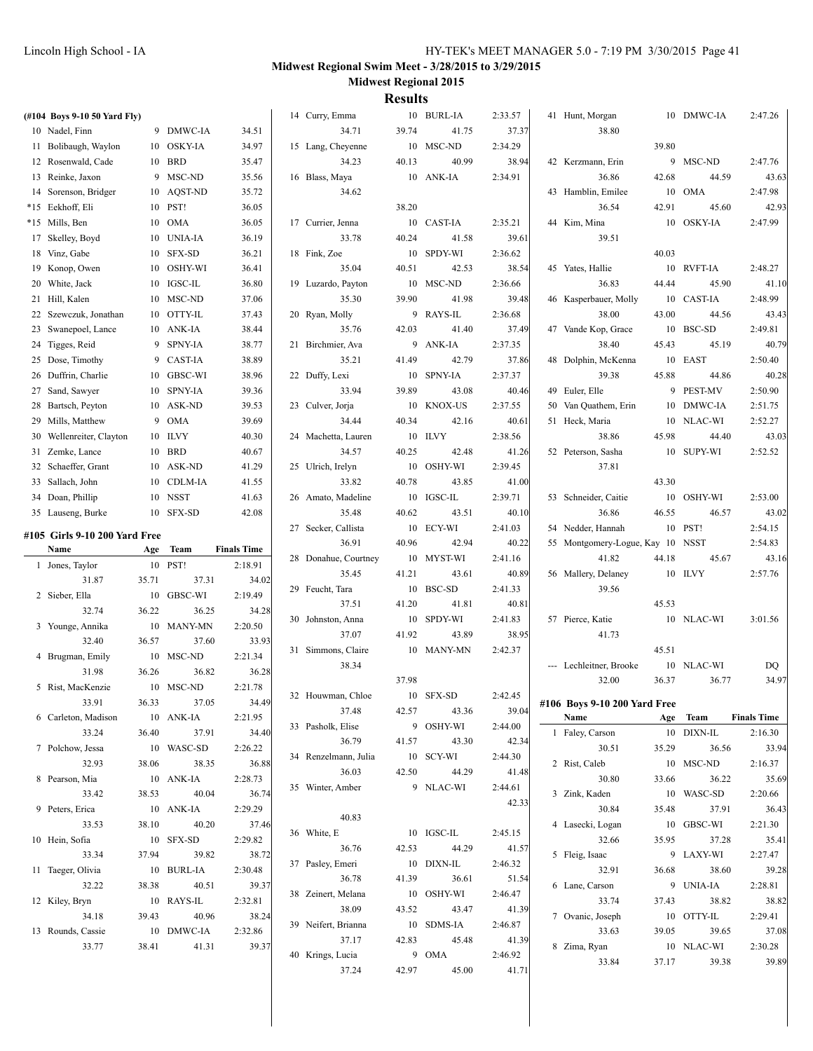**Midwest Regional Swim Meet - 3/28/2015 to 3/29/2015**

**Midwest Regional 2015**

## Results

### (#104 Boys 9-10 50 Yard Fly)

| Place | Name | Age | Team | Finals Time |
|---|---|---|---|---|
| 10 | Nadel, Finn | 9 | DMWC-IA | 34.51 |
| 11 | Bolibaugh, Waylon | 10 | OSKY-IA | 34.97 |
| 12 | Rosenwald, Cade | 10 | BRD | 35.47 |
| 13 | Reinke, Jaxon | 9 | MSC-ND | 35.56 |
| 14 | Sorenson, Bridger | 10 | AQST-ND | 35.72 |
| *15 | Eekhoff, Eli | 10 | PST! | 36.05 |
| *15 | Mills, Ben | 10 | OMA | 36.05 |
| 17 | Skelley, Boyd | 10 | UNIA-IA | 36.19 |
| 18 | Vinz, Gabe | 10 | SFX-SD | 36.21 |
| 19 | Konop, Owen | 10 | OSHY-WI | 36.41 |
| 20 | White, Jack | 10 | IGSC-IL | 36.80 |
| 21 | Hill, Kalen | 10 | MSC-ND | 37.06 |
| 22 | Szewczuk, Jonathan | 10 | OTTY-IL | 37.43 |
| 23 | Swanepoel, Lance | 10 | ANK-IA | 38.44 |
| 24 | Tigges, Reid | 9 | SPNY-IA | 38.77 |
| 25 | Dose, Timothy | 9 | CAST-IA | 38.89 |
| 26 | Duffrin, Charlie | 10 | GBSC-WI | 38.96 |
| 27 | Sand, Sawyer | 10 | SPNY-IA | 39.36 |
| 28 | Bartsch, Peyton | 10 | ASK-ND | 39.53 |
| 29 | Mills, Matthew | 9 | OMA | 39.69 |
| 30 | Wellenreiter, Clayton | 10 | ILVY | 40.30 |
| 31 | Zemke, Lance | 10 | BRD | 40.67 |
| 32 | Schaeffer, Grant | 10 | ASK-ND | 41.29 |
| 33 | Sallach, John | 10 | CDLM-IA | 41.55 |
| 34 | Doan, Phillip | 10 | NSST | 41.63 |
| 35 | Lauseng, Burke | 10 | SFX-SD | 42.08 |

### #105 Girls 9-10 200 Yard Free

| Place | Name | Age | Team | Finals Time |
|---|---|---|---|---|
| 1 | Jones, Taylor | 10 | PST! | 2:18.91 |
| | 31.87 | 35.71 | 37.31 | 34.02 |
| 2 | Sieber, Ella | 10 | GBSC-WI | 2:19.49 |
| | 32.74 | 36.22 | 36.25 | 34.28 |
| 3 | Younge, Annika | 10 | MANY-MN | 2:20.50 |
| | 32.40 | 36.57 | 37.60 | 33.93 |
| 4 | Brugman, Emily | 10 | MSC-ND | 2:21.34 |
| | 31.98 | 36.26 | 36.82 | 36.28 |
| 5 | Rist, MacKenzie | 10 | MSC-ND | 2:21.78 |
| | 33.91 | 36.33 | 37.05 | 34.49 |
| 6 | Carleton, Madison | 10 | ANK-IA | 2:21.95 |
| | 33.24 | 36.40 | 37.91 | 34.40 |
| 7 | Polchow, Jessa | 10 | WASC-SD | 2:26.22 |
| | 32.93 | 38.06 | 38.35 | 36.88 |
| 8 | Pearson, Mia | 10 | ANK-IA | 2:28.73 |
| | 33.42 | 38.53 | 40.04 | 36.74 |
| 9 | Peters, Erica | 10 | ANK-IA | 2:29.29 |
| | 33.53 | 38.10 | 40.20 | 37.46 |
| 10 | Hein, Sofia | 10 | SFX-SD | 2:29.82 |
| | 33.34 | 37.94 | 39.82 | 38.72 |
| 11 | Taeger, Olivia | 10 | BURL-IA | 2:30.48 |
| | 32.22 | 38.38 | 40.51 | 39.37 |
| 12 | Kiley, Bryn | 10 | RAYS-IL | 2:32.81 |
| | 34.18 | 39.43 | 40.96 | 38.24 |
| 13 | Rounds, Cassie | 10 | DMWC-IA | 2:32.86 |
| | 33.77 | 38.41 | 41.31 | 39.37 |
| 14 | Curry, Emma | 10 | BURL-IA | 2:33.57 |
| | 34.71 | 39.74 | 41.75 | 37.37 |
| 15 | Lang, Cheyenne | 10 | MSC-ND | 2:34.29 |
| | 34.23 | 40.13 | 40.99 | 38.94 |
| 16 | Blass, Maya | 10 | ANK-IA | 2:34.91 |
| | 34.62 | 38.20 | | |
| 17 | Currier, Jenna | 10 | CAST-IA | 2:35.21 |
| | 33.78 | 40.24 | 41.58 | 39.61 |
| 18 | Fink, Zoe | 10 | SPDY-WI | 2:36.62 |
| | 35.04 | 40.51 | 42.53 | 38.54 |
| 19 | Luzardo, Payton | 10 | MSC-ND | 2:36.66 |
| | 35.30 | 39.90 | 41.98 | 39.48 |
| 20 | Ryan, Molly | 9 | RAYS-IL | 2:36.68 |
| | 35.76 | 42.03 | 41.40 | 37.49 |
| 21 | Birchmier, Ava | 9 | ANK-IA | 2:37.35 |
| | 35.21 | 41.49 | 42.79 | 37.86 |
| 22 | Duffy, Lexi | 10 | SPNY-IA | 2:37.37 |
| | 33.94 | 39.89 | 43.08 | 40.46 |
| 23 | Culver, Jorja | 10 | KNOX-US | 2:37.55 |
| | 34.44 | 40.34 | 42.16 | 40.61 |
| 24 | Machetta, Lauren | 10 | ILVY | 2:38.56 |
| | 34.57 | 40.25 | 42.48 | 41.26 |
| 25 | Ulrich, Irelyn | 10 | OSHY-WI | 2:39.45 |
| | 33.82 | 40.78 | 43.85 | 41.00 |
| 26 | Amato, Madeline | 10 | IGSC-IL | 2:39.71 |
| | 35.48 | 40.62 | 43.51 | 40.10 |
| 27 | Secker, Callista | 10 | ECY-WI | 2:41.03 |
| | 36.91 | 40.96 | 42.94 | 40.22 |
| 28 | Donahue, Courtney | 10 | MYST-WI | 2:41.16 |
| | 35.45 | 41.21 | 43.61 | 40.89 |
| 29 | Feucht, Tara | 10 | BSC-SD | 2:41.33 |
| | 37.51 | 41.20 | 41.81 | 40.81 |
| 30 | Johnston, Anna | 10 | SPDY-WI | 2:41.83 |
| | 37.07 | 41.92 | 43.89 | 38.95 |
| 31 | Simmons, Claire | 10 | MANY-MN | 2:42.37 |
| | 38.34 | 37.98 | | |
| 32 | Houwman, Chloe | 10 | SFX-SD | 2:42.45 |
| | 37.48 | 42.57 | 43.36 | 39.04 |
| 33 | Pasholk, Elise | 9 | OSHY-WI | 2:44.00 |
| | 36.79 | 41.57 | 43.30 | 42.34 |
| 34 | Renzelmann, Julia | 10 | SCY-WI | 2:44.30 |
| | 36.03 | 42.50 | 44.29 | 41.48 |
| 35 | Winter, Amber | 9 | NLAC-WI | 2:44.61 |
| | 40.83 | | | 42.33 |
| 36 | White, E | 10 | IGSC-IL | 2:45.15 |
| | 36.76 | 42.53 | 44.29 | 41.57 |
| 37 | Pasley, Emeri | 10 | DIXN-IL | 2:46.32 |
| | 36.78 | 41.39 | 36.61 | 51.54 |
| 38 | Zeinert, Melana | 10 | OSHY-WI | 2:46.47 |
| | 38.09 | 43.52 | 43.47 | 41.39 |
| 39 | Neifert, Brianna | 10 | SDMS-IA | 2:46.87 |
| | 37.17 | 42.83 | 45.48 | 41.39 |
| 40 | Krings, Lucia | 9 | OMA | 2:46.92 |
| | 37.24 | 42.97 | 45.00 | 41.71 |
| 41 | Hunt, Morgan | 10 | DMWC-IA | 2:47.26 |
| | 38.80 | 39.80 | | |
| 42 | Kerzmann, Erin | 9 | MSC-ND | 2:47.76 |
| | 36.86 | 42.68 | 44.59 | 43.63 |
| 43 | Hamblin, Emilee | 10 | OMA | 2:47.98 |
| | 36.54 | 42.91 | 45.60 | 42.93 |
| 44 | Kim, Mina | 10 | OSKY-IA | 2:47.99 |
| | 39.51 | 40.03 | | |
| 45 | Yates, Hallie | 10 | RVFT-IA | 2:48.27 |
| | 36.83 | 44.44 | 45.90 | 41.10 |
| 46 | Kasperbauer, Molly | 10 | CAST-IA | 2:48.99 |
| | 38.00 | 43.00 | 44.56 | 43.43 |
| 47 | Vande Kop, Grace | 10 | BSC-SD | 2:49.81 |
| | 38.40 | 45.43 | 45.19 | 40.79 |
| 48 | Dolphin, McKenna | 10 | EAST | 2:50.40 |
| | 39.38 | 45.88 | 44.86 | 40.28 |
| 49 | Euler, Elle | 9 | PEST-MV | 2:50.90 |
| 50 | Van Quathem, Erin | 10 | DMWC-IA | 2:51.75 |
| 51 | Heck, Maria | 10 | NLAC-WI | 2:52.27 |
| | 38.86 | 45.98 | 44.40 | 43.03 |
| 52 | Peterson, Sasha | 10 | SUPY-WI | 2:52.52 |
| | 37.81 | 43.30 | | |
| 53 | Schneider, Caitie | 10 | OSHY-WI | 2:53.00 |
| | 36.86 | 46.55 | 46.57 | 43.02 |
| 54 | Nedder, Hannah | 10 | PST! | 2:54.15 |
| 55 | Montgomery-Logue, Kay | 10 | NSST | 2:54.83 |
| | 41.82 | 44.18 | 45.67 | 43.16 |
| 56 | Mallery, Delaney | 10 | ILVY | 2:57.76 |
| | 39.56 | 45.53 | | |
| 57 | Pierce, Katie | 10 | NLAC-WI | 3:01.56 |
| | 41.73 | 45.51 | | |
| --- | Lechleitner, Brooke | 10 | NLAC-WI | DQ |
| | 32.00 | 36.37 | 36.77 | 34.97 |

### #106 Boys 9-10 200 Yard Free

| Place | Name | Age | Team | Finals Time |
|---|---|---|---|---|
| 1 | Faley, Carson | 10 | DIXN-IL | 2:16.30 |
| | 30.51 | 35.29 | 36.56 | 33.94 |
| 2 | Rist, Caleb | 10 | MSC-ND | 2:16.37 |
| | 30.80 | 33.66 | 36.22 | 35.69 |
| 3 | Zink, Kaden | 10 | WASC-SD | 2:20.66 |
| | 30.84 | 35.48 | 37.91 | 36.43 |
| 4 | Lasecki, Logan | 10 | GBSC-WI | 2:21.30 |
| | 32.66 | 35.95 | 37.28 | 35.41 |
| 5 | Fleig, Isaac | 9 | LAXY-WI | 2:27.47 |
| | 32.91 | 36.68 | 38.60 | 39.28 |
| 6 | Lane, Carson | 9 | UNIA-IA | 2:28.81 |
| | 33.74 | 37.43 | 38.82 | 38.82 |
| 7 | Ovanic, Joseph | 10 | OTTY-IL | 2:29.41 |
| | 33.63 | 39.05 | 39.65 | 37.08 |
| 8 | Zima, Ryan | 10 | NLAC-WI | 2:30.28 |
| | 33.84 | 37.17 | 39.38 | 39.89 |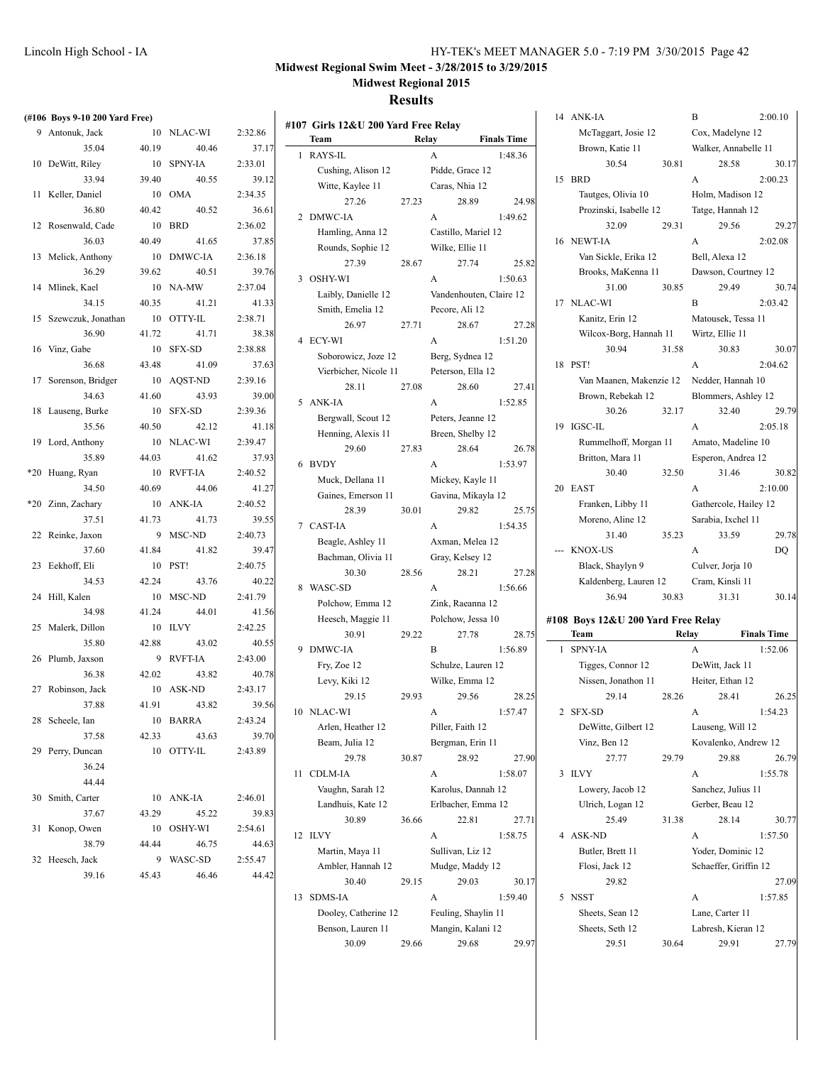## Midwest Regional Swim Meet - 3/28/2015 to 3/29/2015

### Midwest Regional 2015

### Results

**(#106 Boys 9-10 200 Yard Free)**

| | Name | Age | Team | Finals Time |
|---|---|---|---|---|
| 9 | Antonuk, Jack | 10 | NLAC-WI | 2:32.86 |
| | 35.04 | 40.19 | 40.46 | 37.17 |
| 10 | DeWitt, Riley | 10 | SPNY-IA | 2:33.01 |
| | 33.94 | 39.40 | 40.55 | 39.12 |
| 11 | Keller, Daniel | 10 | OMA | 2:34.35 |
| | 36.80 | 40.42 | 40.52 | 36.61 |
| 12 | Rosenwald, Cade | 10 | BRD | 2:36.02 |
| | 36.03 | 40.49 | 41.65 | 37.85 |
| 13 | Melick, Anthony | 10 | DMWC-IA | 2:36.18 |
| | 36.29 | 39.62 | 40.51 | 39.76 |
| 14 | Mlinek, Kael | 10 | NA-MW | 2:37.04 |
| | 34.15 | 40.35 | 41.21 | 41.33 |
| 15 | Szewczuk, Jonathan | 10 | OTTY-IL | 2:38.71 |
| | 36.90 | 41.72 | 41.71 | 38.38 |
| 16 | Vinz, Gabe | 10 | SFX-SD | 2:38.88 |
| | 36.68 | 43.48 | 41.09 | 37.63 |
| 17 | Sorenson, Bridger | 10 | AQST-ND | 2:39.16 |
| | 34.63 | 41.60 | 43.93 | 39.00 |
| 18 | Lauseng, Burke | 10 | SFX-SD | 2:39.36 |
| | 35.56 | 40.50 | 42.12 | 41.18 |
| 19 | Lord, Anthony | 10 | NLAC-WI | 2:39.47 |
| | 35.89 | 44.03 | 41.62 | 37.93 |
| *20 | Huang, Ryan | 10 | RVFT-IA | 2:40.52 |
| | 34.50 | 40.69 | 44.06 | 41.27 |
| *20 | Zinn, Zachary | 10 | ANK-IA | 2:40.52 |
| | 37.51 | 41.73 | 41.73 | 39.55 |
| 22 | Reinke, Jaxon | 9 | MSC-ND | 2:40.73 |
| | 37.60 | 41.84 | 41.82 | 39.47 |
| 23 | Eekhoff, Eli | 10 | PST! | 2:40.75 |
| | 34.53 | 42.24 | 43.76 | 40.22 |
| 24 | Hill, Kalen | 10 | MSC-ND | 2:41.79 |
| | 34.98 | 41.24 | 44.01 | 41.56 |
| 25 | Malerk, Dillon | 10 | ILVY | 2:42.25 |
| | 35.80 | 42.88 | 43.02 | 40.55 |
| 26 | Plumb, Jaxson | 9 | RVFT-IA | 2:43.00 |
| | 36.38 | 42.02 | 43.82 | 40.78 |
| 27 | Robinson, Jack | 10 | ASK-ND | 2:43.17 |
| | 37.88 | 41.91 | 43.82 | 39.56 |
| 28 | Scheele, Ian | 10 | BARRA | 2:43.24 |
| | 37.58 | 42.33 | 43.63 | 39.70 |
| 29 | Perry, Duncan | 10 | OTTY-IL | 2:43.89 |
| | 36.24 | | | |
| | 44.44 | | | |
| 30 | Smith, Carter | 10 | ANK-IA | 2:46.01 |
| | 37.67 | 43.29 | 45.22 | 39.83 |
| 31 | Konop, Owen | 10 | OSHY-WI | 2:54.61 |
| | 38.79 | 44.44 | 46.75 | 44.63 |
| 32 | Heesch, Jack | 9 | WASC-SD | 2:55.47 |
| | 39.16 | 45.43 | 46.46 | 44.42 |

**#107 Girls 12&U 200 Yard Free Relay**

| | Team | | Relay | Finals Time |
|---|---|---|---|---|
| 1 | RAYS-IL | | A | 1:48.36 |
| | Cushing, Alison 12 | | Pidde, Grace 12 | |
| | Witte, Kaylee 11 | | Caras, Nhia 12 | |
| | 27.26 | 27.23 | 28.89 | 24.98 |
| 2 | DMWC-IA | | A | 1:49.62 |
| | Hamling, Anna 12 | | Castillo, Mariel 12 | |
| | Rounds, Sophie 12 | | Wilke, Ellie 11 | |
| | 27.39 | 28.67 | 27.74 | 25.82 |
| 3 | OSHY-WI | | A | 1:50.63 |
| | Laibly, Danielle 12 | | Vandenhouten, Claire 12 | |
| | Smith, Emelia 12 | | Pecore, Ali 12 | |
| | 26.97 | 27.71 | 28.67 | 27.28 |
| 4 | ECY-WI | | A | 1:51.20 |
| | Soborowicz, Joze 12 | | Berg, Sydnea 12 | |
| | Vierbicher, Nicole 11 | | Peterson, Ella 12 | |
| | 28.11 | 27.08 | 28.60 | 27.41 |
| 5 | ANK-IA | | A | 1:52.85 |
| | Bergwall, Scout 12 | | Peters, Jeanne 12 | |
| | Henning, Alexis 11 | | Breen, Shelby 12 | |
| | 29.60 | 27.83 | 28.64 | 26.78 |
| 6 | BVDY | | A | 1:53.97 |
| | Muck, Dellana 11 | | Mickey, Kayle 11 | |
| | Gaines, Emerson 11 | | Gavina, Mikayla 12 | |
| | 28.39 | 30.01 | 29.82 | 25.75 |
| 7 | CAST-IA | | A | 1:54.35 |
| | Beagle, Ashley 11 | | Axman, Melea 12 | |
| | Bachman, Olivia 11 | | Gray, Kelsey 12 | |
| | 30.30 | 28.56 | 28.21 | 27.28 |
| 8 | WASC-SD | | A | 1:56.66 |
| | Polchow, Emma 12 | | Zink, Raeanna 12 | |
| | Heesch, Maggie 11 | | Polchow, Jessa 10 | |
| | 30.91 | 29.22 | 27.78 | 28.75 |
| 9 | DMWC-IA | | B | 1:56.89 |
| | Fry, Zoe 12 | | Schulze, Lauren 12 | |
| | Levy, Kiki 12 | | Wilke, Emma 12 | |
| | 29.15 | 29.93 | 29.56 | 28.25 |
| 10 | NLAC-WI | | A | 1:57.47 |
| | Arlen, Heather 12 | | Piller, Faith 12 | |
| | Beam, Julia 12 | | Bergman, Erin 11 | |
| | 29.78 | 30.87 | 28.92 | 27.90 |
| 11 | CDLM-IA | | A | 1:58.07 |
| | Vaughn, Sarah 12 | | Karolus, Dannah 12 | |
| | Landhuis, Kate 12 | | Erlbacher, Emma 12 | |
| | 30.89 | 36.66 | 22.81 | 27.71 |
| 12 | ILVY | | A | 1:58.75 |
| | Martin, Maya 11 | | Sullivan, Liz 12 | |
| | Ambler, Hannah 12 | | Mudge, Maddy 12 | |
| | 30.40 | 29.15 | 29.03 | 30.17 |
| 13 | SDMS-IA | | A | 1:59.40 |
| | Dooley, Catherine 12 | | Feuling, Shaylin 11 | |
| | Benson, Lauren 11 | | Mangin, Kalani 12 | |
| | 30.09 | 29.66 | 29.68 | 29.97 |
| 14 | ANK-IA | | B | 2:00.10 |
| | McTaggart, Josie 12 | | Cox, Madelyne 12 | |
| | Brown, Katie 11 | | Walker, Annabelle 11 | |
| | 30.54 | 30.81 | 28.58 | 30.17 |
| 15 | BRD | | A | 2:00.23 |
| | Tautges, Olivia 10 | | Holm, Madison 12 | |
| | Prozinski, Isabelle 12 | | Tatge, Hannah 12 | |
| | 32.09 | 29.31 | 29.56 | 29.27 |
| 16 | NEWT-IA | | A | 2:02.08 |
| | Van Sickle, Erika 12 | | Bell, Alexa 12 | |
| | Brooks, MaKenna 11 | | Dawson, Courtney 12 | |
| | 31.00 | 30.85 | 29.49 | 30.74 |
| 17 | NLAC-WI | | B | 2:03.42 |
| | Kanitz, Erin 12 | | Matousek, Tessa 11 | |
| | Wilcox-Borg, Hannah 11 | | Wirtz, Ellie 11 | |
| | 30.94 | 31.58 | 30.83 | 30.07 |
| 18 | PST! | | A | 2:04.62 |
| | Van Maanen, Makenzie 12 | | Nedder, Hannah 10 | |
| | Brown, Rebekah 12 | | Blommers, Ashley 12 | |
| | 30.26 | 32.17 | 32.40 | 29.79 |
| 19 | IGSC-IL | | A | 2:05.18 |
| | Rummelhoff, Morgan 11 | | Amato, Madeline 10 | |
| | Britton, Mara 11 | | Esperon, Andrea 12 | |
| | 30.40 | 32.50 | 31.46 | 30.82 |
| 20 | EAST | | A | 2:10.00 |
| | Franken, Libby 11 | | Gathercole, Hailey 12 | |
| | Moreno, Aline 12 | | Sarabia, Ixchel 11 | |
| | 31.40 | 35.23 | 33.59 | 29.78 |
| --- | KNOX-US | | A | DQ |
| | Black, Shaylyn 9 | | Culver, Jorja 10 | |
| | Kaldenberg, Lauren 12 | | Cram, Kinsli 11 | |
| | 36.94 | 30.83 | 31.31 | 30.14 |

**#108 Boys 12&U 200 Yard Free Relay**

| | Team | | Relay | Finals Time |
|---|---|---|---|---|
| 1 | SPNY-IA | | A | 1:52.06 |
| | Tigges, Connor 12 | | DeWitt, Jack 11 | |
| | Nissen, Jonathon 11 | | Heiter, Ethan 12 | |
| | 29.14 | 28.26 | 28.41 | 26.25 |
| 2 | SFX-SD | | A | 1:54.23 |
| | DeWitte, Gilbert 12 | | Lauseng, Will 12 | |
| | Vinz, Ben 12 | | Kovalenko, Andrew 12 | |
| | 27.77 | 29.79 | 29.88 | 26.79 |
| 3 | ILVY | | A | 1:55.78 |
| | Lowery, Jacob 12 | | Sanchez, Julius 11 | |
| | Ulrich, Logan 12 | | Gerber, Beau 12 | |
| | 25.49 | 31.38 | 28.14 | 30.77 |
| 4 | ASK-ND | | A | 1:57.50 |
| | Butler, Brett 11 | | Yoder, Dominic 12 | |
| | Flosi, Jack 12 | | Schaeffer, Griffin 12 | |
| | 29.82 | | | 27.09 |
| 5 | NSST | | A | 1:57.85 |
| | Sheets, Sean 12 | | Lane, Carter 11 | |
| | Sheets, Seth 12 | | Labresh, Kieran 12 | |
| | 29.51 | 30.64 | 29.91 | 27.79 |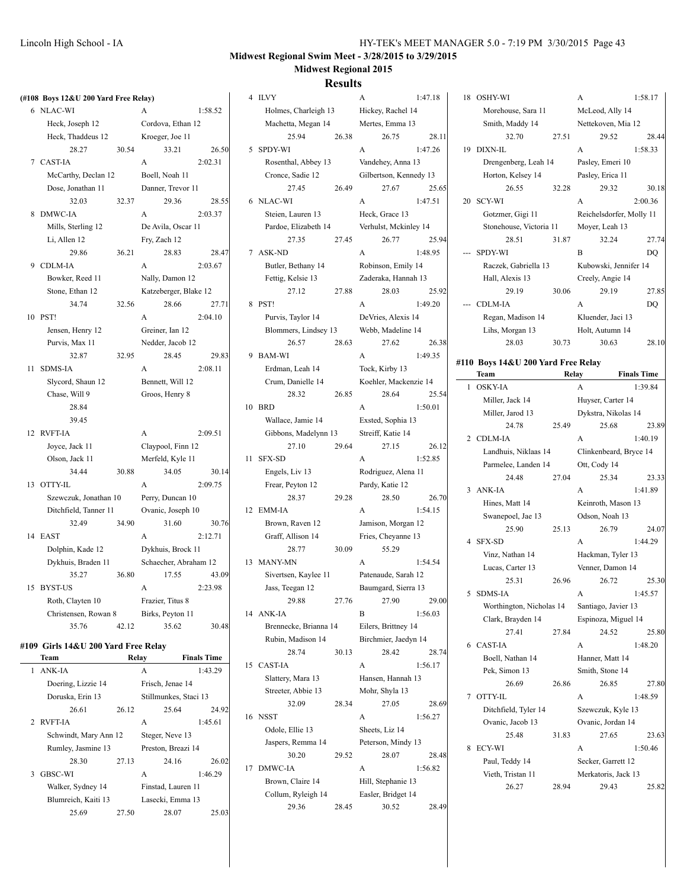**Midwest Regional Swim Meet - 3/28/2015 to 3/29/2015**

**Midwest Regional 2015**

## Results

**(#108 Boys 12&U 200 Yard Free Relay)**

| | Team | Relay | Finals Time |
|---|---|---|---|
| 6 | NLAC-WI | A | 1:58.52 |
| | Heck, Joseph 12 | Cordova, Ethan 12 | |
| | Heck, Thaddeus 12 | Kroeger, Joe 11 | |
| | 28.27 30.54 | 33.21 26.50 | |
| 7 | CAST-IA | A | 2:02.31 |
| | McCarthy, Declan 12 | Boell, Noah 11 | |
| | Dose, Jonathan 11 | Danner, Trevor 11 | |
| | 32.03 32.37 | 29.36 28.55 | |
| 8 | DMWC-IA | A | 2:03.37 |
| | Mills, Sterling 12 | De Avila, Oscar 11 | |
| | Li, Allen 12 | Fry, Zach 12 | |
| | 29.86 36.21 | 28.83 28.47 | |
| 9 | CDLM-IA | A | 2:03.67 |
| | Bowker, Reed 11 | Nally, Damon 12 | |
| | Stone, Ethan 12 | Katzeberger, Blake 12 | |
| | 34.74 32.56 | 28.66 27.71 | |
| 10 | PST! | A | 2:04.10 |
| | Jensen, Henry 12 | Greiner, Ian 12 | |
| | Purvis, Max 11 | Nedder, Jacob 12 | |
| | 32.87 32.95 | 28.45 29.83 | |
| 11 | SDMS-IA | A | 2:08.11 |
| | Slycord, Shaun 12 | Bennett, Will 12 | |
| | Chase, Will 9 | Groos, Henry 8 | |
| | 28.84 | | |
| | 39.45 | | |
| 12 | RVFT-IA | A | 2:09.51 |
| | Joyce, Jack 11 | Claypool, Finn 12 | |
| | Olson, Jack 11 | Merfeld, Kyle 11 | |
| | 34.44 30.88 | 34.05 30.14 | |
| 13 | OTTY-IL | A | 2:09.75 |
| | Szewczuk, Jonathan 10 | Perry, Duncan 10 | |
| | Ditchfield, Tanner 11 | Ovanic, Joseph 10 | |
| | 32.49 34.90 | 31.60 30.76 | |
| 14 | EAST | A | 2:12.71 |
| | Dolphin, Kade 12 | Dykhuis, Brock 11 | |
| | Dykhuis, Braden 11 | Schaecher, Abraham 12 | |
| | 35.27 36.80 | 17.55 43.09 | |
| 15 | BYST-US | A | 2:23.98 |
| | Roth, Clayten 10 | Frazier, Titus 8 | |
| | Christensen, Rowan 8 | Birks, Peyton 11 | |
| | 35.76 42.12 | 35.62 30.48 | |

### #109 Girls 14&U 200 Yard Free Relay

| | Team | Relay | Finals Time |
|---|---|---|---|
| 1 | ANK-IA | A | 1:43.29 |
| | Doering, Lizzie 14 | Frisch, Jenae 14 | |
| | Doruska, Erin 13 | Stillmunkes, Staci 13 | |
| | 26.61 26.12 | 25.64 24.92 | |
| 2 | RVFT-IA | A | 1:45.61 |
| | Schwindt, Mary Ann 12 | Steger, Neve 13 | |
| | Rumley, Jasmine 13 | Preston, Breazi 14 | |
| | 28.30 27.13 | 24.16 26.02 | |
| 3 | GBSC-WI | A | 1:46.29 |
| | Walker, Sydney 14 | Finstad, Lauren 11 | |
| | Blumreich, Kaiti 13 | Lasecki, Emma 13 | |
| | 25.69 27.50 | 28.07 25.03 | |
| 4 | ILVY | A | 1:47.18 |
| | Holmes, Charleigh 13 | Hickey, Rachel 14 | |
| | Machetta, Megan 14 | Mertes, Emma 13 | |
| | 25.94 26.38 | 26.75 28.11 | |
| 5 | SPDY-WI | A | 1:47.26 |
| | Rosenthal, Abbey 13 | Vandehey, Anna 13 | |
| | Cronce, Sadie 12 | Gilbertson, Kennedy 13 | |
| | 27.45 26.49 | 27.67 25.65 | |
| 6 | NLAC-WI | A | 1:47.51 |
| | Steien, Lauren 13 | Heck, Grace 13 | |
| | Pardoe, Elizabeth 14 | Verhulst, Mckinley 14 | |
| | 27.35 27.45 | 26.77 25.94 | |
| 7 | ASK-ND | A | 1:48.95 |
| | Butler, Bethany 14 | Robinson, Emily 14 | |
| | Fettig, Kelsie 13 | Zaderaka, Hannah 13 | |
| | 27.12 27.88 | 28.03 25.92 | |
| 8 | PST! | A | 1:49.20 |
| | Purvis, Taylor 14 | DeVries, Alexis 14 | |
| | Blommers, Lindsey 13 | Webb, Madeline 14 | |
| | 26.57 28.63 | 27.62 26.38 | |
| 9 | BAM-WI | A | 1:49.35 |
| | Erdman, Leah 14 | Tock, Kirby 13 | |
| | Crum, Danielle 14 | Koehler, Mackenzie 14 | |
| | 28.32 26.85 | 28.64 25.54 | |
| 10 | BRD | A | 1:50.01 |
| | Wallace, Jamie 14 | Exsted, Sophia 13 | |
| | Gibbons, Madelynn 13 | Streiff, Katie 14 | |
| | 27.10 29.64 | 27.15 26.12 | |
| 11 | SFX-SD | A | 1:52.85 |
| | Engels, Liv 13 | Rodriguez, Alena 11 | |
| | Frear, Peyton 12 | Pardy, Katie 12 | |
| | 28.37 29.28 | 28.50 26.70 | |
| 12 | EMM-IA | A | 1:54.15 |
| | Brown, Raven 12 | Jamison, Morgan 12 | |
| | Graff, Allison 14 | Fries, Cheyanne 13 | |
| | 28.77 30.09 | 55.29 | |
| 13 | MANY-MN | A | 1:54.54 |
| | Sivertsen, Kaylee 11 | Patenaude, Sarah 12 | |
| | Jass, Teegan 12 | Baumgard, Sierra 13 | |
| | 29.88 27.76 | 27.90 29.00 | |
| 14 | ANK-IA | B | 1:56.03 |
| | Brennecke, Brianna 14 | Eilers, Brittney 14 | |
| | Rubin, Madison 14 | Birchmier, Jaedyn 14 | |
| | 28.74 30.13 | 28.42 28.74 | |
| 15 | CAST-IA | A | 1:56.17 |
| | Slattery, Mara 13 | Hansen, Hannah 13 | |
| | Streeter, Abbie 13 | Mohr, Shyla 13 | |
| | 32.09 28.34 | 27.05 28.69 | |
| 16 | NSST | A | 1:56.27 |
| | Odole, Ellie 13 | Sheets, Liz 14 | |
| | Jaspers, Remma 14 | Peterson, Mindy 13 | |
| | 30.20 29.52 | 28.07 28.48 | |
| 17 | DMWC-IA | A | 1:56.82 |
| | Brown, Claire 14 | Hill, Stephanie 13 | |
| | Collum, Ryleigh 14 | Easler, Bridget 14 | |
| | 29.36 28.45 | 30.52 28.49 | |
| 18 | OSHY-WI | A | 1:58.17 |
| | Morehouse, Sara 11 | McLeod, Ally 14 | |
| | Smith, Maddy 14 | Nettekoven, Mia 12 | |
| | 32.70 27.51 | 29.52 28.44 | |
| 19 | DIXN-IL | A | 1:58.33 |
| | Drengenberg, Leah 14 | Pasley, Emeri 10 | |
| | Horton, Kelsey 14 | Pasley, Erica 11 | |
| | 26.55 32.28 | 29.32 30.18 | |
| 20 | SCY-WI | A | 2:00.36 |
| | Gotzmer, Gigi 11 | Reichelsdorfer, Molly 11 | |
| | Stonehouse, Victoria 11 | Moyer, Leah 13 | |
| | 28.51 31.87 | 32.24 27.74 | |
| --- | SPDY-WI | B | DQ |
| | Raczek, Gabriella 13 | Kubowski, Jennifer 14 | |
| | Hall, Alexis 13 | Creely, Angie 14 | |
| | 29.19 30.06 | 29.19 27.85 | |
| --- | CDLM-IA | A | DQ |
| | Regan, Madison 14 | Kluender, Jaci 13 | |
| | Lihs, Morgan 13 | Holt, Autumn 14 | |
| | 28.03 30.73 | 30.63 28.10 | |

### #110 Boys 14&U 200 Yard Free Relay

| | Team | Relay | Finals Time |
|---|---|---|---|
| 1 | OSKY-IA | A | 1:39.84 |
| | Miller, Jack 14 | Huyser, Carter 14 | |
| | Miller, Jarod 13 | Dykstra, Nikolas 14 | |
| | 24.78 25.49 | 25.68 23.89 | |
| 2 | CDLM-IA | A | 1:40.19 |
| | Landhuis, Niklaas 14 | Clinkenbeard, Bryce 14 | |
| | Parmelee, Landen 14 | Ott, Cody 14 | |
| | 24.48 27.04 | 25.34 23.33 | |
| 3 | ANK-IA | A | 1:41.89 |
| | Hines, Matt 14 | Keinroth, Mason 13 | |
| | Swanepoel, Jae 13 | Odson, Noah 13 | |
| | 25.90 25.13 | 26.79 24.07 | |
| 4 | SFX-SD | A | 1:44.29 |
| | Vinz, Nathan 14 | Hackman, Tyler 13 | |
| | Lucas, Carter 13 | Venner, Damon 14 | |
| | 25.31 26.96 | 26.72 25.30 | |
| 5 | SDMS-IA | A | 1:45.57 |
| | Worthington, Nicholas 14 | Santiago, Javier 13 | |
| | Clark, Brayden 14 | Espinoza, Miguel 14 | |
| | 27.41 27.84 | 24.52 25.80 | |
| 6 | CAST-IA | A | 1:48.20 |
| | Boell, Nathan 14 | Hanner, Matt 14 | |
| | Pek, Simon 13 | Smith, Stone 14 | |
| | 26.69 26.86 | 26.85 27.80 | |
| 7 | OTTY-IL | A | 1:48.59 |
| | Ditchfield, Tyler 14 | Szewczuk, Kyle 13 | |
| | Ovanic, Jacob 13 | Ovanic, Jordan 14 | |
| | 25.48 31.83 | 27.65 23.63 | |
| 8 | ECY-WI | A | 1:50.46 |
| | Paul, Teddy 14 | Secker, Garrett 12 | |
| | Vieth, Tristan 11 | Merkatoris, Jack 13 | |
| | 26.27 28.94 | 29.43 25.82 | |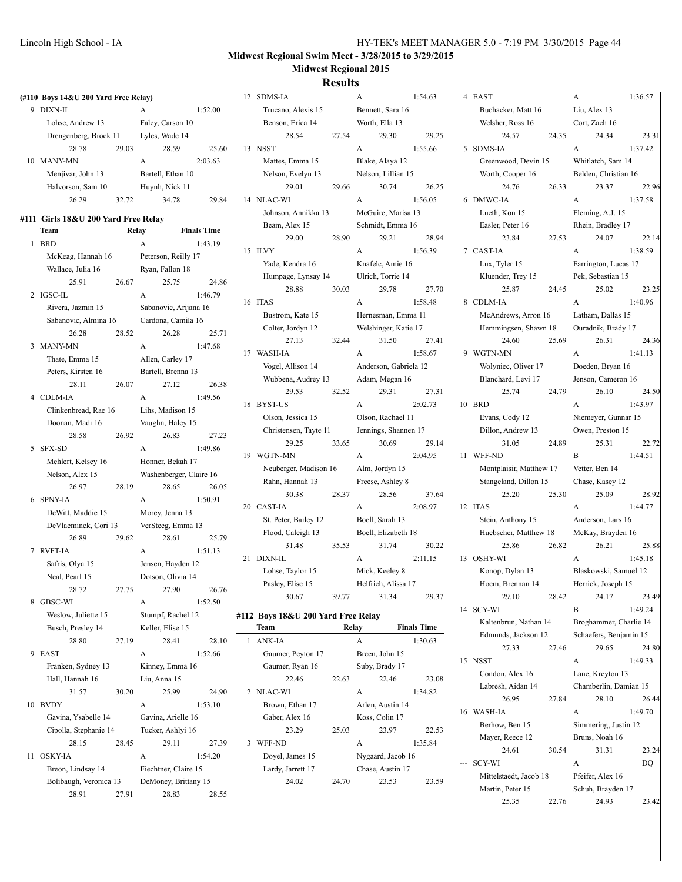**Midwest Regional Swim Meet - 3/28/2015 to 3/29/2015**

**Midwest Regional 2015**

## Results

### (#110 Boys 14&U 200 Yard Free Relay)

9 DIXN-IL — A — 1:52.00
- Lohse, Andrew 13
- Faley, Carson 10
- Drengenberg, Brock 11
- Lyles, Wade 14

28.78 29.03 28.59 25.60

10 MANY-MN — A — 2:03.63
- Menjivar, John 13
- Bartell, Ethan 10
- Halvorson, Sam 10
- Huynh, Nick 11

26.29 32.72 34.78 29.84

### #111 Girls 18&U 200 Yard Free Relay

| | Team | Relay | Finals Time |
|---|---|---|---|
| 1 | BRD | A | 1:43.19 |
| | McKeag, Hannah 16; Peterson, Reilly 17; Wallace, Julia 16; Ryan, Fallon 18 | | |
| | 25.91 26.67 25.75 24.86 | | |
| 2 | IGSC-IL | A | 1:46.79 |
| | Rivera, Jazmin 15; Sabanovic, Arijana 16; Sabanovic, Almina 16; Cardona, Camila 16 | | |
| | 26.28 28.52 26.28 25.71 | | |
| 3 | MANY-MN | A | 1:47.68 |
| | Thate, Emma 15; Allen, Carley 17; Peters, Kirsten 16; Bartell, Brenna 13 | | |
| | 28.11 26.07 27.12 26.38 | | |
| 4 | CDLM-IA | A | 1:49.56 |
| | Clinkenbread, Rae 16; Lihs, Madison 15; Doonan, Madi 16; Vaughn, Haley 15 | | |
| | 28.58 26.92 26.83 27.23 | | |
| 5 | SFX-SD | A | 1:49.86 |
| | Mehlert, Kelsey 16; Honner, Bekah 17; Nelson, Alex 15; Washenberger, Claire 16 | | |
| | 26.97 28.19 28.65 26.05 | | |
| 6 | SPNY-IA | A | 1:50.91 |
| | DeWitt, Maddie 15; Morey, Jenna 13; DeVlaeminck, Cori 13; VerSteeg, Emma 13 | | |
| | 26.89 29.62 28.61 25.79 | | |
| 7 | RVFT-IA | A | 1:51.13 |
| | Safris, Olya 15; Jensen, Hayden 12; Neal, Pearl 15; Dotson, Olivia 14 | | |
| | 28.72 27.75 27.90 26.76 | | |
| 8 | GBSC-WI | A | 1:52.50 |
| | Weslow, Juliette 15; Stumpf, Rachel 12; Busch, Presley 14; Keller, Elise 15 | | |
| | 28.80 27.19 28.41 28.10 | | |
| 9 | EAST | A | 1:52.66 |
| | Franken, Sydney 13; Kinney, Emma 16; Hall, Hannah 16; Liu, Anna 15 | | |
| | 31.57 30.20 25.99 24.90 | | |
| 10 | BVDY | A | 1:53.10 |
| | Gavina, Ysabelle 14; Gavina, Arielle 16; Cipolla, Stephanie 14; Tucker, Ashlyi 16 | | |
| | 28.15 28.45 29.11 27.39 | | |
| 11 | OSKY-IA | A | 1:54.20 |
| | Breon, Lindsay 14; Fiechtner, Claire 15; Bolibaugh, Veronica 13; DeMoney, Brittany 15 | | |
| | 28.91 27.91 28.83 28.55 | | |
| 12 | SDMS-IA | A | 1:54.63 |
| | Trucano, Alexis 15; Bennett, Sara 16; Benson, Erica 14; Worth, Ella 13 | | |
| | 28.54 27.54 29.30 29.25 | | |
| 13 | NSST | A | 1:55.66 |
| | Mattes, Emma 15; Blake, Alaya 12; Nelson, Evelyn 13; Nelson, Lillian 15 | | |
| | 29.01 29.66 30.74 26.25 | | |
| 14 | NLAC-WI | A | 1:56.05 |
| | Johnson, Annikka 13; McGuire, Marisa 13; Beam, Alex 15; Schmidt, Emma 16 | | |
| | 29.00 28.90 29.21 28.94 | | |
| 15 | ILVY | A | 1:56.39 |
| | Yade, Kendra 16; Knafelc, Amie 16; Humpage, Lynsay 14; Ulrich, Torrie 14 | | |
| | 28.88 30.03 29.78 27.70 | | |
| 16 | ITAS | A | 1:58.48 |
| | Bustrom, Kate 15; Hernesman, Emma 11; Colter, Jordyn 12; Welshinger, Katie 17 | | |
| | 27.13 32.44 31.50 27.41 | | |
| 17 | WASH-IA | A | 1:58.67 |
| | Vogel, Allison 14; Anderson, Gabriela 12; Wubbena, Audrey 13; Adam, Megan 16 | | |
| | 29.53 32.52 29.31 27.31 | | |
| 18 | BYST-US | A | 2:02.73 |
| | Olson, Jessica 15; Olson, Rachael 11; Christensen, Tayte 11; Jennings, Shannen 17 | | |
| | 29.25 33.65 30.69 29.14 | | |
| 19 | WGTN-MN | A | 2:04.95 |
| | Neuberger, Madison 16; Alm, Jordyn 15; Rahn, Hannah 13; Freese, Ashley 8 | | |
| | 30.38 28.37 28.56 37.64 | | |
| 20 | CAST-IA | A | 2:08.97 |
| | St. Peter, Bailey 12; Boell, Sarah 13; Flood, Caleigh 13; Boell, Elizabeth 18 | | |
| | 31.48 35.53 31.74 30.22 | | |
| 21 | DIXN-IL | A | 2:11.15 |
| | Lohse, Taylor 15; Mick, Keeley 8; Pasley, Elise 15; Helfrich, Alissa 17 | | |
| | 30.67 39.77 31.34 29.37 | | |

### #112 Boys 18&U 200 Yard Free Relay

| | Team | Relay | Finals Time |
|---|---|---|---|
| 1 | ANK-IA | A | 1:30.63 |
| | Gaumer, Peyton 17; Breen, John 15; Gaumer, Ryan 16; Suby, Brady 17 | | |
| | 22.46 22.63 22.46 23.08 | | |
| 2 | NLAC-WI | A | 1:34.82 |
| | Brown, Ethan 17; Arlen, Austin 14; Gaber, Alex 16; Koss, Colin 17 | | |
| | 23.29 25.03 23.97 22.53 | | |
| 3 | WFF-ND | A | 1:35.84 |
| | Doyel, James 15; Nygaard, Jacob 16; Lardy, Jarrett 17; Chase, Austin 17 | | |
| | 24.02 24.70 23.53 23.59 | | |
| 4 | EAST | A | 1:36.57 |
| | Buchacker, Matt 16; Liu, Alex 13; Welsher, Ross 16; Cort, Zach 16 | | |
| | 24.57 24.35 24.34 23.31 | | |
| 5 | SDMS-IA | A | 1:37.42 |
| | Greenwood, Devin 15; Whitlatch, Sam 14; Worth, Cooper 16; Belden, Christian 16 | | |
| | 24.76 26.33 23.37 22.96 | | |
| 6 | DMWC-IA | A | 1:37.58 |
| | Lueth, Kon 15; Fleming, A.J. 15; Easler, Peter 16; Rhein, Bradley 17 | | |
| | 23.84 27.53 24.07 22.14 | | |
| 7 | CAST-IA | A | 1:38.59 |
| | Lux, Tyler 15; Farrington, Lucas 17; Kluender, Trey 15; Pek, Sebastian 15 | | |
| | 25.87 24.45 25.02 23.25 | | |
| 8 | CDLM-IA | A | 1:40.96 |
| | McAndrews, Arron 16; Latham, Dallas 15; Hemmingsen, Shawn 18; Ouradnik, Brady 17 | | |
| | 24.60 25.69 26.31 24.36 | | |
| 9 | WGTN-MN | A | 1:41.13 |
| | Wolyniec, Oliver 17; Doeden, Bryan 16; Blanchard, Levi 17; Jenson, Cameron 16 | | |
| | 25.74 24.79 26.10 24.50 | | |
| 10 | BRD | A | 1:43.97 |
| | Evans, Cody 12; Niemeyer, Gunnar 15; Dillon, Andrew 13; Owen, Preston 15 | | |
| | 31.05 24.89 25.31 22.72 | | |
| 11 | WFF-ND | B | 1:44.51 |
| | Montplaisir, Matthew 17; Vetter, Ben 14; Stangeland, Dillon 15; Chase, Kasey 12 | | |
| | 25.20 25.30 25.09 28.92 | | |
| 12 | ITAS | A | 1:44.77 |
| | Stein, Anthony 15; Anderson, Lars 16; Huebscher, Matthew 18; McKay, Brayden 16 | | |
| | 25.86 26.82 26.21 25.88 | | |
| 13 | OSHY-WI | A | 1:45.18 |
| | Konop, Dylan 13; Blaskowski, Samuel 12; Hoem, Brennan 14; Herrick, Joseph 15 | | |
| | 29.10 28.42 24.17 23.49 | | |
| 14 | SCY-WI | B | 1:49.24 |
| | Kaltenbrun, Nathan 14; Broghammer, Charlie 14; Edmunds, Jackson 12; Schaefers, Benjamin 15 | | |
| | 27.33 27.46 29.65 24.80 | | |
| 15 | NSST | A | 1:49.33 |
| | Condon, Alex 16; Lane, Kreyton 13; Labresh, Aidan 14; Chamberlin, Damian 15 | | |
| | 26.95 27.84 28.10 26.44 | | |
| 16 | WASH-IA | A | 1:49.70 |
| | Berhow, Ben 15; Simmering, Justin 12; Mayer, Reece 12; Bruns, Noah 16 | | |
| | 24.61 30.54 31.31 23.24 | | |
| --- | SCY-WI | A | DQ |
| | Mittelstaedt, Jacob 18; Pfeifer, Alex 16; Martin, Peter 15; Schuh, Brayden 17 | | |
| | 25.35 22.76 24.93 23.42 | | |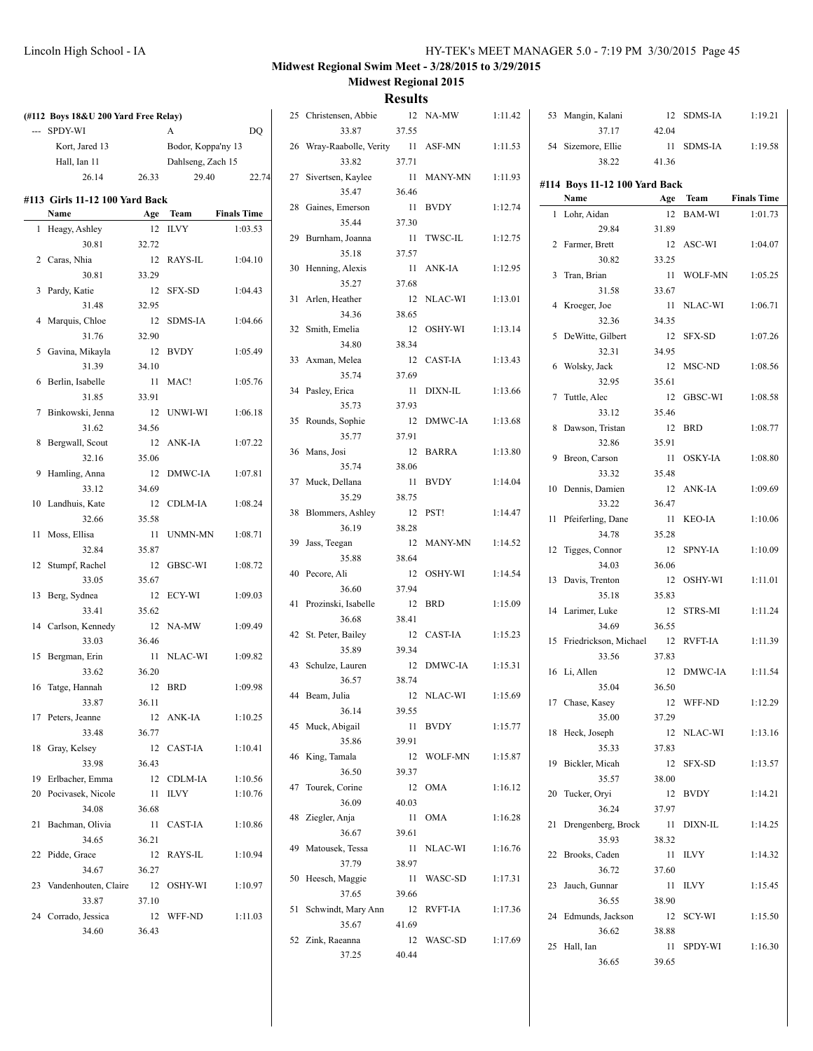## Midwest Regional Swim Meet - 3/28/2015 to 3/29/2015

### Midwest Regional 2015

### Results

**(#112 Boys 18&U 200 Yard Free Relay)**

| | Team | Relay | Finals Time |
|---|---|---|---|
| --- | SPDY-WI | A | DQ |
| | Kort, Jared 13 | Bodor, Koppa'ny 13 | |
| | Hall, Ian 11 | Dahlseng, Zach 15 | |
| | 26.14 26.33 | 29.40 | 22.74 |

**#113 Girls 11-12 100 Yard Back**

| | Name | Age | Team | Finals Time |
|---|---|---|---|---|
| 1 | Heagy, Ashley | 12 | ILVY | 1:03.53 |
| | 30.81 | 32.72 | | |
| 2 | Caras, Nhia | 12 | RAYS-IL | 1:04.10 |
| | 30.81 | 33.29 | | |
| 3 | Pardy, Katie | 12 | SFX-SD | 1:04.43 |
| | 31.48 | 32.95 | | |
| 4 | Marquis, Chloe | 12 | SDMS-IA | 1:04.66 |
| | 31.76 | 32.90 | | |
| 5 | Gavina, Mikayla | 12 | BVDY | 1:05.49 |
| | 31.39 | 34.10 | | |
| 6 | Berlin, Isabelle | 11 | MAC! | 1:05.76 |
| | 31.85 | 33.91 | | |
| 7 | Binkowski, Jenna | 12 | UNWI-WI | 1:06.18 |
| | 31.62 | 34.56 | | |
| 8 | Bergwall, Scout | 12 | ANK-IA | 1:07.22 |
| | 32.16 | 35.06 | | |
| 9 | Hamling, Anna | 12 | DMWC-IA | 1:07.81 |
| | 33.12 | 34.69 | | |
| 10 | Landhuis, Kate | 12 | CDLM-IA | 1:08.24 |
| | 32.66 | 35.58 | | |
| 11 | Moss, Ellisa | 11 | UNMN-MN | 1:08.71 |
| | 32.84 | 35.87 | | |
| 12 | Stumpf, Rachel | 12 | GBSC-WI | 1:08.72 |
| | 33.05 | 35.67 | | |
| 13 | Berg, Sydnea | 12 | ECY-WI | 1:09.03 |
| | 33.41 | 35.62 | | |
| 14 | Carlson, Kennedy | 12 | NA-MW | 1:09.49 |
| | 33.03 | 36.46 | | |
| 15 | Bergman, Erin | 11 | NLAC-WI | 1:09.82 |
| | 33.62 | 36.20 | | |
| 16 | Tatge, Hannah | 12 | BRD | 1:09.98 |
| | 33.87 | 36.11 | | |
| 17 | Peters, Jeanne | 12 | ANK-IA | 1:10.25 |
| | 33.48 | 36.77 | | |
| 18 | Gray, Kelsey | 12 | CAST-IA | 1:10.41 |
| | 33.98 | 36.43 | | |
| 19 | Erlbacher, Emma | 12 | CDLM-IA | 1:10.56 |
| 20 | Pocivasek, Nicole | 11 | ILVY | 1:10.76 |
| | 34.08 | 36.68 | | |
| 21 | Bachman, Olivia | 11 | CAST-IA | 1:10.86 |
| | 34.65 | 36.21 | | |
| 22 | Pidde, Grace | 12 | RAYS-IL | 1:10.94 |
| | 34.67 | 36.27 | | |
| 23 | Vandenhouten, Claire | 12 | OSHY-WI | 1:10.97 |
| | 33.87 | 37.10 | | |
| 24 | Corrado, Jessica | 12 | WFF-ND | 1:11.03 |
| | 34.60 | 36.43 | | |
| 25 | Christensen, Abbie | 12 | NA-MW | 1:11.42 |
| | 33.87 | 37.55 | | |
| 26 | Wray-Raabolle, Verity | 11 | ASF-MN | 1:11.53 |
| | 33.82 | 37.71 | | |
| 27 | Sivertsen, Kaylee | 11 | MANY-MN | 1:11.93 |
| | 35.47 | 36.46 | | |
| 28 | Gaines, Emerson | 11 | BVDY | 1:12.74 |
| | 35.44 | 37.30 | | |
| 29 | Burnham, Joanna | 11 | TWSC-IL | 1:12.75 |
| | 35.18 | 37.57 | | |
| 30 | Henning, Alexis | 11 | ANK-IA | 1:12.95 |
| | 35.27 | 37.68 | | |
| 31 | Arlen, Heather | 12 | NLAC-WI | 1:13.01 |
| | 34.36 | 38.65 | | |
| 32 | Smith, Emelia | 12 | OSHY-WI | 1:13.14 |
| | 34.80 | 38.34 | | |
| 33 | Axman, Melea | 12 | CAST-IA | 1:13.43 |
| | 35.74 | 37.69 | | |
| 34 | Pasley, Erica | 11 | DIXN-IL | 1:13.66 |
| | 35.73 | 37.93 | | |
| 35 | Rounds, Sophie | 12 | DMWC-IA | 1:13.68 |
| | 35.77 | 37.91 | | |
| 36 | Mans, Josi | 12 | BARRA | 1:13.80 |
| | 35.74 | 38.06 | | |
| 37 | Muck, Dellana | 11 | BVDY | 1:14.04 |
| | 35.29 | 38.75 | | |
| 38 | Blommers, Ashley | 12 | PST! | 1:14.47 |
| | 36.19 | 38.28 | | |
| 39 | Jass, Teegan | 12 | MANY-MN | 1:14.52 |
| | 35.88 | 38.64 | | |
| 40 | Pecore, Ali | 12 | OSHY-WI | 1:14.54 |
| | 36.60 | 37.94 | | |
| 41 | Prozinski, Isabelle | 12 | BRD | 1:15.09 |
| | 36.68 | 38.41 | | |
| 42 | St. Peter, Bailey | 12 | CAST-IA | 1:15.23 |
| | 35.89 | 39.34 | | |
| 43 | Schulze, Lauren | 12 | DMWC-IA | 1:15.31 |
| | 36.57 | 38.74 | | |
| 44 | Beam, Julia | 12 | NLAC-WI | 1:15.69 |
| | 36.14 | 39.55 | | |
| 45 | Muck, Abigail | 11 | BVDY | 1:15.77 |
| | 35.86 | 39.91 | | |
| 46 | King, Tamala | 12 | WOLF-MN | 1:15.87 |
| | 36.50 | 39.37 | | |
| 47 | Tourek, Corine | 12 | OMA | 1:16.12 |
| | 36.09 | 40.03 | | |
| 48 | Ziegler, Anja | 11 | OMA | 1:16.28 |
| | 36.67 | 39.61 | | |
| 49 | Matousek, Tessa | 11 | NLAC-WI | 1:16.76 |
| | 37.79 | 38.97 | | |
| 50 | Heesch, Maggie | 11 | WASC-SD | 1:17.31 |
| | 37.65 | 39.66 | | |
| 51 | Schwindt, Mary Ann | 12 | RVFT-IA | 1:17.36 |
| | 35.67 | 41.69 | | |
| 52 | Zink, Raeanna | 12 | WASC-SD | 1:17.69 |
| | 37.25 | 40.44 | | |
| 53 | Mangin, Kalani | 12 | SDMS-IA | 1:19.21 |
| | 37.17 | 42.04 | | |
| 54 | Sizemore, Ellie | 11 | SDMS-IA | 1:19.58 |
| | 38.22 | 41.36 | | |

**#114 Boys 11-12 100 Yard Back**

| | Name | Age | Team | Finals Time |
|---|---|---|---|---|
| 1 | Lohr, Aidan | 12 | BAM-WI | 1:01.73 |
| | 29.84 | 31.89 | | |
| 2 | Farmer, Brett | 12 | ASC-WI | 1:04.07 |
| | 30.82 | 33.25 | | |
| 3 | Tran, Brian | 11 | WOLF-MN | 1:05.25 |
| | 31.58 | 33.67 | | |
| 4 | Kroeger, Joe | 11 | NLAC-WI | 1:06.71 |
| | 32.36 | 34.35 | | |
| 5 | DeWitte, Gilbert | 12 | SFX-SD | 1:07.26 |
| | 32.31 | 34.95 | | |
| 6 | Wolsky, Jack | 12 | MSC-ND | 1:08.56 |
| | 32.95 | 35.61 | | |
| 7 | Tuttle, Alec | 12 | GBSC-WI | 1:08.58 |
| | 33.12 | 35.46 | | |
| 8 | Dawson, Tristan | 12 | BRD | 1:08.77 |
| | 32.86 | 35.91 | | |
| 9 | Breon, Carson | 11 | OSKY-IA | 1:08.80 |
| | 33.32 | 35.48 | | |
| 10 | Dennis, Damien | 12 | ANK-IA | 1:09.69 |
| | 33.22 | 36.47 | | |
| 11 | Pfeiferling, Dane | 11 | KEO-IA | 1:10.06 |
| | 34.78 | 35.28 | | |
| 12 | Tigges, Connor | 12 | SPNY-IA | 1:10.09 |
| | 34.03 | 36.06 | | |
| 13 | Davis, Trenton | 12 | OSHY-WI | 1:11.01 |
| | 35.18 | 35.83 | | |
| 14 | Larimer, Luke | 12 | STRS-MI | 1:11.24 |
| | 34.69 | 36.55 | | |
| 15 | Friedrickson, Michael | 12 | RVFT-IA | 1:11.39 |
| | 33.56 | 37.83 | | |
| 16 | Li, Allen | 12 | DMWC-IA | 1:11.54 |
| | 35.04 | 36.50 | | |
| 17 | Chase, Kasey | 12 | WFF-ND | 1:12.29 |
| | 35.00 | 37.29 | | |
| 18 | Heck, Joseph | 12 | NLAC-WI | 1:13.16 |
| | 35.33 | 37.83 | | |
| 19 | Bickler, Micah | 12 | SFX-SD | 1:13.57 |
| | 35.57 | 38.00 | | |
| 20 | Tucker, Oryi | 12 | BVDY | 1:14.21 |
| | 36.24 | 37.97 | | |
| 21 | Drengenberg, Brock | 11 | DIXN-IL | 1:14.25 |
| | 35.93 | 38.32 | | |
| 22 | Brooks, Caden | 11 | ILVY | 1:14.32 |
| | 36.72 | 37.60 | | |
| 23 | Jauch, Gunnar | 11 | ILVY | 1:15.45 |
| | 36.55 | 38.90 | | |
| 24 | Edmunds, Jackson | 12 | SCY-WI | 1:15.50 |
| | 36.62 | 38.88 | | |
| 25 | Hall, Ian | 11 | SPDY-WI | 1:16.30 |
| | 36.65 | 39.65 | | |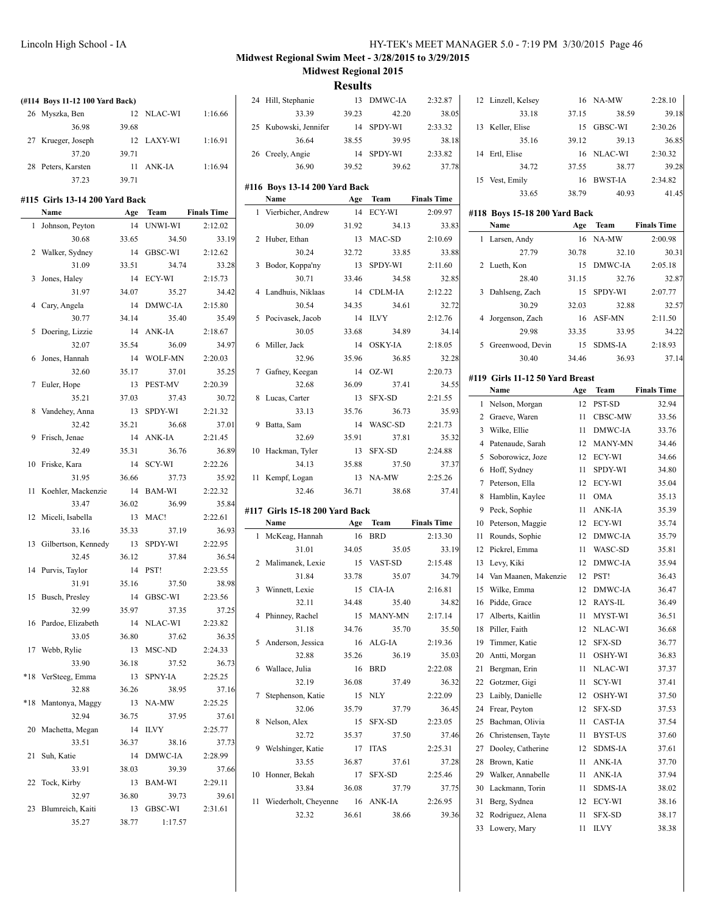**Midwest Regional Swim Meet - 3/28/2015 to 3/29/2015**

**Midwest Regional 2015**

## Results

### (#114 Boys 11-12 100 Yard Back)

| | Name | Age | Team | Finals Time |
|---|---|---|---|---|
| 26 | Myszka, Ben | 12 | NLAC-WI | 1:16.66 |
| | 36.98 | 39.68 | | |
| 27 | Krueger, Joseph | 12 | LAXY-WI | 1:16.91 |
| | 37.20 | 39.71 | | |
| 28 | Peters, Karsten | 11 | ANK-IA | 1:16.94 |
| | 37.23 | 39.71 | | |

### #115 Girls 13-14 200 Yard Back

| | Name | Age | Team | Finals Time |
|---|---|---|---|---|
| 1 | Johnson, Peyton | 14 | UNWI-WI | 2:12.02 |
| | 30.68 | 33.65 | 34.50 | 33.19 |
| 2 | Walker, Sydney | 14 | GBSC-WI | 2:12.62 |
| | 31.09 | 33.51 | 34.74 | 33.28 |
| 3 | Jones, Haley | 14 | ECY-WI | 2:15.73 |
| | 31.97 | 34.07 | 35.27 | 34.42 |
| 4 | Cary, Angela | 14 | DMWC-IA | 2:15.80 |
| | 30.77 | 34.14 | 35.40 | 35.49 |
| 5 | Doering, Lizzie | 14 | ANK-IA | 2:18.67 |
| | 32.07 | 35.54 | 36.09 | 34.97 |
| 6 | Jones, Hannah | 14 | WOLF-MN | 2:20.03 |
| | 32.60 | 35.17 | 37.01 | 35.25 |
| 7 | Euler, Hope | 13 | PEST-MV | 2:20.39 |
| | 35.21 | 37.03 | 37.43 | 30.72 |
| 8 | Vandehey, Anna | 13 | SPDY-WI | 2:21.32 |
| | 32.42 | 35.21 | 36.68 | 37.01 |
| 9 | Frisch, Jenae | 14 | ANK-IA | 2:21.45 |
| | 32.49 | 35.31 | 36.76 | 36.89 |
| 10 | Friske, Kara | 14 | SCY-WI | 2:22.26 |
| | 31.95 | 36.66 | 37.73 | 35.92 |
| 11 | Koehler, Mackenzie | 14 | BAM-WI | 2:22.32 |
| | 33.47 | 36.02 | 36.99 | 35.84 |
| 12 | Miceli, Isabella | 13 | MAC! | 2:22.61 |
| | 33.16 | 35.33 | 37.19 | 36.93 |
| 13 | Gilbertson, Kennedy | 13 | SPDY-WI | 2:22.95 |
| | 32.45 | 36.12 | 37.84 | 36.54 |
| 14 | Purvis, Taylor | 14 | PST! | 2:23.55 |
| | 31.91 | 35.16 | 37.50 | 38.98 |
| 15 | Busch, Presley | 14 | GBSC-WI | 2:23.56 |
| | 32.99 | 35.97 | 37.35 | 37.25 |
| 16 | Pardoe, Elizabeth | 14 | NLAC-WI | 2:23.82 |
| | 33.05 | 36.80 | 37.62 | 36.35 |
| 17 | Webb, Rylie | 13 | MSC-ND | 2:24.33 |
| | 33.90 | 36.18 | 37.52 | 36.73 |
| *18 | VerSteeg, Emma | 13 | SPNY-IA | 2:25.25 |
| | 32.88 | 36.26 | 38.95 | 37.16 |
| *18 | Mantonya, Maggy | 13 | NA-MW | 2:25.25 |
| | 32.94 | 36.75 | 37.95 | 37.61 |
| 20 | Machetta, Megan | 14 | ILVY | 2:25.77 |
| | 33.51 | 36.37 | 38.16 | 37.73 |
| 21 | Suh, Katie | 14 | DMWC-IA | 2:28.99 |
| | 33.91 | 38.03 | 39.39 | 37.66 |
| 22 | Tock, Kirby | 13 | BAM-WI | 2:29.11 |
| | 32.97 | 36.80 | 39.73 | 39.61 |
| 23 | Blumreich, Kaiti | 13 | GBSC-WI | 2:31.61 |
| | 35.27 | 38.77 | 1:17.57 | |
| 24 | Hill, Stephanie | 13 | DMWC-IA | 2:32.87 |
| | 33.39 | 39.23 | 42.20 | 38.05 |
| 25 | Kubowski, Jennifer | 14 | SPDY-WI | 2:33.32 |
| | 36.64 | 38.55 | 39.95 | 38.18 |
| 26 | Creely, Angie | 14 | SPDY-WI | 2:33.82 |
| | 36.90 | 39.52 | 39.62 | 37.78 |

### #116 Boys 13-14 200 Yard Back

| | Name | Age | Team | Finals Time |
|---|---|---|---|---|
| 1 | Vierbicher, Andrew | 14 | ECY-WI | 2:09.97 |
| | 30.09 | 31.92 | 34.13 | 33.83 |
| 2 | Huber, Ethan | 13 | MAC-SD | 2:10.69 |
| | 30.24 | 32.72 | 33.85 | 33.88 |
| 3 | Bodor, Koppa'ny | 13 | SPDY-WI | 2:11.60 |
| | 30.71 | 33.46 | 34.58 | 32.85 |
| 4 | Landhuis, Niklaas | 14 | CDLM-IA | 2:12.22 |
| | 30.54 | 34.35 | 34.61 | 32.72 |
| 5 | Pocivasek, Jacob | 14 | ILVY | 2:12.76 |
| | 30.05 | 33.68 | 34.89 | 34.14 |
| 6 | Miller, Jack | 14 | OSKY-IA | 2:18.05 |
| | 32.96 | 35.96 | 36.85 | 32.28 |
| 7 | Gafney, Keegan | 14 | OZ-WI | 2:20.73 |
| | 32.68 | 36.09 | 37.41 | 34.55 |
| 8 | Lucas, Carter | 13 | SFX-SD | 2:21.55 |
| | 33.13 | 35.76 | 36.73 | 35.93 |
| 9 | Batta, Sam | 14 | WASC-SD | 2:21.73 |
| | 32.69 | 35.91 | 37.81 | 35.32 |
| 10 | Hackman, Tyler | 13 | SFX-SD | 2:24.88 |
| | 34.13 | 35.88 | 37.50 | 37.37 |
| 11 | Kempf, Logan | 13 | NA-MW | 2:25.26 |
| | 32.46 | 36.71 | 38.68 | 37.41 |

### #117 Girls 15-18 200 Yard Back

| | Name | Age | Team | Finals Time |
|---|---|---|---|---|
| 1 | McKeag, Hannah | 16 | BRD | 2:13.30 |
| | 31.01 | 34.05 | 35.05 | 33.19 |
| 2 | Malimanek, Lexie | 15 | VAST-SD | 2:15.48 |
| | 31.84 | 33.78 | 35.07 | 34.79 |
| 3 | Winnett, Lexie | 15 | CIA-IA | 2:16.81 |
| | 32.11 | 34.48 | 35.40 | 34.82 |
| 4 | Phinney, Rachel | 15 | MANY-MN | 2:17.14 |
| | 31.18 | 34.76 | 35.70 | 35.50 |
| 5 | Anderson, Jessica | 16 | ALG-IA | 2:19.36 |
| | 32.88 | 35.26 | 36.19 | 35.03 |
| 6 | Wallace, Julia | 16 | BRD | 2:22.08 |
| | 32.19 | 36.08 | 37.49 | 36.32 |
| 7 | Stephenson, Katie | 15 | NLY | 2:22.09 |
| | 32.06 | 35.79 | 37.79 | 36.45 |
| 8 | Nelson, Alex | 15 | SFX-SD | 2:23.05 |
| | 32.72 | 35.37 | 37.50 | 37.46 |
| 9 | Welshinger, Katie | 17 | ITAS | 2:25.31 |
| | 33.55 | 36.87 | 37.61 | 37.28 |
| 10 | Honner, Bekah | 17 | SFX-SD | 2:25.46 |
| | 33.84 | 36.08 | 37.79 | 37.75 |
| 11 | Wiederholt, Cheyenne | 16 | ANK-IA | 2:26.95 |
| | 32.32 | 36.61 | 38.66 | 39.36 |
| 12 | Linzell, Kelsey | 16 | NA-MW | 2:28.10 |
| | 33.18 | 37.15 | 38.59 | 39.18 |
| 13 | Keller, Elise | 15 | GBSC-WI | 2:30.26 |
| | 35.16 | 39.12 | 39.13 | 36.85 |
| 14 | Ertl, Elise | 16 | NLAC-WI | 2:30.32 |
| | 34.72 | 37.55 | 38.77 | 39.28 |
| 15 | Vest, Emily | 16 | BWST-IA | 2:34.82 |
| | 33.65 | 38.79 | 40.93 | 41.45 |

### #118 Boys 15-18 200 Yard Back

| | Name | Age | Team | Finals Time |
|---|---|---|---|---|
| 1 | Larsen, Andy | 16 | NA-MW | 2:00.98 |
| | 27.79 | 30.78 | 32.10 | 30.31 |
| 2 | Lueth, Kon | 15 | DMWC-IA | 2:05.18 |
| | 28.40 | 31.15 | 32.76 | 32.87 |
| 3 | Dahlseng, Zach | 15 | SPDY-WI | 2:07.77 |
| | 30.29 | 32.03 | 32.88 | 32.57 |
| 4 | Jorgenson, Zach | 16 | ASF-MN | 2:11.50 |
| | 29.98 | 33.35 | 33.95 | 34.22 |
| 5 | Greenwood, Devin | 15 | SDMS-IA | 2:18.93 |
| | 30.40 | 34.46 | 36.93 | 37.14 |

### #119 Girls 11-12 50 Yard Breast

| | Name | Age | Team | Finals Time |
|---|---|---|---|---|
| 1 | Nelson, Morgan | 12 | PST-SD | 32.94 |
| 2 | Graeve, Waren | 11 | CBSC-MW | 33.56 |
| 3 | Wilke, Ellie | 11 | DMWC-IA | 33.76 |
| 4 | Patenaude, Sarah | 12 | MANY-MN | 34.46 |
| 5 | Soborowicz, Joze | 12 | ECY-WI | 34.66 |
| 6 | Hoff, Sydney | 11 | SPDY-WI | 34.80 |
| 7 | Peterson, Ella | 12 | ECY-WI | 35.04 |
| 8 | Hamblin, Kaylee | 11 | OMA | 35.13 |
| 9 | Peck, Sophie | 11 | ANK-IA | 35.39 |
| 10 | Peterson, Maggie | 12 | ECY-WI | 35.74 |
| 11 | Rounds, Sophie | 12 | DMWC-IA | 35.79 |
| 12 | Pickrel, Emma | 11 | WASC-SD | 35.81 |
| 13 | Levy, Kiki | 12 | DMWC-IA | 35.94 |
| 14 | Van Maanen, Makenzie | 12 | PST! | 36.43 |
| 15 | Wilke, Emma | 12 | DMWC-IA | 36.47 |
| 16 | Pidde, Grace | 12 | RAYS-IL | 36.49 |
| 17 | Alberts, Kaitlin | 11 | MYST-WI | 36.51 |
| 18 | Piller, Faith | 12 | NLAC-WI | 36.68 |
| 19 | Timmer, Katie | 12 | SFX-SD | 36.77 |
| 20 | Antti, Morgan | 11 | OSHY-WI | 36.83 |
| 21 | Bergman, Erin | 11 | NLAC-WI | 37.37 |
| 22 | Gotzmer, Gigi | 11 | SCY-WI | 37.41 |
| 23 | Laibly, Danielle | 12 | OSHY-WI | 37.50 |
| 24 | Frear, Peyton | 12 | SFX-SD | 37.53 |
| 25 | Bachman, Olivia | 11 | CAST-IA | 37.54 |
| 26 | Christensen, Tayte | 11 | BYST-US | 37.60 |
| 27 | Dooley, Catherine | 12 | SDMS-IA | 37.61 |
| 28 | Brown, Katie | 11 | ANK-IA | 37.70 |
| 29 | Walker, Annabelle | 11 | ANK-IA | 37.94 |
| 30 | Lackmann, Torin | 11 | SDMS-IA | 38.02 |
| 31 | Berg, Sydnea | 12 | ECY-WI | 38.16 |
| 32 | Rodriguez, Alena | 11 | SFX-SD | 38.17 |
| 33 | Lowery, Mary | 11 | ILVY | 38.38 |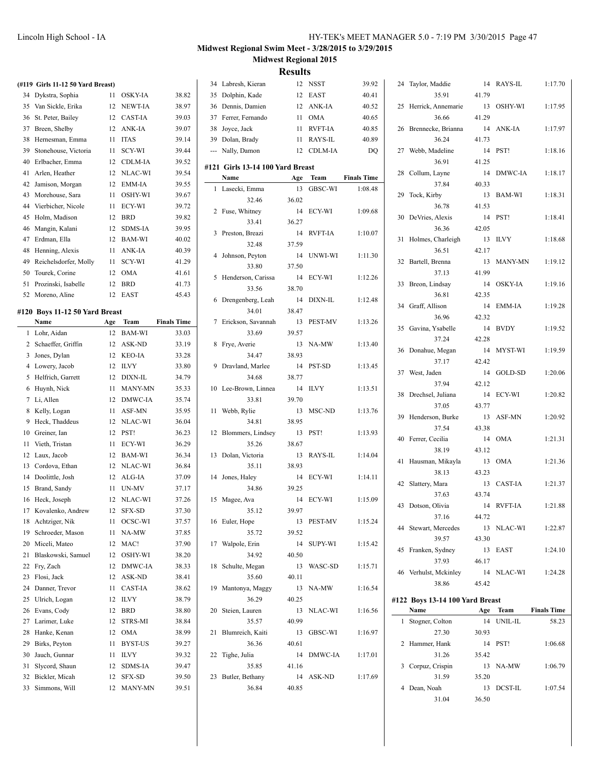**Midwest Regional Swim Meet - 3/28/2015 to 3/29/2015**

**Midwest Regional 2015**

## Results

### (#119 Girls 11-12 50 Yard Breast)

| | Name | Age | Team | Finals Time |
|---|---|---|---|---|
| 34 | Dykstra, Sophia | 11 | OSKY-IA | 38.82 |
| 35 | Van Sickle, Erika | 12 | NEWT-IA | 38.97 |
| 36 | St. Peter, Bailey | 12 | CAST-IA | 39.03 |
| 37 | Breen, Shelby | 12 | ANK-IA | 39.07 |
| 38 | Hernesman, Emma | 11 | ITAS | 39.14 |
| 39 | Stonehouse, Victoria | 11 | SCY-WI | 39.44 |
| 40 | Erlbacher, Emma | 12 | CDLM-IA | 39.52 |
| 41 | Arlen, Heather | 12 | NLAC-WI | 39.54 |
| 42 | Jamison, Morgan | 12 | EMM-IA | 39.55 |
| 43 | Morehouse, Sara | 11 | OSHY-WI | 39.67 |
| 44 | Vierbicher, Nicole | 11 | ECY-WI | 39.72 |
| 45 | Holm, Madison | 12 | BRD | 39.82 |
| 46 | Mangin, Kalani | 12 | SDMS-IA | 39.95 |
| 47 | Erdman, Ella | 12 | BAM-WI | 40.02 |
| 48 | Henning, Alexis | 11 | ANK-IA | 40.39 |
| 49 | Reichelsdorfer, Molly | 11 | SCY-WI | 41.29 |
| 50 | Tourek, Corine | 12 | OMA | 41.61 |
| 51 | Prozinski, Isabelle | 12 | BRD | 41.73 |
| 52 | Moreno, Aline | 12 | EAST | 45.43 |

### #120 Boys 11-12 50 Yard Breast

| | Name | Age | Team | Finals Time |
|---|---|---|---|---|
| 1 | Lohr, Aidan | 12 | BAM-WI | 33.03 |
| 2 | Schaeffer, Griffin | 12 | ASK-ND | 33.19 |
| 3 | Jones, Dylan | 12 | KEO-IA | 33.28 |
| 4 | Lowery, Jacob | 12 | ILVY | 33.80 |
| 5 | Helfrich, Garrett | 12 | DIXN-IL | 34.79 |
| 6 | Huynh, Nick | 11 | MANY-MN | 35.33 |
| 7 | Li, Allen | 12 | DMWC-IA | 35.74 |
| 8 | Kelly, Logan | 11 | ASF-MN | 35.95 |
| 9 | Heck, Thaddeus | 12 | NLAC-WI | 36.04 |
| 10 | Greiner, Ian | 12 | PST! | 36.23 |
| 11 | Vieth, Tristan | 11 | ECY-WI | 36.29 |
| 12 | Laux, Jacob | 12 | BAM-WI | 36.34 |
| 13 | Cordova, Ethan | 12 | NLAC-WI | 36.84 |
| 14 | Doolittle, Josh | 12 | ALG-IA | 37.09 |
| 15 | Brand, Sandy | 11 | UN-MV | 37.17 |
| 16 | Heck, Joseph | 12 | NLAC-WI | 37.26 |
| 17 | Kovalenko, Andrew | 12 | SFX-SD | 37.30 |
| 18 | Achtziger, Nik | 11 | OCSC-WI | 37.57 |
| 19 | Schroeder, Mason | 11 | NA-MW | 37.85 |
| 20 | Miceli, Mateo | 12 | MAC! | 37.90 |
| 21 | Blaskowski, Samuel | 12 | OSHY-WI | 38.20 |
| 22 | Fry, Zach | 12 | DMWC-IA | 38.33 |
| 23 | Flosi, Jack | 12 | ASK-ND | 38.41 |
| 24 | Danner, Trevor | 11 | CAST-IA | 38.62 |
| 25 | Ulrich, Logan | 12 | ILVY | 38.79 |
| 26 | Evans, Cody | 12 | BRD | 38.80 |
| 27 | Larimer, Luke | 12 | STRS-MI | 38.84 |
| 28 | Hanke, Kenan | 12 | OMA | 38.99 |
| 29 | Birks, Peyton | 11 | BYST-US | 39.27 |
| 30 | Jauch, Gunnar | 11 | ILVY | 39.32 |
| 31 | Slycord, Shaun | 12 | SDMS-IA | 39.47 |
| 32 | Bickler, Micah | 12 | SFX-SD | 39.50 |
| 33 | Simmons, Will | 12 | MANY-MN | 39.51 |
| 34 | Labresh, Kieran | 12 | NSST | 39.92 |
| 35 | Dolphin, Kade | 12 | EAST | 40.41 |
| 36 | Dennis, Damien | 12 | ANK-IA | 40.52 |
| 37 | Ferrer, Fernando | 11 | OMA | 40.65 |
| 38 | Joyce, Jack | 11 | RVFT-IA | 40.85 |
| 39 | Dolan, Brady | 11 | RAYS-IL | 40.89 |
| --- | Nally, Damon | 12 | CDLM-IA | DQ |

### #121 Girls 13-14 100 Yard Breast

| | Name | Age | Team | Finals Time |
|---|---|---|---|---|
| 1 | Lasecki, Emma | 13 | GBSC-WI | 1:08.48 |
| | 32.46 | 36.02 | | |
| 2 | Fuse, Whitney | 14 | ECY-WI | 1:09.68 |
| | 33.41 | 36.27 | | |
| 3 | Preston, Breazi | 14 | RVFT-IA | 1:10.07 |
| | 32.48 | 37.59 | | |
| 4 | Johnson, Peyton | 14 | UNWI-WI | 1:11.30 |
| | 33.80 | 37.50 | | |
| 5 | Henderson, Carissa | 14 | ECY-WI | 1:12.26 |
| | 33.56 | 38.70 | | |
| 6 | Drengenberg, Leah | 14 | DIXN-IL | 1:12.48 |
| | 34.01 | 38.47 | | |
| 7 | Erickson, Savannah | 13 | PEST-MV | 1:13.26 |
| | 33.69 | 39.57 | | |
| 8 | Frye, Averie | 13 | NA-MW | 1:13.40 |
| | 34.47 | 38.93 | | |
| 9 | Dravland, Marlee | 14 | PST-SD | 1:13.45 |
| | 34.68 | 38.77 | | |
| 10 | Lee-Brown, Linnea | 14 | ILVY | 1:13.51 |
| | 33.81 | 39.70 | | |
| 11 | Webb, Rylie | 13 | MSC-ND | 1:13.76 |
| | 34.81 | 38.95 | | |
| 12 | Blommers, Lindsey | 13 | PST! | 1:13.93 |
| | 35.26 | 38.67 | | |
| 13 | Dolan, Victoria | 13 | RAYS-IL | 1:14.04 |
| | 35.11 | 38.93 | | |
| 14 | Jones, Haley | 14 | ECY-WI | 1:14.11 |
| | 34.86 | 39.25 | | |
| 15 | Magee, Ava | 14 | ECY-WI | 1:15.09 |
| | 35.12 | 39.97 | | |
| 16 | Euler, Hope | 13 | PEST-MV | 1:15.24 |
| | 35.72 | 39.52 | | |
| 17 | Walpole, Erin | 14 | SUPY-WI | 1:15.42 |
| | 34.92 | 40.50 | | |
| 18 | Schulte, Megan | 13 | WASC-SD | 1:15.71 |
| | 35.60 | 40.11 | | |
| 19 | Mantonya, Maggy | 13 | NA-MW | 1:16.54 |
| | 36.29 | 40.25 | | |
| 20 | Steien, Lauren | 13 | NLAC-WI | 1:16.56 |
| | 35.57 | 40.99 | | |
| 21 | Blumreich, Kaiti | 13 | GBSC-WI | 1:16.97 |
| | 36.36 | 40.61 | | |
| 22 | Tighe, Julia | 14 | DMWC-IA | 1:17.01 |
| | 35.85 | 41.16 | | |
| 23 | Butler, Bethany | 14 | ASK-ND | 1:17.69 |
| | 36.84 | 40.85 | | |
| 24 | Taylor, Maddie | 14 | RAYS-IL | 1:17.70 |
| | 35.91 | 41.79 | | |
| 25 | Herrick, Annemarie | 13 | OSHY-WI | 1:17.95 |
| | 36.66 | 41.29 | | |
| 26 | Brennecke, Brianna | 14 | ANK-IA | 1:17.97 |
| | 36.24 | 41.73 | | |
| 27 | Webb, Madeline | 14 | PST! | 1:18.16 |
| | 36.91 | 41.25 | | |
| 28 | Collum, Layne | 14 | DMWC-IA | 1:18.17 |
| | 37.84 | 40.33 | | |
| 29 | Tock, Kirby | 13 | BAM-WI | 1:18.31 |
| | 36.78 | 41.53 | | |
| 30 | DeVries, Alexis | 14 | PST! | 1:18.41 |
| | 36.36 | 42.05 | | |
| 31 | Holmes, Charleigh | 13 | ILVY | 1:18.68 |
| | 36.51 | 42.17 | | |
| 32 | Bartell, Brenna | 13 | MANY-MN | 1:19.12 |
| | 37.13 | 41.99 | | |
| 33 | Breon, Lindsay | 14 | OSKY-IA | 1:19.16 |
| | 36.81 | 42.35 | | |
| 34 | Graff, Allison | 14 | EMM-IA | 1:19.28 |
| | 36.96 | 42.32 | | |
| 35 | Gavina, Ysabelle | 14 | BVDY | 1:19.52 |
| | 37.24 | 42.28 | | |
| 36 | Donahue, Megan | 14 | MYST-WI | 1:19.59 |
| | 37.17 | 42.42 | | |
| 37 | West, Jaden | 14 | GOLD-SD | 1:20.06 |
| | 37.94 | 42.12 | | |
| 38 | Drechsel, Juliana | 14 | ECY-WI | 1:20.82 |
| | 37.05 | 43.77 | | |
| 39 | Henderson, Burke | 13 | ASF-MN | 1:20.92 |
| | 37.54 | 43.38 | | |
| 40 | Ferrer, Cecilia | 14 | OMA | 1:21.31 |
| | 38.19 | 43.12 | | |
| 41 | Hausman, Mikayla | 13 | OMA | 1:21.36 |
| | 38.13 | 43.23 | | |
| 42 | Slattery, Mara | 13 | CAST-IA | 1:21.37 |
| | 37.63 | 43.74 | | |
| 43 | Dotson, Olivia | 14 | RVFT-IA | 1:21.88 |
| | 37.16 | 44.72 | | |
| 44 | Stewart, Mercedes | 13 | NLAC-WI | 1:22.87 |
| | 39.57 | 43.30 | | |
| 45 | Franken, Sydney | 13 | EAST | 1:24.10 |
| | 37.93 | 46.17 | | |
| 46 | Verhulst, Mckinley | 14 | NLAC-WI | 1:24.28 |
| | 38.86 | 45.42 | | |

### #122 Boys 13-14 100 Yard Breast

| | Name | Age | Team | Finals Time |
|---|---|---|---|---|
| 1 | Stogner, Colton | 14 | UNIL-IL | 58.23 |
| | 27.30 | 30.93 | | |
| 2 | Hammer, Hank | 14 | PST! | 1:06.68 |
| | 31.26 | 35.42 | | |
| 3 | Corpuz, Crispin | 13 | NA-MW | 1:06.79 |
| | 31.59 | 35.20 | | |
| 4 | Dean, Noah | 13 | DCST-IL | 1:07.54 |
| | 31.04 | 36.50 | | |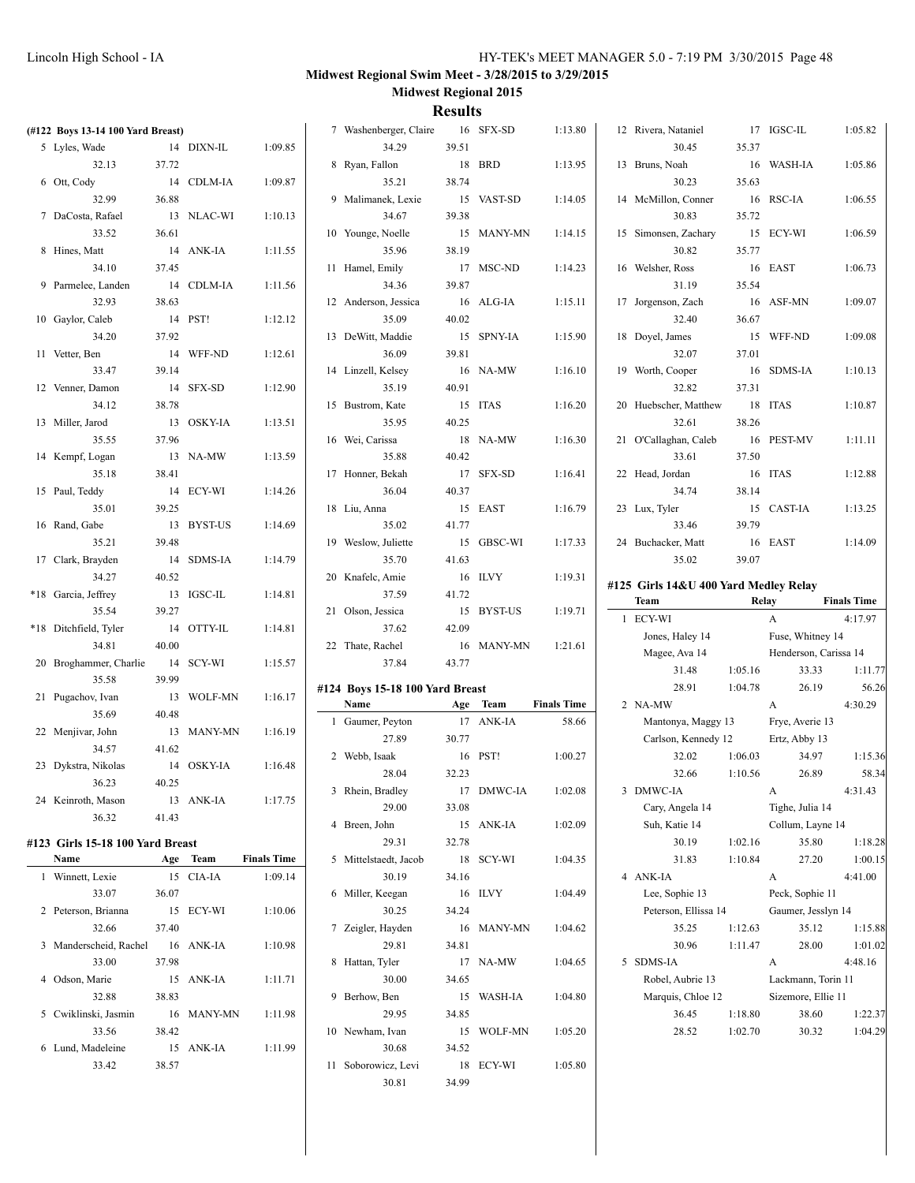**Midwest Regional Swim Meet - 3/28/2015 to 3/29/2015**

**Midwest Regional 2015**

## Results

### (#122 Boys 13-14 100 Yard Breast)

| | Name | Age | Team | Finals Time |
|---|---|---|---|---|
| 5 | Lyles, Wade | 14 | DIXN-IL | 1:09.85 |
| | 32.13 | 37.72 | | |
| 6 | Ott, Cody | 14 | CDLM-IA | 1:09.87 |
| | 32.99 | 36.88 | | |
| 7 | DaCosta, Rafael | 13 | NLAC-WI | 1:10.13 |
| | 33.52 | 36.61 | | |
| 8 | Hines, Matt | 14 | ANK-IA | 1:11.55 |
| | 34.10 | 37.45 | | |
| 9 | Parmelee, Landen | 14 | CDLM-IA | 1:11.56 |
| | 32.93 | 38.63 | | |
| 10 | Gaylor, Caleb | 14 | PST! | 1:12.12 |
| | 34.20 | 37.92 | | |
| 11 | Vetter, Ben | 14 | WFF-ND | 1:12.61 |
| | 33.47 | 39.14 | | |
| 12 | Venner, Damon | 14 | SFX-SD | 1:12.90 |
| | 34.12 | 38.78 | | |
| 13 | Miller, Jarod | 13 | OSKY-IA | 1:13.51 |
| | 35.55 | 37.96 | | |
| 14 | Kempf, Logan | 13 | NA-MW | 1:13.59 |
| | 35.18 | 38.41 | | |
| 15 | Paul, Teddy | 14 | ECY-WI | 1:14.26 |
| | 35.01 | 39.25 | | |
| 16 | Rand, Gabe | 13 | BYST-US | 1:14.69 |
| | 35.21 | 39.48 | | |
| 17 | Clark, Brayden | 14 | SDMS-IA | 1:14.79 |
| | 34.27 | 40.52 | | |
| *18 | Garcia, Jeffrey | 13 | IGSC-IL | 1:14.81 |
| | 35.54 | 39.27 | | |
| *18 | Ditchfield, Tyler | 14 | OTTY-IL | 1:14.81 |
| | 34.81 | 40.00 | | |
| 20 | Broghammer, Charlie | 14 | SCY-WI | 1:15.57 |
| | 35.58 | 39.99 | | |
| 21 | Pugachov, Ivan | 13 | WOLF-MN | 1:16.17 |
| | 35.69 | 40.48 | | |
| 22 | Menjivar, John | 13 | MANY-MN | 1:16.19 |
| | 34.57 | 41.62 | | |
| 23 | Dykstra, Nikolas | 14 | OSKY-IA | 1:16.48 |
| | 36.23 | 40.25 | | |
| 24 | Keinroth, Mason | 13 | ANK-IA | 1:17.75 |
| | 36.32 | 41.43 | | |

### #123 Girls 15-18 100 Yard Breast

| | Name | Age | Team | Finals Time |
|---|---|---|---|---|
| 1 | Winnett, Lexie | 15 | CIA-IA | 1:09.14 |
| | 33.07 | 36.07 | | |
| 2 | Peterson, Brianna | 15 | ECY-WI | 1:10.06 |
| | 32.66 | 37.40 | | |
| 3 | Manderscheid, Rachel | 16 | ANK-IA | 1:10.98 |
| | 33.00 | 37.98 | | |
| 4 | Odson, Marie | 15 | ANK-IA | 1:11.71 |
| | 32.88 | 38.83 | | |
| 5 | Cwiklinski, Jasmin | 16 | MANY-MN | 1:11.98 |
| | 33.56 | 38.42 | | |
| 6 | Lund, Madeleine | 15 | ANK-IA | 1:11.99 |
| | 33.42 | 38.57 | | |
| 7 | Washenberger, Claire | 16 | SFX-SD | 1:13.80 |
| | 34.29 | 39.51 | | |
| 8 | Ryan, Fallon | 18 | BRD | 1:13.95 |
| | 35.21 | 38.74 | | |
| 9 | Malimanek, Lexie | 15 | VAST-SD | 1:14.05 |
| | 34.67 | 39.38 | | |
| 10 | Younge, Noelle | 15 | MANY-MN | 1:14.15 |
| | 35.96 | 38.19 | | |
| 11 | Hamel, Emily | 17 | MSC-ND | 1:14.23 |
| | 34.36 | 39.87 | | |
| 12 | Anderson, Jessica | 16 | ALG-IA | 1:15.11 |
| | 35.09 | 40.02 | | |
| 13 | DeWitt, Maddie | 15 | SPNY-IA | 1:15.90 |
| | 36.09 | 39.81 | | |
| 14 | Linzell, Kelsey | 16 | NA-MW | 1:16.10 |
| | 35.19 | 40.91 | | |
| 15 | Bustrom, Kate | 15 | ITAS | 1:16.20 |
| | 35.95 | 40.25 | | |
| 16 | Wei, Carissa | 18 | NA-MW | 1:16.30 |
| | 35.88 | 40.42 | | |
| 17 | Honner, Bekah | 17 | SFX-SD | 1:16.41 |
| | 36.04 | 40.37 | | |
| 18 | Liu, Anna | 15 | EAST | 1:16.79 |
| | 35.02 | 41.77 | | |
| 19 | Weslow, Juliette | 15 | GBSC-WI | 1:17.33 |
| | 35.70 | 41.63 | | |
| 20 | Knafelc, Amie | 16 | ILVY | 1:19.31 |
| | 37.59 | 41.72 | | |
| 21 | Olson, Jessica | 15 | BYST-US | 1:19.71 |
| | 37.62 | 42.09 | | |
| 22 | Thate, Rachel | 16 | MANY-MN | 1:21.61 |
| | 37.84 | 43.77 | | |

### #124 Boys 15-18 100 Yard Breast

| | Name | Age | Team | Finals Time |
|---|---|---|---|---|
| 1 | Gaumer, Peyton | 17 | ANK-IA | 58.66 |
| | 27.89 | 30.77 | | |
| 2 | Webb, Isaak | 16 | PST! | 1:00.27 |
| | 28.04 | 32.23 | | |
| 3 | Rhein, Bradley | 17 | DMWC-IA | 1:02.08 |
| | 29.00 | 33.08 | | |
| 4 | Breen, John | 15 | ANK-IA | 1:02.09 |
| | 29.31 | 32.78 | | |
| 5 | Mittelstaedt, Jacob | 18 | SCY-WI | 1:04.35 |
| | 30.19 | 34.16 | | |
| 6 | Miller, Keegan | 16 | ILVY | 1:04.49 |
| | 30.25 | 34.24 | | |
| 7 | Zeigler, Hayden | 16 | MANY-MN | 1:04.62 |
| | 29.81 | 34.81 | | |
| 8 | Hattan, Tyler | 17 | NA-MW | 1:04.65 |
| | 30.00 | 34.65 | | |
| 9 | Berhow, Ben | 15 | WASH-IA | 1:04.80 |
| | 29.95 | 34.85 | | |
| 10 | Newham, Ivan | 15 | WOLF-MN | 1:05.20 |
| | 30.68 | 34.52 | | |
| 11 | Soborowicz, Levi | 18 | ECY-WI | 1:05.80 |
| | 30.81 | 34.99 | | |
| 12 | Rivera, Nataniel | 17 | IGSC-IL | 1:05.82 |
| | 30.45 | 35.37 | | |
| 13 | Bruns, Noah | 16 | WASH-IA | 1:05.86 |
| | 30.23 | 35.63 | | |
| 14 | McMillon, Conner | 16 | RSC-IA | 1:06.55 |
| | 30.83 | 35.72 | | |
| 15 | Simonsen, Zachary | 15 | ECY-WI | 1:06.59 |
| | 30.82 | 35.77 | | |
| 16 | Welsher, Ross | 16 | EAST | 1:06.73 |
| | 31.19 | 35.54 | | |
| 17 | Jorgenson, Zach | 16 | ASF-MN | 1:09.07 |
| | 32.40 | 36.67 | | |
| 18 | Doyel, James | 15 | WFF-ND | 1:09.08 |
| | 32.07 | 37.01 | | |
| 19 | Worth, Cooper | 16 | SDMS-IA | 1:10.13 |
| | 32.82 | 37.31 | | |
| 20 | Huebscher, Matthew | 18 | ITAS | 1:10.87 |
| | 32.61 | 38.26 | | |
| 21 | O'Callaghan, Caleb | 16 | PEST-MV | 1:11.11 |
| | 33.61 | 37.50 | | |
| 22 | Head, Jordan | 16 | ITAS | 1:12.88 |
| | 34.74 | 38.14 | | |
| 23 | Lux, Tyler | 15 | CAST-IA | 1:13.25 |
| | 33.46 | 39.79 | | |
| 24 | Buchacker, Matt | 16 | EAST | 1:14.09 |
| | 35.02 | 39.07 | | |

### #125 Girls 14&U 400 Yard Medley Relay

| | Team | | Relay | Finals Time |
|---|---|---|---|---|
| 1 | ECY-WI | | A | 4:17.97 |
| | Jones, Haley 14 | | Fuse, Whitney 14 | |
| | Magee, Ava 14 | | Henderson, Carissa 14 | |
| | 31.48 | 1:05.16 | 33.33 | 1:11.77 |
| | 28.91 | 1:04.78 | 26.19 | 56.26 |
| 2 | NA-MW | | A | 4:30.29 |
| | Mantonya, Maggy 13 | | Frye, Averie 13 | |
| | Carlson, Kennedy 12 | | Ertz, Abby 13 | |
| | 32.02 | 1:06.03 | 34.97 | 1:15.36 |
| | 32.66 | 1:10.56 | 26.89 | 58.34 |
| 3 | DMWC-IA | | A | 4:31.43 |
| | Cary, Angela 14 | | Tighe, Julia 14 | |
| | Suh, Katie 14 | | Collum, Layne 14 | |
| | 30.19 | 1:02.16 | 35.80 | 1:18.28 |
| | 31.83 | 1:10.84 | 27.20 | 1:00.15 |
| 4 | ANK-IA | | A | 4:41.00 |
| | Lee, Sophie 13 | | Peck, Sophie 11 | |
| | Peterson, Ellissa 14 | | Gaumer, Jesslyn 14 | |
| | 35.25 | 1:12.63 | 35.12 | 1:15.88 |
| | 30.96 | 1:11.47 | 28.00 | 1:01.02 |
| 5 | SDMS-IA | | A | 4:48.16 |
| | Robel, Aubrie 13 | | Lackmann, Torin 11 | |
| | Marquis, Chloe 12 | | Sizemore, Ellie 11 | |
| | 36.45 | 1:18.80 | 38.60 | 1:22.37 |
| | 28.52 | 1:02.70 | 30.32 | 1:04.29 |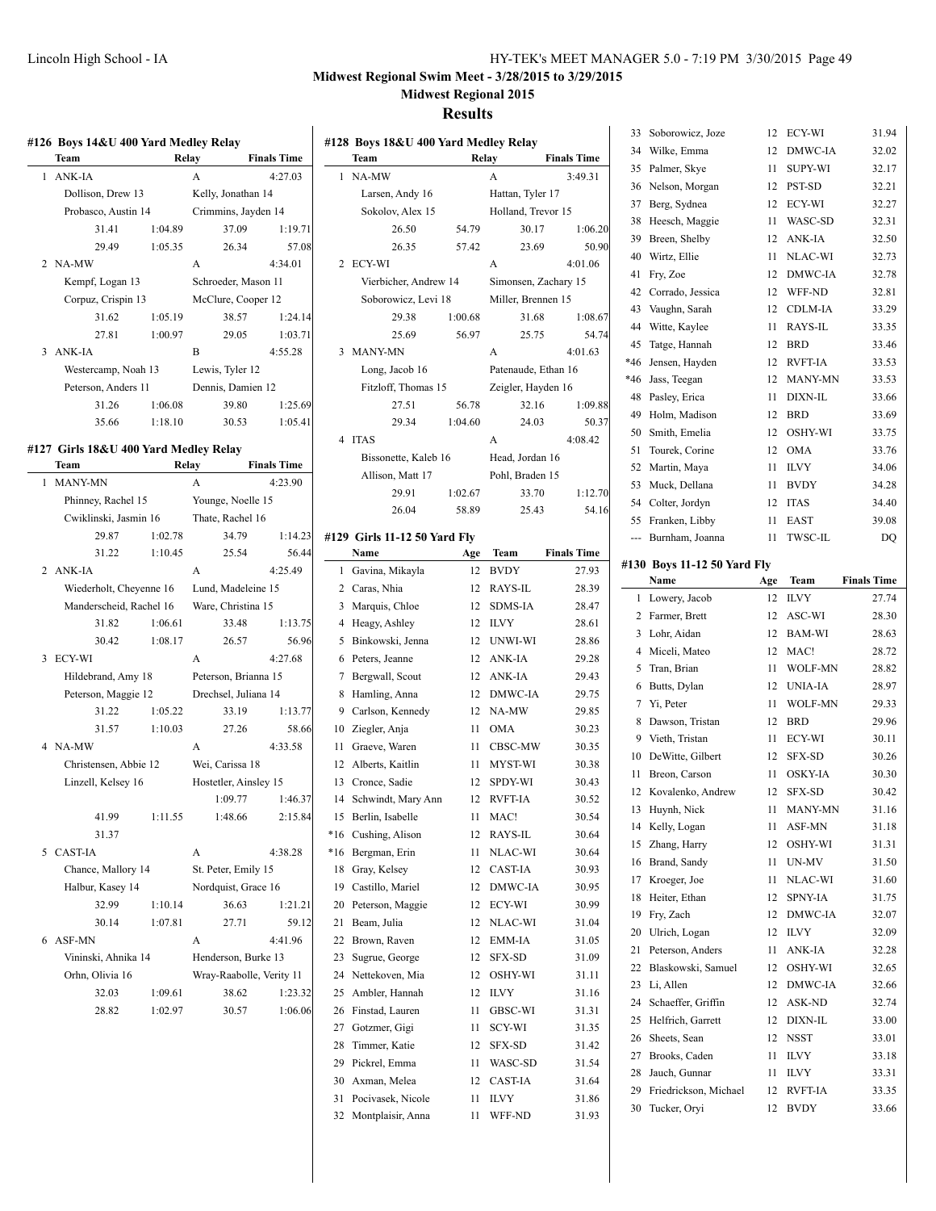**Midwest Regional Swim Meet - 3/28/2015 to 3/29/2015**

**Midwest Regional 2015**

## Results

### #126 Boys 14&U 400 Yard Medley Relay

| | Team | Relay | Finals Time |
|---|---|---|---|
| 1 | ANK-IA | A | 4:27.03 |
| | Dollison, Drew 13 | Kelly, Jonathan 14 | |
| | Probasco, Austin 14 | Crimmins, Jayden 14 | |
| | 31.41 1:04.89 | 37.09 1:19.71 | |
| | 29.49 1:05.35 | 26.34 57.08 | |
| 2 | NA-MW | A | 4:34.01 |
| | Kempf, Logan 13 | Schroeder, Mason 11 | |
| | Corpuz, Crispin 13 | McClure, Cooper 12 | |
| | 31.62 1:05.19 | 38.57 1:24.14 | |
| | 27.81 1:00.97 | 29.05 1:03.71 | |
| 3 | ANK-IA | B | 4:55.28 |
| | Westercamp, Noah 13 | Lewis, Tyler 12 | |
| | Peterson, Anders 11 | Dennis, Damien 12 | |
| | 31.26 1:06.08 | 39.80 1:25.69 | |
| | 35.66 1:18.10 | 30.53 1:05.41 | |

### #127 Girls 18&U 400 Yard Medley Relay

| | Team | Relay | Finals Time |
|---|---|---|---|
| 1 | MANY-MN | A | 4:23.90 |
| | Phinney, Rachel 15 | Younge, Noelle 15 | |
| | Cwiklinski, Jasmin 16 | Thate, Rachel 16 | |
| | 29.87 1:02.78 | 34.79 1:14.23 | |
| | 31.22 1:10.45 | 25.54 56.44 | |
| 2 | ANK-IA | A | 4:25.49 |
| | Wiederholt, Cheyenne 16 | Lund, Madeleine 15 | |
| | Manderscheid, Rachel 16 | Ware, Christina 15 | |
| | 31.82 1:06.61 | 33.48 1:13.75 | |
| | 30.42 1:08.17 | 26.57 56.96 | |
| 3 | ECY-WI | A | 4:27.68 |
| | Hildebrand, Amy 18 | Peterson, Brianna 15 | |
| | Peterson, Maggie 12 | Drechsel, Juliana 14 | |
| | 31.22 1:05.22 | 33.19 1:13.77 | |
| | 31.57 1:10.03 | 27.26 58.66 | |
| 4 | NA-MW | A | 4:33.58 |
| | Christensen, Abbie 12 | Wei, Carissa 18 | |
| | Linzell, Kelsey 16 | Hostetler, Ainsley 15 | |
| | | 1:09.77 1:46.37 | |
| | 41.99 1:11.55 | 1:48.66 2:15.84 | |
| | 31.37 | | |
| 5 | CAST-IA | A | 4:38.28 |
| | Chance, Mallory 14 | St. Peter, Emily 15 | |
| | Halbur, Kasey 14 | Nordquist, Grace 16 | |
| | 32.99 1:10.14 | 36.63 1:21.21 | |
| | 30.14 1:07.81 | 27.71 59.12 | |
| 6 | ASF-MN | A | 4:41.96 |
| | Vininski, Ahnika 14 | Henderson, Burke 13 | |
| | Orhn, Olivia 16 | Wray-Raabolle, Verity 11 | |
| | 32.03 1:09.61 | 38.62 1:23.32 | |
| | 28.82 1:02.97 | 30.57 1:06.06 | |

### #128 Boys 18&U 400 Yard Medley Relay

| | Team | Relay | Finals Time |
|---|---|---|---|
| 1 | NA-MW | A | 3:49.31 |
| | Larsen, Andy 16 | Hattan, Tyler 17 | |
| | Sokolov, Alex 15 | Holland, Trevor 15 | |
| | 26.50 54.79 | 30.17 1:06.20 | |
| | 26.35 57.42 | 23.69 50.90 | |
| 2 | ECY-WI | A | 4:01.06 |
| | Vierbicher, Andrew 14 | Simonsen, Zachary 15 | |
| | Soborowicz, Levi 18 | Miller, Brennen 15 | |
| | 29.38 1:00.68 | 31.68 1:08.67 | |
| | 25.69 56.97 | 25.75 54.74 | |
| 3 | MANY-MN | A | 4:01.63 |
| | Long, Jacob 16 | Patenaude, Ethan 16 | |
| | Fitzloff, Thomas 15 | Zeigler, Hayden 16 | |
| | 27.51 56.78 | 32.16 1:09.88 | |
| | 29.34 1:04.60 | 24.03 50.37 | |
| 4 | ITAS | A | 4:08.42 |
| | Bissonette, Kaleb 16 | Head, Jordan 16 | |
| | Allison, Matt 17 | Pohl, Braden 15 | |
| | 29.91 1:02.67 | 33.70 1:12.70 | |
| | 26.04 58.89 | 25.43 54.16 | |

### #129 Girls 11-12 50 Yard Fly

| | Name | Age | Team | Finals Time |
|---|---|---|---|---|
| 1 | Gavina, Mikayla | 12 | BVDY | 27.93 |
| 2 | Caras, Nhia | 12 | RAYS-IL | 28.39 |
| 3 | Marquis, Chloe | 12 | SDMS-IA | 28.47 |
| 4 | Heagy, Ashley | 12 | ILVY | 28.61 |
| 5 | Binkowski, Jenna | 12 | UNWI-WI | 28.86 |
| 6 | Peters, Jeanne | 12 | ANK-IA | 29.28 |
| 7 | Bergwall, Scout | 12 | ANK-IA | 29.43 |
| 8 | Hamling, Anna | 12 | DMWC-IA | 29.75 |
| 9 | Carlson, Kennedy | 12 | NA-MW | 29.85 |
| 10 | Ziegler, Anja | 11 | OMA | 30.23 |
| 11 | Graeve, Waren | 11 | CBSC-MW | 30.35 |
| 12 | Alberts, Kaitlin | 11 | MYST-WI | 30.38 |
| 13 | Cronce, Sadie | 12 | SPDY-WI | 30.43 |
| 14 | Schwindt, Mary Ann | 12 | RVFT-IA | 30.52 |
| 15 | Berlin, Isabelle | 11 | MAC! | 30.54 |
| *16 | Cushing, Alison | 12 | RAYS-IL | 30.64 |
| *16 | Bergman, Erin | 11 | NLAC-WI | 30.64 |
| 18 | Gray, Kelsey | 12 | CAST-IA | 30.93 |
| 19 | Castillo, Mariel | 12 | DMWC-IA | 30.95 |
| 20 | Peterson, Maggie | 12 | ECY-WI | 30.99 |
| 21 | Beam, Julia | 12 | NLAC-WI | 31.04 |
| 22 | Brown, Raven | 12 | EMM-IA | 31.05 |
| 23 | Sugrue, George | 12 | SFX-SD | 31.09 |
| 24 | Nettekoven, Mia | 12 | OSHY-WI | 31.11 |
| 25 | Ambler, Hannah | 12 | ILVY | 31.16 |
| 26 | Finstad, Lauren | 11 | GBSC-WI | 31.31 |
| 27 | Gotzmer, Gigi | 11 | SCY-WI | 31.35 |
| 28 | Timmer, Katie | 12 | SFX-SD | 31.42 |
| 29 | Pickrel, Emma | 11 | WASC-SD | 31.54 |
| 30 | Axman, Melea | 12 | CAST-IA | 31.64 |
| 31 | Pocivasek, Nicole | 11 | ILVY | 31.86 |
| 32 | Montplaisir, Anna | 11 | WFF-ND | 31.93 |
| 33 | Soborowicz, Joze | 12 | ECY-WI | 31.94 |
| 34 | Wilke, Emma | 12 | DMWC-IA | 32.02 |
| 35 | Palmer, Skye | 11 | SUPY-WI | 32.17 |
| 36 | Nelson, Morgan | 12 | PST-SD | 32.21 |
| 37 | Berg, Sydnea | 12 | ECY-WI | 32.27 |
| 38 | Heesch, Maggie | 11 | WASC-SD | 32.31 |
| 39 | Breen, Shelby | 12 | ANK-IA | 32.50 |
| 40 | Wirtz, Ellie | 11 | NLAC-WI | 32.73 |
| 41 | Fry, Zoe | 12 | DMWC-IA | 32.78 |
| 42 | Corrado, Jessica | 12 | WFF-ND | 32.81 |
| 43 | Vaughn, Sarah | 12 | CDLM-IA | 33.29 |
| 44 | Witte, Kaylee | 11 | RAYS-IL | 33.35 |
| 45 | Tatge, Hannah | 12 | BRD | 33.46 |
| *46 | Jensen, Hayden | 12 | RVFT-IA | 33.53 |
| *46 | Jass, Teegan | 12 | MANY-MN | 33.53 |
| 48 | Pasley, Erica | 11 | DIXN-IL | 33.66 |
| 49 | Holm, Madison | 12 | BRD | 33.69 |
| 50 | Smith, Emelia | 12 | OSHY-WI | 33.75 |
| 51 | Tourek, Corine | 12 | OMA | 33.76 |
| 52 | Martin, Maya | 11 | ILVY | 34.06 |
| 53 | Muck, Dellana | 11 | BVDY | 34.28 |
| 54 | Colter, Jordyn | 12 | ITAS | 34.40 |
| 55 | Franken, Libby | 11 | EAST | 39.08 |
| --- | Burnham, Joanna | 11 | TWSC-IL | DQ |

### #130 Boys 11-12 50 Yard Fly

| | Name | Age | Team | Finals Time |
|---|---|---|---|---|
| 1 | Lowery, Jacob | 12 | ILVY | 27.74 |
| 2 | Farmer, Brett | 12 | ASC-WI | 28.30 |
| 3 | Lohr, Aidan | 12 | BAM-WI | 28.63 |
| 4 | Miceli, Mateo | 12 | MAC! | 28.72 |
| 5 | Tran, Brian | 11 | WOLF-MN | 28.82 |
| 6 | Butts, Dylan | 12 | UNIA-IA | 28.97 |
| 7 | Yi, Peter | 11 | WOLF-MN | 29.33 |
| 8 | Dawson, Tristan | 12 | BRD | 29.96 |
| 9 | Vieth, Tristan | 11 | ECY-WI | 30.11 |
| 10 | DeWitte, Gilbert | 12 | SFX-SD | 30.26 |
| 11 | Breon, Carson | 11 | OSKY-IA | 30.30 |
| 12 | Kovalenko, Andrew | 12 | SFX-SD | 30.42 |
| 13 | Huynh, Nick | 11 | MANY-MN | 31.16 |
| 14 | Kelly, Logan | 11 | ASF-MN | 31.18 |
| 15 | Zhang, Harry | 12 | OSHY-WI | 31.31 |
| 16 | Brand, Sandy | 11 | UN-MV | 31.50 |
| 17 | Kroeger, Joe | 11 | NLAC-WI | 31.60 |
| 18 | Heiter, Ethan | 12 | SPNY-IA | 31.75 |
| 19 | Fry, Zach | 12 | DMWC-IA | 32.07 |
| 20 | Ulrich, Logan | 12 | ILVY | 32.09 |
| 21 | Peterson, Anders | 11 | ANK-IA | 32.28 |
| 22 | Blaskowski, Samuel | 12 | OSHY-WI | 32.65 |
| 23 | Li, Allen | 12 | DMWC-IA | 32.66 |
| 24 | Schaeffer, Griffin | 12 | ASK-ND | 32.74 |
| 25 | Helfrich, Garrett | 12 | DIXN-IL | 33.00 |
| 26 | Sheets, Sean | 12 | NSST | 33.01 |
| 27 | Brooks, Caden | 11 | ILVY | 33.18 |
| 28 | Jauch, Gunnar | 11 | ILVY | 33.31 |
| 29 | Friedrickson, Michael | 12 | RVFT-IA | 33.35 |
| 30 | Tucker, Oryi | 12 | BVDY | 33.66 |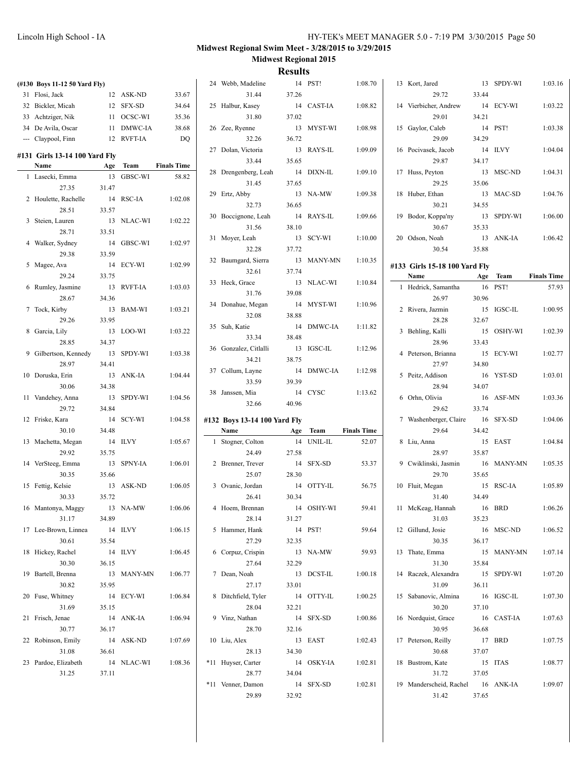**Midwest Regional Swim Meet - 3/28/2015 to 3/29/2015**

**Midwest Regional 2015**

## Results

**(#130 Boys 11-12 50 Yard Fly)**

| | Name | Age | Team | Finals Time |
|---|---|---|---|---|
| 31 | Flosi, Jack | 12 | ASK-ND | 33.67 |
| 32 | Bickler, Micah | 12 | SFX-SD | 34.64 |
| 33 | Achtziger, Nik | 11 | OCSC-WI | 35.36 |
| 34 | De Avila, Oscar | 11 | DMWC-IA | 38.68 |
| --- | Claypool, Finn | 12 | RVFT-IA | DQ |

### #131 Girls 13-14 100 Yard Fly

| | Name | Age | Team | Finals Time |
|---|---|---|---|---|
| 1 | Lasecki, Emma | 13 | GBSC-WI | 58.82 |
| | 27.35 | 31.47 | | |
| 2 | Houlette, Rachelle | 14 | RSC-IA | 1:02.08 |
| | 28.51 | 33.57 | | |
| 3 | Steien, Lauren | 13 | NLAC-WI | 1:02.22 |
| | 28.71 | 33.51 | | |
| 4 | Walker, Sydney | 14 | GBSC-WI | 1:02.97 |
| | 29.38 | 33.59 | | |
| 5 | Magee, Ava | 14 | ECY-WI | 1:02.99 |
| | 29.24 | 33.75 | | |
| 6 | Rumley, Jasmine | 13 | RVFT-IA | 1:03.03 |
| | 28.67 | 34.36 | | |
| 7 | Tock, Kirby | 13 | BAM-WI | 1:03.21 |
| | 29.26 | 33.95 | | |
| 8 | Garcia, Lily | 13 | LOO-WI | 1:03.22 |
| | 28.85 | 34.37 | | |
| 9 | Gilbertson, Kennedy | 13 | SPDY-WI | 1:03.38 |
| | 28.97 | 34.41 | | |
| 10 | Doruska, Erin | 13 | ANK-IA | 1:04.44 |
| | 30.06 | 34.38 | | |
| 11 | Vandehey, Anna | 13 | SPDY-WI | 1:04.56 |
| | 29.72 | 34.84 | | |
| 12 | Friske, Kara | 14 | SCY-WI | 1:04.58 |
| | 30.10 | 34.48 | | |
| 13 | Machetta, Megan | 14 | ILVY | 1:05.67 |
| | 29.92 | 35.75 | | |
| 14 | VerSteeg, Emma | 13 | SPNY-IA | 1:06.01 |
| | 30.35 | 35.66 | | |
| 15 | Fettig, Kelsie | 13 | ASK-ND | 1:06.05 |
| | 30.33 | 35.72 | | |
| 16 | Mantonya, Maggy | 13 | NA-MW | 1:06.06 |
| | 31.17 | 34.89 | | |
| 17 | Lee-Brown, Linnea | 14 | ILVY | 1:06.15 |
| | 30.61 | 35.54 | | |
| 18 | Hickey, Rachel | 14 | ILVY | 1:06.45 |
| | 30.30 | 36.15 | | |
| 19 | Bartell, Brenna | 13 | MANY-MN | 1:06.77 |
| | 30.82 | 35.95 | | |
| 20 | Fuse, Whitney | 14 | ECY-WI | 1:06.84 |
| | 31.69 | 35.15 | | |
| 21 | Frisch, Jenae | 14 | ANK-IA | 1:06.94 |
| | 30.77 | 36.17 | | |
| 22 | Robinson, Emily | 14 | ASK-ND | 1:07.69 |
| | 31.08 | 36.61 | | |
| 23 | Pardoe, Elizabeth | 14 | NLAC-WI | 1:08.36 |
| | 31.25 | 37.11 | | |
| 24 | Webb, Madeline | 14 | PST! | 1:08.70 |
| | 31.44 | 37.26 | | |
| 25 | Halbur, Kasey | 14 | CAST-IA | 1:08.82 |
| | 31.80 | 37.02 | | |
| 26 | Zee, Ryenne | 13 | MYST-WI | 1:08.98 |
| | 32.26 | 36.72 | | |
| 27 | Dolan, Victoria | 13 | RAYS-IL | 1:09.09 |
| | 33.44 | 35.65 | | |
| 28 | Drengenberg, Leah | 14 | DIXN-IL | 1:09.10 |
| | 31.45 | 37.65 | | |
| 29 | Ertz, Abby | 13 | NA-MW | 1:09.38 |
| | 32.73 | 36.65 | | |
| 30 | Boccignone, Leah | 14 | RAYS-IL | 1:09.66 |
| | 31.56 | 38.10 | | |
| 31 | Moyer, Leah | 13 | SCY-WI | 1:10.00 |
| | 32.28 | 37.72 | | |
| 32 | Baumgard, Sierra | 13 | MANY-MN | 1:10.35 |
| | 32.61 | 37.74 | | |
| 33 | Heck, Grace | 13 | NLAC-WI | 1:10.84 |
| | 31.76 | 39.08 | | |
| 34 | Donahue, Megan | 14 | MYST-WI | 1:10.96 |
| | 32.08 | 38.88 | | |
| 35 | Suh, Katie | 14 | DMWC-IA | 1:11.82 |
| | 33.34 | 38.48 | | |
| 36 | Gonzalez, Citlalli | 13 | IGSC-IL | 1:12.96 |
| | 34.21 | 38.75 | | |
| 37 | Collum, Layne | 14 | DMWC-IA | 1:12.98 |
| | 33.59 | 39.39 | | |
| 38 | Janssen, Mia | 14 | CYSC | 1:13.62 |
| | 32.66 | 40.96 | | |

### #132 Boys 13-14 100 Yard Fly

| | Name | Age | Team | Finals Time |
|---|---|---|---|---|
| 1 | Stogner, Colton | 14 | UNIL-IL | 52.07 |
| | 24.49 | 27.58 | | |
| 2 | Brenner, Trever | 14 | SFX-SD | 53.37 |
| | 25.07 | 28.30 | | |
| 3 | Ovanic, Jordan | 14 | OTTY-IL | 56.75 |
| | 26.41 | 30.34 | | |
| 4 | Hoem, Brennan | 14 | OSHY-WI | 59.41 |
| | 28.14 | 31.27 | | |
| 5 | Hammer, Hank | 14 | PST! | 59.64 |
| | 27.29 | 32.35 | | |
| 6 | Corpuz, Crispin | 13 | NA-MW | 59.93 |
| | 27.64 | 32.29 | | |
| 7 | Dean, Noah | 13 | DCST-IL | 1:00.18 |
| | 27.17 | 33.01 | | |
| 8 | Ditchfield, Tyler | 14 | OTTY-IL | 1:00.25 |
| | 28.04 | 32.21 | | |
| 9 | Vinz, Nathan | 14 | SFX-SD | 1:00.86 |
| | 28.70 | 32.16 | | |
| 10 | Liu, Alex | 13 | EAST | 1:02.43 |
| | 28.13 | 34.30 | | |
| *11 | Huyser, Carter | 14 | OSKY-IA | 1:02.81 |
| | 28.77 | 34.04 | | |
| *11 | Venner, Damon | 14 | SFX-SD | 1:02.81 |
| | 29.89 | 32.92 | | |
| 13 | Kort, Jared | 13 | SPDY-WI | 1:03.16 |
| | 29.72 | 33.44 | | |
| 14 | Vierbicher, Andrew | 14 | ECY-WI | 1:03.22 |
| | 29.01 | 34.21 | | |
| 15 | Gaylor, Caleb | 14 | PST! | 1:03.38 |
| | 29.09 | 34.29 | | |
| 16 | Pocivasek, Jacob | 14 | ILVY | 1:04.04 |
| | 29.87 | 34.17 | | |
| 17 | Huss, Peyton | 13 | MSC-ND | 1:04.31 |
| | 29.25 | 35.06 | | |
| 18 | Huber, Ethan | 13 | MAC-SD | 1:04.76 |
| | 30.21 | 34.55 | | |
| 19 | Bodor, Koppa'ny | 13 | SPDY-WI | 1:06.00 |
| | 30.67 | 35.33 | | |
| 20 | Odson, Noah | 13 | ANK-IA | 1:06.42 |
| | 30.54 | 35.88 | | |

### #133 Girls 15-18 100 Yard Fly

| | Name | Age | Team | Finals Time |
|---|---|---|---|---|
| 1 | Hedrick, Samantha | 16 | PST! | 57.93 |
| | 26.97 | 30.96 | | |
| 2 | Rivera, Jazmin | 15 | IGSC-IL | 1:00.95 |
| | 28.28 | 32.67 | | |
| 3 | Behling, Kalli | 15 | OSHY-WI | 1:02.39 |
| | 28.96 | 33.43 | | |
| 4 | Peterson, Brianna | 15 | ECY-WI | 1:02.77 |
| | 27.97 | 34.80 | | |
| 5 | Peitz, Addison | 16 | YST-SD | 1:03.01 |
| | 28.94 | 34.07 | | |
| 6 | Orhn, Olivia | 16 | ASF-MN | 1:03.36 |
| | 29.62 | 33.74 | | |
| 7 | Washenberger, Claire | 16 | SFX-SD | 1:04.06 |
| | 29.64 | 34.42 | | |
| 8 | Liu, Anna | 15 | EAST | 1:04.84 |
| | 28.97 | 35.87 | | |
| 9 | Cwiklinski, Jasmin | 16 | MANY-MN | 1:05.35 |
| | 29.70 | 35.65 | | |
| 10 | Fluit, Megan | 15 | RSC-IA | 1:05.89 |
| | 31.40 | 34.49 | | |
| 11 | McKeag, Hannah | 16 | BRD | 1:06.26 |
| | 31.03 | 35.23 | | |
| 12 | Gillund, Josie | 16 | MSC-ND | 1:06.52 |
| | 30.35 | 36.17 | | |
| 13 | Thate, Emma | 15 | MANY-MN | 1:07.14 |
| | 31.30 | 35.84 | | |
| 14 | Raczek, Alexandra | 15 | SPDY-WI | 1:07.20 |
| | 31.09 | 36.11 | | |
| 15 | Sabanovic, Almina | 16 | IGSC-IL | 1:07.30 |
| | 30.20 | 37.10 | | |
| 16 | Nordquist, Grace | 16 | CAST-IA | 1:07.63 |
| | 30.95 | 36.68 | | |
| 17 | Peterson, Reilly | 17 | BRD | 1:07.75 |
| | 30.68 | 37.07 | | |
| 18 | Bustrom, Kate | 15 | ITAS | 1:08.77 |
| | 31.72 | 37.05 | | |
| 19 | Manderscheid, Rachel | 16 | ANK-IA | 1:09.07 |
| | 31.42 | 37.65 | | |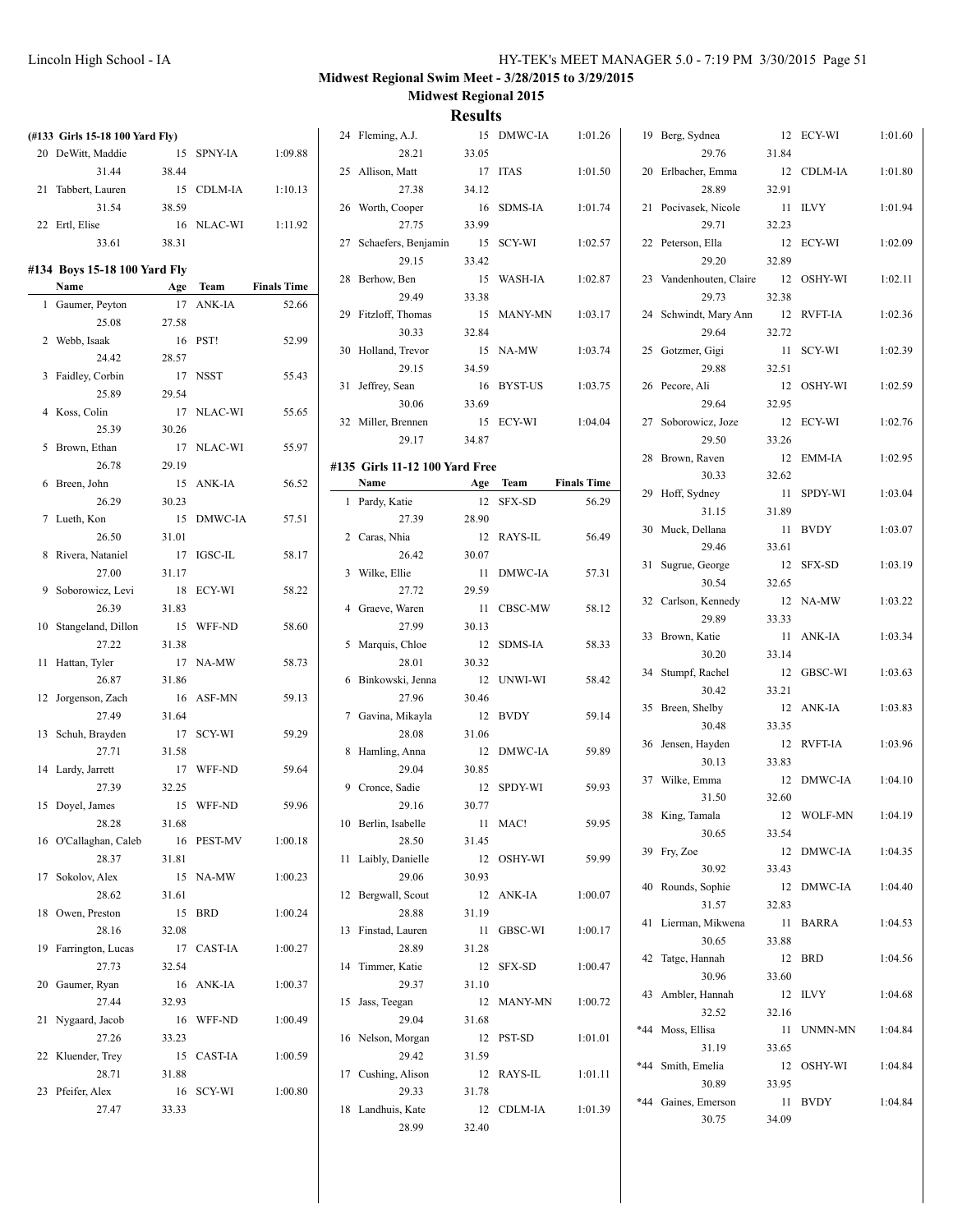## Midwest Regional Swim Meet - 3/28/2015 to 3/29/2015

### Midwest Regional 2015

### Results

**(#133 Girls 15-18 100 Yard Fly)**

| | Name | Age | Team | Finals Time |
|---|---|---|---|---|
| 20 | DeWitt, Maddie | 15 | SPNY-IA | 1:09.88 |
| | 31.44 | 38.44 | | |
| 21 | Tabbert, Lauren | 15 | CDLM-IA | 1:10.13 |
| | 31.54 | 38.59 | | |
| 22 | Ertl, Elise | 16 | NLAC-WI | 1:11.92 |
| | 33.61 | 38.31 | | |

#### #134 Boys 15-18 100 Yard Fly

| | Name | Age | Team | Finals Time |
|---|---|---|---|---|
| 1 | Gaumer, Peyton | 17 | ANK-IA | 52.66 |
| | 25.08 | 27.58 | | |
| 2 | Webb, Isaak | 16 | PST! | 52.99 |
| | 24.42 | 28.57 | | |
| 3 | Faidley, Corbin | 17 | NSST | 55.43 |
| | 25.89 | 29.54 | | |
| 4 | Koss, Colin | 17 | NLAC-WI | 55.65 |
| | 25.39 | 30.26 | | |
| 5 | Brown, Ethan | 17 | NLAC-WI | 55.97 |
| | 26.78 | 29.19 | | |
| 6 | Breen, John | 15 | ANK-IA | 56.52 |
| | 26.29 | 30.23 | | |
| 7 | Lueth, Kon | 15 | DMWC-IA | 57.51 |
| | 26.50 | 31.01 | | |
| 8 | Rivera, Nataniel | 17 | IGSC-IL | 58.17 |
| | 27.00 | 31.17 | | |
| 9 | Soborowicz, Levi | 18 | ECY-WI | 58.22 |
| | 26.39 | 31.83 | | |
| 10 | Stangeland, Dillon | 15 | WFF-ND | 58.60 |
| | 27.22 | 31.38 | | |
| 11 | Hattan, Tyler | 17 | NA-MW | 58.73 |
| | 26.87 | 31.86 | | |
| 12 | Jorgenson, Zach | 16 | ASF-MN | 59.13 |
| | 27.49 | 31.64 | | |
| 13 | Schuh, Brayden | 17 | SCY-WI | 59.29 |
| | 27.71 | 31.58 | | |
| 14 | Lardy, Jarrett | 17 | WFF-ND | 59.64 |
| | 27.39 | 32.25 | | |
| 15 | Doyel, James | 15 | WFF-ND | 59.96 |
| | 28.28 | 31.68 | | |
| 16 | O'Callaghan, Caleb | 16 | PEST-MV | 1:00.18 |
| | 28.37 | 31.81 | | |
| 17 | Sokolov, Alex | 15 | NA-MW | 1:00.23 |
| | 28.62 | 31.61 | | |
| 18 | Owen, Preston | 15 | BRD | 1:00.24 |
| | 28.16 | 32.08 | | |
| 19 | Farrington, Lucas | 17 | CAST-IA | 1:00.27 |
| | 27.73 | 32.54 | | |
| 20 | Gaumer, Ryan | 16 | ANK-IA | 1:00.37 |
| | 27.44 | 32.93 | | |
| 21 | Nygaard, Jacob | 16 | WFF-ND | 1:00.49 |
| | 27.26 | 33.23 | | |
| 22 | Kluender, Trey | 15 | CAST-IA | 1:00.59 |
| | 28.71 | 31.88 | | |
| 23 | Pfeifer, Alex | 16 | SCY-WI | 1:00.80 |
| | 27.47 | 33.33 | | |
| 24 | Fleming, A.J. | 15 | DMWC-IA | 1:01.26 |
| | 28.21 | 33.05 | | |
| 25 | Allison, Matt | 17 | ITAS | 1:01.50 |
| | 27.38 | 34.12 | | |
| 26 | Worth, Cooper | 16 | SDMS-IA | 1:01.74 |
| | 27.75 | 33.99 | | |
| 27 | Schaefers, Benjamin | 15 | SCY-WI | 1:02.57 |
| | 29.15 | 33.42 | | |
| 28 | Berhow, Ben | 15 | WASH-IA | 1:02.87 |
| | 29.49 | 33.38 | | |
| 29 | Fitzloff, Thomas | 15 | MANY-MN | 1:03.17 |
| | 30.33 | 32.84 | | |
| 30 | Holland, Trevor | 15 | NA-MW | 1:03.74 |
| | 29.15 | 34.59 | | |
| 31 | Jeffrey, Sean | 16 | BYST-US | 1:03.75 |
| | 30.06 | 33.69 | | |
| 32 | Miller, Brennen | 15 | ECY-WI | 1:04.04 |
| | 29.17 | 34.87 | | |

#### #135 Girls 11-12 100 Yard Free

| | Name | Age | Team | Finals Time |
|---|---|---|---|---|
| 1 | Pardy, Katie | 12 | SFX-SD | 56.29 |
| | 27.39 | 28.90 | | |
| 2 | Caras, Nhia | 12 | RAYS-IL | 56.49 |
| | 26.42 | 30.07 | | |
| 3 | Wilke, Ellie | 11 | DMWC-IA | 57.31 |
| | 27.72 | 29.59 | | |
| 4 | Graeve, Waren | 11 | CBSC-MW | 58.12 |
| | 27.99 | 30.13 | | |
| 5 | Marquis, Chloe | 12 | SDMS-IA | 58.33 |
| | 28.01 | 30.32 | | |
| 6 | Binkowski, Jenna | 12 | UNWI-WI | 58.42 |
| | 27.96 | 30.46 | | |
| 7 | Gavina, Mikayla | 12 | BVDY | 59.14 |
| | 28.08 | 31.06 | | |
| 8 | Hamling, Anna | 12 | DMWC-IA | 59.89 |
| | 29.04 | 30.85 | | |
| 9 | Cronce, Sadie | 12 | SPDY-WI | 59.93 |
| | 29.16 | 30.77 | | |
| 10 | Berlin, Isabelle | 11 | MAC! | 59.95 |
| | 28.50 | 31.45 | | |
| 11 | Laibly, Danielle | 12 | OSHY-WI | 59.99 |
| | 29.06 | 30.93 | | |
| 12 | Bergwall, Scout | 12 | ANK-IA | 1:00.07 |
| | 28.88 | 31.19 | | |
| 13 | Finstad, Lauren | 11 | GBSC-WI | 1:00.17 |
| | 28.89 | 31.28 | | |
| 14 | Timmer, Katie | 12 | SFX-SD | 1:00.47 |
| | 29.37 | 31.10 | | |
| 15 | Jass, Teegan | 12 | MANY-MN | 1:00.72 |
| | 29.04 | 31.68 | | |
| 16 | Nelson, Morgan | 12 | PST-SD | 1:01.01 |
| | 29.42 | 31.59 | | |
| 17 | Cushing, Alison | 12 | RAYS-IL | 1:01.11 |
| | 29.33 | 31.78 | | |
| 18 | Landhuis, Kate | 12 | CDLM-IA | 1:01.39 |
| | 28.99 | 32.40 | | |
| 19 | Berg, Sydnea | 12 | ECY-WI | 1:01.60 |
| | 29.76 | 31.84 | | |
| 20 | Erlbacher, Emma | 12 | CDLM-IA | 1:01.80 |
| | 28.89 | 32.91 | | |
| 21 | Pocivasek, Nicole | 11 | ILVY | 1:01.94 |
| | 29.71 | 32.23 | | |
| 22 | Peterson, Ella | 12 | ECY-WI | 1:02.09 |
| | 29.20 | 32.89 | | |
| 23 | Vandenhouten, Claire | 12 | OSHY-WI | 1:02.11 |
| | 29.73 | 32.38 | | |
| 24 | Schwindt, Mary Ann | 12 | RVFT-IA | 1:02.36 |
| | 29.64 | 32.72 | | |
| 25 | Gotzmer, Gigi | 11 | SCY-WI | 1:02.39 |
| | 29.88 | 32.51 | | |
| 26 | Pecore, Ali | 12 | OSHY-WI | 1:02.59 |
| | 29.64 | 32.95 | | |
| 27 | Soborowicz, Joze | 12 | ECY-WI | 1:02.76 |
| | 29.50 | 33.26 | | |
| 28 | Brown, Raven | 12 | EMM-IA | 1:02.95 |
| | 30.33 | 32.62 | | |
| 29 | Hoff, Sydney | 11 | SPDY-WI | 1:03.04 |
| | 31.15 | 31.89 | | |
| 30 | Muck, Dellana | 11 | BVDY | 1:03.07 |
| | 29.46 | 33.61 | | |
| 31 | Sugrue, George | 12 | SFX-SD | 1:03.19 |
| | 30.54 | 32.65 | | |
| 32 | Carlson, Kennedy | 12 | NA-MW | 1:03.22 |
| | 29.89 | 33.33 | | |
| 33 | Brown, Katie | 11 | ANK-IA | 1:03.34 |
| | 30.20 | 33.14 | | |
| 34 | Stumpf, Rachel | 12 | GBSC-WI | 1:03.63 |
| | 30.42 | 33.21 | | |
| 35 | Breen, Shelby | 12 | ANK-IA | 1:03.83 |
| | 30.48 | 33.35 | | |
| 36 | Jensen, Hayden | 12 | RVFT-IA | 1:03.96 |
| | 30.13 | 33.83 | | |
| 37 | Wilke, Emma | 12 | DMWC-IA | 1:04.10 |
| | 31.50 | 32.60 | | |
| 38 | King, Tamala | 12 | WOLF-MN | 1:04.19 |
| | 30.65 | 33.54 | | |
| 39 | Fry, Zoe | 12 | DMWC-IA | 1:04.35 |
| | 30.92 | 33.43 | | |
| 40 | Rounds, Sophie | 12 | DMWC-IA | 1:04.40 |
| | 31.57 | 32.83 | | |
| 41 | Lierman, Mikwena | 11 | BARRA | 1:04.53 |
| | 30.65 | 33.88 | | |
| 42 | Tatge, Hannah | 12 | BRD | 1:04.56 |
| | 30.96 | 33.60 | | |
| 43 | Ambler, Hannah | 12 | ILVY | 1:04.68 |
| | 32.52 | 32.16 | | |
| *44 | Moss, Ellisa | 11 | UNMN-MN | 1:04.84 |
| | 31.19 | 33.65 | | |
| *44 | Smith, Emelia | 12 | OSHY-WI | 1:04.84 |
| | 30.89 | 33.95 | | |
| *44 | Gaines, Emerson | 11 | BVDY | 1:04.84 |
| | 30.75 | 34.09 | | |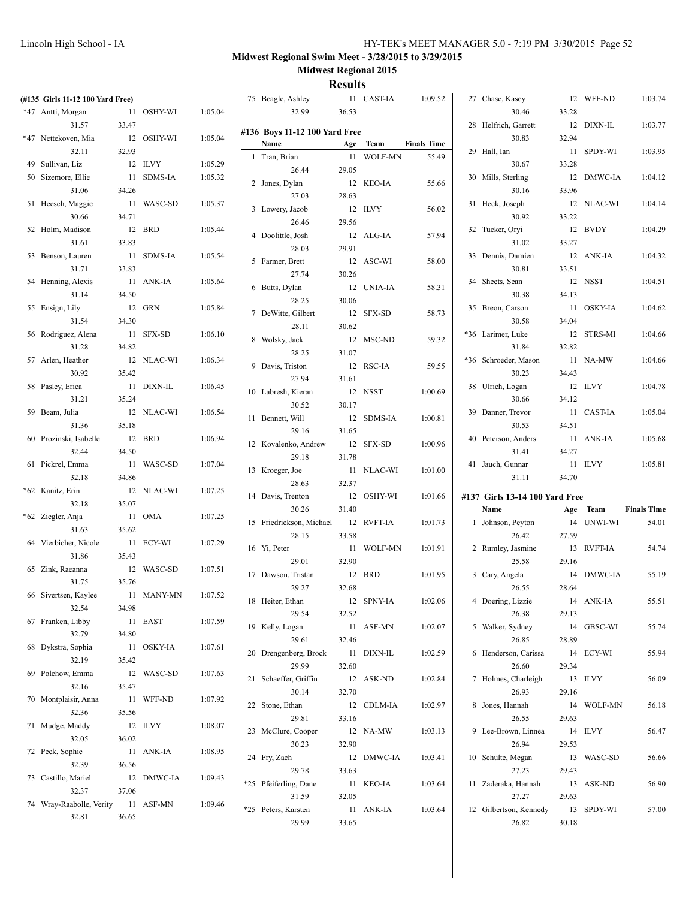## Midwest Regional Swim Meet - 3/28/2015 to 3/29/2015

### Midwest Regional 2015

### Results

**(#135 Girls 11-12 100 Yard Free)**

| Place | Name | Age | Team | Finals Time |
|---|---|---|---|---|
| *47 | Antti, Morgan | 11 | OSHY-WI | 1:05.04 |
| | 31.57 | 33.47 | | |
| *47 | Nettekoven, Mia | 12 | OSHY-WI | 1:05.04 |
| | 32.11 | 32.93 | | |
| 49 | Sullivan, Liz | 12 | ILVY | 1:05.29 |
| 50 | Sizemore, Ellie | 11 | SDMS-IA | 1:05.32 |
| | 31.06 | 34.26 | | |
| 51 | Heesch, Maggie | 11 | WASC-SD | 1:05.37 |
| | 30.66 | 34.71 | | |
| 52 | Holm, Madison | 12 | BRD | 1:05.44 |
| | 31.61 | 33.83 | | |
| 53 | Benson, Lauren | 11 | SDMS-IA | 1:05.54 |
| | 31.71 | 33.83 | | |
| 54 | Henning, Alexis | 11 | ANK-IA | 1:05.64 |
| | 31.14 | 34.50 | | |
| 55 | Ensign, Lily | 12 | GRN | 1:05.84 |
| | 31.54 | 34.30 | | |
| 56 | Rodriguez, Alena | 11 | SFX-SD | 1:06.10 |
| | 31.28 | 34.82 | | |
| 57 | Arlen, Heather | 12 | NLAC-WI | 1:06.34 |
| | 30.92 | 35.42 | | |
| 58 | Pasley, Erica | 11 | DIXN-IL | 1:06.45 |
| | 31.21 | 35.24 | | |
| 59 | Beam, Julia | 12 | NLAC-WI | 1:06.54 |
| | 31.36 | 35.18 | | |
| 60 | Prozinski, Isabelle | 12 | BRD | 1:06.94 |
| | 32.44 | 34.50 | | |
| 61 | Pickrel, Emma | 11 | WASC-SD | 1:07.04 |
| | 32.18 | 34.86 | | |
| *62 | Kanitz, Erin | 12 | NLAC-WI | 1:07.25 |
| | 32.18 | 35.07 | | |
| *62 | Ziegler, Anja | 11 | OMA | 1:07.25 |
| | 31.63 | 35.62 | | |
| 64 | Vierbicher, Nicole | 11 | ECY-WI | 1:07.29 |
| | 31.86 | 35.43 | | |
| 65 | Zink, Raeanna | 12 | WASC-SD | 1:07.51 |
| | 31.75 | 35.76 | | |
| 66 | Sivertsen, Kaylee | 11 | MANY-MN | 1:07.52 |
| | 32.54 | 34.98 | | |
| 67 | Franken, Libby | 11 | EAST | 1:07.59 |
| | 32.79 | 34.80 | | |
| 68 | Dykstra, Sophia | 11 | OSKY-IA | 1:07.61 |
| | 32.19 | 35.42 | | |
| 69 | Polchow, Emma | 12 | WASC-SD | 1:07.63 |
| | 32.16 | 35.47 | | |
| 70 | Montplaisir, Anna | 11 | WFF-ND | 1:07.92 |
| | 32.36 | 35.56 | | |
| 71 | Mudge, Maddy | 12 | ILVY | 1:08.07 |
| | 32.05 | 36.02 | | |
| 72 | Peck, Sophie | 11 | ANK-IA | 1:08.95 |
| | 32.39 | 36.56 | | |
| 73 | Castillo, Mariel | 12 | DMWC-IA | 1:09.43 |
| | 32.37 | 37.06 | | |
| 74 | Wray-Raabolle, Verity | 11 | ASF-MN | 1:09.46 |
| | 32.81 | 36.65 | | |
| 75 | Beagle, Ashley | 11 | CAST-IA | 1:09.52 |
| | 32.99 | 36.53 | | |

**#136 Boys 11-12 100 Yard Free**

| Place | Name | Age | Team | Finals Time |
|---|---|---|---|---|
| 1 | Tran, Brian | 11 | WOLF-MN | 55.49 |
| | 26.44 | 29.05 | | |
| 2 | Jones, Dylan | 12 | KEO-IA | 55.66 |
| | 27.03 | 28.63 | | |
| 3 | Lowery, Jacob | 12 | ILVY | 56.02 |
| | 26.46 | 29.56 | | |
| 4 | Doolittle, Josh | 12 | ALG-IA | 57.94 |
| | 28.03 | 29.91 | | |
| 5 | Farmer, Brett | 12 | ASC-WI | 58.00 |
| | 27.74 | 30.26 | | |
| 6 | Butts, Dylan | 12 | UNIA-IA | 58.31 |
| | 28.25 | 30.06 | | |
| 7 | DeWitte, Gilbert | 12 | SFX-SD | 58.73 |
| | 28.11 | 30.62 | | |
| 8 | Wolsky, Jack | 12 | MSC-ND | 59.32 |
| | 28.25 | 31.07 | | |
| 9 | Davis, Triston | 12 | RSC-IA | 59.55 |
| | 27.94 | 31.61 | | |
| 10 | Labresh, Kieran | 12 | NSST | 1:00.69 |
| | 30.52 | 30.17 | | |
| 11 | Bennett, Will | 12 | SDMS-IA | 1:00.81 |
| | 29.16 | 31.65 | | |
| 12 | Kovalenko, Andrew | 12 | SFX-SD | 1:00.96 |
| | 29.18 | 31.78 | | |
| 13 | Kroeger, Joe | 11 | NLAC-WI | 1:01.00 |
| | 28.63 | 32.37 | | |
| 14 | Davis, Trenton | 12 | OSHY-WI | 1:01.66 |
| | 30.26 | 31.40 | | |
| 15 | Friedrickson, Michael | 12 | RVFT-IA | 1:01.73 |
| | 28.15 | 33.58 | | |
| 16 | Yi, Peter | 11 | WOLF-MN | 1:01.91 |
| | 29.01 | 32.90 | | |
| 17 | Dawson, Tristan | 12 | BRD | 1:01.95 |
| | 29.27 | 32.68 | | |
| 18 | Heiter, Ethan | 12 | SPNY-IA | 1:02.06 |
| | 29.54 | 32.52 | | |
| 19 | Kelly, Logan | 11 | ASF-MN | 1:02.07 |
| | 29.61 | 32.46 | | |
| 20 | Drengenberg, Brock | 11 | DIXN-IL | 1:02.59 |
| | 29.99 | 32.60 | | |
| 21 | Schaeffer, Griffin | 12 | ASK-ND | 1:02.84 |
| | 30.14 | 32.70 | | |
| 22 | Stone, Ethan | 12 | CDLM-IA | 1:02.97 |
| | 29.81 | 33.16 | | |
| 23 | McClure, Cooper | 12 | NA-MW | 1:03.13 |
| | 30.23 | 32.90 | | |
| 24 | Fry, Zach | 12 | DMWC-IA | 1:03.41 |
| | 29.78 | 33.63 | | |
| *25 | Pfeiferling, Dane | 11 | KEO-IA | 1:03.64 |
| | 31.59 | 32.05 | | |
| *25 | Peters, Karsten | 11 | ANK-IA | 1:03.64 |
| | 29.99 | 33.65 | | |
| 27 | Chase, Kasey | 12 | WFF-ND | 1:03.74 |
| | 30.46 | 33.28 | | |
| 28 | Helfrich, Garrett | 12 | DIXN-IL | 1:03.77 |
| | 30.83 | 32.94 | | |
| 29 | Hall, Ian | 11 | SPDY-WI | 1:03.95 |
| | 30.67 | 33.28 | | |
| 30 | Mills, Sterling | 12 | DMWC-IA | 1:04.12 |
| | 30.16 | 33.96 | | |
| 31 | Heck, Joseph | 12 | NLAC-WI | 1:04.14 |
| | 30.92 | 33.22 | | |
| 32 | Tucker, Oryi | 12 | BVDY | 1:04.29 |
| | 31.02 | 33.27 | | |
| 33 | Dennis, Damien | 12 | ANK-IA | 1:04.32 |
| | 30.81 | 33.51 | | |
| 34 | Sheets, Sean | 12 | NSST | 1:04.51 |
| | 30.38 | 34.13 | | |
| 35 | Breon, Carson | 11 | OSKY-IA | 1:04.62 |
| | 30.58 | 34.04 | | |
| *36 | Larimer, Luke | 12 | STRS-MI | 1:04.66 |
| | 31.84 | 32.82 | | |
| *36 | Schroeder, Mason | 11 | NA-MW | 1:04.66 |
| | 30.23 | 34.43 | | |
| 38 | Ulrich, Logan | 12 | ILVY | 1:04.78 |
| | 30.66 | 34.12 | | |
| 39 | Danner, Trevor | 11 | CAST-IA | 1:05.04 |
| | 30.53 | 34.51 | | |
| 40 | Peterson, Anders | 11 | ANK-IA | 1:05.68 |
| | 31.41 | 34.27 | | |
| 41 | Jauch, Gunnar | 11 | ILVY | 1:05.81 |
| | 31.11 | 34.70 | | |

**#137 Girls 13-14 100 Yard Free**

| Place | Name | Age | Team | Finals Time |
|---|---|---|---|---|
| 1 | Johnson, Peyton | 14 | UNWI-WI | 54.01 |
| | 26.42 | 27.59 | | |
| 2 | Rumley, Jasmine | 13 | RVFT-IA | 54.74 |
| | 25.58 | 29.16 | | |
| 3 | Cary, Angela | 14 | DMWC-IA | 55.19 |
| | 26.55 | 28.64 | | |
| 4 | Doering, Lizzie | 14 | ANK-IA | 55.51 |
| | 26.38 | 29.13 | | |
| 5 | Walker, Sydney | 14 | GBSC-WI | 55.74 |
| | 26.85 | 28.89 | | |
| 6 | Henderson, Carissa | 14 | ECY-WI | 55.94 |
| | 26.60 | 29.34 | | |
| 7 | Holmes, Charleigh | 13 | ILVY | 56.09 |
| | 26.93 | 29.16 | | |
| 8 | Jones, Hannah | 14 | WOLF-MN | 56.18 |
| | 26.55 | 29.63 | | |
| 9 | Lee-Brown, Linnea | 14 | ILVY | 56.47 |
| | 26.94 | 29.53 | | |
| 10 | Schulte, Megan | 13 | WASC-SD | 56.66 |
| | 27.23 | 29.43 | | |
| 11 | Zaderaka, Hannah | 13 | ASK-ND | 56.90 |
| | 27.27 | 29.63 | | |
| 12 | Gilbertson, Kennedy | 13 | SPDY-WI | 57.00 |
| | 26.82 | 30.18 | | |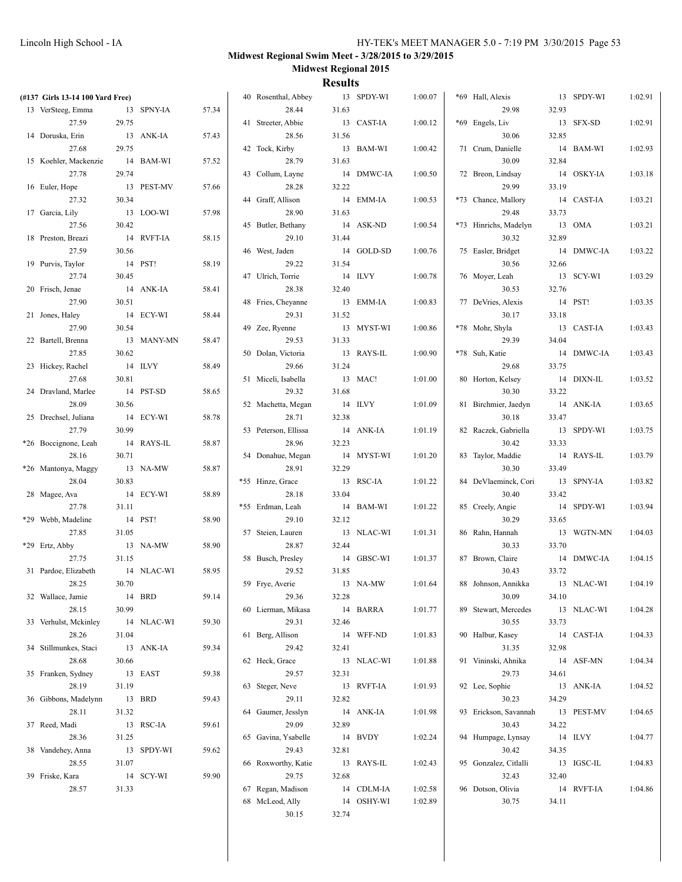**Midwest Regional Swim Meet - 3/28/2015 to 3/29/2015**

**Midwest Regional 2015**

## Results

**(#137 Girls 13-14 100 Yard Free)**

| Place | Name | Age | Team | Time | Split 1 | Split 2 |
|---|---|---|---|---|---|---|
| 13 | VerSteeg, Emma | 13 | SPNY-IA | 57.34 | 27.59 | 29.75 |
| 14 | Doruska, Erin | 13 | ANK-IA | 57.43 | 27.68 | 29.75 |
| 15 | Koehler, Mackenzie | 14 | BAM-WI | 57.52 | 27.78 | 29.74 |
| 16 | Euler, Hope | 13 | PEST-MV | 57.66 | 27.32 | 30.34 |
| 17 | Garcia, Lily | 13 | LOO-WI | 57.98 | 27.56 | 30.42 |
| 18 | Preston, Breazi | 14 | RVFT-IA | 58.15 | 27.59 | 30.56 |
| 19 | Purvis, Taylor | 14 | PST! | 58.19 | 27.74 | 30.45 |
| 20 | Frisch, Jenae | 14 | ANK-IA | 58.41 | 27.90 | 30.51 |
| 21 | Jones, Haley | 14 | ECY-WI | 58.44 | 27.90 | 30.54 |
| 22 | Bartell, Brenna | 13 | MANY-MN | 58.47 | 27.85 | 30.62 |
| 23 | Hickey, Rachel | 14 | ILVY | 58.49 | 27.68 | 30.81 |
| 24 | Dravland, Marlee | 14 | PST-SD | 58.65 | 28.09 | 30.56 |
| 25 | Drechsel, Juliana | 14 | ECY-WI | 58.78 | 27.79 | 30.99 |
| *26 | Boccignone, Leah | 14 | RAYS-IL | 58.87 | 28.16 | 30.71 |
| *26 | Mantonya, Maggy | 13 | NA-MW | 58.87 | 28.04 | 30.83 |
| 28 | Magee, Ava | 14 | ECY-WI | 58.89 | 27.78 | 31.11 |
| *29 | Webb, Madeline | 14 | PST! | 58.90 | 27.85 | 31.05 |
| *29 | Ertz, Abby | 13 | NA-MW | 58.90 | 27.75 | 31.15 |
| 31 | Pardoe, Elizabeth | 14 | NLAC-WI | 58.95 | 28.25 | 30.70 |
| 32 | Wallace, Jamie | 14 | BRD | 59.14 | 28.15 | 30.99 |
| 33 | Verhulst, Mckinley | 14 | NLAC-WI | 59.30 | 28.26 | 31.04 |
| 34 | Stillmunkes, Staci | 13 | ANK-IA | 59.34 | 28.68 | 30.66 |
| 35 | Franken, Sydney | 13 | EAST | 59.38 | 28.19 | 31.19 |
| 36 | Gibbons, Madelynn | 13 | BRD | 59.43 | 28.11 | 31.32 |
| 37 | Reed, Madi | 13 | RSC-IA | 59.61 | 28.36 | 31.25 |
| 38 | Vandehey, Anna | 13 | SPDY-WI | 59.62 | 28.55 | 31.07 |
| 39 | Friske, Kara | 14 | SCY-WI | 59.90 | 28.57 | 31.33 |
| 40 | Rosenthal, Abbey | 13 | SPDY-WI | 1:00.07 | 28.44 | 31.63 |
| 41 | Streeter, Abbie | 13 | CAST-IA | 1:00.12 | 28.56 | 31.56 |
| 42 | Tock, Kirby | 13 | BAM-WI | 1:00.42 | 28.79 | 31.63 |
| 43 | Collum, Layne | 14 | DMWC-IA | 1:00.50 | 28.28 | 32.22 |
| 44 | Graff, Allison | 14 | EMM-IA | 1:00.53 | 28.90 | 31.63 |
| 45 | Butler, Bethany | 14 | ASK-ND | 1:00.54 | 29.10 | 31.44 |
| 46 | West, Jaden | 14 | GOLD-SD | 1:00.76 | 29.22 | 31.54 |
| 47 | Ulrich, Torrie | 14 | ILVY | 1:00.78 | 28.38 | 32.40 |
| 48 | Fries, Cheyanne | 13 | EMM-IA | 1:00.83 | 29.31 | 31.52 |
| 49 | Zee, Ryenne | 13 | MYST-WI | 1:00.86 | 29.53 | 31.33 |
| 50 | Dolan, Victoria | 13 | RAYS-IL | 1:00.90 | 29.66 | 31.24 |
| 51 | Miceli, Isabella | 13 | MAC! | 1:01.00 | 29.32 | 31.68 |
| 52 | Machetta, Megan | 14 | ILVY | 1:01.09 | 28.71 | 32.38 |
| 53 | Peterson, Ellissa | 14 | ANK-IA | 1:01.19 | 28.96 | 32.23 |
| 54 | Donahue, Megan | 14 | MYST-WI | 1:01.20 | 28.91 | 32.29 |
| *55 | Hinze, Grace | 13 | RSC-IA | 1:01.22 | 28.18 | 33.04 |
| *55 | Erdman, Leah | 14 | BAM-WI | 1:01.22 | 29.10 | 32.12 |
| 57 | Steien, Lauren | 13 | NLAC-WI | 1:01.31 | 28.87 | 32.44 |
| 58 | Busch, Presley | 14 | GBSC-WI | 1:01.37 | 29.52 | 31.85 |
| 59 | Frye, Averie | 13 | NA-MW | 1:01.64 | 29.36 | 32.28 |
| 60 | Lierman, Mikasa | 14 | BARRA | 1:01.77 | 29.31 | 32.46 |
| 61 | Berg, Allison | 14 | WFF-ND | 1:01.83 | 29.42 | 32.41 |
| 62 | Heck, Grace | 13 | NLAC-WI | 1:01.88 | 29.57 | 32.31 |
| 63 | Steger, Neve | 13 | RVFT-IA | 1:01.93 | 29.11 | 32.82 |
| 64 | Gaumer, Jesslyn | 14 | ANK-IA | 1:01.98 | 29.09 | 32.89 |
| 65 | Gavina, Ysabelle | 14 | BVDY | 1:02.24 | 29.43 | 32.81 |
| 66 | Roxworthy, Katie | 13 | RAYS-IL | 1:02.43 | 29.75 | 32.68 |
| 67 | Regan, Madison | 14 | CDLM-IA | 1:02.58 | | |
| 68 | McLeod, Ally | 14 | OSHY-WI | 1:02.89 | 30.15 | 32.74 |
| *69 | Hall, Alexis | 13 | SPDY-WI | 1:02.91 | 29.98 | 32.93 |
| *69 | Engels, Liv | 13 | SFX-SD | 1:02.91 | 30.06 | 32.85 |
| 71 | Crum, Danielle | 14 | BAM-WI | 1:02.93 | 30.09 | 32.84 |
| 72 | Breon, Lindsay | 14 | OSKY-IA | 1:03.18 | 29.99 | 33.19 |
| *73 | Chance, Mallory | 14 | CAST-IA | 1:03.21 | 29.48 | 33.73 |
| *73 | Hinrichs, Madelyn | 13 | OMA | 1:03.21 | 30.32 | 32.89 |
| 75 | Easler, Bridget | 14 | DMWC-IA | 1:03.22 | 30.56 | 32.66 |
| 76 | Moyer, Leah | 13 | SCY-WI | 1:03.29 | 30.53 | 32.76 |
| 77 | DeVries, Alexis | 14 | PST! | 1:03.35 | 30.17 | 33.18 |
| *78 | Mohr, Shyla | 13 | CAST-IA | 1:03.43 | 29.39 | 34.04 |
| *78 | Suh, Katie | 14 | DMWC-IA | 1:03.43 | 29.68 | 33.75 |
| 80 | Horton, Kelsey | 14 | DIXN-IL | 1:03.52 | 30.30 | 33.22 |
| 81 | Birchmier, Jaedyn | 14 | ANK-IA | 1:03.65 | 30.18 | 33.47 |
| 82 | Raczek, Gabriella | 13 | SPDY-WI | 1:03.75 | 30.42 | 33.33 |
| 83 | Taylor, Maddie | 14 | RAYS-IL | 1:03.79 | 30.30 | 33.49 |
| 84 | DeVlaeminck, Cori | 13 | SPNY-IA | 1:03.82 | 30.40 | 33.42 |
| 85 | Creely, Angie | 14 | SPDY-WI | 1:03.94 | 30.29 | 33.65 |
| 86 | Rahn, Hannah | 13 | WGTN-MN | 1:04.03 | 30.33 | 33.70 |
| 87 | Brown, Claire | 14 | DMWC-IA | 1:04.15 | 30.43 | 33.72 |
| 88 | Johnson, Annikka | 13 | NLAC-WI | 1:04.19 | 30.09 | 34.10 |
| 89 | Stewart, Mercedes | 13 | NLAC-WI | 1:04.28 | 30.55 | 33.73 |
| 90 | Halbur, Kasey | 14 | CAST-IA | 1:04.33 | 31.35 | 32.98 |
| 91 | Vininski, Ahnika | 14 | ASF-MN | 1:04.34 | 29.73 | 34.61 |
| 92 | Lee, Sophie | 13 | ANK-IA | 1:04.52 | 30.23 | 34.29 |
| 93 | Erickson, Savannah | 13 | PEST-MV | 1:04.65 | 30.43 | 34.22 |
| 94 | Humpage, Lynsay | 14 | ILVY | 1:04.77 | 30.42 | 34.35 |
| 95 | Gonzalez, Citlalli | 13 | IGSC-IL | 1:04.83 | 32.43 | 32.40 |
| 96 | Dotson, Olivia | 14 | RVFT-IA | 1:04.86 | 30.75 | 34.11 |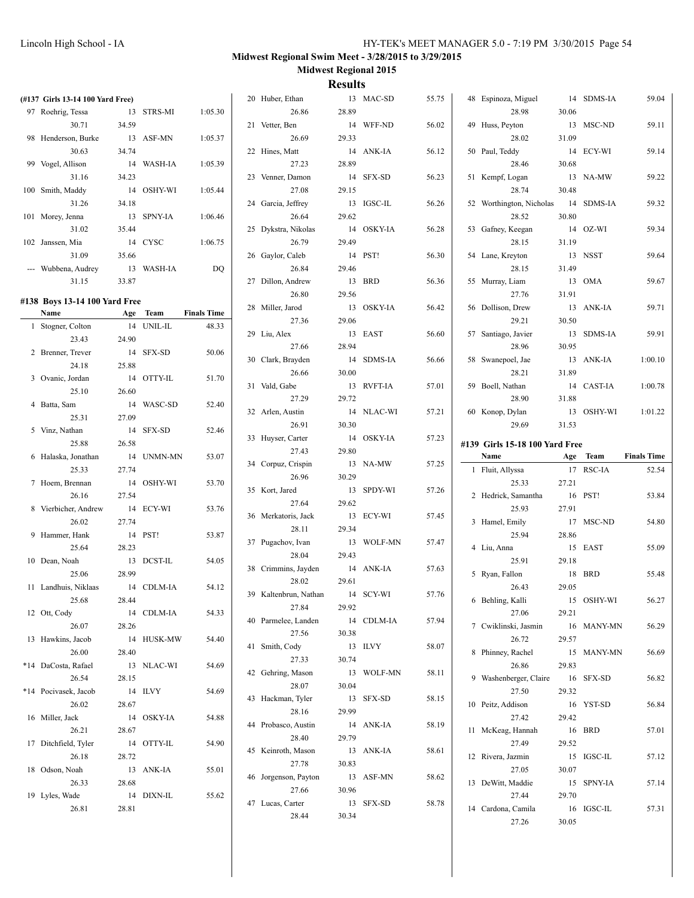**Midwest Regional Swim Meet - 3/28/2015 to 3/29/2015**

**Midwest Regional 2015**

## Results

### (#137 Girls 13-14 100 Yard Free)

| | Name | Age | Team | Finals Time |
|---|---|---|---|---|
| 97 | Roehrig, Tessa | 13 | STRS-MI | 1:05.30 |
| | 30.71 | 34.59 | | |
| 98 | Henderson, Burke | 13 | ASF-MN | 1:05.37 |
| | 30.63 | 34.74 | | |
| 99 | Vogel, Allison | 14 | WASH-IA | 1:05.39 |
| | 31.16 | 34.23 | | |
| 100 | Smith, Maddy | 14 | OSHY-WI | 1:05.44 |
| | 31.26 | 34.18 | | |
| 101 | Morey, Jenna | 13 | SPNY-IA | 1:06.46 |
| | 31.02 | 35.44 | | |
| 102 | Janssen, Mia | 14 | CYSC | 1:06.75 |
| | 31.09 | 35.66 | | |
| --- | Wubbena, Audrey | 13 | WASH-IA | DQ |
| | 31.15 | 33.87 | | |

### #138 Boys 13-14 100 Yard Free

| | Name | Age | Team | Finals Time |
|---|---|---|---|---|
| 1 | Stogner, Colton | 14 | UNIL-IL | 48.33 |
| | 23.43 | 24.90 | | |
| 2 | Brenner, Trever | 14 | SFX-SD | 50.06 |
| | 24.18 | 25.88 | | |
| 3 | Ovanic, Jordan | 14 | OTTY-IL | 51.70 |
| | 25.10 | 26.60 | | |
| 4 | Batta, Sam | 14 | WASC-SD | 52.40 |
| | 25.31 | 27.09 | | |
| 5 | Vinz, Nathan | 14 | SFX-SD | 52.46 |
| | 25.88 | 26.58 | | |
| 6 | Halaska, Jonathan | 14 | UNMN-MN | 53.07 |
| | 25.33 | 27.74 | | |
| 7 | Hoem, Brennan | 14 | OSHY-WI | 53.70 |
| | 26.16 | 27.54 | | |
| 8 | Vierbicher, Andrew | 14 | ECY-WI | 53.76 |
| | 26.02 | 27.74 | | |
| 9 | Hammer, Hank | 14 | PST! | 53.87 |
| | 25.64 | 28.23 | | |
| 10 | Dean, Noah | 13 | DCST-IL | 54.05 |
| | 25.06 | 28.99 | | |
| 11 | Landhuis, Niklaas | 14 | CDLM-IA | 54.12 |
| | 25.68 | 28.44 | | |
| 12 | Ott, Cody | 14 | CDLM-IA | 54.33 |
| | 26.07 | 28.26 | | |
| 13 | Hawkins, Jacob | 14 | HUSK-MW | 54.40 |
| | 26.00 | 28.40 | | |
| *14 | DaCosta, Rafael | 13 | NLAC-WI | 54.69 |
| | 26.54 | 28.15 | | |
| *14 | Pocivasek, Jacob | 14 | ILVY | 54.69 |
| | 26.02 | 28.67 | | |
| 16 | Miller, Jack | 14 | OSKY-IA | 54.88 |
| | 26.21 | 28.67 | | |
| 17 | Ditchfield, Tyler | 14 | OTTY-IL | 54.90 |
| | 26.18 | 28.72 | | |
| 18 | Odson, Noah | 13 | ANK-IA | 55.01 |
| | 26.33 | 28.68 | | |
| 19 | Lyles, Wade | 14 | DIXN-IL | 55.62 |
| | 26.81 | 28.81 | | |
| 20 | Huber, Ethan | 13 | MAC-SD | 55.75 |
| | 26.86 | 28.89 | | |
| 21 | Vetter, Ben | 14 | WFF-ND | 56.02 |
| | 26.69 | 29.33 | | |
| 22 | Hines, Matt | 14 | ANK-IA | 56.12 |
| | 27.23 | 28.89 | | |
| 23 | Venner, Damon | 14 | SFX-SD | 56.23 |
| | 27.08 | 29.15 | | |
| 24 | Garcia, Jeffrey | 13 | IGSC-IL | 56.26 |
| | 26.64 | 29.62 | | |
| 25 | Dykstra, Nikolas | 14 | OSKY-IA | 56.28 |
| | 26.79 | 29.49 | | |
| 26 | Gaylor, Caleb | 14 | PST! | 56.30 |
| | 26.84 | 29.46 | | |
| 27 | Dillon, Andrew | 13 | BRD | 56.36 |
| | 26.80 | 29.56 | | |
| 28 | Miller, Jarod | 13 | OSKY-IA | 56.42 |
| | 27.36 | 29.06 | | |
| 29 | Liu, Alex | 13 | EAST | 56.60 |
| | 27.66 | 28.94 | | |
| 30 | Clark, Brayden | 14 | SDMS-IA | 56.66 |
| | 26.66 | 30.00 | | |
| 31 | Vald, Gabe | 13 | RVFT-IA | 57.01 |
| | 27.29 | 29.72 | | |
| 32 | Arlen, Austin | 14 | NLAC-WI | 57.21 |
| | 26.91 | 30.30 | | |
| 33 | Huyser, Carter | 14 | OSKY-IA | 57.23 |
| | 27.43 | 29.80 | | |
| 34 | Corpuz, Crispin | 13 | NA-MW | 57.25 |
| | 26.96 | 30.29 | | |
| 35 | Kort, Jared | 13 | SPDY-WI | 57.26 |
| | 27.64 | 29.62 | | |
| 36 | Merkatoris, Jack | 13 | ECY-WI | 57.45 |
| | 28.11 | 29.34 | | |
| 37 | Pugachov, Ivan | 13 | WOLF-MN | 57.47 |
| | 28.04 | 29.43 | | |
| 38 | Crimmins, Jayden | 14 | ANK-IA | 57.63 |
| | 28.02 | 29.61 | | |
| 39 | Kaltenbrun, Nathan | 14 | SCY-WI | 57.76 |
| | 27.84 | 29.92 | | |
| 40 | Parmelee, Landen | 14 | CDLM-IA | 57.94 |
| | 27.56 | 30.38 | | |
| 41 | Smith, Cody | 13 | ILVY | 58.07 |
| | 27.33 | 30.74 | | |
| 42 | Gehring, Mason | 13 | WOLF-MN | 58.11 |
| | 28.07 | 30.04 | | |
| 43 | Hackman, Tyler | 13 | SFX-SD | 58.15 |
| | 28.16 | 29.99 | | |
| 44 | Probasco, Austin | 14 | ANK-IA | 58.19 |
| | 28.40 | 29.79 | | |
| 45 | Keinroth, Mason | 13 | ANK-IA | 58.61 |
| | 27.78 | 30.83 | | |
| 46 | Jorgenson, Payton | 13 | ASF-MN | 58.62 |
| | 27.66 | 30.96 | | |
| 47 | Lucas, Carter | 13 | SFX-SD | 58.78 |
| | 28.44 | 30.34 | | |
| 48 | Espinoza, Miguel | 14 | SDMS-IA | 59.04 |
| | 28.98 | 30.06 | | |
| 49 | Huss, Peyton | 13 | MSC-ND | 59.11 |
| | 28.02 | 31.09 | | |
| 50 | Paul, Teddy | 14 | ECY-WI | 59.14 |
| | 28.46 | 30.68 | | |
| 51 | Kempf, Logan | 13 | NA-MW | 59.22 |
| | 28.74 | 30.48 | | |
| 52 | Worthington, Nicholas | 14 | SDMS-IA | 59.32 |
| | 28.52 | 30.80 | | |
| 53 | Gafney, Keegan | 14 | OZ-WI | 59.34 |
| | 28.15 | 31.19 | | |
| 54 | Lane, Kreyton | 13 | NSST | 59.64 |
| | 28.15 | 31.49 | | |
| 55 | Murray, Liam | 13 | OMA | 59.67 |
| | 27.76 | 31.91 | | |
| 56 | Dollison, Drew | 13 | ANK-IA | 59.71 |
| | 29.21 | 30.50 | | |
| 57 | Santiago, Javier | 13 | SDMS-IA | 59.91 |
| | 28.96 | 30.95 | | |
| 58 | Swanepoel, Jae | 13 | ANK-IA | 1:00.10 |
| | 28.21 | 31.89 | | |
| 59 | Boell, Nathan | 14 | CAST-IA | 1:00.78 |
| | 28.90 | 31.88 | | |
| 60 | Konop, Dylan | 13 | OSHY-WI | 1:01.22 |
| | 29.69 | 31.53 | | |

### #139 Girls 15-18 100 Yard Free

| | Name | Age | Team | Finals Time |
|---|---|---|---|---|
| 1 | Fluit, Allyssa | 17 | RSC-IA | 52.54 |
| | 25.33 | 27.21 | | |
| 2 | Hedrick, Samantha | 16 | PST! | 53.84 |
| | 25.93 | 27.91 | | |
| 3 | Hamel, Emily | 17 | MSC-ND | 54.80 |
| | 25.94 | 28.86 | | |
| 4 | Liu, Anna | 15 | EAST | 55.09 |
| | 25.91 | 29.18 | | |
| 5 | Ryan, Fallon | 18 | BRD | 55.48 |
| | 26.43 | 29.05 | | |
| 6 | Behling, Kalli | 15 | OSHY-WI | 56.27 |
| | 27.06 | 29.21 | | |
| 7 | Cwiklinski, Jasmin | 16 | MANY-MN | 56.29 |
| | 26.72 | 29.57 | | |
| 8 | Phinney, Rachel | 15 | MANY-MN | 56.69 |
| | 26.86 | 29.83 | | |
| 9 | Washenberger, Claire | 16 | SFX-SD | 56.82 |
| | 27.50 | 29.32 | | |
| 10 | Peitz, Addison | 16 | YST-SD | 56.84 |
| | 27.42 | 29.42 | | |
| 11 | McKeag, Hannah | 16 | BRD | 57.01 |
| | 27.49 | 29.52 | | |
| 12 | Rivera, Jazmin | 15 | IGSC-IL | 57.12 |
| | 27.05 | 30.07 | | |
| 13 | DeWitt, Maddie | 15 | SPNY-IA | 57.14 |
| | 27.44 | 29.70 | | |
| 14 | Cardona, Camila | 16 | IGSC-IL | 57.31 |
| | 27.26 | 30.05 | | |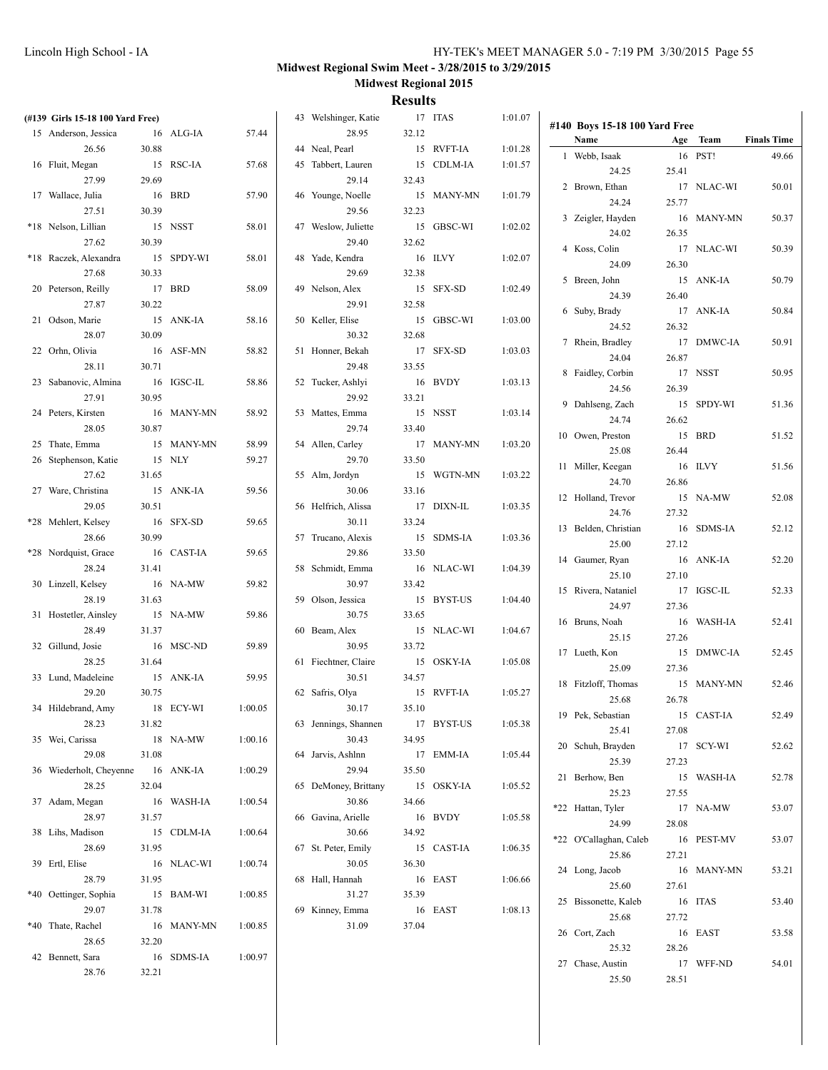**Midwest Regional Swim Meet - 3/28/2015 to 3/29/2015**

**Midwest Regional 2015**

## Results

### (#139 Girls 15-18 100 Yard Free)

| Place | Name | Age | Team | Finals Time | Split 1 | Split 2 |
|---|---|---|---|---|---|---|
| 15 | Anderson, Jessica | 16 | ALG-IA | 57.44 | 26.56 | 30.88 |
| 16 | Fluit, Megan | 15 | RSC-IA | 57.68 | 27.99 | 29.69 |
| 17 | Wallace, Julia | 16 | BRD | 57.90 | 27.51 | 30.39 |
| *18 | Nelson, Lillian | 15 | NSST | 58.01 | 27.62 | 30.39 |
| *18 | Raczek, Alexandra | 15 | SPDY-WI | 58.01 | 27.68 | 30.33 |
| 20 | Peterson, Reilly | 17 | BRD | 58.09 | 27.87 | 30.22 |
| 21 | Odson, Marie | 15 | ANK-IA | 58.16 | 28.07 | 30.09 |
| 22 | Orhn, Olivia | 16 | ASF-MN | 58.82 | 28.11 | 30.71 |
| 23 | Sabanovic, Almina | 16 | IGSC-IL | 58.86 | 27.91 | 30.95 |
| 24 | Peters, Kirsten | 16 | MANY-MN | 58.92 | 28.05 | 30.87 |
| 25 | Thate, Emma | 15 | MANY-MN | 58.99 | | |
| 26 | Stephenson, Katie | 15 | NLY | 59.27 | 27.62 | 31.65 |
| 27 | Ware, Christina | 15 | ANK-IA | 59.56 | 29.05 | 30.51 |
| *28 | Mehlert, Kelsey | 16 | SFX-SD | 59.65 | 28.66 | 30.99 |
| *28 | Nordquist, Grace | 16 | CAST-IA | 59.65 | 28.24 | 31.41 |
| 30 | Linzell, Kelsey | 16 | NA-MW | 59.82 | 28.19 | 31.63 |
| 31 | Hostetler, Ainsley | 15 | NA-MW | 59.86 | 28.49 | 31.37 |
| 32 | Gillund, Josie | 16 | MSC-ND | 59.89 | 28.25 | 31.64 |
| 33 | Lund, Madeleine | 15 | ANK-IA | 59.95 | 29.20 | 30.75 |
| 34 | Hildebrand, Amy | 18 | ECY-WI | 1:00.05 | 28.23 | 31.82 |
| 35 | Wei, Carissa | 18 | NA-MW | 1:00.16 | 29.08 | 31.08 |
| 36 | Wiederholt, Cheyenne | 16 | ANK-IA | 1:00.29 | 28.25 | 32.04 |
| 37 | Adam, Megan | 16 | WASH-IA | 1:00.54 | 28.97 | 31.57 |
| 38 | Lihs, Madison | 15 | CDLM-IA | 1:00.64 | 28.69 | 31.95 |
| 39 | Ertl, Elise | 16 | NLAC-WI | 1:00.74 | 28.79 | 31.95 |
| *40 | Oettinger, Sophia | 15 | BAM-WI | 1:00.85 | 29.07 | 31.78 |
| *40 | Thate, Rachel | 16 | MANY-MN | 1:00.85 | 28.65 | 32.20 |
| 42 | Bennett, Sara | 16 | SDMS-IA | 1:00.97 | 28.76 | 32.21 |
| 43 | Welshinger, Katie | 17 | ITAS | 1:01.07 | 28.95 | 32.12 |
| 44 | Neal, Pearl | 15 | RVFT-IA | 1:01.28 | | |
| 45 | Tabbert, Lauren | 15 | CDLM-IA | 1:01.57 | 29.14 | 32.43 |
| 46 | Younge, Noelle | 15 | MANY-MN | 1:01.79 | 29.56 | 32.23 |
| 47 | Weslow, Juliette | 15 | GBSC-WI | 1:02.02 | 29.40 | 32.62 |
| 48 | Yade, Kendra | 16 | ILVY | 1:02.07 | 29.69 | 32.38 |
| 49 | Nelson, Alex | 15 | SFX-SD | 1:02.49 | 29.91 | 32.58 |
| 50 | Keller, Elise | 15 | GBSC-WI | 1:03.00 | 30.32 | 32.68 |
| 51 | Honner, Bekah | 17 | SFX-SD | 1:03.03 | 29.48 | 33.55 |
| 52 | Tucker, Ashlyi | 16 | BVDY | 1:03.13 | 29.92 | 33.21 |
| 53 | Mattes, Emma | 15 | NSST | 1:03.14 | 29.74 | 33.40 |
| 54 | Allen, Carley | 17 | MANY-MN | 1:03.20 | 29.70 | 33.50 |
| 55 | Alm, Jordyn | 15 | WGTN-MN | 1:03.22 | 30.06 | 33.16 |
| 56 | Helfrich, Alissa | 17 | DIXN-IL | 1:03.35 | 30.11 | 33.24 |
| 57 | Trucano, Alexis | 15 | SDMS-IA | 1:03.36 | 29.86 | 33.50 |
| 58 | Schmidt, Emma | 16 | NLAC-WI | 1:04.39 | 30.97 | 33.42 |
| 59 | Olson, Jessica | 15 | BYST-US | 1:04.40 | 30.75 | 33.65 |
| 60 | Beam, Alex | 15 | NLAC-WI | 1:04.67 | 30.95 | 33.72 |
| 61 | Fiechtner, Claire | 15 | OSKY-IA | 1:05.08 | 30.51 | 34.57 |
| 62 | Safris, Olya | 15 | RVFT-IA | 1:05.27 | 30.17 | 35.10 |
| 63 | Jennings, Shannen | 17 | BYST-US | 1:05.38 | 30.43 | 34.95 |
| 64 | Jarvis, Ashlnn | 17 | EMM-IA | 1:05.44 | 29.94 | 35.50 |
| 65 | DeMoney, Brittany | 15 | OSKY-IA | 1:05.52 | 30.86 | 34.66 |
| 66 | Gavina, Arielle | 16 | BVDY | 1:05.58 | 30.66 | 34.92 |
| 67 | St. Peter, Emily | 15 | CAST-IA | 1:06.35 | 30.05 | 36.30 |
| 68 | Hall, Hannah | 16 | EAST | 1:06.66 | 31.27 | 35.39 |
| 69 | Kinney, Emma | 16 | EAST | 1:08.13 | 31.09 | 37.04 |

### #140 Boys 15-18 100 Yard Free

| Place | Name | Age | Team | Finals Time | Split 1 | Split 2 |
|---|---|---|---|---|---|---|
| 1 | Webb, Isaak | 16 | PST! | 49.66 | 24.25 | 25.41 |
| 2 | Brown, Ethan | 17 | NLAC-WI | 50.01 | 24.24 | 25.77 |
| 3 | Zeigler, Hayden | 16 | MANY-MN | 50.37 | 24.02 | 26.35 |
| 4 | Koss, Colin | 17 | NLAC-WI | 50.39 | 24.09 | 26.30 |
| 5 | Breen, John | 15 | ANK-IA | 50.79 | 24.39 | 26.40 |
| 6 | Suby, Brady | 17 | ANK-IA | 50.84 | 24.52 | 26.32 |
| 7 | Rhein, Bradley | 17 | DMWC-IA | 50.91 | 24.04 | 26.87 |
| 8 | Faidley, Corbin | 17 | NSST | 50.95 | 24.56 | 26.39 |
| 9 | Dahlseng, Zach | 15 | SPDY-WI | 51.36 | 24.74 | 26.62 |
| 10 | Owen, Preston | 15 | BRD | 51.52 | 25.08 | 26.44 |
| 11 | Miller, Keegan | 16 | ILVY | 51.56 | 24.70 | 26.86 |
| 12 | Holland, Trevor | 15 | NA-MW | 52.08 | 24.76 | 27.32 |
| 13 | Belden, Christian | 16 | SDMS-IA | 52.12 | 25.00 | 27.12 |
| 14 | Gaumer, Ryan | 16 | ANK-IA | 52.20 | 25.10 | 27.10 |
| 15 | Rivera, Nataniel | 17 | IGSC-IL | 52.33 | 24.97 | 27.36 |
| 16 | Bruns, Noah | 16 | WASH-IA | 52.41 | 25.15 | 27.26 |
| 17 | Lueth, Kon | 15 | DMWC-IA | 52.45 | 25.09 | 27.36 |
| 18 | Fitzloff, Thomas | 15 | MANY-MN | 52.46 | 25.68 | 26.78 |
| 19 | Pek, Sebastian | 15 | CAST-IA | 52.49 | 25.41 | 27.08 |
| 20 | Schuh, Brayden | 17 | SCY-WI | 52.62 | 25.39 | 27.23 |
| 21 | Berhow, Ben | 15 | WASH-IA | 52.78 | 25.23 | 27.55 |
| *22 | Hattan, Tyler | 17 | NA-MW | 53.07 | 24.99 | 28.08 |
| *22 | O'Callaghan, Caleb | 16 | PEST-MV | 53.07 | 25.86 | 27.21 |
| 24 | Long, Jacob | 16 | MANY-MN | 53.21 | 25.60 | 27.61 |
| 25 | Bissonette, Kaleb | 16 | ITAS | 53.40 | 25.68 | 27.72 |
| 26 | Cort, Zach | 16 | EAST | 53.58 | 25.32 | 28.26 |
| 27 | Chase, Austin | 17 | WFF-ND | 54.01 | 25.50 | 28.51 |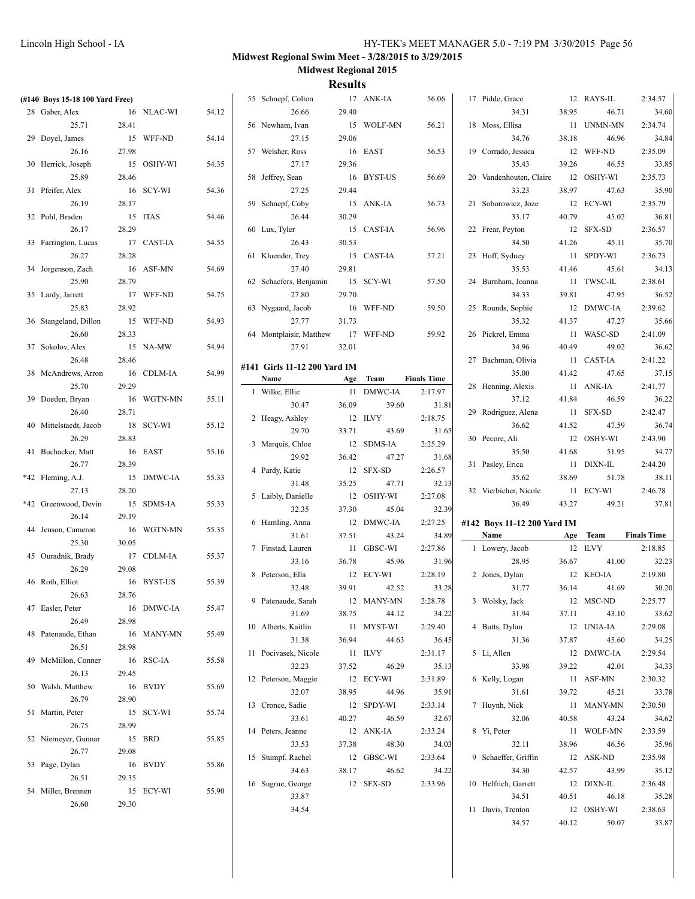## Midwest Regional Swim Meet - 3/28/2015 to 3/29/2015

### Midwest Regional 2015

### Results

#### (#140 Boys 15-18 100 Yard Free)

| Place | Name | Age | Team | Finals Time | Splits |
|---|---|---|---|---|---|
| 28 | Gaber, Alex | 16 | NLAC-WI | 54.12 | 25.71, 28.41 |
| 29 | Doyel, James | 15 | WFF-ND | 54.14 | 26.16, 27.98 |
| 30 | Herrick, Joseph | 15 | OSHY-WI | 54.35 | 25.89, 28.46 |
| 31 | Pfeifer, Alex | 16 | SCY-WI | 54.36 | 26.19, 28.17 |
| 32 | Pohl, Braden | 15 | ITAS | 54.46 | 26.17, 28.29 |
| 33 | Farrington, Lucas | 17 | CAST-IA | 54.55 | 26.27, 28.28 |
| 34 | Jorgenson, Zach | 16 | ASF-MN | 54.69 | 25.90, 28.79 |
| 35 | Lardy, Jarrett | 17 | WFF-ND | 54.75 | 25.83, 28.92 |
| 36 | Stangeland, Dillon | 15 | WFF-ND | 54.93 | 26.60, 28.33 |
| 37 | Sokolov, Alex | 15 | NA-MW | 54.94 | 26.48, 28.46 |
| 38 | McAndrews, Arron | 16 | CDLM-IA | 54.99 | 25.70, 29.29 |
| 39 | Doeden, Bryan | 16 | WGTN-MN | 55.11 | 26.40, 28.71 |
| 40 | Mittelstaedt, Jacob | 18 | SCY-WI | 55.12 | 26.29, 28.83 |
| 41 | Buchacker, Matt | 16 | EAST | 55.16 | 26.77, 28.39 |
| *42 | Fleming, A.J. | 15 | DMWC-IA | 55.33 | 27.13, 28.20 |
| *42 | Greenwood, Devin | 15 | SDMS-IA | 55.33 | 26.14, 29.19 |
| 44 | Jenson, Cameron | 16 | WGTN-MN | 55.35 | 25.30, 30.05 |
| 45 | Ouradnik, Brady | 17 | CDLM-IA | 55.37 | 26.29, 29.08 |
| 46 | Roth, Elliot | 16 | BYST-US | 55.39 | 26.63, 28.76 |
| 47 | Easler, Peter | 16 | DMWC-IA | 55.47 | 26.49, 28.98 |
| 48 | Patenaude, Ethan | 16 | MANY-MN | 55.49 | 26.51, 28.98 |
| 49 | McMillon, Conner | 16 | RSC-IA | 55.58 | 26.13, 29.45 |
| 50 | Walsh, Matthew | 16 | BVDY | 55.69 | 26.79, 28.90 |
| 51 | Martin, Peter | 15 | SCY-WI | 55.74 | 26.75, 28.99 |
| 52 | Niemeyer, Gunnar | 15 | BRD | 55.85 | 26.77, 29.08 |
| 53 | Page, Dylan | 16 | BVDY | 55.86 | 26.51, 29.35 |
| 54 | Miller, Brennen | 15 | ECY-WI | 55.90 | 26.60, 29.30 |
| 55 | Schnepf, Colton | 17 | ANK-IA | 56.06 | 26.66, 29.40 |
| 56 | Newham, Ivan | 15 | WOLF-MN | 56.21 | 27.15, 29.06 |
| 57 | Welsher, Ross | 16 | EAST | 56.53 | 27.17, 29.36 |
| 58 | Jeffrey, Sean | 16 | BYST-US | 56.69 | 27.25, 29.44 |
| 59 | Schnepf, Coby | 15 | ANK-IA | 56.73 | 26.44, 30.29 |
| 60 | Lux, Tyler | 15 | CAST-IA | 56.96 | 26.43, 30.53 |
| 61 | Kluender, Trey | 15 | CAST-IA | 57.21 | 27.40, 29.81 |
| 62 | Schaefers, Benjamin | 15 | SCY-WI | 57.50 | 27.80, 29.70 |
| 63 | Nygaard, Jacob | 16 | WFF-ND | 59.50 | 27.77, 31.73 |
| 64 | Montplaisir, Matthew | 17 | WFF-ND | 59.92 | 27.91, 32.01 |

#### #141 Girls 11-12 200 Yard IM

| Place | Name | Age | Team | Finals Time | Splits |
|---|---|---|---|---|---|
| 1 | Wilke, Ellie | 11 | DMWC-IA | 2:17.97 | 30.47, 36.09, 39.60, 31.81 |
| 2 | Heagy, Ashley | 12 | ILVY | 2:18.75 | 29.70, 33.71, 43.69, 31.65 |
| 3 | Marquis, Chloe | 12 | SDMS-IA | 2:25.29 | 29.92, 36.42, 47.27, 31.68 |
| 4 | Pardy, Katie | 12 | SFX-SD | 2:26.57 | 31.48, 35.25, 47.71, 32.13 |
| 5 | Laibly, Danielle | 12 | OSHY-WI | 2:27.08 | 32.35, 37.30, 45.04, 32.39 |
| 6 | Hamling, Anna | 12 | DMWC-IA | 2:27.25 | 31.61, 37.51, 43.24, 34.89 |
| 7 | Finstad, Lauren | 11 | GBSC-WI | 2:27.86 | 33.16, 36.78, 45.96, 31.96 |
| 8 | Peterson, Ella | 12 | ECY-WI | 2:28.19 | 32.48, 39.91, 42.52, 33.28 |
| 9 | Patenaude, Sarah | 12 | MANY-MN | 2:28.78 | 31.69, 38.75, 44.12, 34.22 |
| 10 | Alberts, Kaitlin | 11 | MYST-WI | 2:29.40 | 31.38, 36.94, 44.63, 36.45 |
| 11 | Pocivasek, Nicole | 11 | ILVY | 2:31.17 | 32.23, 37.52, 46.29, 35.13 |
| 12 | Peterson, Maggie | 12 | ECY-WI | 2:31.89 | 32.07, 38.95, 44.96, 35.91 |
| 13 | Cronce, Sadie | 12 | SPDY-WI | 2:33.14 | 33.61, 40.27, 46.59, 32.67 |
| 14 | Peters, Jeanne | 12 | ANK-IA | 2:33.24 | 33.53, 37.38, 48.30, 34.03 |
| 15 | Stumpf, Rachel | 12 | GBSC-WI | 2:33.64 | 34.63, 38.17, 46.62, 34.22 |
| 16 | Sugrue, George | 12 | SFX-SD | 2:33.96 | 33.87, 34.54 |
| 17 | Pidde, Grace | 12 | RAYS-IL | 2:34.57 | 34.31, 38.95, 46.71, 34.60 |
| 18 | Moss, Ellisa | 11 | UNMN-MN | 2:34.74 | 34.76, 38.18, 46.96, 34.84 |
| 19 | Corrado, Jessica | 12 | WFF-ND | 2:35.09 | 35.43, 39.26, 46.55, 33.85 |
| 20 | Vandenhouten, Claire | 12 | OSHY-WI | 2:35.73 | 33.23, 38.97, 47.63, 35.90 |
| 21 | Soborowicz, Joze | 12 | ECY-WI | 2:35.79 | 33.17, 40.79, 45.02, 36.81 |
| 22 | Frear, Peyton | 12 | SFX-SD | 2:36.57 | 34.50, 41.26, 45.11, 35.70 |
| 23 | Hoff, Sydney | 11 | SPDY-WI | 2:36.73 | 35.53, 41.46, 45.61, 34.13 |
| 24 | Burnham, Joanna | 11 | TWSC-IL | 2:38.61 | 34.33, 39.81, 47.95, 36.52 |
| 25 | Rounds, Sophie | 12 | DMWC-IA | 2:39.62 | 35.32, 41.37, 47.27, 35.66 |
| 26 | Pickrel, Emma | 11 | WASC-SD | 2:41.09 | 34.96, 40.49, 49.02, 36.62 |
| 27 | Bachman, Olivia | 11 | CAST-IA | 2:41.22 | 35.00, 41.42, 47.65, 37.15 |
| 28 | Henning, Alexis | 11 | ANK-IA | 2:41.77 | 37.12, 41.84, 46.59, 36.22 |
| 29 | Rodriguez, Alena | 11 | SFX-SD | 2:42.47 | 36.62, 41.52, 47.59, 36.74 |
| 30 | Pecore, Ali | 12 | OSHY-WI | 2:43.90 | 35.50, 41.68, 51.95, 34.77 |
| 31 | Pasley, Erica | 11 | DIXN-IL | 2:44.20 | 35.62, 38.69, 51.78, 38.11 |
| 32 | Vierbicher, Nicole | 11 | ECY-WI | 2:46.78 | 36.49, 43.27, 49.21, 37.81 |

#### #142 Boys 11-12 200 Yard IM

| Place | Name | Age | Team | Finals Time | Splits |
|---|---|---|---|---|---|
| 1 | Lowery, Jacob | 12 | ILVY | 2:18.85 | 28.95, 36.67, 41.00, 32.23 |
| 2 | Jones, Dylan | 12 | KEO-IA | 2:19.80 | 31.77, 36.14, 41.69, 30.20 |
| 3 | Wolsky, Jack | 12 | MSC-ND | 2:25.77 | 31.94, 37.11, 43.10, 33.62 |
| 4 | Butts, Dylan | 12 | UNIA-IA | 2:29.08 | 31.36, 37.87, 45.60, 34.25 |
| 5 | Li, Allen | 12 | DMWC-IA | 2:29.54 | 33.98, 39.22, 42.01, 34.33 |
| 6 | Kelly, Logan | 11 | ASF-MN | 2:30.32 | 31.61, 39.72, 45.21, 33.78 |
| 7 | Huynh, Nick | 11 | MANY-MN | 2:30.50 | 32.06, 40.58, 43.24, 34.62 |
| 8 | Yi, Peter | 11 | WOLF-MN | 2:33.59 | 32.11, 38.96, 46.56, 35.96 |
| 9 | Schaeffer, Griffin | 12 | ASK-ND | 2:35.98 | 34.30, 42.57, 43.99, 35.12 |
| 10 | Helfrich, Garrett | 12 | DIXN-IL | 2:36.48 | 34.51, 40.51, 46.18, 35.28 |
| 11 | Davis, Trenton | 12 | OSHY-WI | 2:38.63 | 34.57, 40.12, 50.07, 33.87 |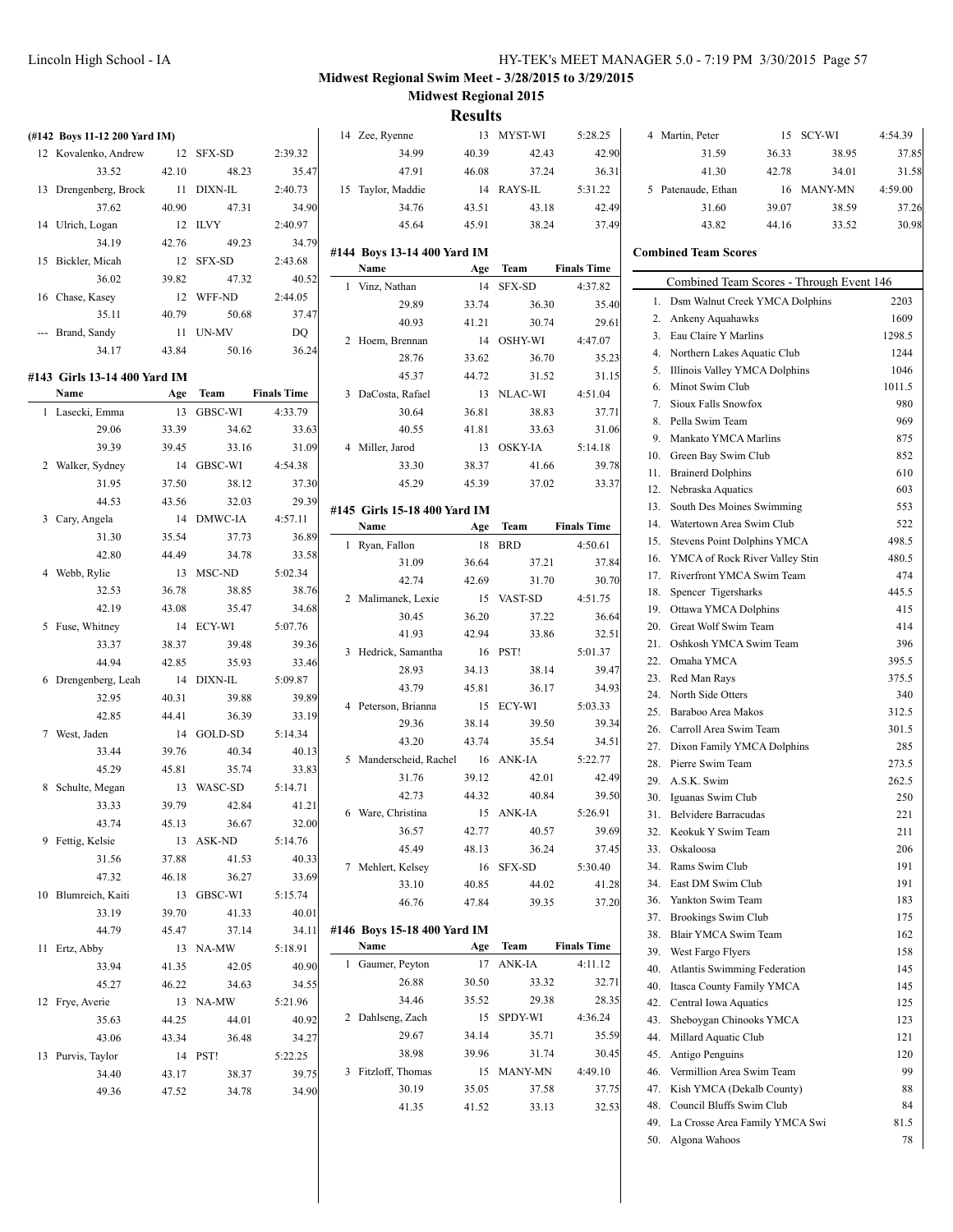## Midwest Regional Swim Meet - 3/28/2015 to 3/29/2015

## Midwest Regional 2015

## Results

### (#142 Boys 11-12 200 Yard IM)

| | Name | Age | Team | Finals Time |
|---|---|---|---|---|
| 12 | Kovalenko, Andrew | 12 | SFX-SD | 2:39.32 |
| | 33.52 | 42.10 | 48.23 | 35.47 |
| 13 | Drengenberg, Brock | 11 | DIXN-IL | 2:40.73 |
| | 37.62 | 40.90 | 47.31 | 34.90 |
| 14 | Ulrich, Logan | 12 | ILVY | 2:40.97 |
| | 34.19 | 42.76 | 49.23 | 34.79 |
| 15 | Bickler, Micah | 12 | SFX-SD | 2:43.68 |
| | 36.02 | 39.82 | 47.32 | 40.52 |
| 16 | Chase, Kasey | 12 | WFF-ND | 2:44.05 |
| | 35.11 | 40.79 | 50.68 | 37.47 |
| --- | Brand, Sandy | 11 | UN-MV | DQ |
| | 34.17 | 43.84 | 50.16 | 36.24 |

### #143 Girls 13-14 400 Yard IM

| | Name | Age | Team | Finals Time |
|---|---|---|---|---|
| 1 | Lasecki, Emma | 13 | GBSC-WI | 4:33.79 |
| | 29.06 | 33.39 | 34.62 | 33.63 |
| | 39.39 | 39.45 | 33.16 | 31.09 |
| 2 | Walker, Sydney | 14 | GBSC-WI | 4:54.38 |
| | 31.95 | 37.50 | 38.12 | 37.30 |
| | 44.53 | 43.56 | 32.03 | 29.39 |
| 3 | Cary, Angela | 14 | DMWC-IA | 4:57.11 |
| | 31.30 | 35.54 | 37.73 | 36.89 |
| | 42.80 | 44.49 | 34.78 | 33.58 |
| 4 | Webb, Rylie | 13 | MSC-ND | 5:02.34 |
| | 32.53 | 36.78 | 38.85 | 38.76 |
| | 42.19 | 43.08 | 35.47 | 34.68 |
| 5 | Fuse, Whitney | 14 | ECY-WI | 5:07.76 |
| | 33.37 | 38.37 | 39.48 | 39.36 |
| | 44.94 | 42.85 | 35.93 | 33.46 |
| 6 | Drengenberg, Leah | 14 | DIXN-IL | 5:09.87 |
| | 32.95 | 40.31 | 39.88 | 39.89 |
| | 42.85 | 44.41 | 36.39 | 33.19 |
| 7 | West, Jaden | 14 | GOLD-SD | 5:14.34 |
| | 33.44 | 39.76 | 40.34 | 40.13 |
| | 45.29 | 45.81 | 35.74 | 33.83 |
| 8 | Schulte, Megan | 13 | WASC-SD | 5:14.71 |
| | 33.33 | 39.79 | 42.84 | 41.21 |
| | 43.74 | 45.13 | 36.67 | 32.00 |
| 9 | Fettig, Kelsie | 13 | ASK-ND | 5:14.76 |
| | 31.56 | 37.88 | 41.53 | 40.33 |
| | 47.32 | 46.18 | 36.27 | 33.69 |
| 10 | Blumreich, Kaiti | 13 | GBSC-WI | 5:15.74 |
| | 33.19 | 39.70 | 41.33 | 40.01 |
| | 44.79 | 45.47 | 37.14 | 34.11 |
| 11 | Ertz, Abby | 13 | NA-MW | 5:18.91 |
| | 33.94 | 41.35 | 42.05 | 40.90 |
| | 45.27 | 46.22 | 34.63 | 34.55 |
| 12 | Frye, Averie | 13 | NA-MW | 5:21.96 |
| | 35.63 | 44.25 | 44.01 | 40.92 |
| | 43.06 | 43.34 | 36.48 | 34.27 |
| 13 | Purvis, Taylor | 14 | PST! | 5:22.25 |
| | 34.40 | 43.17 | 38.37 | 39.75 |
| | 49.36 | 47.52 | 34.78 | 34.90 |
| 14 | Zee, Ryenne | 13 | MYST-WI | 5:28.25 |
| | 34.99 | 40.39 | 42.43 | 42.90 |
| | 47.91 | 46.08 | 37.24 | 36.31 |
| 15 | Taylor, Maddie | 14 | RAYS-IL | 5:31.22 |
| | 34.76 | 43.51 | 43.18 | 42.49 |
| | 45.64 | 45.91 | 38.24 | 37.49 |

### #144 Boys 13-14 400 Yard IM

| | Name | Age | Team | Finals Time |
|---|---|---|---|---|
| 1 | Vinz, Nathan | 14 | SFX-SD | 4:37.82 |
| | 29.89 | 33.74 | 36.30 | 35.40 |
| | 40.93 | 41.21 | 30.74 | 29.61 |
| 2 | Hoem, Brennan | 14 | OSHY-WI | 4:47.07 |
| | 28.76 | 33.62 | 36.70 | 35.23 |
| | 45.37 | 44.72 | 31.52 | 31.15 |
| 3 | DaCosta, Rafael | 13 | NLAC-WI | 4:51.04 |
| | 30.64 | 36.81 | 38.83 | 37.71 |
| | 40.55 | 41.81 | 33.63 | 31.06 |
| 4 | Miller, Jarod | 13 | OSKY-IA | 5:14.18 |
| | 33.30 | 38.37 | 41.66 | 39.78 |
| | 45.29 | 45.39 | 37.02 | 33.37 |

### #145 Girls 15-18 400 Yard IM

| | Name | Age | Team | Finals Time |
|---|---|---|---|---|
| 1 | Ryan, Fallon | 18 | BRD | 4:50.61 |
| | 31.09 | 36.64 | 37.21 | 37.84 |
| | 42.74 | 42.69 | 31.70 | 30.70 |
| 2 | Malimanek, Lexie | 15 | VAST-SD | 4:51.75 |
| | 30.45 | 36.20 | 37.22 | 36.64 |
| | 41.93 | 42.94 | 33.86 | 32.51 |
| 3 | Hedrick, Samantha | 16 | PST! | 5:01.37 |
| | 28.93 | 34.13 | 38.14 | 39.47 |
| | 43.79 | 45.81 | 36.17 | 34.93 |
| 4 | Peterson, Brianna | 15 | ECY-WI | 5:03.33 |
| | 29.36 | 38.14 | 39.50 | 39.34 |
| | 43.20 | 43.74 | 35.54 | 34.51 |
| 5 | Manderscheid, Rachel | 16 | ANK-IA | 5:22.77 |
| | 31.76 | 39.12 | 42.01 | 42.49 |
| | 42.73 | 44.32 | 40.84 | 39.50 |
| 6 | Ware, Christina | 15 | ANK-IA | 5:26.91 |
| | 36.57 | 42.77 | 40.57 | 39.69 |
| | 45.49 | 48.13 | 36.24 | 37.45 |
| 7 | Mehlert, Kelsey | 16 | SFX-SD | 5:30.40 |
| | 33.10 | 40.85 | 44.02 | 41.28 |
| | 46.76 | 47.84 | 39.35 | 37.20 |

### #146 Boys 15-18 400 Yard IM

| | Name | Age | Team | Finals Time |
|---|---|---|---|---|
| 1 | Gaumer, Peyton | 17 | ANK-IA | 4:11.12 |
| | 26.88 | 30.50 | 33.32 | 32.71 |
| | 34.46 | 35.52 | 29.38 | 28.35 |
| 2 | Dahlseng, Zach | 15 | SPDY-WI | 4:36.24 |
| | 29.67 | 34.14 | 35.71 | 35.59 |
| | 38.98 | 39.96 | 31.74 | 30.45 |
| 3 | Fitzloff, Thomas | 15 | MANY-MN | 4:49.10 |
| | 30.19 | 35.05 | 37.58 | 37.75 |
| | 41.35 | 41.52 | 33.13 | 32.53 |
| 4 | Martin, Peter | 15 | SCY-WI | 4:54.39 |
| | 31.59 | 36.33 | 38.95 | 37.85 |
| | 41.30 | 42.78 | 34.01 | 31.58 |
| 5 | Patenaude, Ethan | 16 | MANY-MN | 4:59.00 |
| | 31.60 | 39.07 | 38.59 | 37.26 |
| | 43.82 | 44.16 | 33.52 | 30.98 |

### Combined Team Scores

Combined Team Scores - Through Event 146

| | Team | Score |
|---|---|---|
| 1. | Dsm Walnut Creek YMCA Dolphins | 2203 |
| 2. | Ankeny Aquahawks | 1609 |
| 3. | Eau Claire Y Marlins | 1298.5 |
| 4. | Northern Lakes Aquatic Club | 1244 |
| 5. | Illinois Valley YMCA Dolphins | 1046 |
| 6. | Minot Swim Club | 1011.5 |
| 7. | Sioux Falls Snowfox | 980 |
| 8. | Pella Swim Team | 969 |
| 9. | Mankato YMCA Marlins | 875 |
| 10. | Green Bay Swim Club | 852 |
| 11. | Brainerd Dolphins | 610 |
| 12. | Nebraska Aquatics | 603 |
| 13. | South Des Moines Swimming | 553 |
| 14. | Watertown Area Swim Club | 522 |
| 15. | Stevens Point Dolphins YMCA | 498.5 |
| 16. | YMCA of Rock River Valley Stin | 480.5 |
| 17. | Riverfront YMCA Swim Team | 474 |
| 18. | Spencer Tigersharks | 445.5 |
| 19. | Ottawa YMCA Dolphins | 415 |
| 20. | Great Wolf Swim Team | 414 |
| 21. | Oshkosh YMCA Swim Team | 396 |
| 22. | Omaha YMCA | 395.5 |
| 23. | Red Man Rays | 375.5 |
| 24. | North Side Otters | 340 |
| 25. | Baraboo Area Makos | 312.5 |
| 26. | Carroll Area Swim Team | 301.5 |
| 27. | Dixon Family YMCA Dolphins | 285 |
| 28. | Pierre Swim Team | 273.5 |
| 29. | A.S.K. Swim | 262.5 |
| 30. | Iguanas Swim Club | 250 |
| 31. | Belvidere Barracudas | 221 |
| 32. | Keokuk Y Swim Team | 211 |
| 33. | Oskaloosa | 206 |
| 34. | Rams Swim Club | 191 |
| 34. | East DM Swim Club | 191 |
| 36. | Yankton Swim Team | 183 |
| 37. | Brookings Swim Club | 175 |
| 38. | Blair YMCA Swim Team | 162 |
| 39. | West Fargo Flyers | 158 |
| 40. | Atlantis Swimming Federation | 145 |
| 40. | Itasca County Family YMCA | 145 |
| 42. | Central Iowa Aquatics | 125 |
| 43. | Sheboygan Chinooks YMCA | 123 |
| 44. | Millard Aquatic Club | 121 |
| 45. | Antigo Penguins | 120 |
| 46. | Vermillion Area Swim Team | 99 |
| 47. | Kish YMCA (Dekalb County) | 88 |
| 48. | Council Bluffs Swim Club | 84 |
| 49. | La Crosse Area Family YMCA Swi | 81.5 |
| 50. | Algona Wahoos | 78 |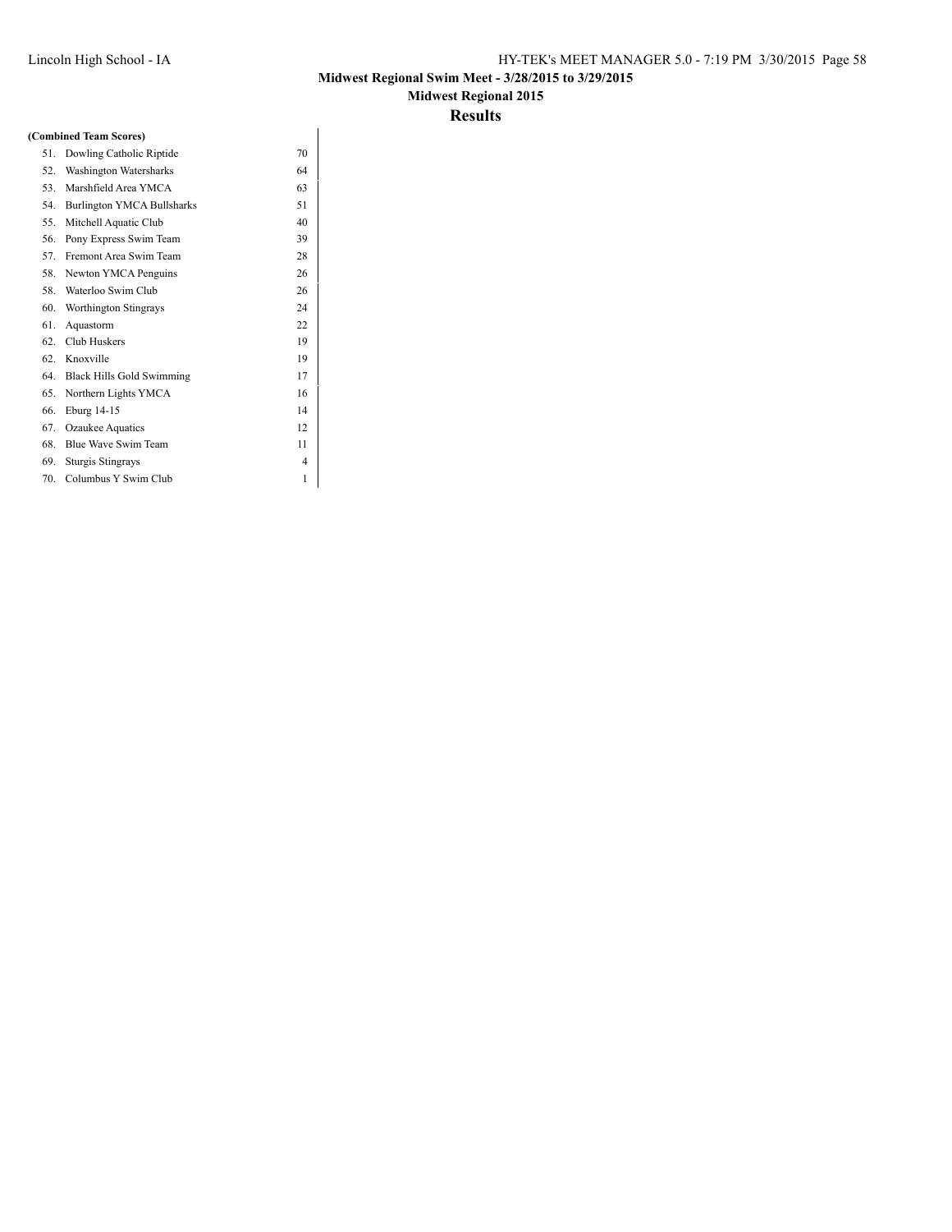**(Combined Team Scores)**

| | | |
|---|---|---|
| 51. | Dowling Catholic Riptide | 70 |
| 52. | Washington Watersharks | 64 |
| 53. | Marshfield Area YMCA | 63 |
| 54. | Burlington YMCA Bullsharks | 51 |
| 55. | Mitchell Aquatic Club | 40 |
| 56. | Pony Express Swim Team | 39 |
| 57. | Fremont Area Swim Team | 28 |
| 58. | Newton YMCA Penguins | 26 |
| 58. | Waterloo Swim Club | 26 |
| 60. | Worthington Stingrays | 24 |
| 61. | Aquastorm | 22 |
| 62. | Club Huskers | 19 |
| 62. | Knoxville | 19 |
| 64. | Black Hills Gold Swimming | 17 |
| 65. | Northern Lights YMCA | 16 |
| 66. | Eburg 14-15 | 14 |
| 67. | Ozaukee Aquatics | 12 |
| 68. | Blue Wave Swim Team | 11 |
| 69. | Sturgis Stingrays | 4 |
| 70. | Columbus Y Swim Club | 1 |